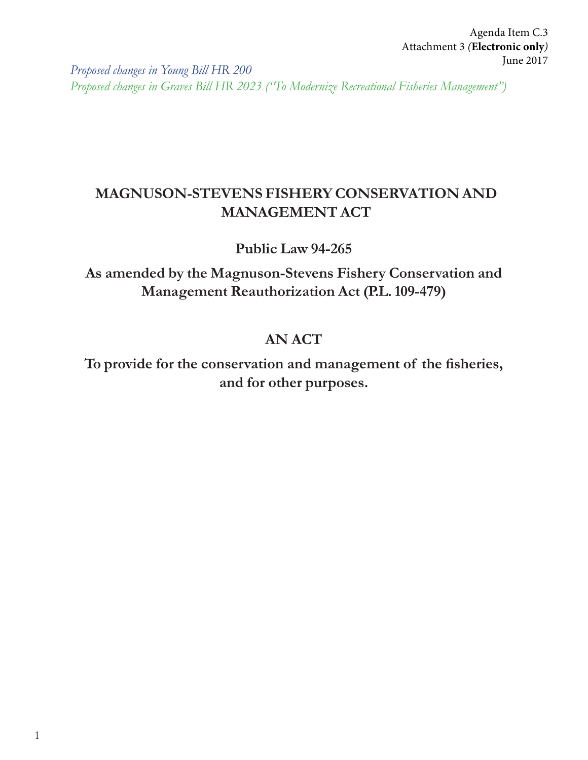Agenda Item C.3
Attachment 3 *(**Electronic only**)*
June 2017

*Proposed changes in Young Bill HR 200*
*Proposed changes in Graves Bill HR 2023 ("To Modernize Recreational Fisheries Management")*

# MAGNUSON-STEVENS FISHERY CONSERVATION AND MANAGEMENT ACT

## Public Law 94-265

## As amended by the Magnuson-Stevens Fishery Conservation and Management Reauthorization Act (P.L. 109-479)

## AN ACT

## To provide for the conservation and management of the fisheries, and for other purposes.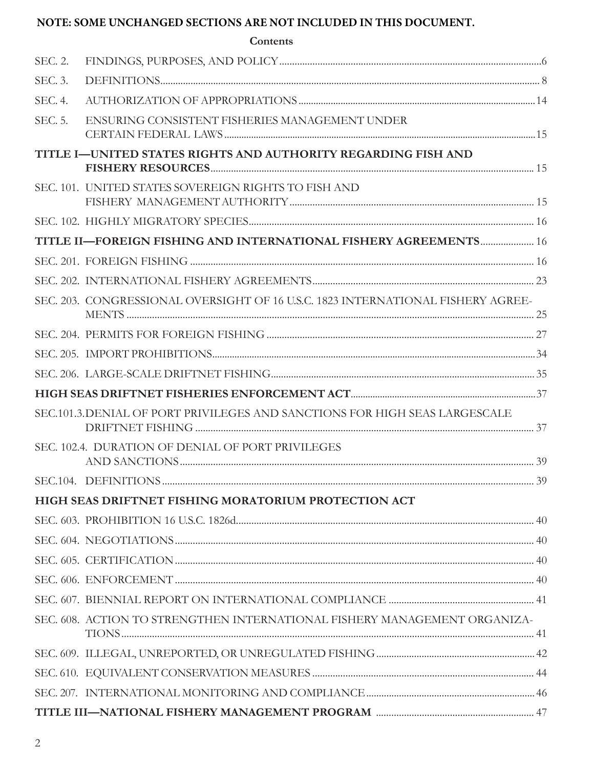**NOTE: SOME UNCHANGED SECTIONS ARE NOT INCLUDED IN THIS DOCUMENT.**

**Contents**

| | | |
|---|---|---|
| SEC. 2. | FINDINGS, PURPOSES, AND POLICY | 6 |
| SEC. 3. | DEFINITIONS | 8 |
| SEC. 4. | AUTHORIZATION OF APPROPRIATIONS | 14 |
| SEC. 5. | ENSURING CONSISTENT FISHERIES MANAGEMENT UNDER CERTAIN FEDERAL LAWS | 15 |
| **TITLE I—UNITED STATES RIGHTS AND AUTHORITY REGARDING FISH AND FISHERY RESOURCES** | | 15 |
| SEC. 101. | UNITED STATES SOVEREIGN RIGHTS TO FISH AND FISHERY MANAGEMENT AUTHORITY | 15 |
| SEC. 102. | HIGHLY MIGRATORY SPECIES | 16 |
| **TITLE II—FOREIGN FISHING AND INTERNATIONAL FISHERY AGREEMENTS** | | 16 |
| SEC. 201. | FOREIGN FISHING | 16 |
| SEC. 202. | INTERNATIONAL FISHERY AGREEMENTS | 23 |
| SEC. 203. | CONGRESSIONAL OVERSIGHT OF 16 U.S.C. 1823 INTERNATIONAL FISHERY AGREEMENTS | 25 |
| SEC. 204. | PERMITS FOR FOREIGN FISHING | 27 |
| SEC. 205. | IMPORT PROHIBITIONS | 34 |
| SEC. 206. | LARGE-SCALE DRIFTNET FISHING | 35 |
| **HIGH SEAS DRIFTNET FISHERIES ENFORCEMENT ACT** | | 37 |
| SEC.101.3. | DENIAL OF PORT PRIVILEGES AND SANCTIONS FOR HIGH SEAS LARGESCALE DRIFTNET FISHING | 37 |
| SEC. 102.4. | DURATION OF DENIAL OF PORT PRIVILEGES AND SANCTIONS | 39 |
| SEC.104. | DEFINITIONS | 39 |
| **HIGH SEAS DRIFTNET FISHING MORATORIUM PROTECTION ACT** | | |
| SEC. 603. | PROHIBITION 16 U.S.C. 1826d | 40 |
| SEC. 604. | NEGOTIATIONS | 40 |
| SEC. 605. | CERTIFICATION | 40 |
| SEC. 606. | ENFORCEMENT | 40 |
| SEC. 607. | BIENNIAL REPORT ON INTERNATIONAL COMPLIANCE | 41 |
| SEC. 608. | ACTION TO STRENGTHEN INTERNATIONAL FISHERY MANAGEMENT ORGANIZATIONS | 41 |
| SEC. 609. | ILLEGAL, UNREPORTED, OR UNREGULATED FISHING | 42 |
| SEC. 610. | EQUIVALENT CONSERVATION MEASURES | 44 |
| SEC. 207. | INTERNATIONAL MONITORING AND COMPLIANCE | 46 |
| **TITLE III—NATIONAL FISHERY MANAGEMENT PROGRAM** | | 47 |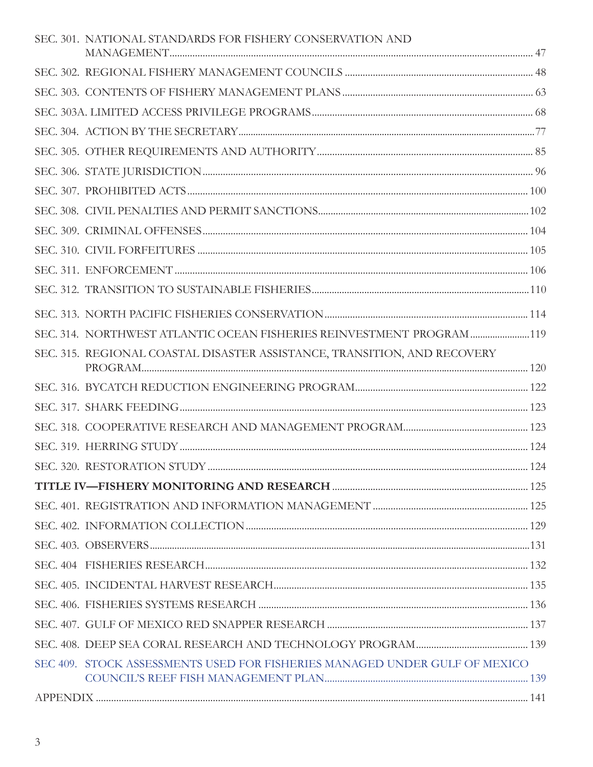SEC. 301. NATIONAL STANDARDS FOR FISHERY CONSERVATION AND MANAGEMENT ... 47

SEC. 302. REGIONAL FISHERY MANAGEMENT COUNCILS ... 48

SEC. 303. CONTENTS OF FISHERY MANAGEMENT PLANS ... 63

SEC. 303A. LIMITED ACCESS PRIVILEGE PROGRAMS ... 68

SEC. 304. ACTION BY THE SECRETARY ... 77

SEC. 305. OTHER REQUIREMENTS AND AUTHORITY ... 85

SEC. 306. STATE JURISDICTION ... 96

SEC. 307. PROHIBITED ACTS ... 100

SEC. 308. CIVIL PENALTIES AND PERMIT SANCTIONS ... 102

SEC. 309. CRIMINAL OFFENSES ... 104

SEC. 310. CIVIL FORFEITURES ... 105

SEC. 311. ENFORCEMENT ... 106

SEC. 312. TRANSITION TO SUSTAINABLE FISHERIES ... 110

SEC. 313. NORTH PACIFIC FISHERIES CONSERVATION ... 114

SEC. 314. NORTHWEST ATLANTIC OCEAN FISHERIES REINVESTMENT PROGRAM ... 119

SEC. 315. REGIONAL COASTAL DISASTER ASSISTANCE, TRANSITION, AND RECOVERY PROGRAM ... 120

SEC. 316. BYCATCH REDUCTION ENGINEERING PROGRAM ... 122

SEC. 317. SHARK FEEDING ... 123

SEC. 318. COOPERATIVE RESEARCH AND MANAGEMENT PROGRAM ... 123

SEC. 319. HERRING STUDY ... 124

SEC. 320. RESTORATION STUDY ... 124

**TITLE IV—FISHERY MONITORING AND RESEARCH ... 125**

SEC. 401. REGISTRATION AND INFORMATION MANAGEMENT ... 125

SEC. 402. INFORMATION COLLECTION ... 129

SEC. 403. OBSERVERS ... 131

SEC. 404 FISHERIES RESEARCH ... 132

SEC. 405. INCIDENTAL HARVEST RESEARCH ... 135

SEC. 406. FISHERIES SYSTEMS RESEARCH ... 136

SEC. 407. GULF OF MEXICO RED SNAPPER RESEARCH ... 137

SEC. 408. DEEP SEA CORAL RESEARCH AND TECHNOLOGY PROGRAM ... 139

SEC 409. STOCK ASSESSMENTS USED FOR FISHERIES MANAGED UNDER GULF OF MEXICO COUNCIL'S REEF FISH MANAGEMENT PLAN ... 139

APPENDIX ... 141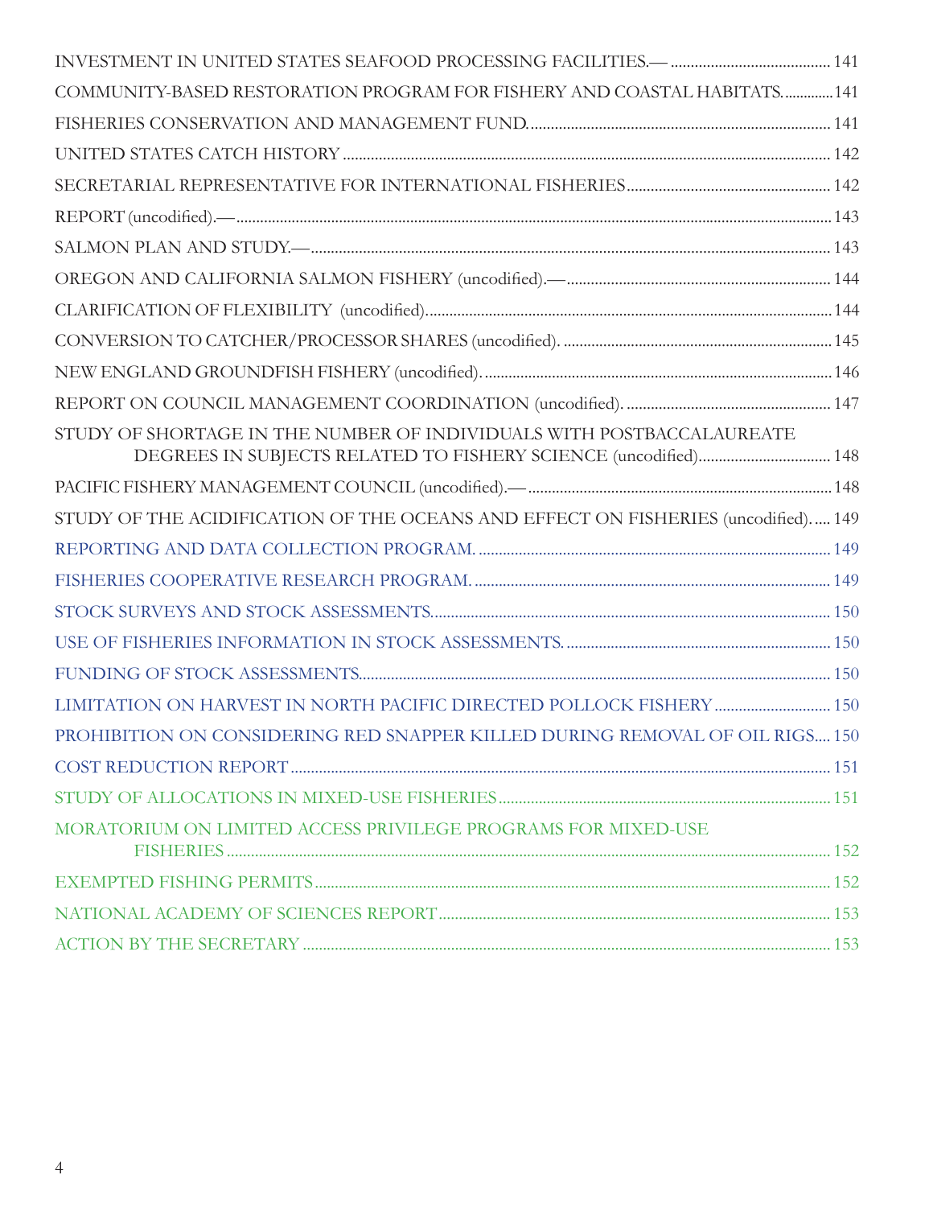INVESTMENT IN UNITED STATES SEAFOOD PROCESSING FACILITIES.— .......... 141

COMMUNITY-BASED RESTORATION PROGRAM FOR FISHERY AND COASTAL HABITATS.......... 141

FISHERIES CONSERVATION AND MANAGEMENT FUND.......... 141

UNITED STATES CATCH HISTORY .......... 142

SECRETARIAL REPRESENTATIVE FOR INTERNATIONAL FISHERIES.......... 142

REPORT (uncodified).—.......... 143

SALMON PLAN AND STUDY.—.......... 143

OREGON AND CALIFORNIA SALMON FISHERY (uncodified).—.......... 144

CLARIFICATION OF FLEXIBILITY (uncodified).......... 144

CONVERSION TO CATCHER/PROCESSOR SHARES (uncodified). .......... 145

NEW ENGLAND GROUNDFISH FISHERY (uncodified).......... 146

REPORT ON COUNCIL MANAGEMENT COORDINATION (uncodified). .......... 147

STUDY OF SHORTAGE IN THE NUMBER OF INDIVIDUALS WITH POSTBACCALAUREATE DEGREES IN SUBJECTS RELATED TO FISHERY SCIENCE (uncodified).......... 148

PACIFIC FISHERY MANAGEMENT COUNCIL (uncodified).—.......... 148

STUDY OF THE ACIDIFICATION OF THE OCEANS AND EFFECT ON FISHERIES (uncodified)........ 149

REPORTING AND DATA COLLECTION PROGRAM. .......... 149

FISHERIES COOPERATIVE RESEARCH PROGRAM. .......... 149

STOCK SURVEYS AND STOCK ASSESSMENTS.......... 150

USE OF FISHERIES INFORMATION IN STOCK ASSESSMENTS. .......... 150

FUNDING OF STOCK ASSESSMENTS.......... 150

LIMITATION ON HARVEST IN NORTH PACIFIC DIRECTED POLLOCK FISHERY .......... 150

PROHIBITION ON CONSIDERING RED SNAPPER KILLED DURING REMOVAL OF OIL RIGS.... 150

COST REDUCTION REPORT .......... 151

STUDY OF ALLOCATIONS IN MIXED-USE FISHERIES.......... 151

MORATORIUM ON LIMITED ACCESS PRIVILEGE PROGRAMS FOR MIXED-USE FISHERIES .......... 152

EXEMPTED FISHING PERMITS.......... 152

NATIONAL ACADEMY OF SCIENCES REPORT.......... 153

ACTION BY THE SECRETARY .......... 153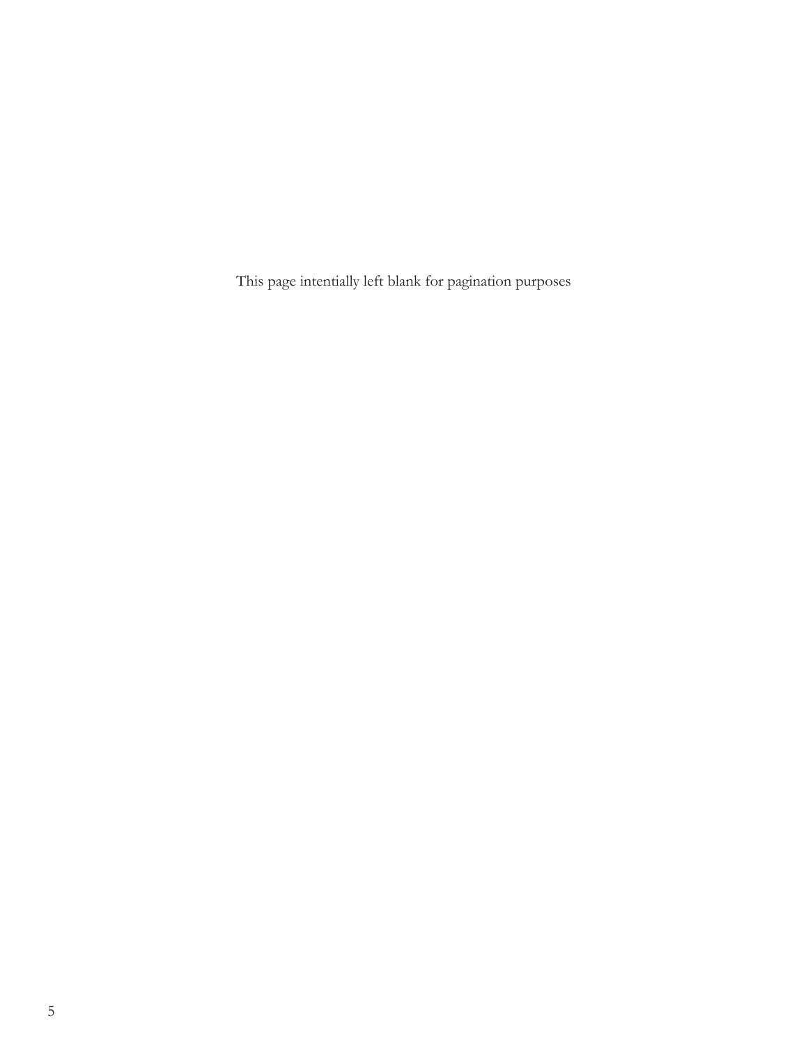This page intentionally left blank for pagination purposes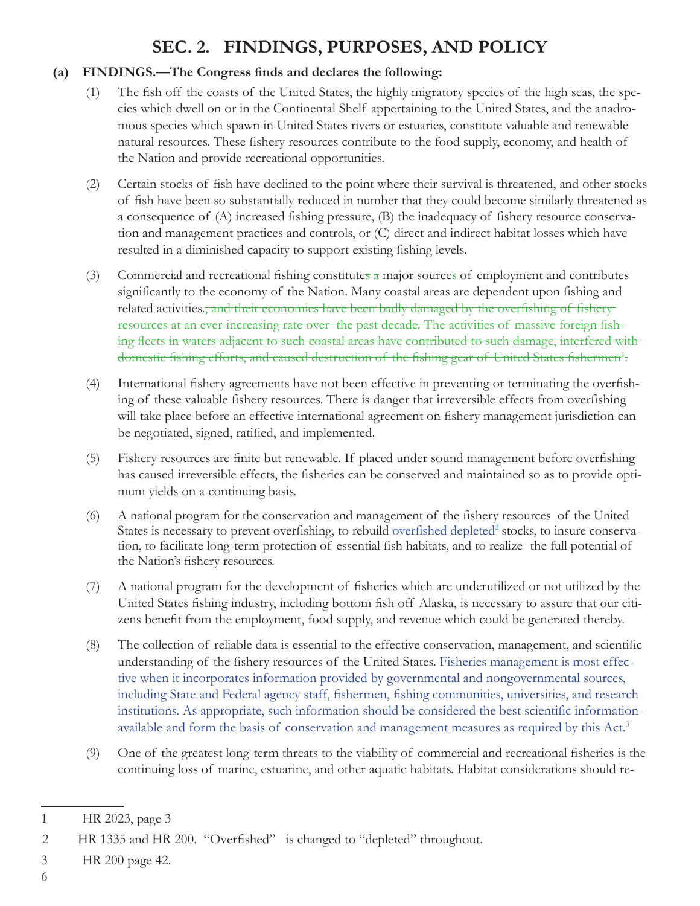# SEC. 2. FINDINGS, PURPOSES, AND POLICY

**(a) FINDINGS.—The Congress finds and declares the following:**

(1) The fish off the coasts of the United States, the highly migratory species of the high seas, the species which dwell on or in the Continental Shelf appertaining to the United States, and the anadromous species which spawn in United States rivers or estuaries, constitute valuable and renewable natural resources. These fishery resources contribute to the food supply, economy, and health of the Nation and provide recreational opportunities.

(2) Certain stocks of fish have declined to the point where their survival is threatened, and other stocks of fish have been so substantially reduced in number that they could become similarly threatened as a consequence of (A) increased fishing pressure, (B) the inadequacy of fishery resource conservation and management practices and controls, or (C) direct and indirect habitat losses which have resulted in a diminished capacity to support existing fishing levels.

(3) Commercial and recreational fishing constitute~~s a~~ major sources of employment and contributes significantly to the economy of the Nation. Many coastal areas are dependent upon fishing and related activities.~~, and their economies have been badly damaged by the overfishing of fishery resources at an ever-increasing rate over the past decade. The activities of massive foreign fishing fleets in waters adjacent to such coastal areas have contributed to such damage, interfered with domestic fishing efforts, and caused destruction of the fishing gear of United States fishermen[1].~~

(4) International fishery agreements have not been effective in preventing or terminating the overfishing of these valuable fishery resources. There is danger that irreversible effects from overfishing will take place before an effective international agreement on fishery management jurisdiction can be negotiated, signed, ratified, and implemented.

(5) Fishery resources are finite but renewable. If placed under sound management before overfishing has caused irreversible effects, the fisheries can be conserved and maintained so as to provide optimum yields on a continuing basis.

(6) A national program for the conservation and management of the fishery resources of the United States is necessary to prevent overfishing, to rebuild ~~overfished~~ depleted[2] stocks, to insure conservation, to facilitate long-term protection of essential fish habitats, and to realize the full potential of the Nation's fishery resources.

(7) A national program for the development of fisheries which are underutilized or not utilized by the United States fishing industry, including bottom fish off Alaska, is necessary to assure that our citizens benefit from the employment, food supply, and revenue which could be generated thereby.

(8) The collection of reliable data is essential to the effective conservation, management, and scientific understanding of the fishery resources of the United States. Fisheries management is most effective when it incorporates information provided by governmental and nongovernmental sources, including State and Federal agency staff, fishermen, fishing communities, universities, and research institutions. As appropriate, such information should be considered the best scientific information available and form the basis of conservation and management measures as required by this Act.[3]

(9) One of the greatest long-term threats to the viability of commercial and recreational fisheries is the continuing loss of marine, estuarine, and other aquatic habitats. Habitat considerations should re-

---

1 HR 2023, page 3

2 HR 1335 and HR 200. "Overfished" is changed to "depleted" throughout.

3 HR 200 page 42.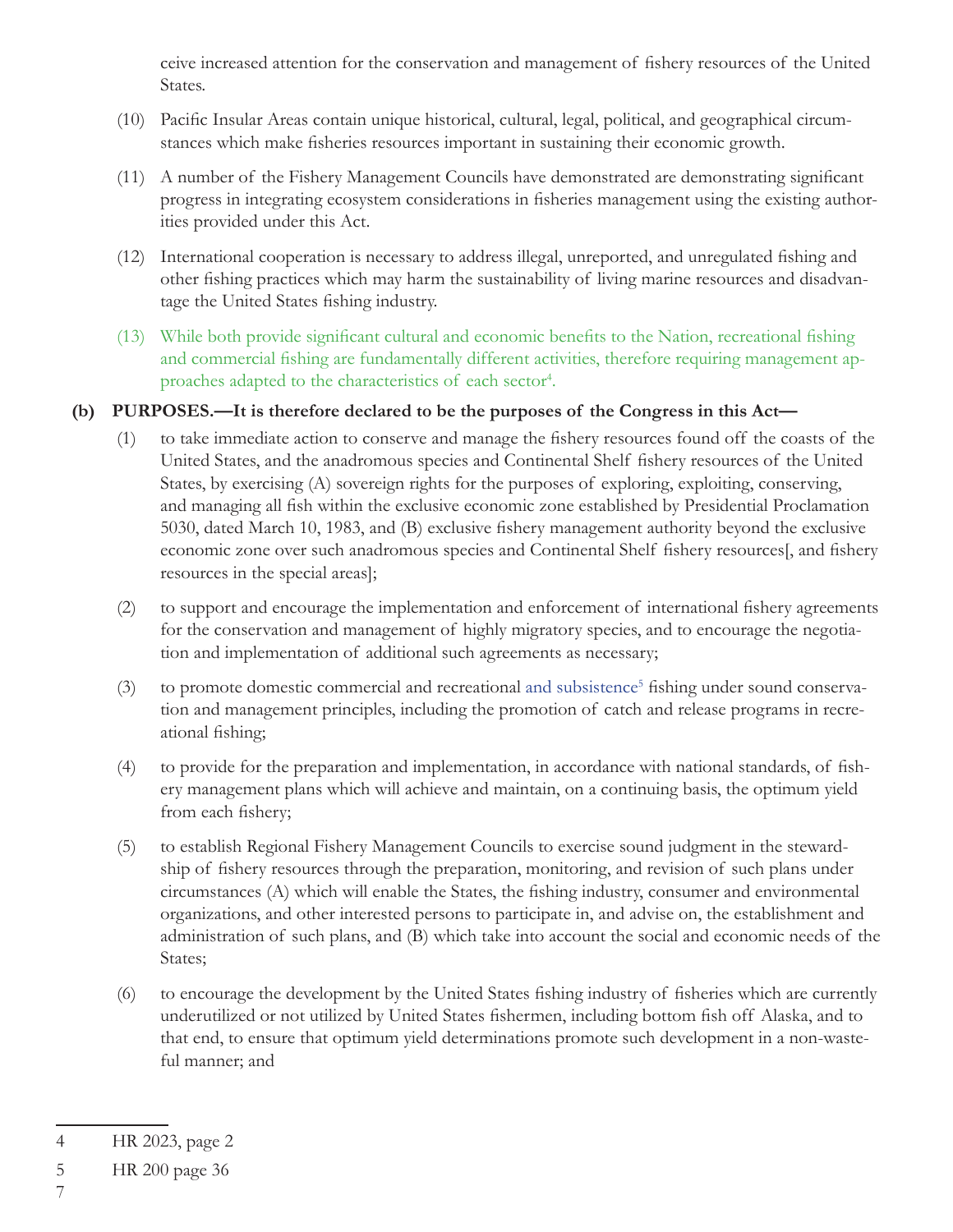ceive increased attention for the conservation and management of fishery resources of the United States.

(10) Pacific Insular Areas contain unique historical, cultural, legal, political, and geographical circumstances which make fisheries resources important in sustaining their economic growth.

(11) A number of the Fishery Management Councils have demonstrated are demonstrating significant progress in integrating ecosystem considerations in fisheries management using the existing authorities provided under this Act.

(12) International cooperation is necessary to address illegal, unreported, and unregulated fishing and other fishing practices which may harm the sustainability of living marine resources and disadvantage the United States fishing industry.

(13) While both provide significant cultural and economic benefits to the Nation, recreational fishing and commercial fishing are fundamentally different activities, therefore requiring management approaches adapted to the characteristics of each sector[4].

**(b) PURPOSES.—It is therefore declared to be the purposes of the Congress in this Act—**

(1) to take immediate action to conserve and manage the fishery resources found off the coasts of the United States, and the anadromous species and Continental Shelf fishery resources of the United States, by exercising (A) sovereign rights for the purposes of exploring, exploiting, conserving, and managing all fish within the exclusive economic zone established by Presidential Proclamation 5030, dated March 10, 1983, and (B) exclusive fishery management authority beyond the exclusive economic zone over such anadromous species and Continental Shelf fishery resources[, and fishery resources in the special areas];

(2) to support and encourage the implementation and enforcement of international fishery agreements for the conservation and management of highly migratory species, and to encourage the negotiation and implementation of additional such agreements as necessary;

(3) to promote domestic commercial and recreational and subsistence[5] fishing under sound conservation and management principles, including the promotion of catch and release programs in recreational fishing;

(4) to provide for the preparation and implementation, in accordance with national standards, of fishery management plans which will achieve and maintain, on a continuing basis, the optimum yield from each fishery;

(5) to establish Regional Fishery Management Councils to exercise sound judgment in the stewardship of fishery resources through the preparation, monitoring, and revision of such plans under circumstances (A) which will enable the States, the fishing industry, consumer and environmental organizations, and other interested persons to participate in, and advise on, the establishment and administration of such plans, and (B) which take into account the social and economic needs of the States;

(6) to encourage the development by the United States fishing industry of fisheries which are currently underutilized or not utilized by United States fishermen, including bottom fish off Alaska, and to that end, to ensure that optimum yield determinations promote such development in a non-wasteful manner; and

---

4 HR 2023, page 2

5 HR 200 page 36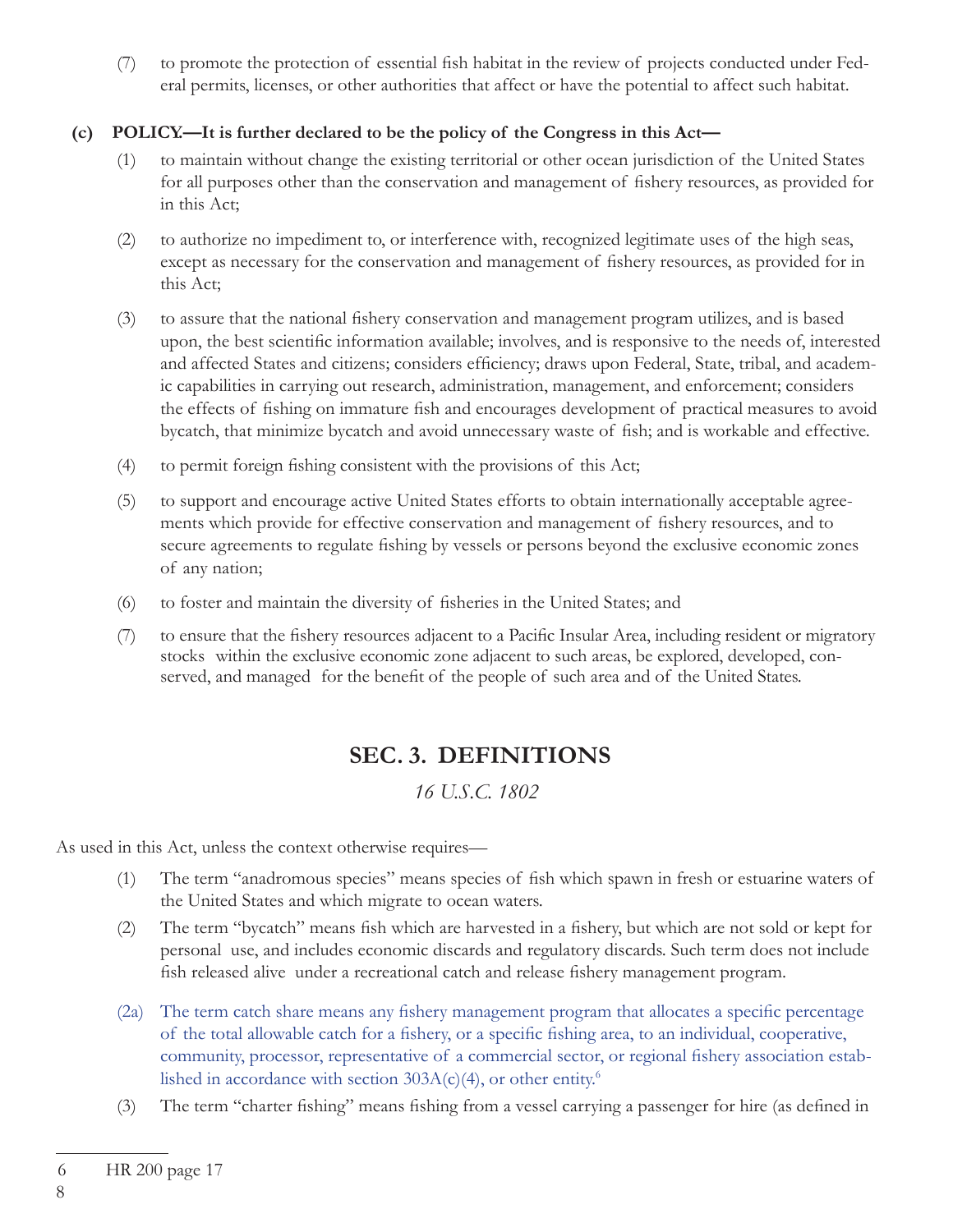(7) to promote the protection of essential fish habitat in the review of projects conducted under Federal permits, licenses, or other authorities that affect or have the potential to affect such habitat.

**(c) POLICY.—It is further declared to be the policy of the Congress in this Act—**

(1) to maintain without change the existing territorial or other ocean jurisdiction of the United States for all purposes other than the conservation and management of fishery resources, as provided for in this Act;

(2) to authorize no impediment to, or interference with, recognized legitimate uses of the high seas, except as necessary for the conservation and management of fishery resources, as provided for in this Act;

(3) to assure that the national fishery conservation and management program utilizes, and is based upon, the best scientific information available; involves, and is responsive to the needs of, interested and affected States and citizens; considers efficiency; draws upon Federal, State, tribal, and academic capabilities in carrying out research, administration, management, and enforcement; considers the effects of fishing on immature fish and encourages development of practical measures to avoid bycatch, that minimize bycatch and avoid unnecessary waste of fish; and is workable and effective.

(4) to permit foreign fishing consistent with the provisions of this Act;

(5) to support and encourage active United States efforts to obtain internationally acceptable agreements which provide for effective conservation and management of fishery resources, and to secure agreements to regulate fishing by vessels or persons beyond the exclusive economic zones of any nation;

(6) to foster and maintain the diversity of fisheries in the United States; and

(7) to ensure that the fishery resources adjacent to a Pacific Insular Area, including resident or migratory stocks within the exclusive economic zone adjacent to such areas, be explored, developed, conserved, and managed for the benefit of the people of such area and of the United States.

## SEC. 3. DEFINITIONS

*16 U.S.C. 1802*

As used in this Act, unless the context otherwise requires—

(1) The term "anadromous species" means species of fish which spawn in fresh or estuarine waters of the United States and which migrate to ocean waters.

(2) The term "bycatch" means fish which are harvested in a fishery, but which are not sold or kept for personal use, and includes economic discards and regulatory discards. Such term does not include fish released alive under a recreational catch and release fishery management program.

(2a) The term catch share means any fishery management program that allocates a specific percentage of the total allowable catch for a fishery, or a specific fishing area, to an individual, cooperative, community, processor, representative of a commercial sector, or regional fishery association established in accordance with section 303A(c)(4), or other entity.[6]

(3) The term "charter fishing" means fishing from a vessel carrying a passenger for hire (as defined in

---

6 HR 200 page 17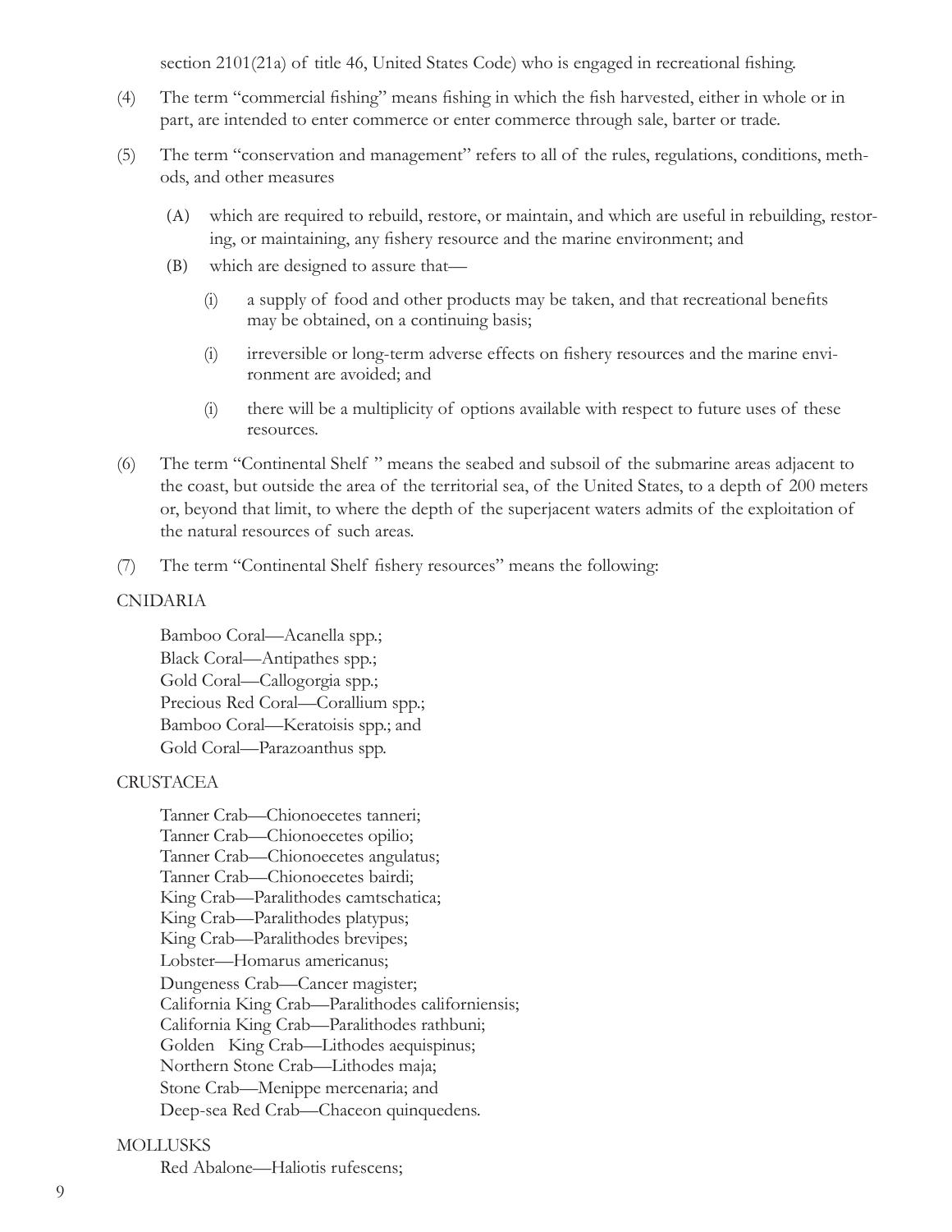section 2101(21a) of title 46, United States Code) who is engaged in recreational fishing.

(4) The term "commercial fishing" means fishing in which the fish harvested, either in whole or in part, are intended to enter commerce or enter commerce through sale, barter or trade.

(5) The term "conservation and management" refers to all of the rules, regulations, conditions, methods, and other measures

   (A) which are required to rebuild, restore, or maintain, and which are useful in rebuilding, restoring, or maintaining, any fishery resource and the marine environment; and

   (B) which are designed to assure that—

      (i) a supply of food and other products may be taken, and that recreational benefits may be obtained, on a continuing basis;

      (i) irreversible or long-term adverse effects on fishery resources and the marine environment are avoided; and

      (i) there will be a multiplicity of options available with respect to future uses of these resources.

(6) The term "Continental Shelf " means the seabed and subsoil of the submarine areas adjacent to the coast, but outside the area of the territorial sea, of the United States, to a depth of 200 meters or, beyond that limit, to where the depth of the superjacent waters admits of the exploitation of the natural resources of such areas.

(7) The term "Continental Shelf fishery resources" means the following:

CNIDARIA

Bamboo Coral—Acanella spp.;
Black Coral—Antipathes spp.;
Gold Coral—Callogorgia spp.;
Precious Red Coral—Corallium spp.;
Bamboo Coral—Keratoisis spp.; and
Gold Coral—Parazoanthus spp.

CRUSTACEA

Tanner Crab—Chionoecetes tanneri;
Tanner Crab—Chionoecetes opilio;
Tanner Crab—Chionoecetes angulatus;
Tanner Crab—Chionoecetes bairdi;
King Crab—Paralithodes camtschatica;
King Crab—Paralithodes platypus;
King Crab—Paralithodes brevipes;
Lobster—Homarus americanus;
Dungeness Crab—Cancer magister;
California King Crab—Paralithodes californiensis;
California King Crab—Paralithodes rathbuni;
Golden King Crab—Lithodes aequispinus;
Northern Stone Crab—Lithodes maja;
Stone Crab—Menippe mercenaria; and
Deep-sea Red Crab—Chaceon quinquedens.

MOLLUSKS

Red Abalone—Haliotis rufescens;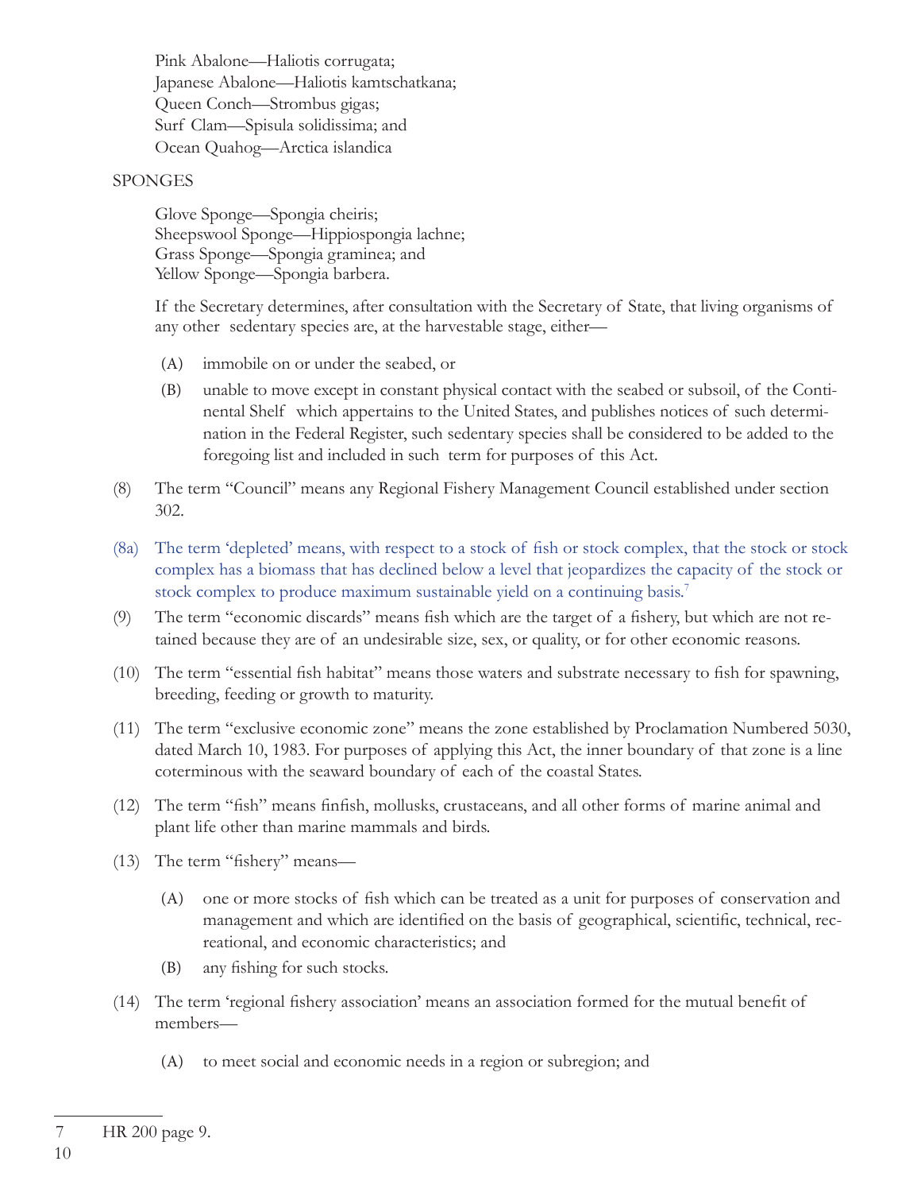Pink Abalone—Haliotis corrugata;
Japanese Abalone—Haliotis kamtschatkana;
Queen Conch—Strombus gigas;
Surf Clam—Spisula solidissima; and
Ocean Quahog—Arctica islandica

SPONGES

Glove Sponge—Spongia cheiris;
Sheepswool Sponge—Hippiospongia lachne;
Grass Sponge—Spongia graminea; and
Yellow Sponge—Spongia barbera.

If the Secretary determines, after consultation with the Secretary of State, that living organisms of any other sedentary species are, at the harvestable stage, either—

(A) immobile on or under the seabed, or

(B) unable to move except in constant physical contact with the seabed or subsoil, of the Continental Shelf which appertains to the United States, and publishes notices of such determination in the Federal Register, such sedentary species shall be considered to be added to the foregoing list and included in such term for purposes of this Act.

(8) The term "Council" means any Regional Fishery Management Council established under section 302.

(8a) The term 'depleted' means, with respect to a stock of fish or stock complex, that the stock or stock complex has a biomass that has declined below a level that jeopardizes the capacity of the stock or stock complex to produce maximum sustainable yield on a continuing basis.[7]

(9) The term "economic discards" means fish which are the target of a fishery, but which are not retained because they are of an undesirable size, sex, or quality, or for other economic reasons.

(10) The term "essential fish habitat" means those waters and substrate necessary to fish for spawning, breeding, feeding or growth to maturity.

(11) The term "exclusive economic zone" means the zone established by Proclamation Numbered 5030, dated March 10, 1983. For purposes of applying this Act, the inner boundary of that zone is a line coterminous with the seaward boundary of each of the coastal States.

(12) The term "fish" means finfish, mollusks, crustaceans, and all other forms of marine animal and plant life other than marine mammals and birds.

(13) The term "fishery" means—

(A) one or more stocks of fish which can be treated as a unit for purposes of conservation and management and which are identified on the basis of geographical, scientific, technical, recreational, and economic characteristics; and

(B) any fishing for such stocks.

(14) The term 'regional fishery association' means an association formed for the mutual benefit of members—

(A) to meet social and economic needs in a region or subregion; and

---

7 HR 200 page 9.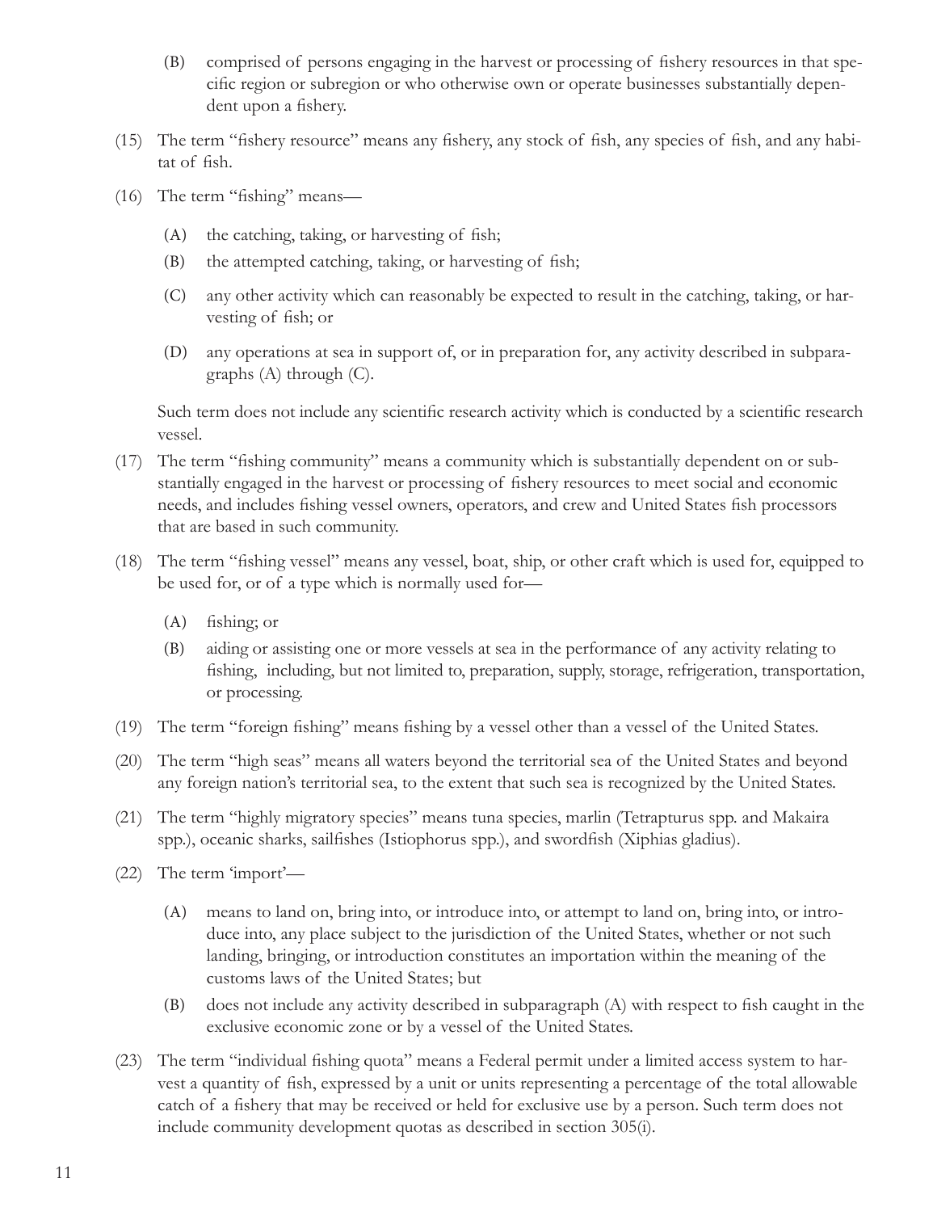(B) comprised of persons engaging in the harvest or processing of fishery resources in that specific region or subregion or who otherwise own or operate businesses substantially dependent upon a fishery.

(15) The term "fishery resource" means any fishery, any stock of fish, any species of fish, and any habitat of fish.

(16) The term "fishing" means—

(A) the catching, taking, or harvesting of fish;

(B) the attempted catching, taking, or harvesting of fish;

(C) any other activity which can reasonably be expected to result in the catching, taking, or harvesting of fish; or

(D) any operations at sea in support of, or in preparation for, any activity described in subparagraphs (A) through (C).

Such term does not include any scientific research activity which is conducted by a scientific research vessel.

(17) The term "fishing community" means a community which is substantially dependent on or substantially engaged in the harvest or processing of fishery resources to meet social and economic needs, and includes fishing vessel owners, operators, and crew and United States fish processors that are based in such community.

(18) The term "fishing vessel" means any vessel, boat, ship, or other craft which is used for, equipped to be used for, or of a type which is normally used for—

(A) fishing; or

(B) aiding or assisting one or more vessels at sea in the performance of any activity relating to fishing, including, but not limited to, preparation, supply, storage, refrigeration, transportation, or processing.

(19) The term "foreign fishing" means fishing by a vessel other than a vessel of the United States.

(20) The term "high seas" means all waters beyond the territorial sea of the United States and beyond any foreign nation's territorial sea, to the extent that such sea is recognized by the United States.

(21) The term "highly migratory species" means tuna species, marlin (Tetrapturus spp. and Makaira spp.), oceanic sharks, sailfishes (Istiophorus spp.), and swordfish (Xiphias gladius).

(22) The term 'import'—

(A) means to land on, bring into, or introduce into, or attempt to land on, bring into, or introduce into, any place subject to the jurisdiction of the United States, whether or not such landing, bringing, or introduction constitutes an importation within the meaning of the customs laws of the United States; but

(B) does not include any activity described in subparagraph (A) with respect to fish caught in the exclusive economic zone or by a vessel of the United States.

(23) The term "individual fishing quota" means a Federal permit under a limited access system to harvest a quantity of fish, expressed by a unit or units representing a percentage of the total allowable catch of a fishery that may be received or held for exclusive use by a person. Such term does not include community development quotas as described in section 305(i).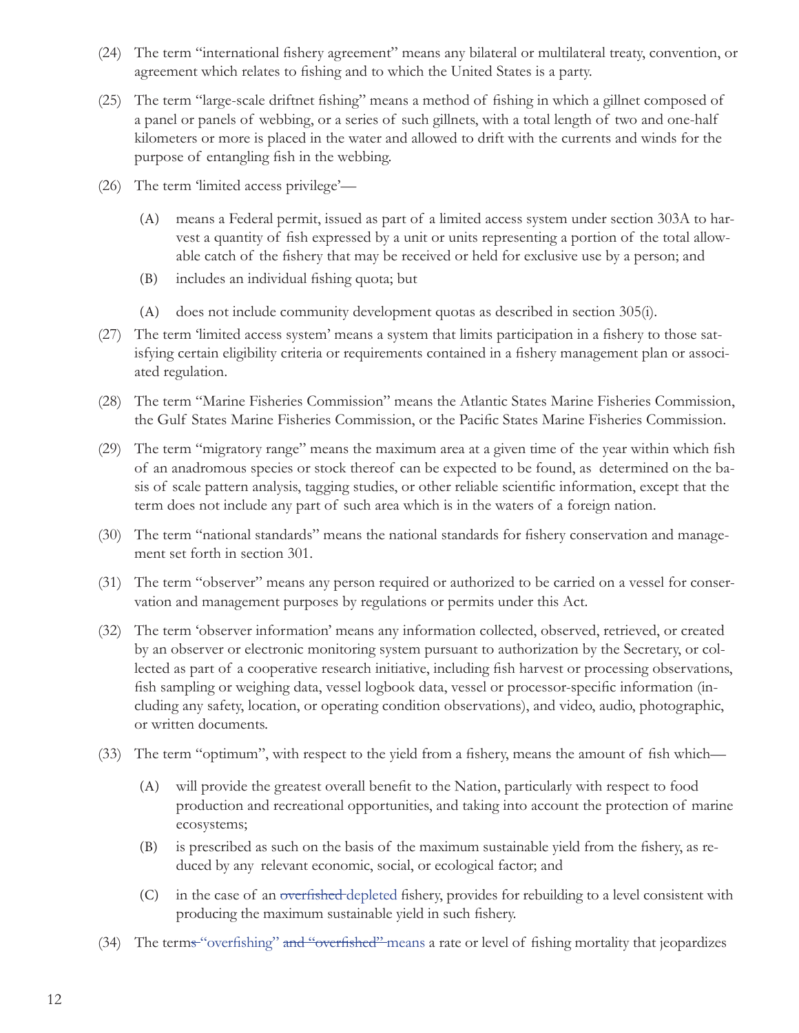(24) The term "international fishery agreement" means any bilateral or multilateral treaty, convention, or agreement which relates to fishing and to which the United States is a party.

(25) The term "large-scale driftnet fishing" means a method of fishing in which a gillnet composed of a panel or panels of webbing, or a series of such gillnets, with a total length of two and one-half kilometers or more is placed in the water and allowed to drift with the currents and winds for the purpose of entangling fish in the webbing.

(26) The term 'limited access privilege'—

  (A) means a Federal permit, issued as part of a limited access system under section 303A to harvest a quantity of fish expressed by a unit or units representing a portion of the total allowable catch of the fishery that may be received or held for exclusive use by a person; and

  (B) includes an individual fishing quota; but

  (A) does not include community development quotas as described in section 305(i).

(27) The term 'limited access system' means a system that limits participation in a fishery to those satisfying certain eligibility criteria or requirements contained in a fishery management plan or associated regulation.

(28) The term "Marine Fisheries Commission" means the Atlantic States Marine Fisheries Commission, the Gulf States Marine Fisheries Commission, or the Pacific States Marine Fisheries Commission.

(29) The term "migratory range" means the maximum area at a given time of the year within which fish of an anadromous species or stock thereof can be expected to be found, as determined on the basis of scale pattern analysis, tagging studies, or other reliable scientific information, except that the term does not include any part of such area which is in the waters of a foreign nation.

(30) The term "national standards" means the national standards for fishery conservation and management set forth in section 301.

(31) The term "observer" means any person required or authorized to be carried on a vessel for conservation and management purposes by regulations or permits under this Act.

(32) The term 'observer information' means any information collected, observed, retrieved, or created by an observer or electronic monitoring system pursuant to authorization by the Secretary, or collected as part of a cooperative research initiative, including fish harvest or processing observations, fish sampling or weighing data, vessel logbook data, vessel or processor-specific information (including any safety, location, or operating condition observations), and video, audio, photographic, or written documents.

(33) The term "optimum", with respect to the yield from a fishery, means the amount of fish which—

  (A) will provide the greatest overall benefit to the Nation, particularly with respect to food production and recreational opportunities, and taking into account the protection of marine ecosystems;

  (B) is prescribed as such on the basis of the maximum sustainable yield from the fishery, as reduced by any relevant economic, social, or ecological factor; and

  (C) in the case of an ~~overfished~~ depleted fishery, provides for rebuilding to a level consistent with producing the maximum sustainable yield in such fishery.

(34) The term~~s~~ "overfishing" ~~and "overfished"~~ means a rate or level of fishing mortality that jeopardizes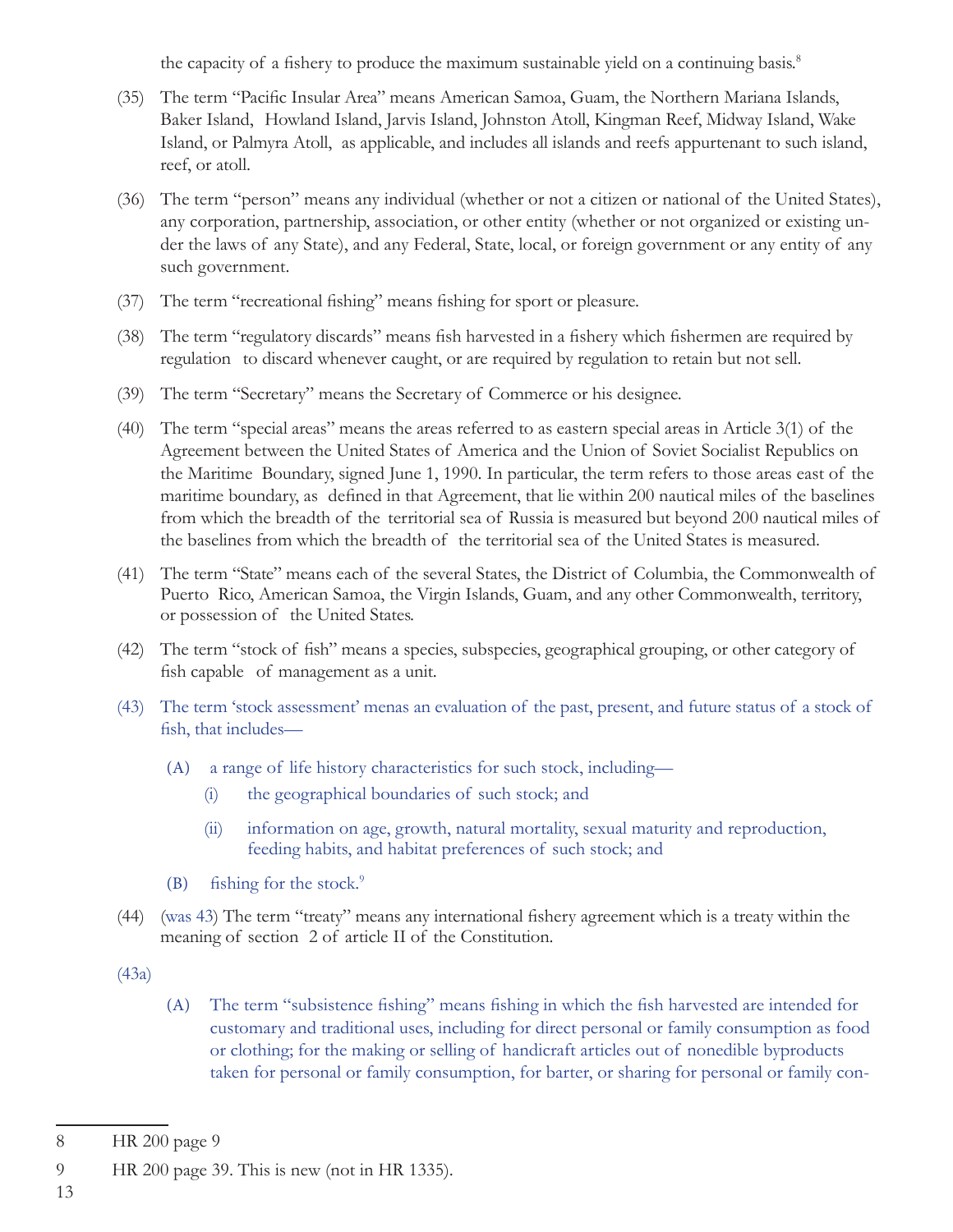the capacity of a fishery to produce the maximum sustainable yield on a continuing basis.[8]

(35) The term "Pacific Insular Area" means American Samoa, Guam, the Northern Mariana Islands, Baker Island, Howland Island, Jarvis Island, Johnston Atoll, Kingman Reef, Midway Island, Wake Island, or Palmyra Atoll, as applicable, and includes all islands and reefs appurtenant to such island, reef, or atoll.

(36) The term "person" means any individual (whether or not a citizen or national of the United States), any corporation, partnership, association, or other entity (whether or not organized or existing under the laws of any State), and any Federal, State, local, or foreign government or any entity of any such government.

(37) The term "recreational fishing" means fishing for sport or pleasure.

(38) The term "regulatory discards" means fish harvested in a fishery which fishermen are required by regulation to discard whenever caught, or are required by regulation to retain but not sell.

(39) The term "Secretary" means the Secretary of Commerce or his designee.

(40) The term "special areas" means the areas referred to as eastern special areas in Article 3(1) of the Agreement between the United States of America and the Union of Soviet Socialist Republics on the Maritime Boundary, signed June 1, 1990. In particular, the term refers to those areas east of the maritime boundary, as defined in that Agreement, that lie within 200 nautical miles of the baselines from which the breadth of the territorial sea of Russia is measured but beyond 200 nautical miles of the baselines from which the breadth of the territorial sea of the United States is measured.

(41) The term "State" means each of the several States, the District of Columbia, the Commonwealth of Puerto Rico, American Samoa, the Virgin Islands, Guam, and any other Commonwealth, territory, or possession of the United States.

(42) The term "stock of fish" means a species, subspecies, geographical grouping, or other category of fish capable of management as a unit.

(43) The term 'stock assessment' menas an evaluation of the past, present, and future status of a stock of fish, that includes—

- (A) a range of life history characteristics for such stock, including—
  - (i) the geographical boundaries of such stock; and
  - (ii) information on age, growth, natural mortality, sexual maturity and reproduction, feeding habits, and habitat preferences of such stock; and
- (B) fishing for the stock.[9]

(44) (was 43) The term "treaty" means any international fishery agreement which is a treaty within the meaning of section 2 of article II of the Constitution.

(43a)

- (A) The term "subsistence fishing" means fishing in which the fish harvested are intended for customary and traditional uses, including for direct personal or family consumption as food or clothing; for the making or selling of handicraft articles out of nonedible byproducts taken for personal or family consumption, for barter, or sharing for personal or family con-

---

8 HR 200 page 9

9 HR 200 page 39. This is new (not in HR 1335).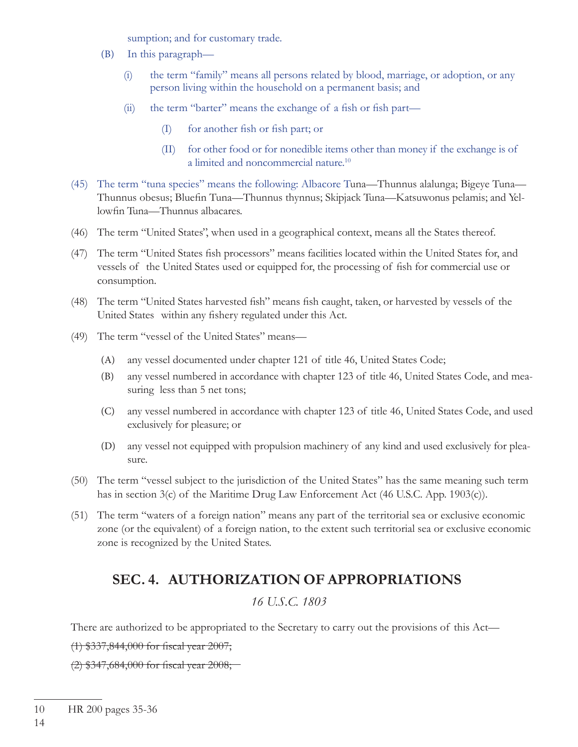sumption; and for customary trade.

(B) In this paragraph—

(i) the term "family" means all persons related by blood, marriage, or adoption, or any person living within the household on a permanent basis; and

(ii) the term "barter" means the exchange of a fish or fish part—

(I) for another fish or fish part; or

(II) for other food or for nonedible items other than money if the exchange is of a limited and noncommercial nature.[10]

(45) The term "tuna species" means the following: Albacore Tuna—Thunnus alalunga; Bigeye Tuna—Thunnus obesus; Bluefin Tuna—Thunnus thynnus; Skipjack Tuna—Katsuwonus pelamis; and Yellowfin Tuna—Thunnus albacares.

(46) The term "United States", when used in a geographical context, means all the States thereof.

(47) The term "United States fish processors" means facilities located within the United States for, and vessels of the United States used or equipped for, the processing of fish for commercial use or consumption.

(48) The term "United States harvested fish" means fish caught, taken, or harvested by vessels of the United States within any fishery regulated under this Act.

(49) The term "vessel of the United States" means—

(A) any vessel documented under chapter 121 of title 46, United States Code;

(B) any vessel numbered in accordance with chapter 123 of title 46, United States Code, and measuring less than 5 net tons;

(C) any vessel numbered in accordance with chapter 123 of title 46, United States Code, and used exclusively for pleasure; or

(D) any vessel not equipped with propulsion machinery of any kind and used exclusively for pleasure.

(50) The term "vessel subject to the jurisdiction of the United States" has the same meaning such term has in section 3(c) of the Maritime Drug Law Enforcement Act (46 U.S.C. App. 1903(c)).

(51) The term "waters of a foreign nation" means any part of the territorial sea or exclusive economic zone (or the equivalent) of a foreign nation, to the extent such territorial sea or exclusive economic zone is recognized by the United States.

## SEC. 4. AUTHORIZATION OF APPROPRIATIONS

*16 U.S.C. 1803*

There are authorized to be appropriated to the Secretary to carry out the provisions of this Act—

~~(1) $337,844,000 for fiscal year 2007;~~

~~(2) $347,684,000 for fiscal year 2008;~~

---

10 HR 200 pages 35-36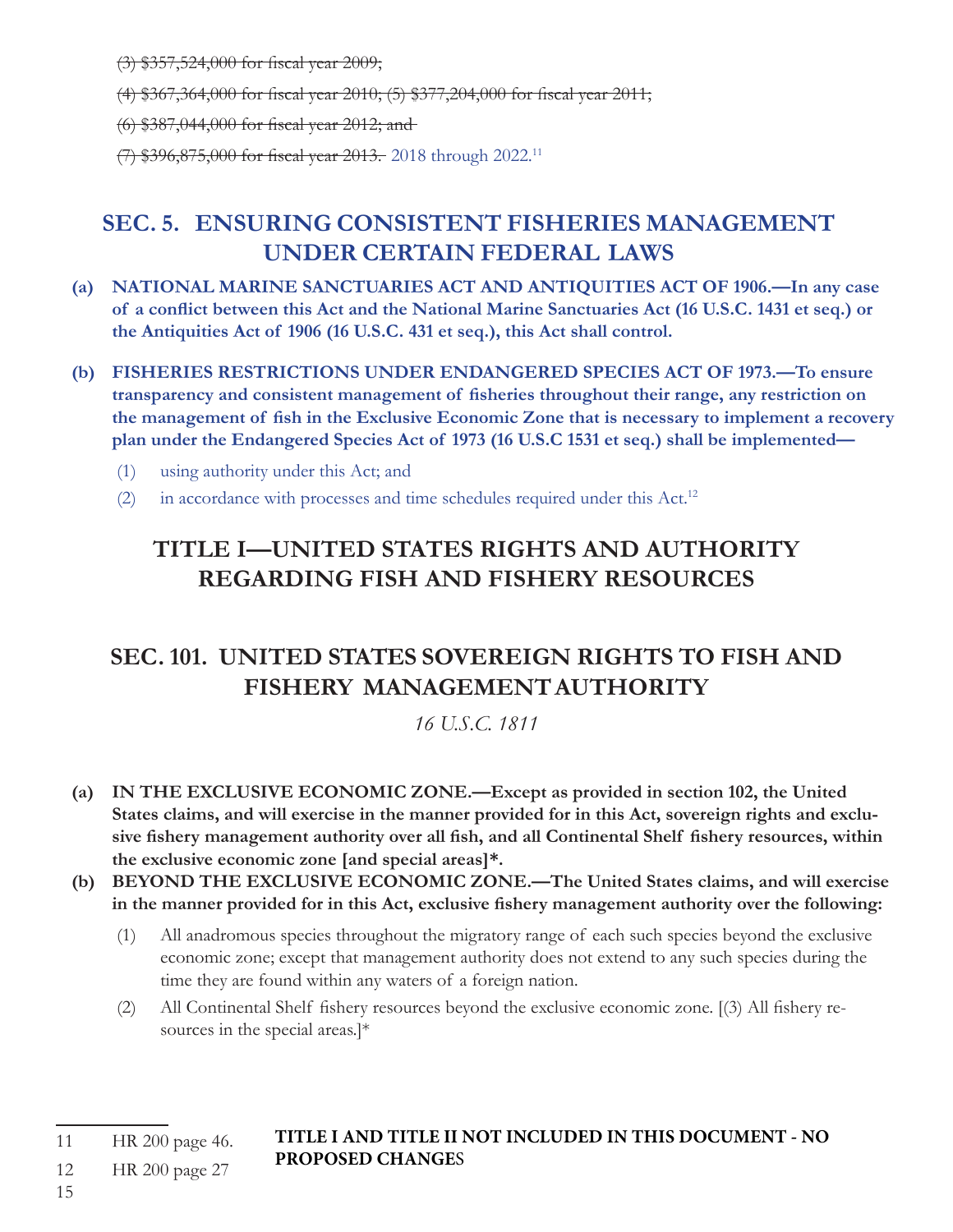~~(3) $357,524,000 for fiscal year 2009;~~

~~(4) $367,364,000 for fiscal year 2010; (5) $377,204,000 for fiscal year 2011;~~

~~(6) $387,044,000 for fiscal year 2012; and~~

~~(7) $396,875,000 for fiscal year 2013.~~ 2018 through 2022.[11]

## SEC. 5. ENSURING CONSISTENT FISHERIES MANAGEMENT UNDER CERTAIN FEDERAL LAWS

**(a) NATIONAL MARINE SANCTUARIES ACT AND ANTIQUITIES ACT OF 1906.—In any case of a conflict between this Act and the National Marine Sanctuaries Act (16 U.S.C. 1431 et seq.) or the Antiquities Act of 1906 (16 U.S.C. 431 et seq.), this Act shall control.**

**(b) FISHERIES RESTRICTIONS UNDER ENDANGERED SPECIES ACT OF 1973.—To ensure transparency and consistent management of fisheries throughout their range, any restriction on the management of fish in the Exclusive Economic Zone that is necessary to implement a recovery plan under the Endangered Species Act of 1973 (16 U.S.C 1531 et seq.) shall be implemented—**

(1) using authority under this Act; and

(2) in accordance with processes and time schedules required under this Act.[12]

# TITLE I—UNITED STATES RIGHTS AND AUTHORITY REGARDING FISH AND FISHERY RESOURCES

## SEC. 101. UNITED STATES SOVEREIGN RIGHTS TO FISH AND FISHERY MANAGEMENT AUTHORITY

*16 U.S.C. 1811*

**(a) IN THE EXCLUSIVE ECONOMIC ZONE.—Except as provided in section 102, the United States claims, and will exercise in the manner provided for in this Act, sovereign rights and exclusive fishery management authority over all fish, and all Continental Shelf fishery resources, within the exclusive economic zone [and special areas]*.**

**(b) BEYOND THE EXCLUSIVE ECONOMIC ZONE.—The United States claims, and will exercise in the manner provided for in this Act, exclusive fishery management authority over the following:**

(1) All anadromous species throughout the migratory range of each such species beyond the exclusive economic zone; except that management authority does not extend to any such species during the time they are found within any waters of a foreign nation.

(2) All Continental Shelf fishery resources beyond the exclusive economic zone. [(3) All fishery resources in the special areas.]*

**TITLE I AND TITLE II NOT INCLUDED IN THIS DOCUMENT - NO PROPOSED CHANGES**

11 HR 200 page 46.

12 HR 200 page 27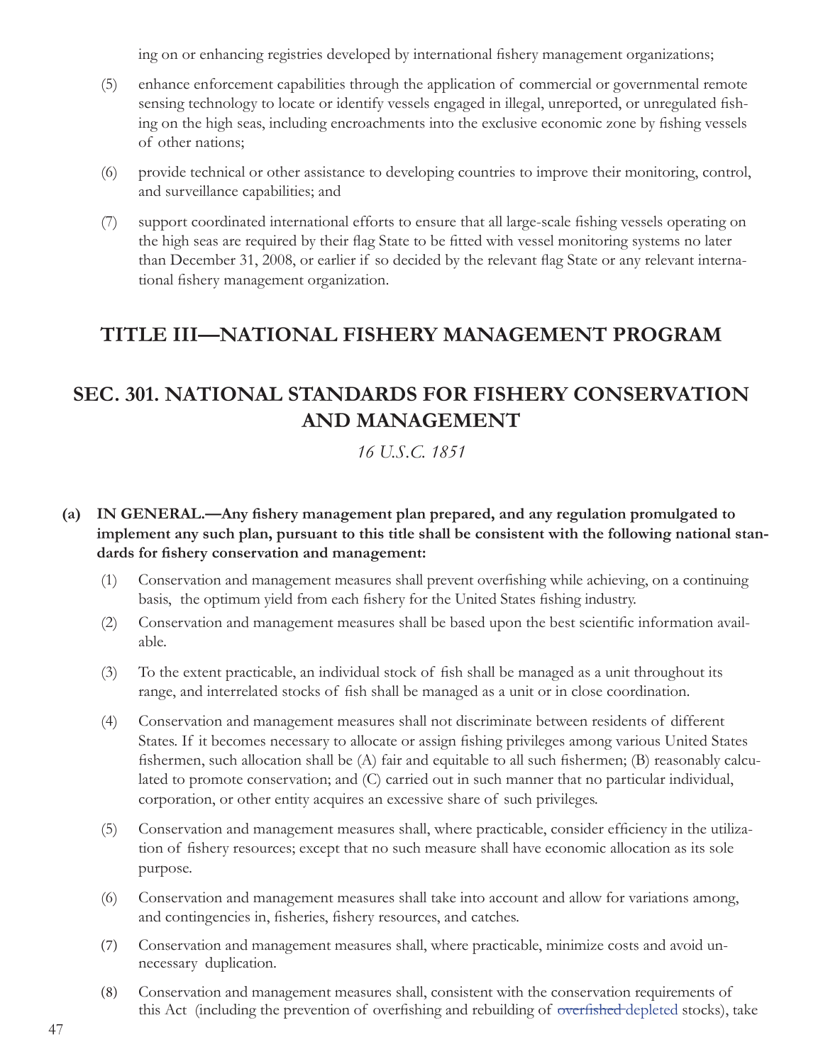ing on or enhancing registries developed by international fishery management organizations;

(5) enhance enforcement capabilities through the application of commercial or governmental remote sensing technology to locate or identify vessels engaged in illegal, unreported, or unregulated fishing on the high seas, including encroachments into the exclusive economic zone by fishing vessels of other nations;

(6) provide technical or other assistance to developing countries to improve their monitoring, control, and surveillance capabilities; and

(7) support coordinated international efforts to ensure that all large-scale fishing vessels operating on the high seas are required by their flag State to be fitted with vessel monitoring systems no later than December 31, 2008, or earlier if so decided by the relevant flag State or any relevant international fishery management organization.

## TITLE III—NATIONAL FISHERY MANAGEMENT PROGRAM

## SEC. 301. NATIONAL STANDARDS FOR FISHERY CONSERVATION AND MANAGEMENT

*16 U.S.C. 1851*

**(a) IN GENERAL.—Any fishery management plan prepared, and any regulation promulgated to implement any such plan, pursuant to this title shall be consistent with the following national standards for fishery conservation and management:**

(1) Conservation and management measures shall prevent overfishing while achieving, on a continuing basis, the optimum yield from each fishery for the United States fishing industry.

(2) Conservation and management measures shall be based upon the best scientific information available.

(3) To the extent practicable, an individual stock of fish shall be managed as a unit throughout its range, and interrelated stocks of fish shall be managed as a unit or in close coordination.

(4) Conservation and management measures shall not discriminate between residents of different States. If it becomes necessary to allocate or assign fishing privileges among various United States fishermen, such allocation shall be (A) fair and equitable to all such fishermen; (B) reasonably calculated to promote conservation; and (C) carried out in such manner that no particular individual, corporation, or other entity acquires an excessive share of such privileges.

(5) Conservation and management measures shall, where practicable, consider efficiency in the utilization of fishery resources; except that no such measure shall have economic allocation as its sole purpose.

(6) Conservation and management measures shall take into account and allow for variations among, and contingencies in, fisheries, fishery resources, and catches.

(7) Conservation and management measures shall, where practicable, minimize costs and avoid unnecessary duplication.

(8) Conservation and management measures shall, consistent with the conservation requirements of this Act (including the prevention of overfishing and rebuilding of ~~overfished~~ depleted stocks), take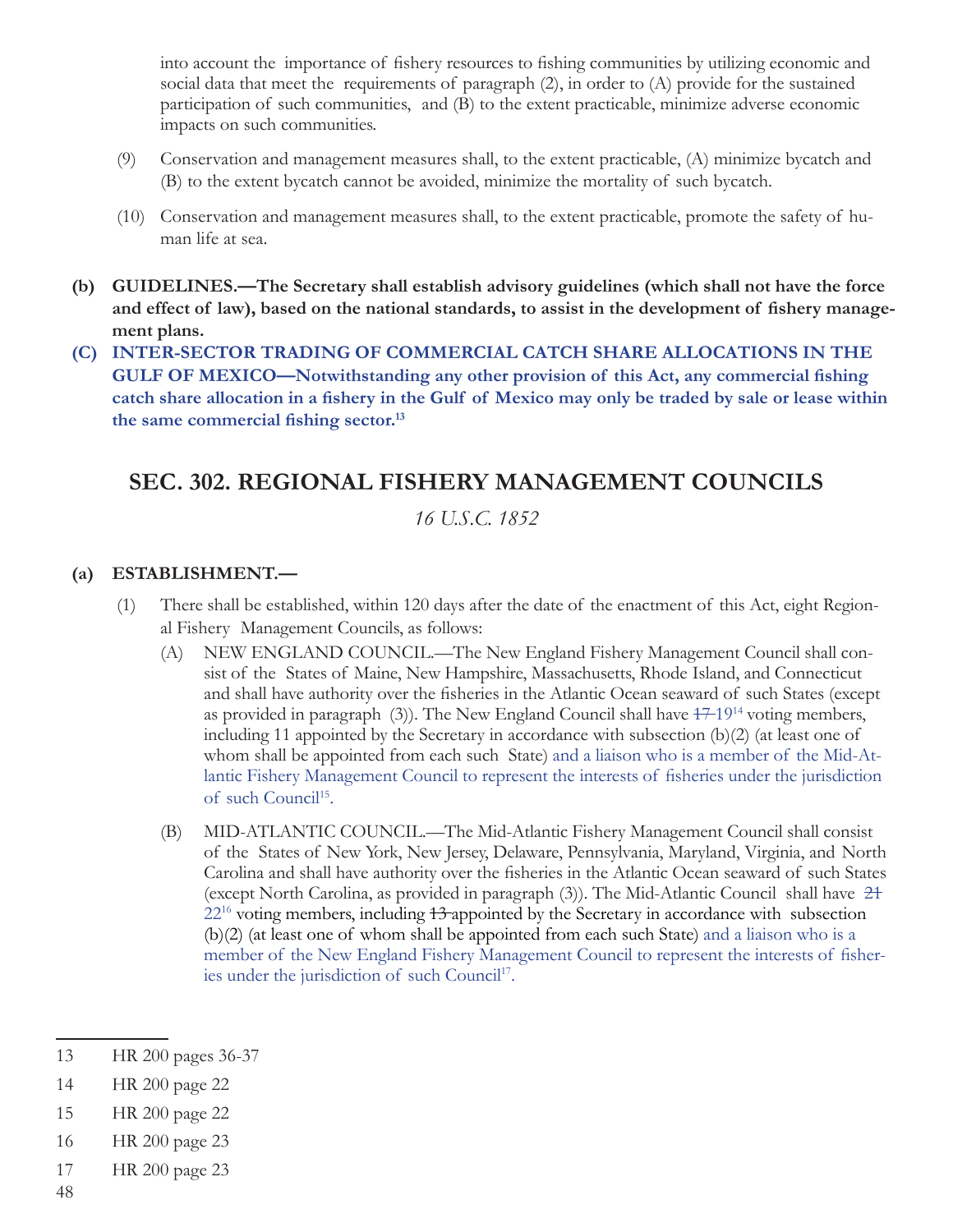into account the importance of fishery resources to fishing communities by utilizing economic and social data that meet the requirements of paragraph (2), in order to (A) provide for the sustained participation of such communities, and (B) to the extent practicable, minimize adverse economic impacts on such communities.

(9) Conservation and management measures shall, to the extent practicable, (A) minimize bycatch and (B) to the extent bycatch cannot be avoided, minimize the mortality of such bycatch.

(10) Conservation and management measures shall, to the extent practicable, promote the safety of human life at sea.

**(b) GUIDELINES.—The Secretary shall establish advisory guidelines (which shall not have the force and effect of law), based on the national standards, to assist in the development of fishery management plans.**

**(C) INTER-SECTOR TRADING OF COMMERCIAL CATCH SHARE ALLOCATIONS IN THE GULF OF MEXICO—Notwithstanding any other provision of this Act, any commercial fishing catch share allocation in a fishery in the Gulf of Mexico may only be traded by sale or lease within the same commercial fishing sector.[13]**

## SEC. 302. REGIONAL FISHERY MANAGEMENT COUNCILS

*16 U.S.C. 1852*

**(a) ESTABLISHMENT.—**

(1) There shall be established, within 120 days after the date of the enactment of this Act, eight Regional Fishery Management Councils, as follows:

(A) NEW ENGLAND COUNCIL.—The New England Fishery Management Council shall consist of the States of Maine, New Hampshire, Massachusetts, Rhode Island, and Connecticut and shall have authority over the fisheries in the Atlantic Ocean seaward of such States (except as provided in paragraph (3)). The New England Council shall have ~~17~~ 19[14] voting members, including 11 appointed by the Secretary in accordance with subsection (b)(2) (at least one of whom shall be appointed from each such State) and a liaison who is a member of the Mid-Atlantic Fishery Management Council to represent the interests of fisheries under the jurisdiction of such Council[15].

(B) MID-ATLANTIC COUNCIL.—The Mid-Atlantic Fishery Management Council shall consist of the States of New York, New Jersey, Delaware, Pennsylvania, Maryland, Virginia, and North Carolina and shall have authority over the fisheries in the Atlantic Ocean seaward of such States (except North Carolina, as provided in paragraph (3)). The Mid-Atlantic Council shall have ~~21~~ 22[16] voting members, including ~~13~~ appointed by the Secretary in accordance with subsection (b)(2) (at least one of whom shall be appointed from each such State) and a liaison who is a member of the New England Fishery Management Council to represent the interests of fisheries under the jurisdiction of such Council[17].

---

13 HR 200 pages 36-37

14 HR 200 page 22

15 HR 200 page 22

16 HR 200 page 23

17 HR 200 page 23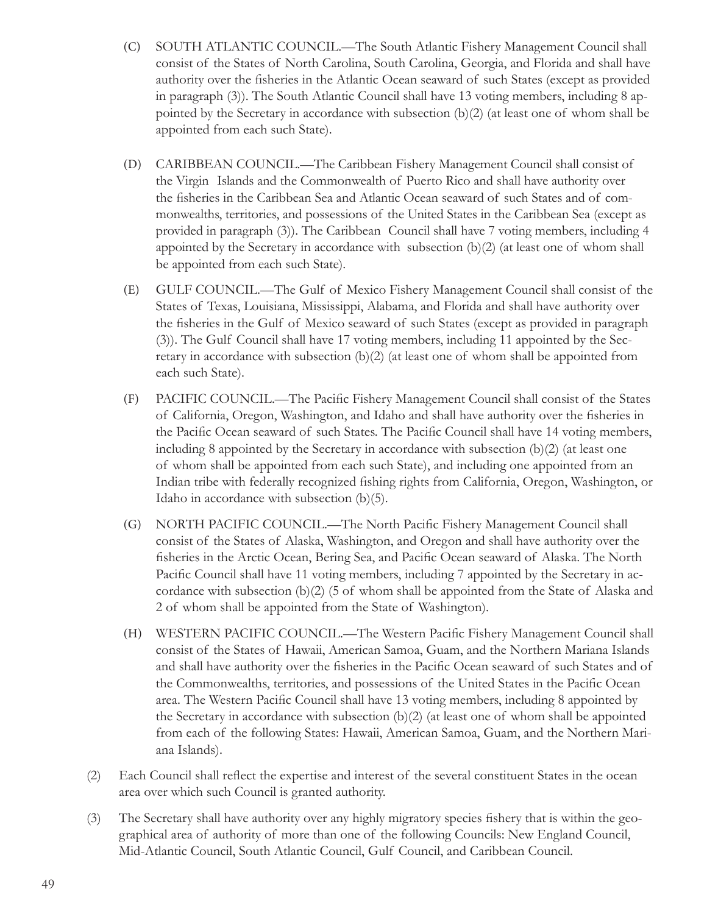(C) SOUTH ATLANTIC COUNCIL.—The South Atlantic Fishery Management Council shall consist of the States of North Carolina, South Carolina, Georgia, and Florida and shall have authority over the fisheries in the Atlantic Ocean seaward of such States (except as provided in paragraph (3)). The South Atlantic Council shall have 13 voting members, including 8 appointed by the Secretary in accordance with subsection (b)(2) (at least one of whom shall be appointed from each such State).

(D) CARIBBEAN COUNCIL.—The Caribbean Fishery Management Council shall consist of the Virgin Islands and the Commonwealth of Puerto Rico and shall have authority over the fisheries in the Caribbean Sea and Atlantic Ocean seaward of such States and of commonwealths, territories, and possessions of the United States in the Caribbean Sea (except as provided in paragraph (3)). The Caribbean Council shall have 7 voting members, including 4 appointed by the Secretary in accordance with subsection (b)(2) (at least one of whom shall be appointed from each such State).

(E) GULF COUNCIL.—The Gulf of Mexico Fishery Management Council shall consist of the States of Texas, Louisiana, Mississippi, Alabama, and Florida and shall have authority over the fisheries in the Gulf of Mexico seaward of such States (except as provided in paragraph (3)). The Gulf Council shall have 17 voting members, including 11 appointed by the Secretary in accordance with subsection (b)(2) (at least one of whom shall be appointed from each such State).

(F) PACIFIC COUNCIL.—The Pacific Fishery Management Council shall consist of the States of California, Oregon, Washington, and Idaho and shall have authority over the fisheries in the Pacific Ocean seaward of such States. The Pacific Council shall have 14 voting members, including 8 appointed by the Secretary in accordance with subsection (b)(2) (at least one of whom shall be appointed from each such State), and including one appointed from an Indian tribe with federally recognized fishing rights from California, Oregon, Washington, or Idaho in accordance with subsection (b)(5).

(G) NORTH PACIFIC COUNCIL.—The North Pacific Fishery Management Council shall consist of the States of Alaska, Washington, and Oregon and shall have authority over the fisheries in the Arctic Ocean, Bering Sea, and Pacific Ocean seaward of Alaska. The North Pacific Council shall have 11 voting members, including 7 appointed by the Secretary in accordance with subsection (b)(2) (5 of whom shall be appointed from the State of Alaska and 2 of whom shall be appointed from the State of Washington).

(H) WESTERN PACIFIC COUNCIL.—The Western Pacific Fishery Management Council shall consist of the States of Hawaii, American Samoa, Guam, and the Northern Mariana Islands and shall have authority over the fisheries in the Pacific Ocean seaward of such States and of the Commonwealths, territories, and possessions of the United States in the Pacific Ocean area. The Western Pacific Council shall have 13 voting members, including 8 appointed by the Secretary in accordance with subsection (b)(2) (at least one of whom shall be appointed from each of the following States: Hawaii, American Samoa, Guam, and the Northern Mariana Islands).

(2) Each Council shall reflect the expertise and interest of the several constituent States in the ocean area over which such Council is granted authority.

(3) The Secretary shall have authority over any highly migratory species fishery that is within the geographical area of authority of more than one of the following Councils: New England Council, Mid-Atlantic Council, South Atlantic Council, Gulf Council, and Caribbean Council.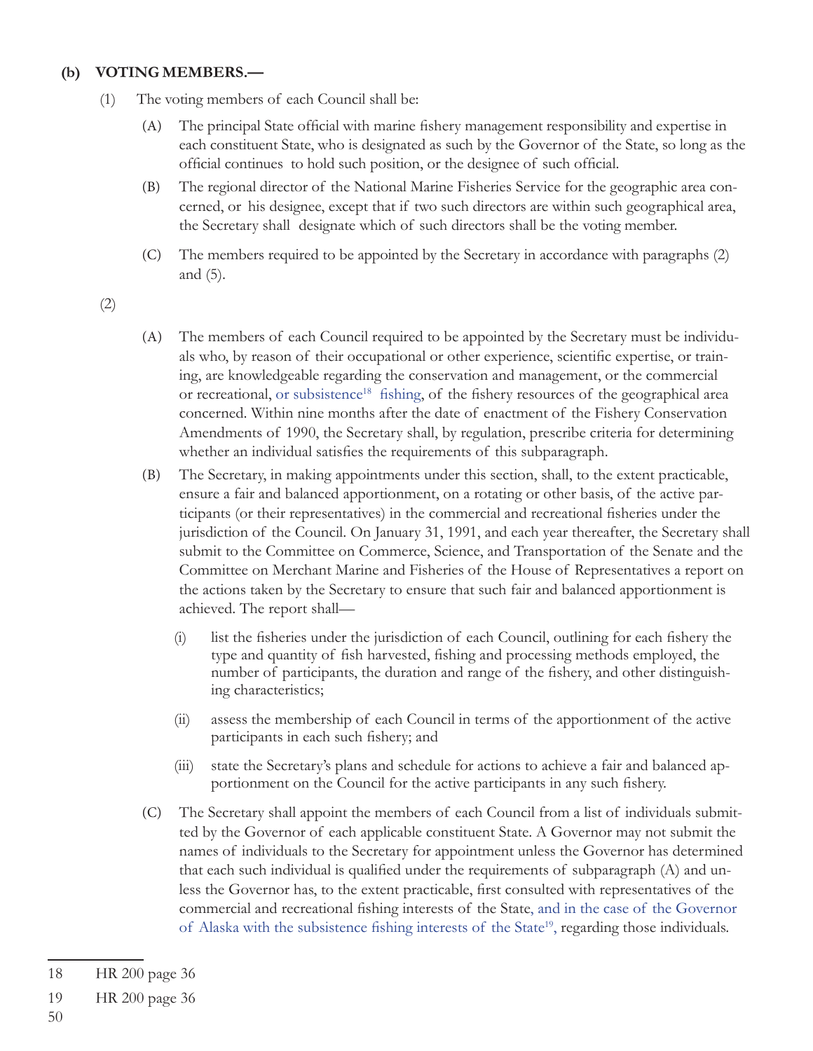**(b) VOTING MEMBERS.—**

(1) The voting members of each Council shall be:

(A) The principal State official with marine fishery management responsibility and expertise in each constituent State, who is designated as such by the Governor of the State, so long as the official continues to hold such position, or the designee of such official.

(B) The regional director of the National Marine Fisheries Service for the geographic area concerned, or his designee, except that if two such directors are within such geographical area, the Secretary shall designate which of such directors shall be the voting member.

(C) The members required to be appointed by the Secretary in accordance with paragraphs (2) and (5).

(2)

(A) The members of each Council required to be appointed by the Secretary must be individuals who, by reason of their occupational or other experience, scientific expertise, or training, are knowledgeable regarding the conservation and management, or the commercial or recreational, or subsistence[18] fishing, of the fishery resources of the geographical area concerned. Within nine months after the date of enactment of the Fishery Conservation Amendments of 1990, the Secretary shall, by regulation, prescribe criteria for determining whether an individual satisfies the requirements of this subparagraph.

(B) The Secretary, in making appointments under this section, shall, to the extent practicable, ensure a fair and balanced apportionment, on a rotating or other basis, of the active participants (or their representatives) in the commercial and recreational fisheries under the jurisdiction of the Council. On January 31, 1991, and each year thereafter, the Secretary shall submit to the Committee on Commerce, Science, and Transportation of the Senate and the Committee on Merchant Marine and Fisheries of the House of Representatives a report on the actions taken by the Secretary to ensure that such fair and balanced apportionment is achieved. The report shall—

(i) list the fisheries under the jurisdiction of each Council, outlining for each fishery the type and quantity of fish harvested, fishing and processing methods employed, the number of participants, the duration and range of the fishery, and other distinguishing characteristics;

(ii) assess the membership of each Council in terms of the apportionment of the active participants in each such fishery; and

(iii) state the Secretary's plans and schedule for actions to achieve a fair and balanced apportionment on the Council for the active participants in any such fishery.

(C) The Secretary shall appoint the members of each Council from a list of individuals submitted by the Governor of each applicable constituent State. A Governor may not submit the names of individuals to the Secretary for appointment unless the Governor has determined that each such individual is qualified under the requirements of subparagraph (A) and unless the Governor has, to the extent practicable, first consulted with representatives of the commercial and recreational fishing interests of the State, and in the case of the Governor of Alaska with the subsistence fishing interests of the State[19], regarding those individuals.

---

18 HR 200 page 36

19 HR 200 page 36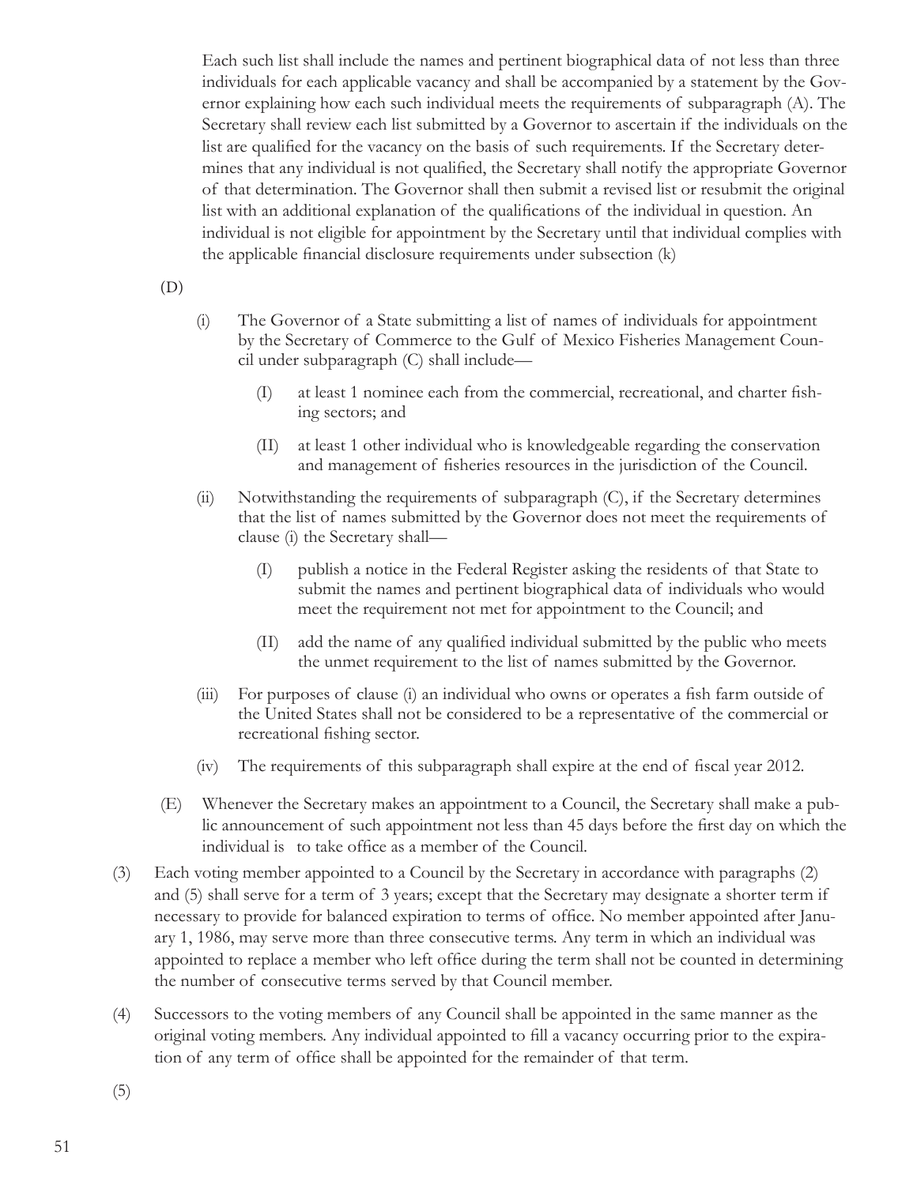Each such list shall include the names and pertinent biographical data of not less than three individuals for each applicable vacancy and shall be accompanied by a statement by the Governor explaining how each such individual meets the requirements of subparagraph (A). The Secretary shall review each list submitted by a Governor to ascertain if the individuals on the list are qualified for the vacancy on the basis of such requirements. If the Secretary determines that any individual is not qualified, the Secretary shall notify the appropriate Governor of that determination. The Governor shall then submit a revised list or resubmit the original list with an additional explanation of the qualifications of the individual in question. An individual is not eligible for appointment by the Secretary until that individual complies with the applicable financial disclosure requirements under subsection (k)

(D)

(i) The Governor of a State submitting a list of names of individuals for appointment by the Secretary of Commerce to the Gulf of Mexico Fisheries Management Council under subparagraph (C) shall include—

(I) at least 1 nominee each from the commercial, recreational, and charter fishing sectors; and

(II) at least 1 other individual who is knowledgeable regarding the conservation and management of fisheries resources in the jurisdiction of the Council.

(ii) Notwithstanding the requirements of subparagraph (C), if the Secretary determines that the list of names submitted by the Governor does not meet the requirements of clause (i) the Secretary shall—

(I) publish a notice in the Federal Register asking the residents of that State to submit the names and pertinent biographical data of individuals who would meet the requirement not met for appointment to the Council; and

(II) add the name of any qualified individual submitted by the public who meets the unmet requirement to the list of names submitted by the Governor.

(iii) For purposes of clause (i) an individual who owns or operates a fish farm outside of the United States shall not be considered to be a representative of the commercial or recreational fishing sector.

(iv) The requirements of this subparagraph shall expire at the end of fiscal year 2012.

(E) Whenever the Secretary makes an appointment to a Council, the Secretary shall make a public announcement of such appointment not less than 45 days before the first day on which the individual is to take office as a member of the Council.

(3) Each voting member appointed to a Council by the Secretary in accordance with paragraphs (2) and (5) shall serve for a term of 3 years; except that the Secretary may designate a shorter term if necessary to provide for balanced expiration to terms of office. No member appointed after January 1, 1986, may serve more than three consecutive terms. Any term in which an individual was appointed to replace a member who left office during the term shall not be counted in determining the number of consecutive terms served by that Council member.

(4) Successors to the voting members of any Council shall be appointed in the same manner as the original voting members. Any individual appointed to fill a vacancy occurring prior to the expiration of any term of office shall be appointed for the remainder of that term.

(5)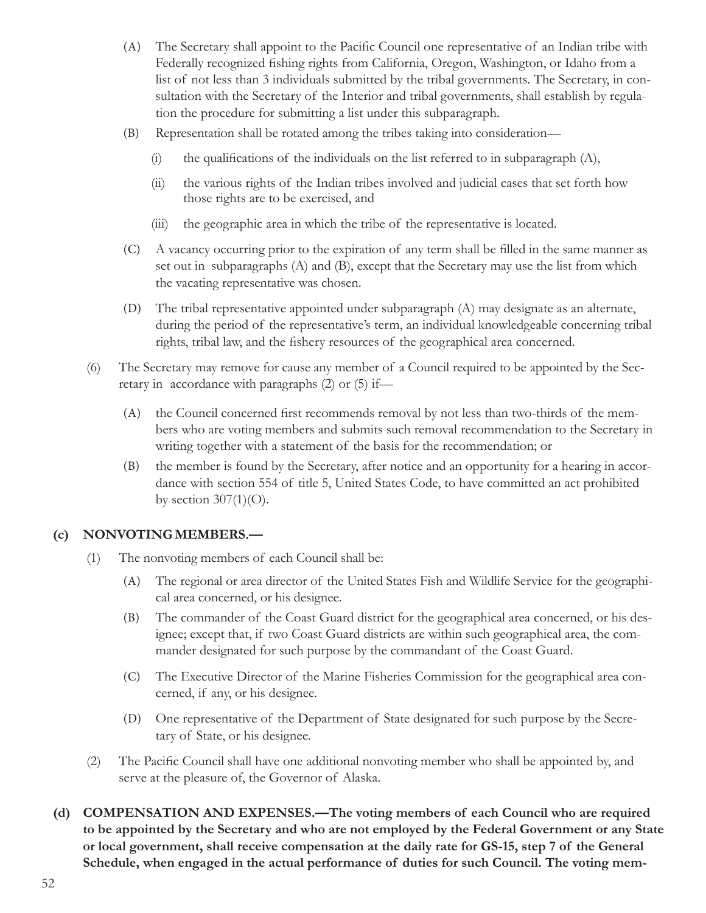(A) The Secretary shall appoint to the Pacific Council one representative of an Indian tribe with Federally recognized fishing rights from California, Oregon, Washington, or Idaho from a list of not less than 3 individuals submitted by the tribal governments. The Secretary, in consultation with the Secretary of the Interior and tribal governments, shall establish by regulation the procedure for submitting a list under this subparagraph.

(B) Representation shall be rotated among the tribes taking into consideration—

(i) the qualifications of the individuals on the list referred to in subparagraph (A),

(ii) the various rights of the Indian tribes involved and judicial cases that set forth how those rights are to be exercised, and

(iii) the geographic area in which the tribe of the representative is located.

(C) A vacancy occurring prior to the expiration of any term shall be filled in the same manner as set out in subparagraphs (A) and (B), except that the Secretary may use the list from which the vacating representative was chosen.

(D) The tribal representative appointed under subparagraph (A) may designate as an alternate, during the period of the representative's term, an individual knowledgeable concerning tribal rights, tribal law, and the fishery resources of the geographical area concerned.

(6) The Secretary may remove for cause any member of a Council required to be appointed by the Secretary in accordance with paragraphs (2) or (5) if—

(A) the Council concerned first recommends removal by not less than two-thirds of the members who are voting members and submits such removal recommendation to the Secretary in writing together with a statement of the basis for the recommendation; or

(B) the member is found by the Secretary, after notice and an opportunity for a hearing in accordance with section 554 of title 5, United States Code, to have committed an act prohibited by section 307(1)(O).

**(c) NONVOTING MEMBERS.—**

(1) The nonvoting members of each Council shall be:

(A) The regional or area director of the United States Fish and Wildlife Service for the geographical area concerned, or his designee.

(B) The commander of the Coast Guard district for the geographical area concerned, or his designee; except that, if two Coast Guard districts are within such geographical area, the commander designated for such purpose by the commandant of the Coast Guard.

(C) The Executive Director of the Marine Fisheries Commission for the geographical area concerned, if any, or his designee.

(D) One representative of the Department of State designated for such purpose by the Secretary of State, or his designee.

(2) The Pacific Council shall have one additional nonvoting member who shall be appointed by, and serve at the pleasure of, the Governor of Alaska.

**(d) COMPENSATION AND EXPENSES.—The voting members of each Council who are required to be appointed by the Secretary and who are not employed by the Federal Government or any State or local government, shall receive compensation at the daily rate for GS-15, step 7 of the General Schedule, when engaged in the actual performance of duties for such Council. The voting mem-**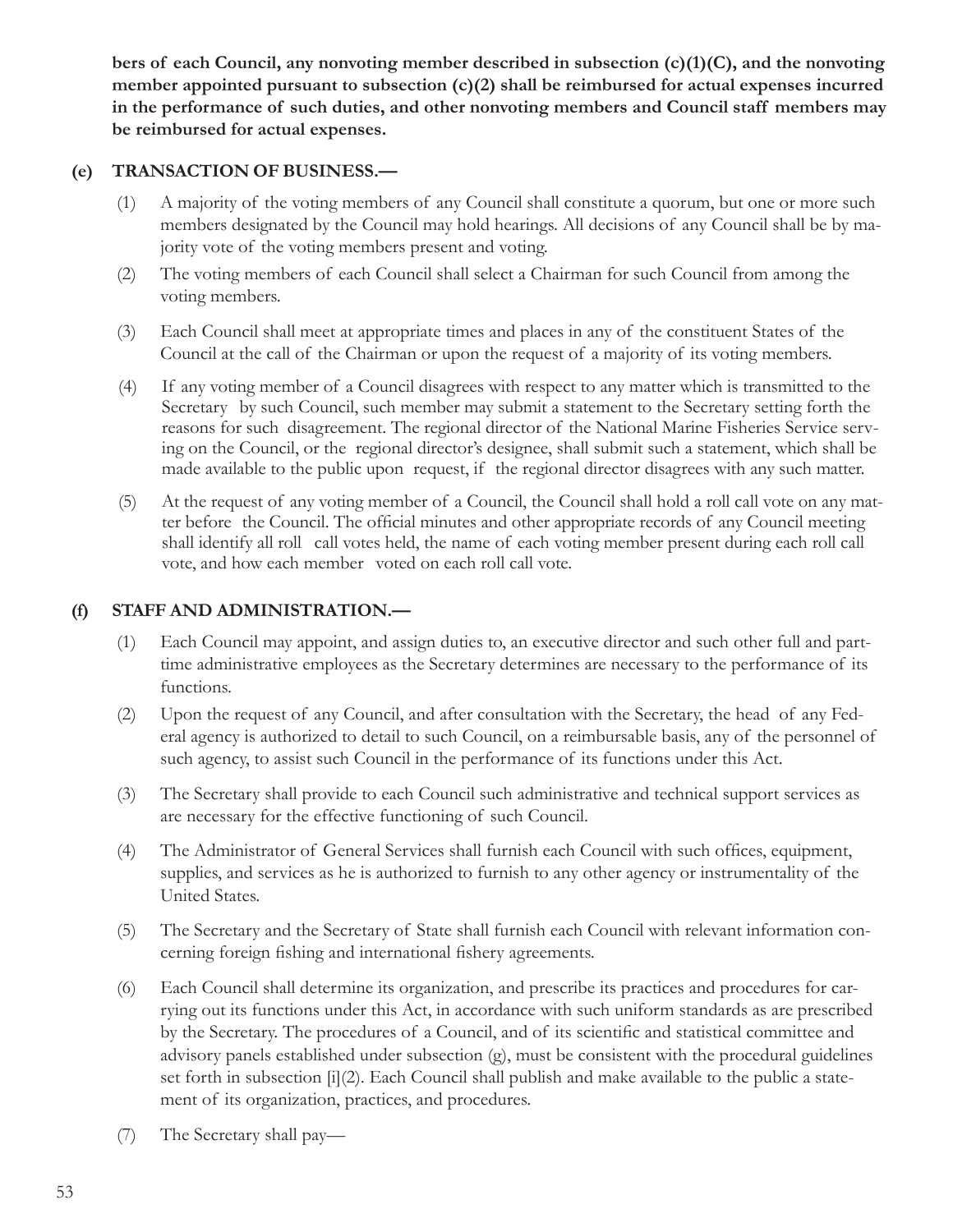**bers of each Council, any nonvoting member described in subsection (c)(1)(C), and the nonvoting member appointed pursuant to subsection (c)(2) shall be reimbursed for actual expenses incurred in the performance of such duties, and other nonvoting members and Council staff members may be reimbursed for actual expenses.**

**(e) TRANSACTION OF BUSINESS.—**

(1) A majority of the voting members of any Council shall constitute a quorum, but one or more such members designated by the Council may hold hearings. All decisions of any Council shall be by majority vote of the voting members present and voting.

(2) The voting members of each Council shall select a Chairman for such Council from among the voting members.

(3) Each Council shall meet at appropriate times and places in any of the constituent States of the Council at the call of the Chairman or upon the request of a majority of its voting members.

(4) If any voting member of a Council disagrees with respect to any matter which is transmitted to the Secretary by such Council, such member may submit a statement to the Secretary setting forth the reasons for such disagreement. The regional director of the National Marine Fisheries Service serving on the Council, or the regional director's designee, shall submit such a statement, which shall be made available to the public upon request, if the regional director disagrees with any such matter.

(5) At the request of any voting member of a Council, the Council shall hold a roll call vote on any matter before the Council. The official minutes and other appropriate records of any Council meeting shall identify all roll call votes held, the name of each voting member present during each roll call vote, and how each member voted on each roll call vote.

**(f) STAFF AND ADMINISTRATION.—**

(1) Each Council may appoint, and assign duties to, an executive director and such other full and part-time administrative employees as the Secretary determines are necessary to the performance of its functions.

(2) Upon the request of any Council, and after consultation with the Secretary, the head of any Federal agency is authorized to detail to such Council, on a reimbursable basis, any of the personnel of such agency, to assist such Council in the performance of its functions under this Act.

(3) The Secretary shall provide to each Council such administrative and technical support services as are necessary for the effective functioning of such Council.

(4) The Administrator of General Services shall furnish each Council with such offices, equipment, supplies, and services as he is authorized to furnish to any other agency or instrumentality of the United States.

(5) The Secretary and the Secretary of State shall furnish each Council with relevant information concerning foreign fishing and international fishery agreements.

(6) Each Council shall determine its organization, and prescribe its practices and procedures for carrying out its functions under this Act, in accordance with such uniform standards as are prescribed by the Secretary. The procedures of a Council, and of its scientific and statistical committee and advisory panels established under subsection (g), must be consistent with the procedural guidelines set forth in subsection [i](2). Each Council shall publish and make available to the public a statement of its organization, practices, and procedures.

(7) The Secretary shall pay—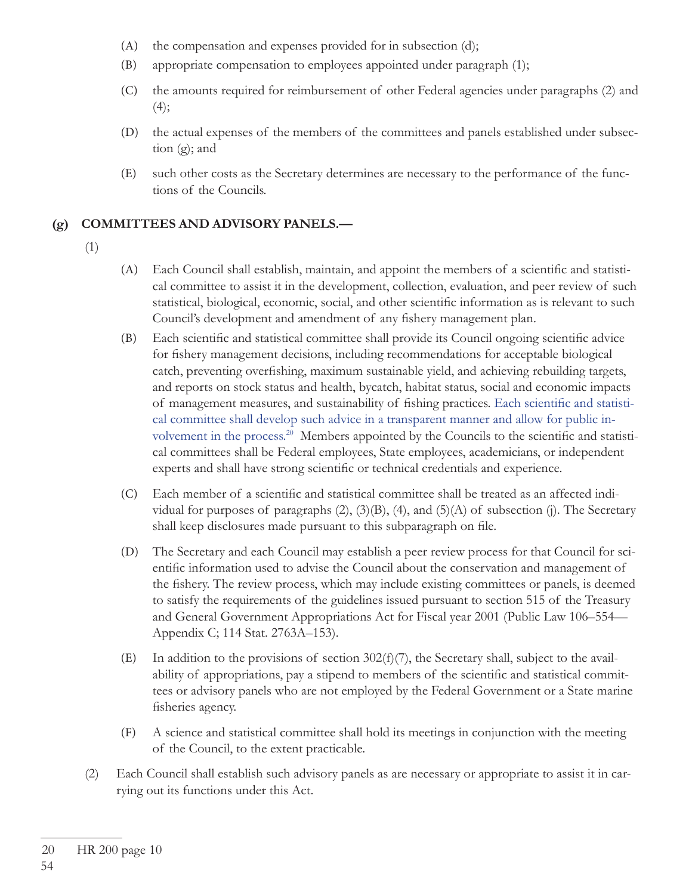(A) the compensation and expenses provided for in subsection (d);

(B) appropriate compensation to employees appointed under paragraph (1);

(C) the amounts required for reimbursement of other Federal agencies under paragraphs (2) and (4);

(D) the actual expenses of the members of the committees and panels established under subsection (g); and

(E) such other costs as the Secretary determines are necessary to the performance of the functions of the Councils.

**(g) COMMITTEES AND ADVISORY PANELS.—**

(1)

(A) Each Council shall establish, maintain, and appoint the members of a scientific and statistical committee to assist it in the development, collection, evaluation, and peer review of such statistical, biological, economic, social, and other scientific information as is relevant to such Council's development and amendment of any fishery management plan.

(B) Each scientific and statistical committee shall provide its Council ongoing scientific advice for fishery management decisions, including recommendations for acceptable biological catch, preventing overfishing, maximum sustainable yield, and achieving rebuilding targets, and reports on stock status and health, bycatch, habitat status, social and economic impacts of management measures, and sustainability of fishing practices. Each scientific and statistical committee shall develop such advice in a transparent manner and allow for public involvement in the process.[20] Members appointed by the Councils to the scientific and statistical committees shall be Federal employees, State employees, academicians, or independent experts and shall have strong scientific or technical credentials and experience.

(C) Each member of a scientific and statistical committee shall be treated as an affected individual for purposes of paragraphs (2), (3)(B), (4), and (5)(A) of subsection (j). The Secretary shall keep disclosures made pursuant to this subparagraph on file.

(D) The Secretary and each Council may establish a peer review process for that Council for scientific information used to advise the Council about the conservation and management of the fishery. The review process, which may include existing committees or panels, is deemed to satisfy the requirements of the guidelines issued pursuant to section 515 of the Treasury and General Government Appropriations Act for Fiscal year 2001 (Public Law 106–554—Appendix C; 114 Stat. 2763A–153).

(E) In addition to the provisions of section 302(f)(7), the Secretary shall, subject to the availability of appropriations, pay a stipend to members of the scientific and statistical committees or advisory panels who are not employed by the Federal Government or a State marine fisheries agency.

(F) A science and statistical committee shall hold its meetings in conjunction with the meeting of the Council, to the extent practicable.

(2) Each Council shall establish such advisory panels as are necessary or appropriate to assist it in carrying out its functions under this Act.

---

20 HR 200 page 10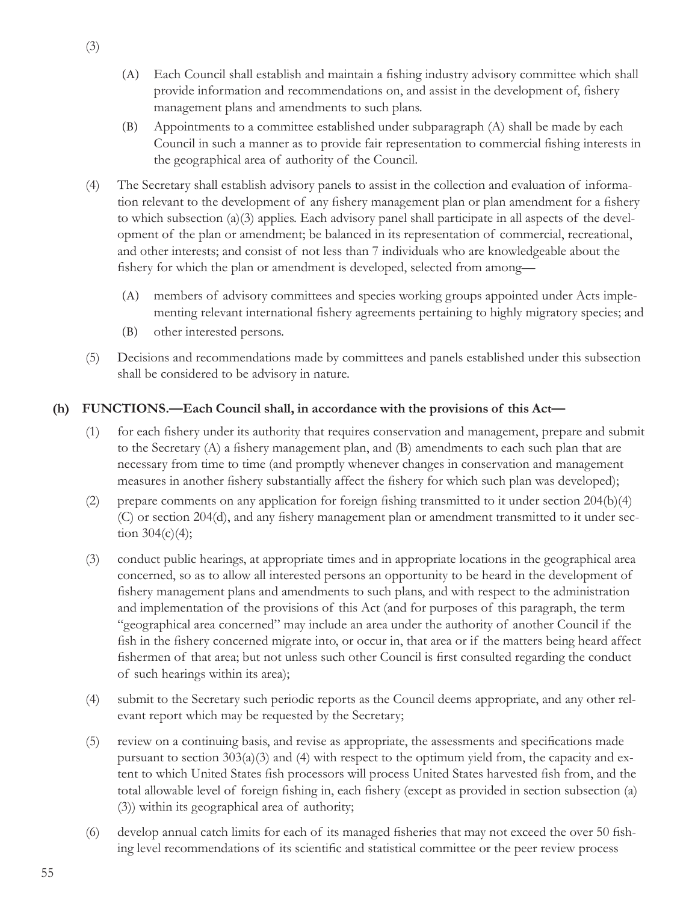(3)

(A) Each Council shall establish and maintain a fishing industry advisory committee which shall provide information and recommendations on, and assist in the development of, fishery management plans and amendments to such plans.

(B) Appointments to a committee established under subparagraph (A) shall be made by each Council in such a manner as to provide fair representation to commercial fishing interests in the geographical area of authority of the Council.

(4) The Secretary shall establish advisory panels to assist in the collection and evaluation of information relevant to the development of any fishery management plan or plan amendment for a fishery to which subsection (a)(3) applies. Each advisory panel shall participate in all aspects of the development of the plan or amendment; be balanced in its representation of commercial, recreational, and other interests; and consist of not less than 7 individuals who are knowledgeable about the fishery for which the plan or amendment is developed, selected from among—

(A) members of advisory committees and species working groups appointed under Acts implementing relevant international fishery agreements pertaining to highly migratory species; and

(B) other interested persons.

(5) Decisions and recommendations made by committees and panels established under this subsection shall be considered to be advisory in nature.

**(h) FUNCTIONS.—Each Council shall, in accordance with the provisions of this Act—**

(1) for each fishery under its authority that requires conservation and management, prepare and submit to the Secretary (A) a fishery management plan, and (B) amendments to each such plan that are necessary from time to time (and promptly whenever changes in conservation and management measures in another fishery substantially affect the fishery for which such plan was developed);

(2) prepare comments on any application for foreign fishing transmitted to it under section 204(b)(4)(C) or section 204(d), and any fishery management plan or amendment transmitted to it under section 304(c)(4);

(3) conduct public hearings, at appropriate times and in appropriate locations in the geographical area concerned, so as to allow all interested persons an opportunity to be heard in the development of fishery management plans and amendments to such plans, and with respect to the administration and implementation of the provisions of this Act (and for purposes of this paragraph, the term "geographical area concerned" may include an area under the authority of another Council if the fish in the fishery concerned migrate into, or occur in, that area or if the matters being heard affect fishermen of that area; but not unless such other Council is first consulted regarding the conduct of such hearings within its area);

(4) submit to the Secretary such periodic reports as the Council deems appropriate, and any other relevant report which may be requested by the Secretary;

(5) review on a continuing basis, and revise as appropriate, the assessments and specifications made pursuant to section 303(a)(3) and (4) with respect to the optimum yield from, the capacity and extent to which United States fish processors will process United States harvested fish from, and the total allowable level of foreign fishing in, each fishery (except as provided in section subsection (a)(3)) within its geographical area of authority;

(6) develop annual catch limits for each of its managed fisheries that may not exceed the over 50 fishing level recommendations of its scientific and statistical committee or the peer review process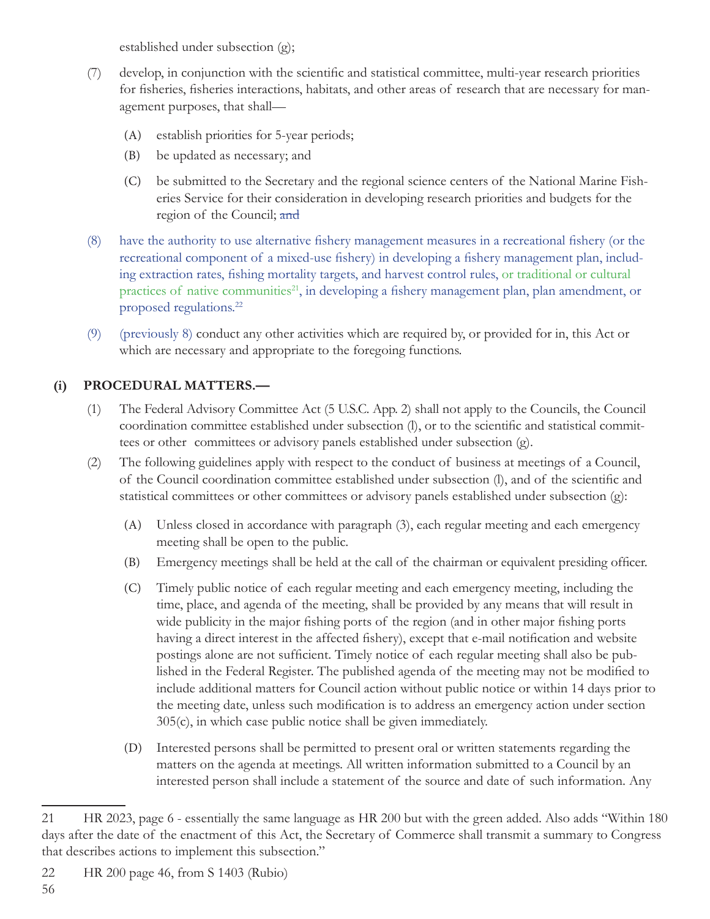established under subsection (g);

(7) develop, in conjunction with the scientific and statistical committee, multi-year research priorities for fisheries, fisheries interactions, habitats, and other areas of research that are necessary for management purposes, that shall—

  (A) establish priorities for 5-year periods;

  (B) be updated as necessary; and

  (C) be submitted to the Secretary and the regional science centers of the National Marine Fisheries Service for their consideration in developing research priorities and budgets for the region of the Council; ~~and~~

(8) have the authority to use alternative fishery management measures in a recreational fishery (or the recreational component of a mixed-use fishery) in developing a fishery management plan, including extraction rates, fishing mortality targets, and harvest control rules, or traditional or cultural practices of native communities[21], in developing a fishery management plan, plan amendment, or proposed regulations.[22]

(9) (previously 8) conduct any other activities which are required by, or provided for in, this Act or which are necessary and appropriate to the foregoing functions.

**(i) PROCEDURAL MATTERS.—**

(1) The Federal Advisory Committee Act (5 U.S.C. App. 2) shall not apply to the Councils, the Council coordination committee established under subsection (l), or to the scientific and statistical committees or other committees or advisory panels established under subsection (g).

(2) The following guidelines apply with respect to the conduct of business at meetings of a Council, of the Council coordination committee established under subsection (l), and of the scientific and statistical committees or other committees or advisory panels established under subsection (g):

  (A) Unless closed in accordance with paragraph (3), each regular meeting and each emergency meeting shall be open to the public.

  (B) Emergency meetings shall be held at the call of the chairman or equivalent presiding officer.

  (C) Timely public notice of each regular meeting and each emergency meeting, including the time, place, and agenda of the meeting, shall be provided by any means that will result in wide publicity in the major fishing ports of the region (and in other major fishing ports having a direct interest in the affected fishery), except that e-mail notification and website postings alone are not sufficient. Timely notice of each regular meeting shall also be published in the Federal Register. The published agenda of the meeting may not be modified to include additional matters for Council action without public notice or within 14 days prior to the meeting date, unless such modification is to address an emergency action under section 305(c), in which case public notice shall be given immediately.

  (D) Interested persons shall be permitted to present oral or written statements regarding the matters on the agenda at meetings. All written information submitted to a Council by an interested person shall include a statement of the source and date of such information. Any

---

21 HR 2023, page 6 - essentially the same language as HR 200 but with the green added. Also adds "Within 180 days after the date of the enactment of this Act, the Secretary of Commerce shall transmit a summary to Congress that describes actions to implement this subsection."

22 HR 200 page 46, from S 1403 (Rubio)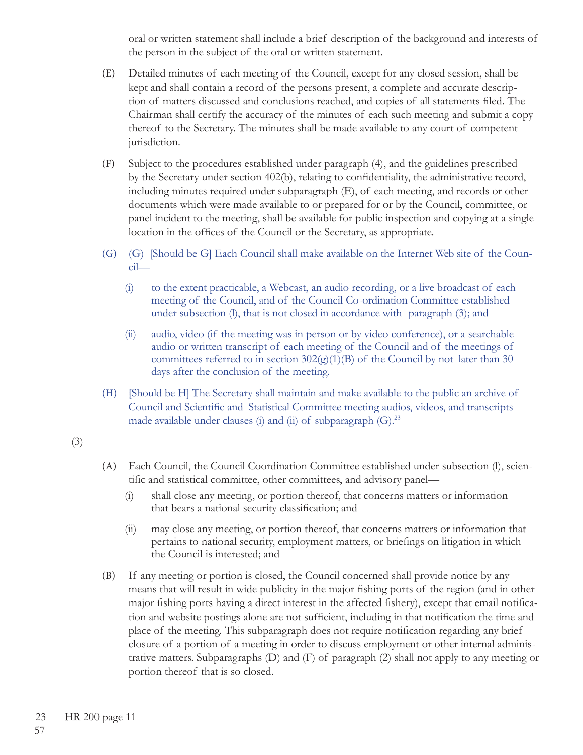oral or written statement shall include a brief description of the background and interests of the person in the subject of the oral or written statement.

(E) Detailed minutes of each meeting of the Council, except for any closed session, shall be kept and shall contain a record of the persons present, a complete and accurate description of matters discussed and conclusions reached, and copies of all statements filed. The Chairman shall certify the accuracy of the minutes of each such meeting and submit a copy thereof to the Secretary. The minutes shall be made available to any court of competent jurisdiction.

(F) Subject to the procedures established under paragraph (4), and the guidelines prescribed by the Secretary under section 402(b), relating to confidentiality, the administrative record, including minutes required under subparagraph (E), of each meeting, and records or other documents which were made available to or prepared for or by the Council, committee, or panel incident to the meeting, shall be available for public inspection and copying at a single location in the offices of the Council or the Secretary, as appropriate.

(G) (G) [Should be G] Each Council shall make available on the Internet Web site of the Council—

(i) to the extent practicable, a Webcast, an audio recording, or a live broadcast of each meeting of the Council, and of the Council Co-ordination Committee established under subsection (l), that is not closed in accordance with paragraph (3); and

(ii) audio, video (if the meeting was in person or by video conference), or a searchable audio or written transcript of each meeting of the Council and of the meetings of committees referred to in section 302(g)(1)(B) of the Council by not later than 30 days after the conclusion of the meeting.

(H) [Should be H] The Secretary shall maintain and make available to the public an archive of Council and Scientific and Statistical Committee meeting audios, videos, and transcripts made available under clauses (i) and (ii) of subparagraph (G).[23]

(3)

(A) Each Council, the Council Coordination Committee established under subsection (l), scientific and statistical committee, other committees, and advisory panel—

(i) shall close any meeting, or portion thereof, that concerns matters or information that bears a national security classification; and

(ii) may close any meeting, or portion thereof, that concerns matters or information that pertains to national security, employment matters, or briefings on litigation in which the Council is interested; and

(B) If any meeting or portion is closed, the Council concerned shall provide notice by any means that will result in wide publicity in the major fishing ports of the region (and in other major fishing ports having a direct interest in the affected fishery), except that email notification and website postings alone are not sufficient, including in that notification the time and place of the meeting. This subparagraph does not require notification regarding any brief closure of a portion of a meeting in order to discuss employment or other internal administrative matters. Subparagraphs (D) and (F) of paragraph (2) shall not apply to any meeting or portion thereof that is so closed.

23 HR 200 page 11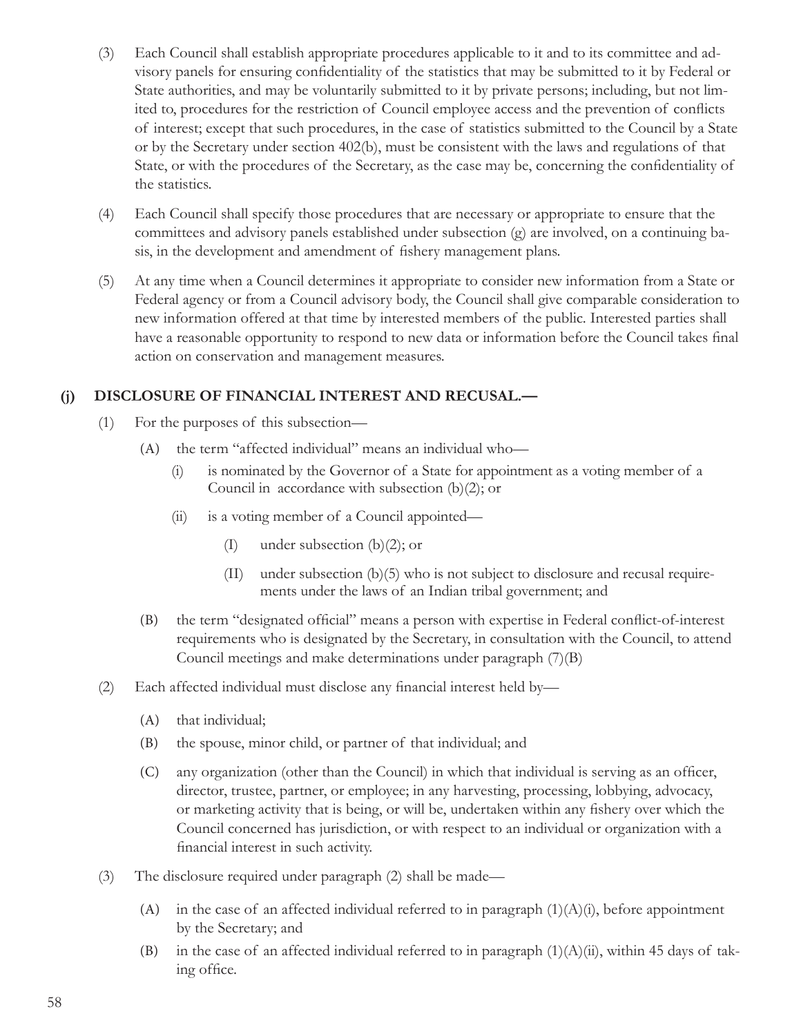(3) Each Council shall establish appropriate procedures applicable to it and to its committee and advisory panels for ensuring confidentiality of the statistics that may be submitted to it by Federal or State authorities, and may be voluntarily submitted to it by private persons; including, but not limited to, procedures for the restriction of Council employee access and the prevention of conflicts of interest; except that such procedures, in the case of statistics submitted to the Council by a State or by the Secretary under section 402(b), must be consistent with the laws and regulations of that State, or with the procedures of the Secretary, as the case may be, concerning the confidentiality of the statistics.

(4) Each Council shall specify those procedures that are necessary or appropriate to ensure that the committees and advisory panels established under subsection (g) are involved, on a continuing basis, in the development and amendment of fishery management plans.

(5) At any time when a Council determines it appropriate to consider new information from a State or Federal agency or from a Council advisory body, the Council shall give comparable consideration to new information offered at that time by interested members of the public. Interested parties shall have a reasonable opportunity to respond to new data or information before the Council takes final action on conservation and management measures.

### (j) DISCLOSURE OF FINANCIAL INTEREST AND RECUSAL.—

(1) For the purposes of this subsection—

- (A) the term "affected individual" means an individual who—
  - (i) is nominated by the Governor of a State for appointment as a voting member of a Council in accordance with subsection (b)(2); or
  - (ii) is a voting member of a Council appointed—
    - (I) under subsection (b)(2); or
    - (II) under subsection (b)(5) who is not subject to disclosure and recusal requirements under the laws of an Indian tribal government; and
- (B) the term "designated official" means a person with expertise in Federal conflict-of-interest requirements who is designated by the Secretary, in consultation with the Council, to attend Council meetings and make determinations under paragraph (7)(B)

(2) Each affected individual must disclose any financial interest held by—

- (A) that individual;
- (B) the spouse, minor child, or partner of that individual; and
- (C) any organization (other than the Council) in which that individual is serving as an officer, director, trustee, partner, or employee; in any harvesting, processing, lobbying, advocacy, or marketing activity that is being, or will be, undertaken within any fishery over which the Council concerned has jurisdiction, or with respect to an individual or organization with a financial interest in such activity.

(3) The disclosure required under paragraph (2) shall be made—

- (A) in the case of an affected individual referred to in paragraph (1)(A)(i), before appointment by the Secretary; and
- (B) in the case of an affected individual referred to in paragraph (1)(A)(ii), within 45 days of taking office.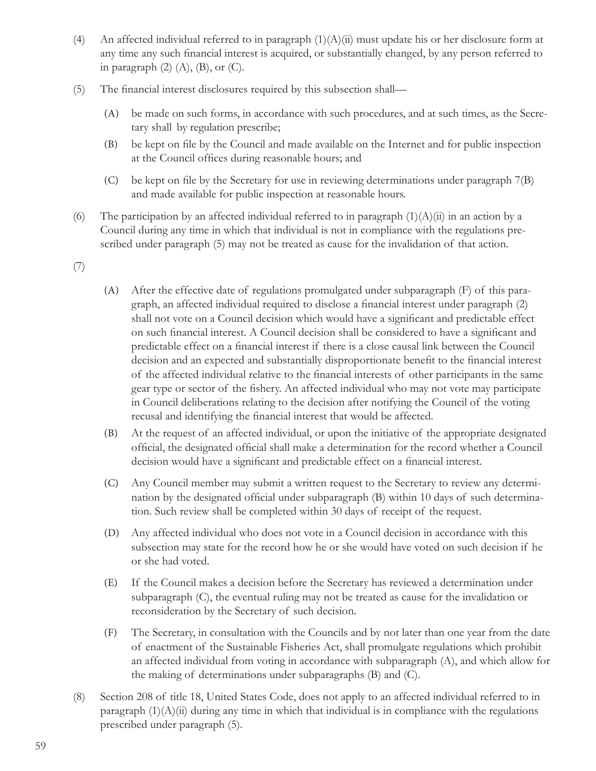(4) An affected individual referred to in paragraph (1)(A)(ii) must update his or her disclosure form at any time any such financial interest is acquired, or substantially changed, by any person referred to in paragraph (2) (A), (B), or (C).

(5) The financial interest disclosures required by this subsection shall—

  (A) be made on such forms, in accordance with such procedures, and at such times, as the Secretary shall by regulation prescribe;

  (B) be kept on file by the Council and made available on the Internet and for public inspection at the Council offices during reasonable hours; and

  (C) be kept on file by the Secretary for use in reviewing determinations under paragraph 7(B) and made available for public inspection at reasonable hours.

(6) The participation by an affected individual referred to in paragraph (1)(A)(ii) in an action by a Council during any time in which that individual is not in compliance with the regulations prescribed under paragraph (5) may not be treated as cause for the invalidation of that action.

(7)

  (A) After the effective date of regulations promulgated under subparagraph (F) of this paragraph, an affected individual required to disclose a financial interest under paragraph (2) shall not vote on a Council decision which would have a significant and predictable effect on such financial interest. A Council decision shall be considered to have a significant and predictable effect on a financial interest if there is a close causal link between the Council decision and an expected and substantially disproportionate benefit to the financial interest of the affected individual relative to the financial interests of other participants in the same gear type or sector of the fishery. An affected individual who may not vote may participate in Council deliberations relating to the decision after notifying the Council of the voting recusal and identifying the financial interest that would be affected.

  (B) At the request of an affected individual, or upon the initiative of the appropriate designated official, the designated official shall make a determination for the record whether a Council decision would have a significant and predictable effect on a financial interest.

  (C) Any Council member may submit a written request to the Secretary to review any determination by the designated official under subparagraph (B) within 10 days of such determination. Such review shall be completed within 30 days of receipt of the request.

  (D) Any affected individual who does not vote in a Council decision in accordance with this subsection may state for the record how he or she would have voted on such decision if he or she had voted.

  (E) If the Council makes a decision before the Secretary has reviewed a determination under subparagraph (C), the eventual ruling may not be treated as cause for the invalidation or reconsideration by the Secretary of such decision.

  (F) The Secretary, in consultation with the Councils and by not later than one year from the date of enactment of the Sustainable Fisheries Act, shall promulgate regulations which prohibit an affected individual from voting in accordance with subparagraph (A), and which allow for the making of determinations under subparagraphs (B) and (C).

(8) Section 208 of title 18, United States Code, does not apply to an affected individual referred to in paragraph (1)(A)(ii) during any time in which that individual is in compliance with the regulations prescribed under paragraph (5).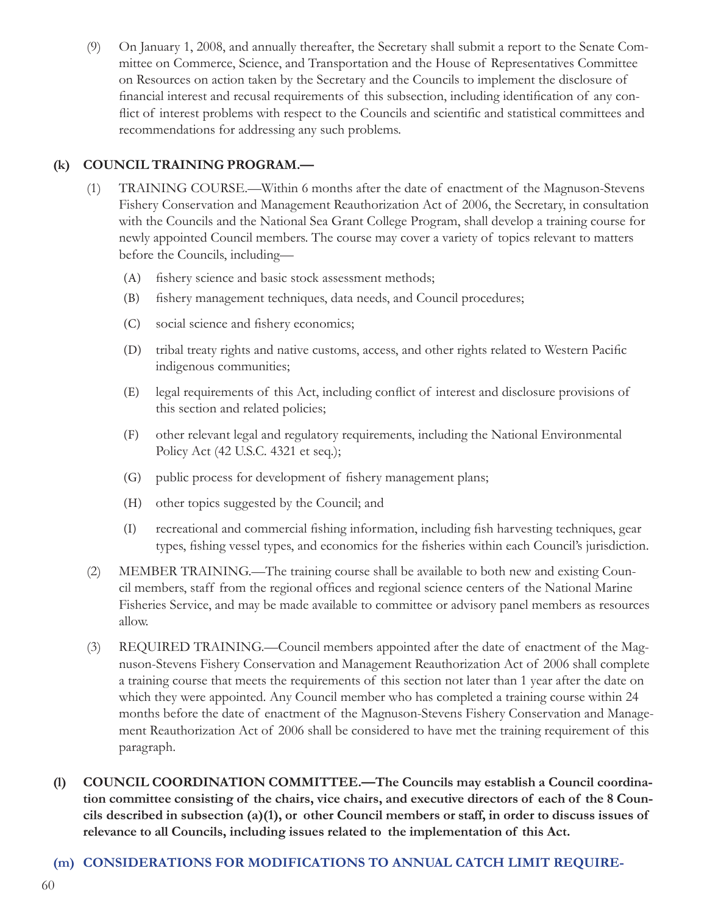(9) On January 1, 2008, and annually thereafter, the Secretary shall submit a report to the Senate Committee on Commerce, Science, and Transportation and the House of Representatives Committee on Resources on action taken by the Secretary and the Councils to implement the disclosure of financial interest and recusal requirements of this subsection, including identification of any conflict of interest problems with respect to the Councils and scientific and statistical committees and recommendations for addressing any such problems.

**(k) COUNCIL TRAINING PROGRAM.—**

(1) TRAINING COURSE.—Within 6 months after the date of enactment of the Magnuson-Stevens Fishery Conservation and Management Reauthorization Act of 2006, the Secretary, in consultation with the Councils and the National Sea Grant College Program, shall develop a training course for newly appointed Council members. The course may cover a variety of topics relevant to matters before the Councils, including—

  (A) fishery science and basic stock assessment methods;

  (B) fishery management techniques, data needs, and Council procedures;

  (C) social science and fishery economics;

  (D) tribal treaty rights and native customs, access, and other rights related to Western Pacific indigenous communities;

  (E) legal requirements of this Act, including conflict of interest and disclosure provisions of this section and related policies;

  (F) other relevant legal and regulatory requirements, including the National Environmental Policy Act (42 U.S.C. 4321 et seq.);

  (G) public process for development of fishery management plans;

  (H) other topics suggested by the Council; and

  (I) recreational and commercial fishing information, including fish harvesting techniques, gear types, fishing vessel types, and economics for the fisheries within each Council's jurisdiction.

(2) MEMBER TRAINING.—The training course shall be available to both new and existing Council members, staff from the regional offices and regional science centers of the National Marine Fisheries Service, and may be made available to committee or advisory panel members as resources allow.

(3) REQUIRED TRAINING.—Council members appointed after the date of enactment of the Magnuson-Stevens Fishery Conservation and Management Reauthorization Act of 2006 shall complete a training course that meets the requirements of this section not later than 1 year after the date on which they were appointed. Any Council member who has completed a training course within 24 months before the date of enactment of the Magnuson-Stevens Fishery Conservation and Management Reauthorization Act of 2006 shall be considered to have met the training requirement of this paragraph.

**(l) COUNCIL COORDINATION COMMITTEE.—The Councils may establish a Council coordination committee consisting of the chairs, vice chairs, and executive directors of each of the 8 Councils described in subsection (a)(1), or other Council members or staff, in order to discuss issues of relevance to all Councils, including issues related to the implementation of this Act.**

**(m) CONSIDERATIONS FOR MODIFICATIONS TO ANNUAL CATCH LIMIT REQUIRE-**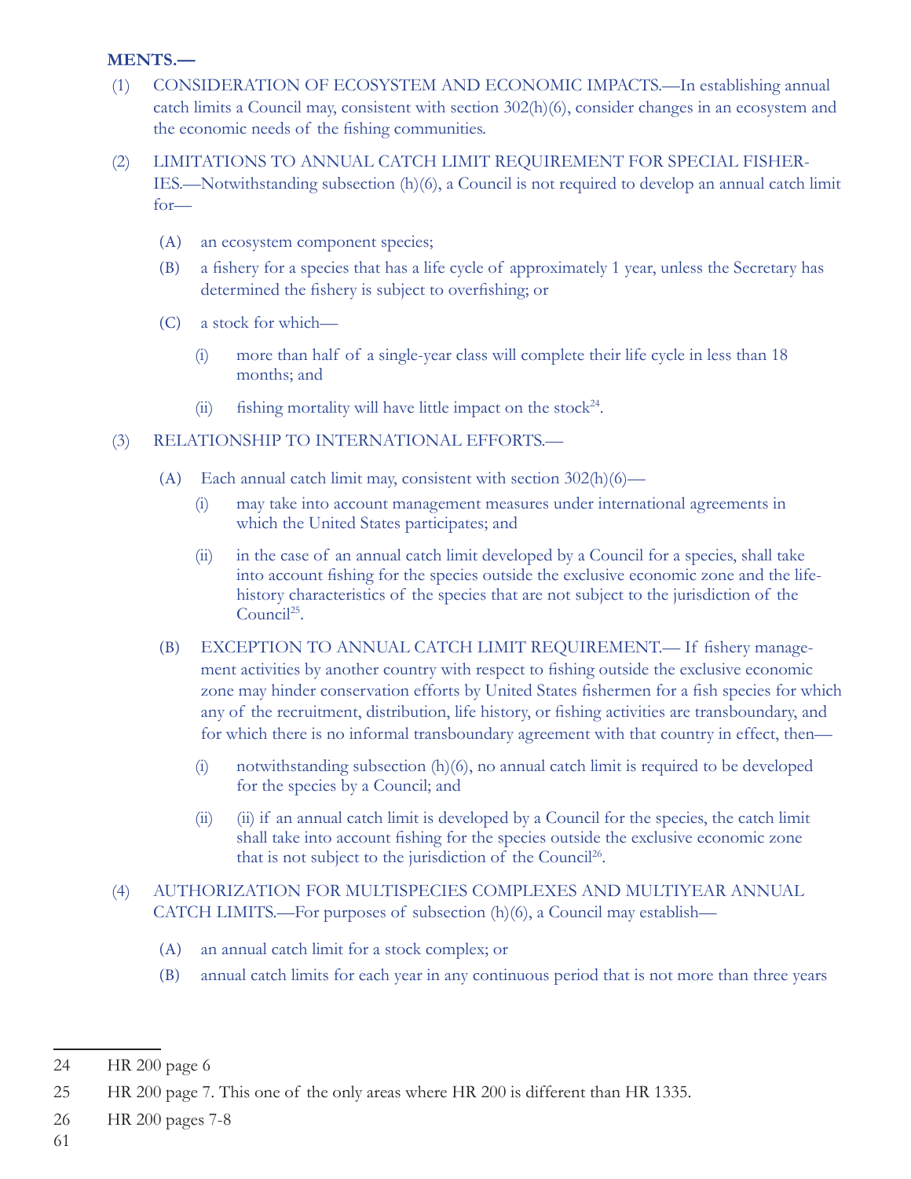**MENTS.—**

(1) CONSIDERATION OF ECOSYSTEM AND ECONOMIC IMPACTS.—In establishing annual catch limits a Council may, consistent with section 302(h)(6), consider changes in an ecosystem and the economic needs of the fishing communities.

(2) LIMITATIONS TO ANNUAL CATCH LIMIT REQUIREMENT FOR SPECIAL FISHERIES.—Notwithstanding subsection (h)(6), a Council is not required to develop an annual catch limit for—

- (A) an ecosystem component species;
- (B) a fishery for a species that has a life cycle of approximately 1 year, unless the Secretary has determined the fishery is subject to overfishing; or
- (C) a stock for which—
  - (i) more than half of a single-year class will complete their life cycle in less than 18 months; and
  - (ii) fishing mortality will have little impact on the stock[24].

(3) RELATIONSHIP TO INTERNATIONAL EFFORTS.—

- (A) Each annual catch limit may, consistent with section 302(h)(6)—
  - (i) may take into account management measures under international agreements in which the United States participates; and
  - (ii) in the case of an annual catch limit developed by a Council for a species, shall take into account fishing for the species outside the exclusive economic zone and the life-history characteristics of the species that are not subject to the jurisdiction of the Council[25].
- (B) EXCEPTION TO ANNUAL CATCH LIMIT REQUIREMENT.— If fishery management activities by another country with respect to fishing outside the exclusive economic zone may hinder conservation efforts by United States fishermen for a fish species for which any of the recruitment, distribution, life history, or fishing activities are transboundary, and for which there is no informal transboundary agreement with that country in effect, then—
  - (i) notwithstanding subsection (h)(6), no annual catch limit is required to be developed for the species by a Council; and
  - (ii) (ii) if an annual catch limit is developed by a Council for the species, the catch limit shall take into account fishing for the species outside the exclusive economic zone that is not subject to the jurisdiction of the Council[26].

(4) AUTHORIZATION FOR MULTISPECIES COMPLEXES AND MULTIYEAR ANNUAL CATCH LIMITS.—For purposes of subsection (h)(6), a Council may establish—

- (A) an annual catch limit for a stock complex; or
- (B) annual catch limits for each year in any continuous period that is not more than three years

---

24 HR 200 page 6

25 HR 200 page 7. This one of the only areas where HR 200 is different than HR 1335.

26 HR 200 pages 7-8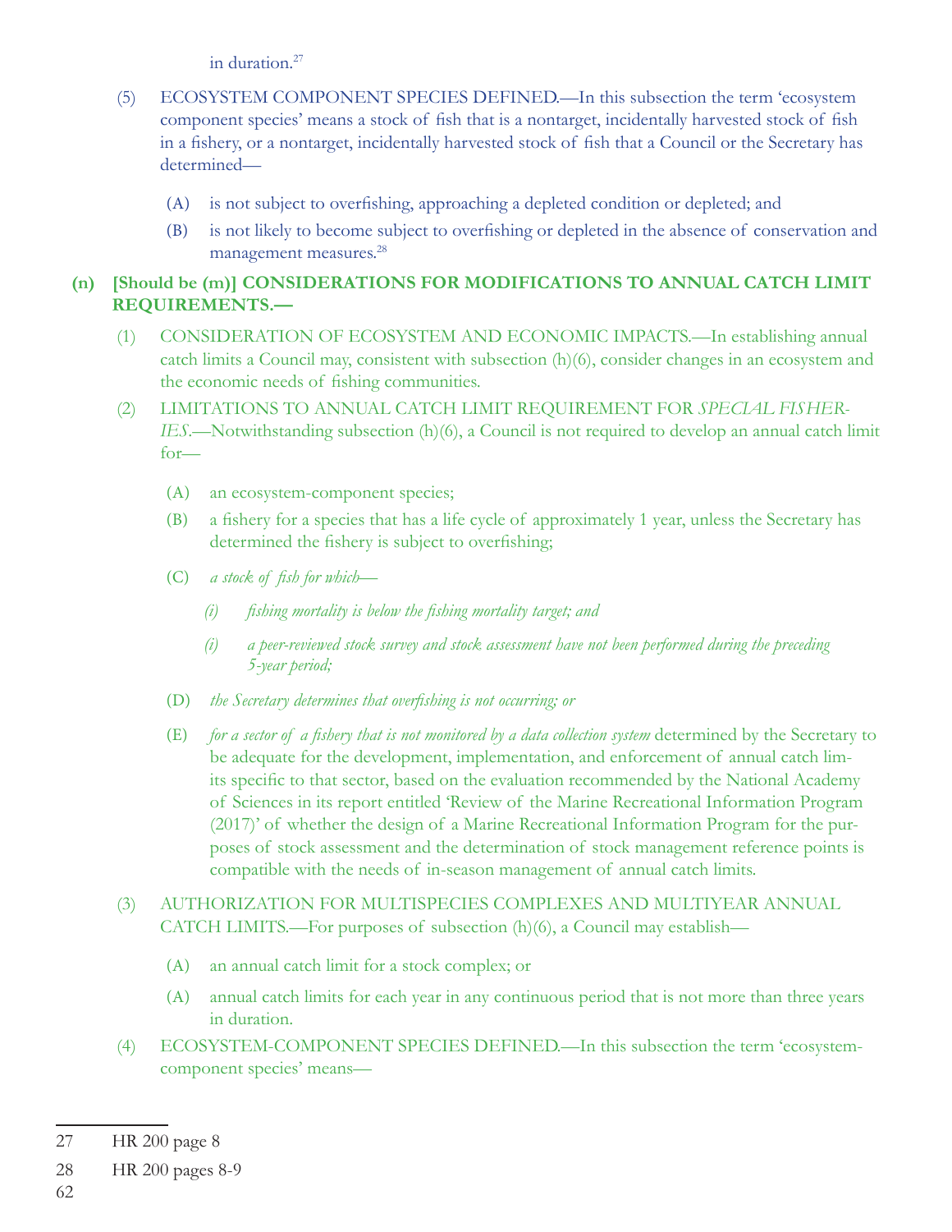in duration.[27]

(5) ECOSYSTEM COMPONENT SPECIES DEFINED.—In this subsection the term 'ecosystem component species' means a stock of fish that is a nontarget, incidentally harvested stock of fish in a fishery, or a nontarget, incidentally harvested stock of fish that a Council or the Secretary has determined—

(A) is not subject to overfishing, approaching a depleted condition or depleted; and

(B) is not likely to become subject to overfishing or depleted in the absence of conservation and management measures.[28]

**(n) [Should be (m)] CONSIDERATIONS FOR MODIFICATIONS TO ANNUAL CATCH LIMIT REQUIREMENTS.—**

(1) CONSIDERATION OF ECOSYSTEM AND ECONOMIC IMPACTS.—In establishing annual catch limits a Council may, consistent with subsection (h)(6), consider changes in an ecosystem and the economic needs of fishing communities.

(2) LIMITATIONS TO ANNUAL CATCH LIMIT REQUIREMENT FOR *SPECIAL FISHERIES*.—Notwithstanding subsection (h)(6), a Council is not required to develop an annual catch limit for—

(A) an ecosystem-component species;

(B) a fishery for a species that has a life cycle of approximately 1 year, unless the Secretary has determined the fishery is subject to overfishing;

(C) *a stock of fish for which—*

*(i) fishing mortality is below the fishing mortality target; and*

*(i) a peer-reviewed stock survey and stock assessment have not been performed during the preceding 5-year period;*

(D) *the Secretary determines that overfishing is not occurring; or*

(E) *for a sector of a fishery that is not monitored by a data collection system* determined by the Secretary to be adequate for the development, implementation, and enforcement of annual catch limits specific to that sector, based on the evaluation recommended by the National Academy of Sciences in its report entitled 'Review of the Marine Recreational Information Program (2017)' of whether the design of a Marine Recreational Information Program for the purposes of stock assessment and the determination of stock management reference points is compatible with the needs of in-season management of annual catch limits.

(3) AUTHORIZATION FOR MULTISPECIES COMPLEXES AND MULTIYEAR ANNUAL CATCH LIMITS.—For purposes of subsection (h)(6), a Council may establish—

(A) an annual catch limit for a stock complex; or

(A) annual catch limits for each year in any continuous period that is not more than three years in duration.

(4) ECOSYSTEM-COMPONENT SPECIES DEFINED.—In this subsection the term 'ecosystem-component species' means—

---

27 HR 200 page 8

28 HR 200 pages 8-9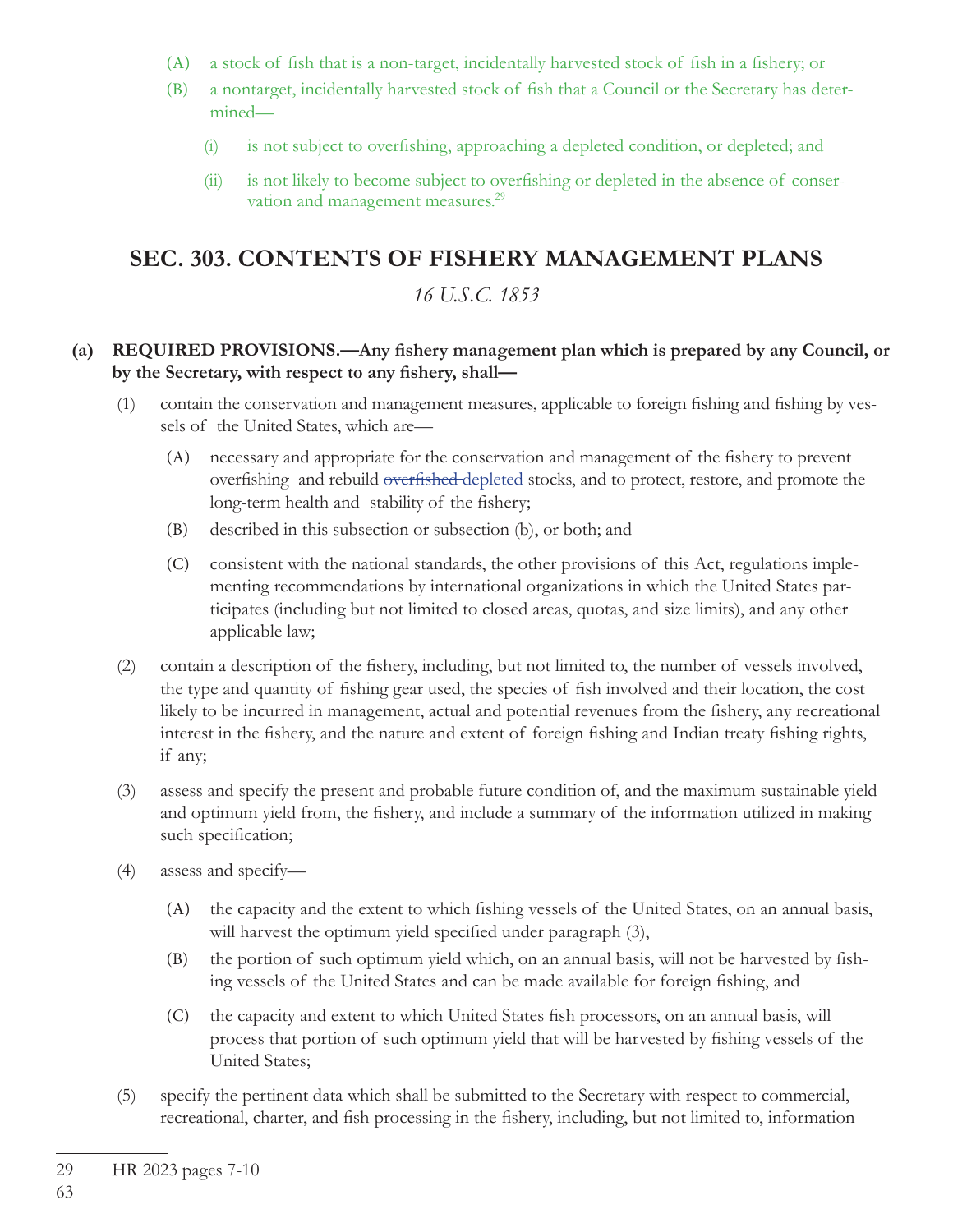(A) a stock of fish that is a non-target, incidentally harvested stock of fish in a fishery; or

(B) a nontarget, incidentally harvested stock of fish that a Council or the Secretary has determined—

(i) is not subject to overfishing, approaching a depleted condition, or depleted; and

(ii) is not likely to become subject to overfishing or depleted in the absence of conservation and management measures.[29]

## SEC. 303. CONTENTS OF FISHERY MANAGEMENT PLANS

*16 U.S.C. 1853*

**(a) REQUIRED PROVISIONS.—Any fishery management plan which is prepared by any Council, or by the Secretary, with respect to any fishery, shall—**

(1) contain the conservation and management measures, applicable to foreign fishing and fishing by vessels of the United States, which are—

(A) necessary and appropriate for the conservation and management of the fishery to prevent overfishing and rebuild ~~overfished~~ depleted stocks, and to protect, restore, and promote the long-term health and stability of the fishery;

(B) described in this subsection or subsection (b), or both; and

(C) consistent with the national standards, the other provisions of this Act, regulations implementing recommendations by international organizations in which the United States participates (including but not limited to closed areas, quotas, and size limits), and any other applicable law;

(2) contain a description of the fishery, including, but not limited to, the number of vessels involved, the type and quantity of fishing gear used, the species of fish involved and their location, the cost likely to be incurred in management, actual and potential revenues from the fishery, any recreational interest in the fishery, and the nature and extent of foreign fishing and Indian treaty fishing rights, if any;

(3) assess and specify the present and probable future condition of, and the maximum sustainable yield and optimum yield from, the fishery, and include a summary of the information utilized in making such specification;

(4) assess and specify—

(A) the capacity and the extent to which fishing vessels of the United States, on an annual basis, will harvest the optimum yield specified under paragraph (3),

(B) the portion of such optimum yield which, on an annual basis, will not be harvested by fishing vessels of the United States and can be made available for foreign fishing, and

(C) the capacity and extent to which United States fish processors, on an annual basis, will process that portion of such optimum yield that will be harvested by fishing vessels of the United States;

(5) specify the pertinent data which shall be submitted to the Secretary with respect to commercial, recreational, charter, and fish processing in the fishery, including, but not limited to, information

---

29 HR 2023 pages 7-10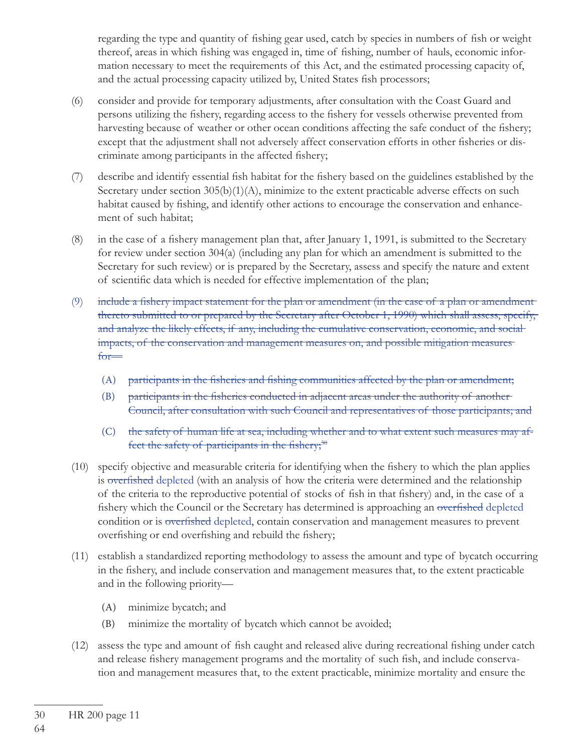regarding the type and quantity of fishing gear used, catch by species in numbers of fish or weight thereof, areas in which fishing was engaged in, time of fishing, number of hauls, economic information necessary to meet the requirements of this Act, and the estimated processing capacity of, and the actual processing capacity utilized by, United States fish processors;

(6) consider and provide for temporary adjustments, after consultation with the Coast Guard and persons utilizing the fishery, regarding access to the fishery for vessels otherwise prevented from harvesting because of weather or other ocean conditions affecting the safe conduct of the fishery; except that the adjustment shall not adversely affect conservation efforts in other fisheries or discriminate among participants in the affected fishery;

(7) describe and identify essential fish habitat for the fishery based on the guidelines established by the Secretary under section 305(b)(1)(A), minimize to the extent practicable adverse effects on such habitat caused by fishing, and identify other actions to encourage the conservation and enhancement of such habitat;

(8) in the case of a fishery management plan that, after January 1, 1991, is submitted to the Secretary for review under section 304(a) (including any plan for which an amendment is submitted to the Secretary for such review) or is prepared by the Secretary, assess and specify the nature and extent of scientific data which is needed for effective implementation of the plan;

(9) ~~include a fishery impact statement for the plan or amendment (in the case of a plan or amendment thereto submitted to or prepared by the Secretary after October 1, 1990) which shall assess, specify, and analyze the likely effects, if any, including the cumulative conservation, economic, and social impacts, of the conservation and management measures on, and possible mitigation measures for—~~

  (A) ~~participants in the fisheries and fishing communities affected by the plan or amendment;~~
  
  (B) ~~participants in the fisheries conducted in adjacent areas under the authority of another Council, after consultation with such Council and representatives of those participants; and~~
  
  (C) ~~the safety of human life at sea, including whether and to what extent such measures may affect the safety of participants in the fishery;~~[30]

(10) specify objective and measurable criteria for identifying when the fishery to which the plan applies is ~~overfished~~ depleted (with an analysis of how the criteria were determined and the relationship of the criteria to the reproductive potential of stocks of fish in that fishery) and, in the case of a fishery which the Council or the Secretary has determined is approaching an ~~overfished~~ depleted condition or is ~~overfished~~ depleted, contain conservation and management measures to prevent overfishing or end overfishing and rebuild the fishery;

(11) establish a standardized reporting methodology to assess the amount and type of bycatch occurring in the fishery, and include conservation and management measures that, to the extent practicable and in the following priority—

  (A) minimize bycatch; and
  
  (B) minimize the mortality of bycatch which cannot be avoided;

(12) assess the type and amount of fish caught and released alive during recreational fishing under catch and release fishery management programs and the mortality of such fish, and include conservation and management measures that, to the extent practicable, minimize mortality and ensure the

---

30 HR 200 page 11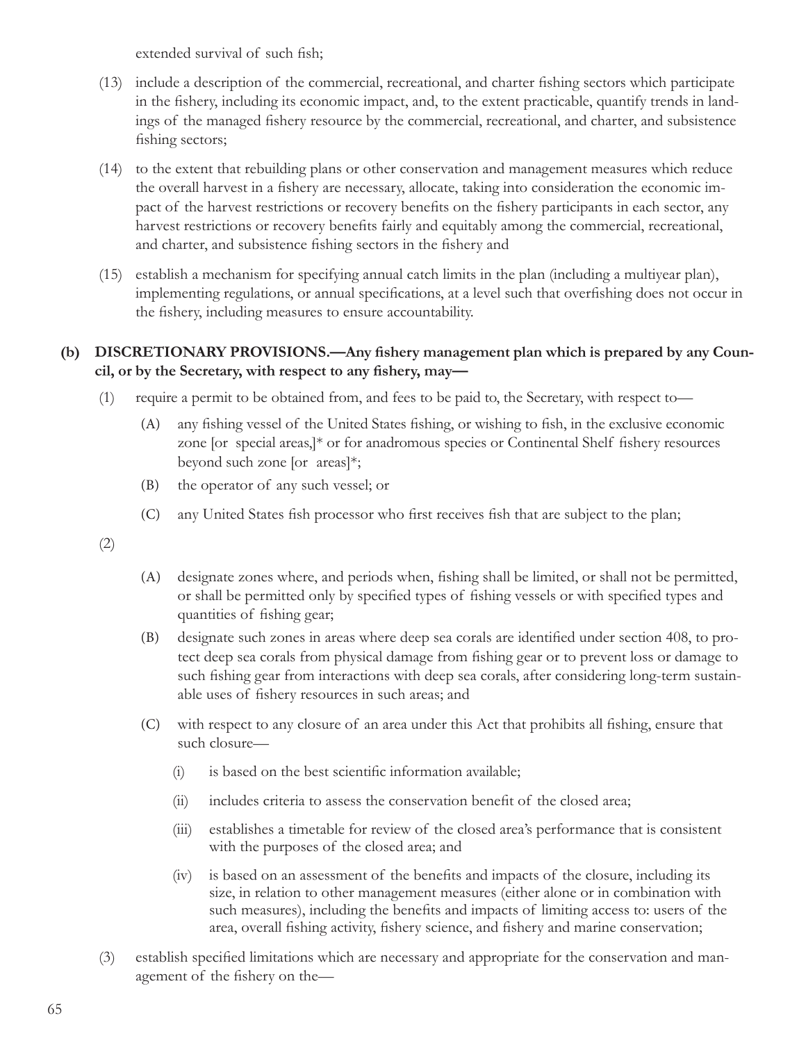extended survival of such fish;

(13) include a description of the commercial, recreational, and charter fishing sectors which participate in the fishery, including its economic impact, and, to the extent practicable, quantify trends in landings of the managed fishery resource by the commercial, recreational, and charter, and subsistence fishing sectors;

(14) to the extent that rebuilding plans or other conservation and management measures which reduce the overall harvest in a fishery are necessary, allocate, taking into consideration the economic impact of the harvest restrictions or recovery benefits on the fishery participants in each sector, any harvest restrictions or recovery benefits fairly and equitably among the commercial, recreational, and charter, and subsistence fishing sectors in the fishery and

(15) establish a mechanism for specifying annual catch limits in the plan (including a multiyear plan), implementing regulations, or annual specifications, at a level such that overfishing does not occur in the fishery, including measures to ensure accountability.

**(b) DISCRETIONARY PROVISIONS.—Any fishery management plan which is prepared by any Council, or by the Secretary, with respect to any fishery, may—**

(1) require a permit to be obtained from, and fees to be paid to, the Secretary, with respect to—

(A) any fishing vessel of the United States fishing, or wishing to fish, in the exclusive economic zone [or special areas,]* or for anadromous species or Continental Shelf fishery resources beyond such zone [or areas]*;

(B) the operator of any such vessel; or

(C) any United States fish processor who first receives fish that are subject to the plan;

(2)

(A) designate zones where, and periods when, fishing shall be limited, or shall not be permitted, or shall be permitted only by specified types of fishing vessels or with specified types and quantities of fishing gear;

(B) designate such zones in areas where deep sea corals are identified under section 408, to protect deep sea corals from physical damage from fishing gear or to prevent loss or damage to such fishing gear from interactions with deep sea corals, after considering long-term sustainable uses of fishery resources in such areas; and

(C) with respect to any closure of an area under this Act that prohibits all fishing, ensure that such closure—

(i) is based on the best scientific information available;

(ii) includes criteria to assess the conservation benefit of the closed area;

(iii) establishes a timetable for review of the closed area's performance that is consistent with the purposes of the closed area; and

(iv) is based on an assessment of the benefits and impacts of the closure, including its size, in relation to other management measures (either alone or in combination with such measures), including the benefits and impacts of limiting access to: users of the area, overall fishing activity, fishery science, and fishery and marine conservation;

(3) establish specified limitations which are necessary and appropriate for the conservation and management of the fishery on the—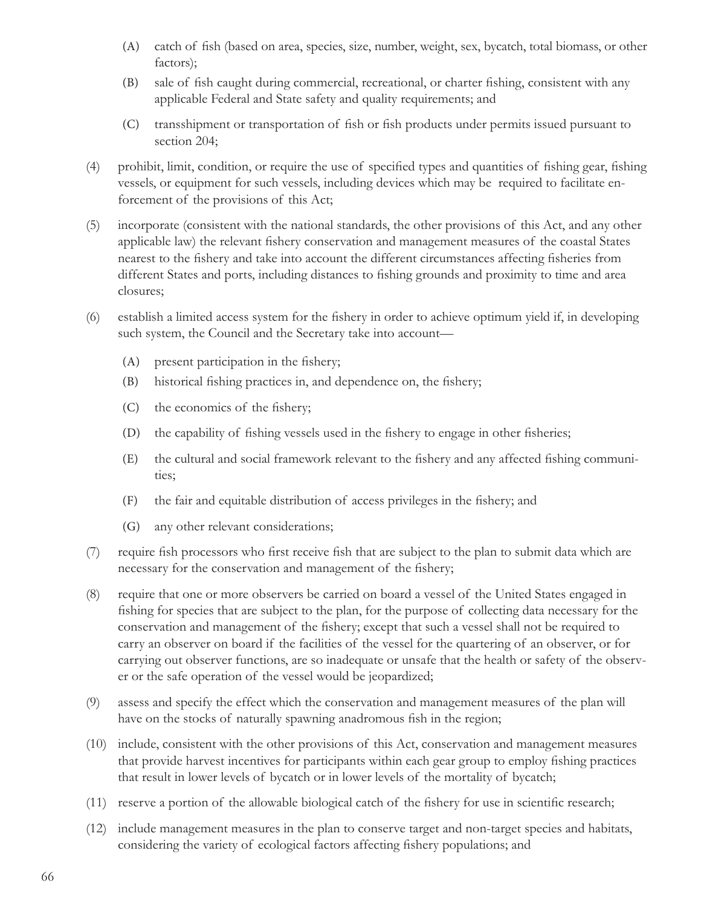(A) catch of fish (based on area, species, size, number, weight, sex, bycatch, total biomass, or other factors);

(B) sale of fish caught during commercial, recreational, or charter fishing, consistent with any applicable Federal and State safety and quality requirements; and

(C) transshipment or transportation of fish or fish products under permits issued pursuant to section 204;

(4) prohibit, limit, condition, or require the use of specified types and quantities of fishing gear, fishing vessels, or equipment for such vessels, including devices which may be required to facilitate enforcement of the provisions of this Act;

(5) incorporate (consistent with the national standards, the other provisions of this Act, and any other applicable law) the relevant fishery conservation and management measures of the coastal States nearest to the fishery and take into account the different circumstances affecting fisheries from different States and ports, including distances to fishing grounds and proximity to time and area closures;

(6) establish a limited access system for the fishery in order to achieve optimum yield if, in developing such system, the Council and the Secretary take into account—

(A) present participation in the fishery;

(B) historical fishing practices in, and dependence on, the fishery;

(C) the economics of the fishery;

(D) the capability of fishing vessels used in the fishery to engage in other fisheries;

(E) the cultural and social framework relevant to the fishery and any affected fishing communities;

(F) the fair and equitable distribution of access privileges in the fishery; and

(G) any other relevant considerations;

(7) require fish processors who first receive fish that are subject to the plan to submit data which are necessary for the conservation and management of the fishery;

(8) require that one or more observers be carried on board a vessel of the United States engaged in fishing for species that are subject to the plan, for the purpose of collecting data necessary for the conservation and management of the fishery; except that such a vessel shall not be required to carry an observer on board if the facilities of the vessel for the quartering of an observer, or for carrying out observer functions, are so inadequate or unsafe that the health or safety of the observer or the safe operation of the vessel would be jeopardized;

(9) assess and specify the effect which the conservation and management measures of the plan will have on the stocks of naturally spawning anadromous fish in the region;

(10) include, consistent with the other provisions of this Act, conservation and management measures that provide harvest incentives for participants within each gear group to employ fishing practices that result in lower levels of bycatch or in lower levels of the mortality of bycatch;

(11) reserve a portion of the allowable biological catch of the fishery for use in scientific research;

(12) include management measures in the plan to conserve target and non-target species and habitats, considering the variety of ecological factors affecting fishery populations; and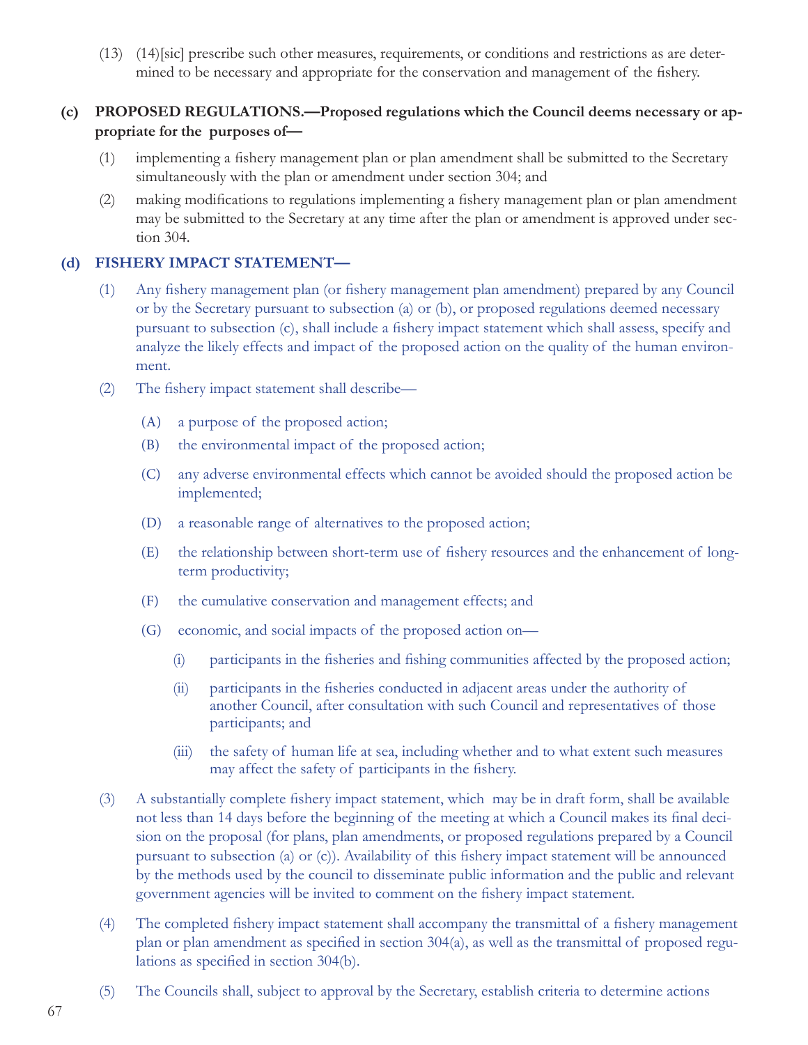(13) (14)[sic] prescribe such other measures, requirements, or conditions and restrictions as are determined to be necessary and appropriate for the conservation and management of the fishery.

**(c) PROPOSED REGULATIONS.—Proposed regulations which the Council deems necessary or appropriate for the purposes of—**

(1) implementing a fishery management plan or plan amendment shall be submitted to the Secretary simultaneously with the plan or amendment under section 304; and

(2) making modifications to regulations implementing a fishery management plan or plan amendment may be submitted to the Secretary at any time after the plan or amendment is approved under section 304.

**(d) FISHERY IMPACT STATEMENT—**

(1) Any fishery management plan (or fishery management plan amendment) prepared by any Council or by the Secretary pursuant to subsection (a) or (b), or proposed regulations deemed necessary pursuant to subsection (c), shall include a fishery impact statement which shall assess, specify and analyze the likely effects and impact of the proposed action on the quality of the human environment.

(2) The fishery impact statement shall describe—

- (A) a purpose of the proposed action;
- (B) the environmental impact of the proposed action;
- (C) any adverse environmental effects which cannot be avoided should the proposed action be implemented;
- (D) a reasonable range of alternatives to the proposed action;
- (E) the relationship between short-term use of fishery resources and the enhancement of long-term productivity;
- (F) the cumulative conservation and management effects; and
- (G) economic, and social impacts of the proposed action on—
  - (i) participants in the fisheries and fishing communities affected by the proposed action;
  - (ii) participants in the fisheries conducted in adjacent areas under the authority of another Council, after consultation with such Council and representatives of those participants; and
  - (iii) the safety of human life at sea, including whether and to what extent such measures may affect the safety of participants in the fishery.

(3) A substantially complete fishery impact statement, which may be in draft form, shall be available not less than 14 days before the beginning of the meeting at which a Council makes its final decision on the proposal (for plans, plan amendments, or proposed regulations prepared by a Council pursuant to subsection (a) or (c)). Availability of this fishery impact statement will be announced by the methods used by the council to disseminate public information and the public and relevant government agencies will be invited to comment on the fishery impact statement.

(4) The completed fishery impact statement shall accompany the transmittal of a fishery management plan or plan amendment as specified in section 304(a), as well as the transmittal of proposed regulations as specified in section 304(b).

(5) The Councils shall, subject to approval by the Secretary, establish criteria to determine actions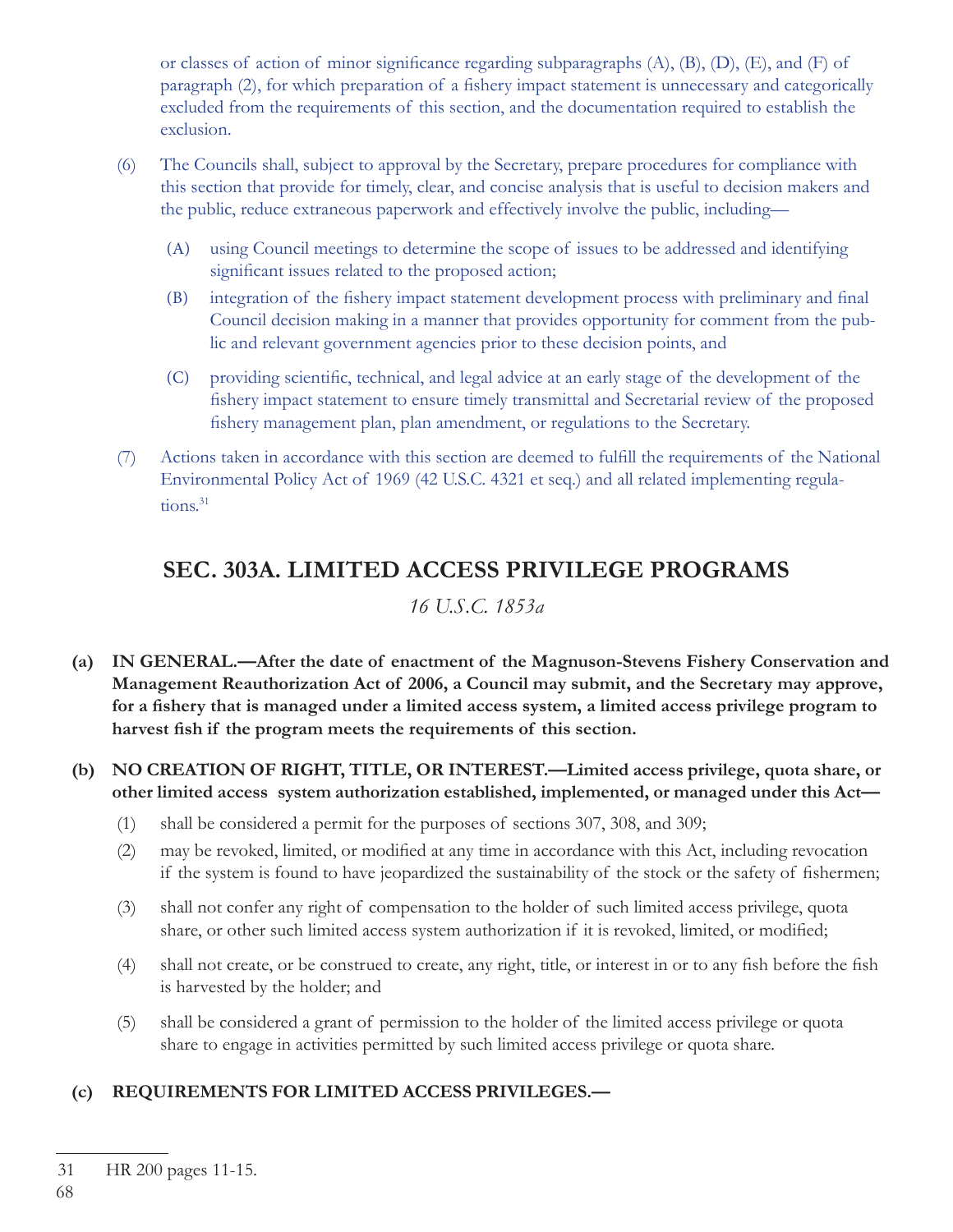or classes of action of minor significance regarding subparagraphs (A), (B), (D), (E), and (F) of paragraph (2), for which preparation of a fishery impact statement is unnecessary and categorically excluded from the requirements of this section, and the documentation required to establish the exclusion.

(6) The Councils shall, subject to approval by the Secretary, prepare procedures for compliance with this section that provide for timely, clear, and concise analysis that is useful to decision makers and the public, reduce extraneous paperwork and effectively involve the public, including—

- (A) using Council meetings to determine the scope of issues to be addressed and identifying significant issues related to the proposed action;
- (B) integration of the fishery impact statement development process with preliminary and final Council decision making in a manner that provides opportunity for comment from the public and relevant government agencies prior to these decision points, and
- (C) providing scientific, technical, and legal advice at an early stage of the development of the fishery impact statement to ensure timely transmittal and Secretarial review of the proposed fishery management plan, plan amendment, or regulations to the Secretary.

(7) Actions taken in accordance with this section are deemed to fulfill the requirements of the National Environmental Policy Act of 1969 (42 U.S.C. 4321 et seq.) and all related implementing regulations.[31]

## SEC. 303A. LIMITED ACCESS PRIVILEGE PROGRAMS

*16 U.S.C. 1853a*

**(a) IN GENERAL.—After the date of enactment of the Magnuson-Stevens Fishery Conservation and Management Reauthorization Act of 2006, a Council may submit, and the Secretary may approve, for a fishery that is managed under a limited access system, a limited access privilege program to harvest fish if the program meets the requirements of this section.**

**(b) NO CREATION OF RIGHT, TITLE, OR INTEREST.—Limited access privilege, quota share, or other limited access system authorization established, implemented, or managed under this Act—**

- (1) shall be considered a permit for the purposes of sections 307, 308, and 309;
- (2) may be revoked, limited, or modified at any time in accordance with this Act, including revocation if the system is found to have jeopardized the sustainability of the stock or the safety of fishermen;
- (3) shall not confer any right of compensation to the holder of such limited access privilege, quota share, or other such limited access system authorization if it is revoked, limited, or modified;
- (4) shall not create, or be construed to create, any right, title, or interest in or to any fish before the fish is harvested by the holder; and
- (5) shall be considered a grant of permission to the holder of the limited access privilege or quota share to engage in activities permitted by such limited access privilege or quota share.

**(c) REQUIREMENTS FOR LIMITED ACCESS PRIVILEGES.—**

31 HR 200 pages 11-15.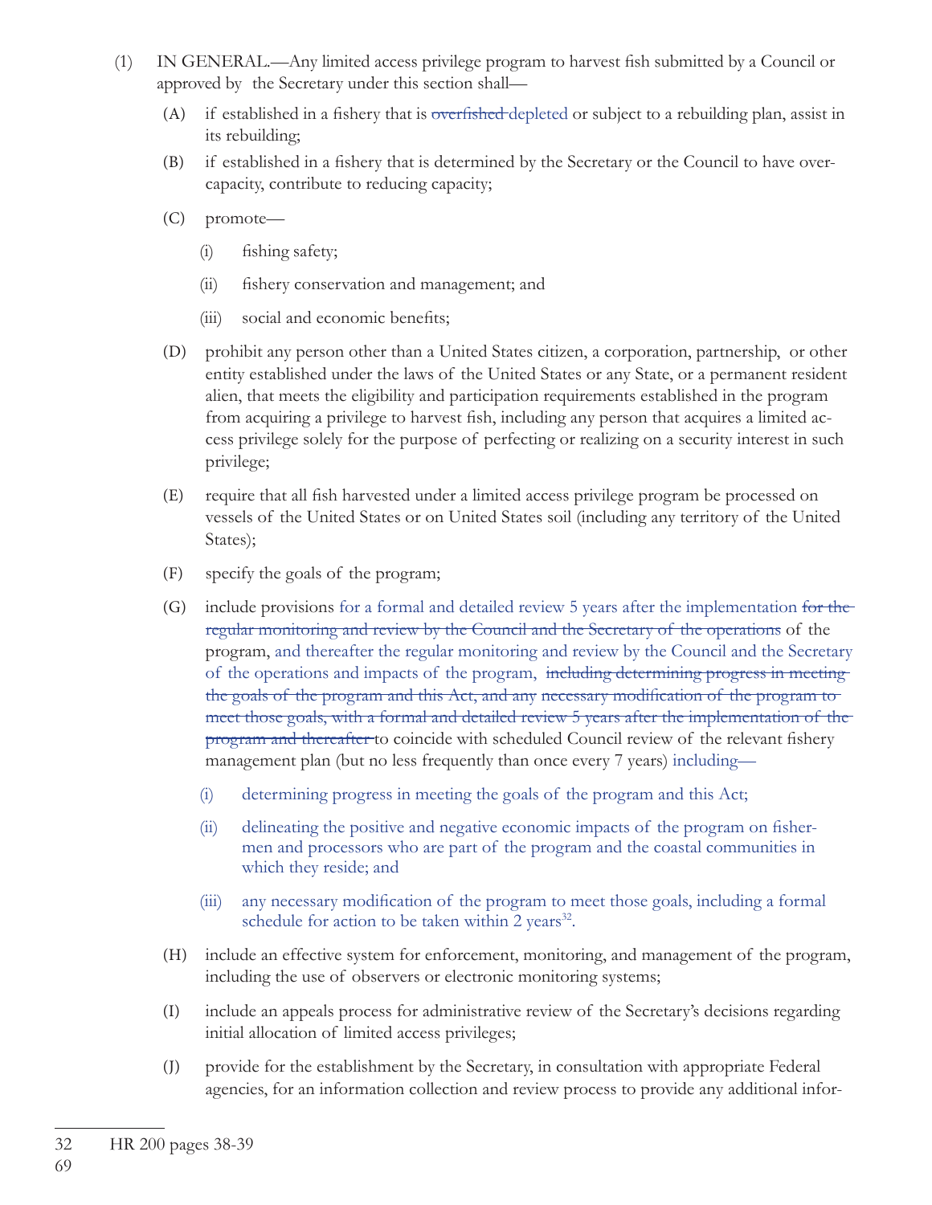(1) IN GENERAL.—Any limited access privilege program to harvest fish submitted by a Council or approved by the Secretary under this section shall—

(A) if established in a fishery that is ~~overfished~~ depleted or subject to a rebuilding plan, assist in its rebuilding;

(B) if established in a fishery that is determined by the Secretary or the Council to have over-capacity, contribute to reducing capacity;

(C) promote—

(i) fishing safety;

(ii) fishery conservation and management; and

(iii) social and economic benefits;

(D) prohibit any person other than a United States citizen, a corporation, partnership, or other entity established under the laws of the United States or any State, or a permanent resident alien, that meets the eligibility and participation requirements established in the program from acquiring a privilege to harvest fish, including any person that acquires a limited access privilege solely for the purpose of perfecting or realizing on a security interest in such privilege;

(E) require that all fish harvested under a limited access privilege program be processed on vessels of the United States or on United States soil (including any territory of the United States);

(F) specify the goals of the program;

(G) include provisions for a formal and detailed review 5 years after the implementation ~~for the regular monitoring and review by the Council and the Secretary of the operations~~ of the program, and thereafter the regular monitoring and review by the Council and the Secretary of the operations and impacts of the program, ~~including determining progress in meeting the goals of the program and this Act, and any necessary modification of the program to meet those goals, with a formal and detailed review 5 years after the implementation of the program and thereafter~~ to coincide with scheduled Council review of the relevant fishery management plan (but no less frequently than once every 7 years) including—

(i) determining progress in meeting the goals of the program and this Act;

(ii) delineating the positive and negative economic impacts of the program on fishermen and processors who are part of the program and the coastal communities in which they reside; and

(iii) any necessary modification of the program to meet those goals, including a formal schedule for action to be taken within 2 years[32].

(H) include an effective system for enforcement, monitoring, and management of the program, including the use of observers or electronic monitoring systems;

(I) include an appeals process for administrative review of the Secretary's decisions regarding initial allocation of limited access privileges;

(J) provide for the establishment by the Secretary, in consultation with appropriate Federal agencies, for an information collection and review process to provide any additional infor-

---

32 HR 200 pages 38-39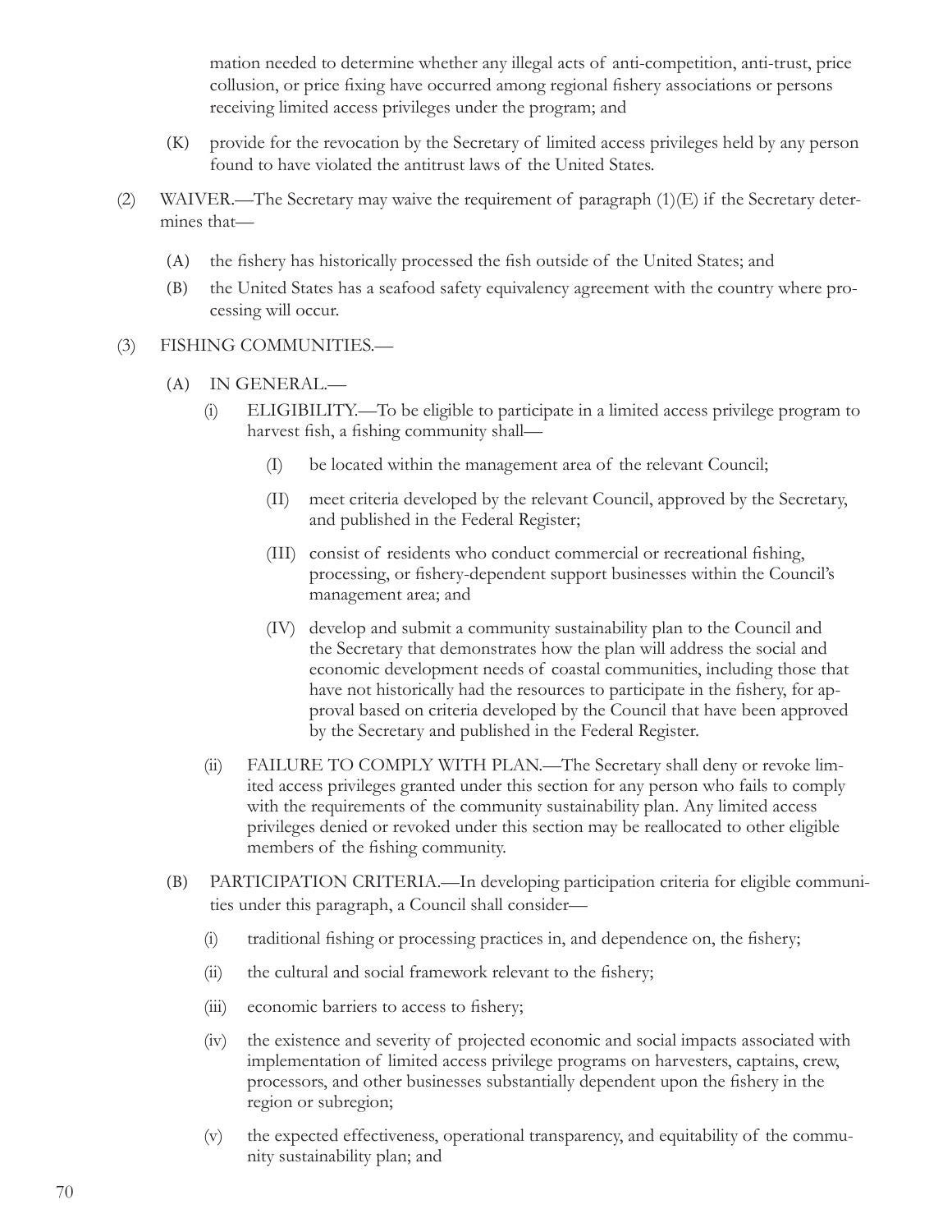mation needed to determine whether any illegal acts of anti-competition, anti-trust, price collusion, or price fixing have occurred among regional fishery associations or persons receiving limited access privileges under the program; and

(K) provide for the revocation by the Secretary of limited access privileges held by any person found to have violated the antitrust laws of the United States.

(2) WAIVER.—The Secretary may waive the requirement of paragraph (1)(E) if the Secretary determines that—

(A) the fishery has historically processed the fish outside of the United States; and

(B) the United States has a seafood safety equivalency agreement with the country where processing will occur.

(3) FISHING COMMUNITIES.—

(A) IN GENERAL.—

(i) ELIGIBILITY.—To be eligible to participate in a limited access privilege program to harvest fish, a fishing community shall—

(I) be located within the management area of the relevant Council;

(II) meet criteria developed by the relevant Council, approved by the Secretary, and published in the Federal Register;

(III) consist of residents who conduct commercial or recreational fishing, processing, or fishery-dependent support businesses within the Council's management area; and

(IV) develop and submit a community sustainability plan to the Council and the Secretary that demonstrates how the plan will address the social and economic development needs of coastal communities, including those that have not historically had the resources to participate in the fishery, for approval based on criteria developed by the Council that have been approved by the Secretary and published in the Federal Register.

(ii) FAILURE TO COMPLY WITH PLAN.—The Secretary shall deny or revoke limited access privileges granted under this section for any person who fails to comply with the requirements of the community sustainability plan. Any limited access privileges denied or revoked under this section may be reallocated to other eligible members of the fishing community.

(B) PARTICIPATION CRITERIA.—In developing participation criteria for eligible communities under this paragraph, a Council shall consider—

(i) traditional fishing or processing practices in, and dependence on, the fishery;

(ii) the cultural and social framework relevant to the fishery;

(iii) economic barriers to access to fishery;

(iv) the existence and severity of projected economic and social impacts associated with implementation of limited access privilege programs on harvesters, captains, crew, processors, and other businesses substantially dependent upon the fishery in the region or subregion;

(v) the expected effectiveness, operational transparency, and equitability of the community sustainability plan; and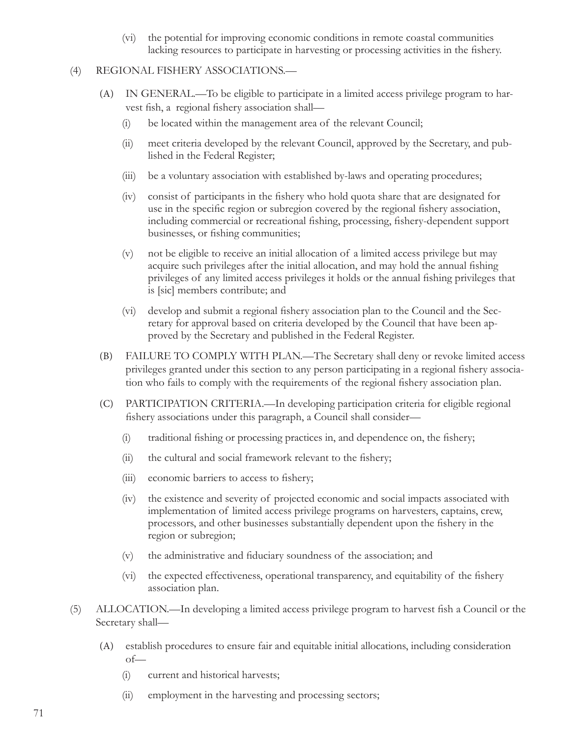(vi) the potential for improving economic conditions in remote coastal communities lacking resources to participate in harvesting or processing activities in the fishery.

(4) REGIONAL FISHERY ASSOCIATIONS.—

(A) IN GENERAL.—To be eligible to participate in a limited access privilege program to harvest fish, a regional fishery association shall—

(i) be located within the management area of the relevant Council;

(ii) meet criteria developed by the relevant Council, approved by the Secretary, and published in the Federal Register;

(iii) be a voluntary association with established by-laws and operating procedures;

(iv) consist of participants in the fishery who hold quota share that are designated for use in the specific region or subregion covered by the regional fishery association, including commercial or recreational fishing, processing, fishery-dependent support businesses, or fishing communities;

(v) not be eligible to receive an initial allocation of a limited access privilege but may acquire such privileges after the initial allocation, and may hold the annual fishing privileges of any limited access privileges it holds or the annual fishing privileges that is [sic] members contribute; and

(vi) develop and submit a regional fishery association plan to the Council and the Secretary for approval based on criteria developed by the Council that have been approved by the Secretary and published in the Federal Register.

(B) FAILURE TO COMPLY WITH PLAN.—The Secretary shall deny or revoke limited access privileges granted under this section to any person participating in a regional fishery association who fails to comply with the requirements of the regional fishery association plan.

(C) PARTICIPATION CRITERIA.—In developing participation criteria for eligible regional fishery associations under this paragraph, a Council shall consider—

(i) traditional fishing or processing practices in, and dependence on, the fishery;

(ii) the cultural and social framework relevant to the fishery;

(iii) economic barriers to access to fishery;

(iv) the existence and severity of projected economic and social impacts associated with implementation of limited access privilege programs on harvesters, captains, crew, processors, and other businesses substantially dependent upon the fishery in the region or subregion;

(v) the administrative and fiduciary soundness of the association; and

(vi) the expected effectiveness, operational transparency, and equitability of the fishery association plan.

(5) ALLOCATION.—In developing a limited access privilege program to harvest fish a Council or the Secretary shall—

(A) establish procedures to ensure fair and equitable initial allocations, including consideration of—

(i) current and historical harvests;

(ii) employment in the harvesting and processing sectors;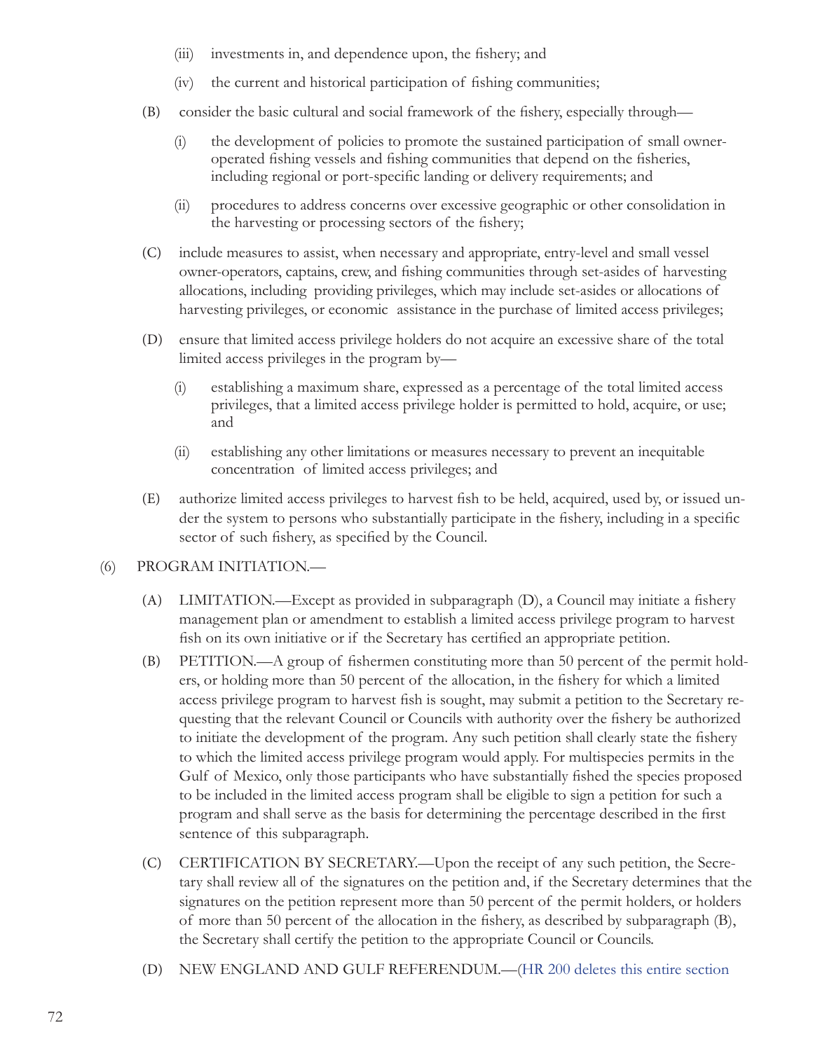(iii) investments in, and dependence upon, the fishery; and

(iv) the current and historical participation of fishing communities;

(B) consider the basic cultural and social framework of the fishery, especially through—

(i) the development of policies to promote the sustained participation of small owner-operated fishing vessels and fishing communities that depend on the fisheries, including regional or port-specific landing or delivery requirements; and

(ii) procedures to address concerns over excessive geographic or other consolidation in the harvesting or processing sectors of the fishery;

(C) include measures to assist, when necessary and appropriate, entry-level and small vessel owner-operators, captains, crew, and fishing communities through set-asides of harvesting allocations, including providing privileges, which may include set-asides or allocations of harvesting privileges, or economic assistance in the purchase of limited access privileges;

(D) ensure that limited access privilege holders do not acquire an excessive share of the total limited access privileges in the program by—

(i) establishing a maximum share, expressed as a percentage of the total limited access privileges, that a limited access privilege holder is permitted to hold, acquire, or use; and

(ii) establishing any other limitations or measures necessary to prevent an inequitable concentration of limited access privileges; and

(E) authorize limited access privileges to harvest fish to be held, acquired, used by, or issued under the system to persons who substantially participate in the fishery, including in a specific sector of such fishery, as specified by the Council.

(6) PROGRAM INITIATION.—

(A) LIMITATION.—Except as provided in subparagraph (D), a Council may initiate a fishery management plan or amendment to establish a limited access privilege program to harvest fish on its own initiative or if the Secretary has certified an appropriate petition.

(B) PETITION.—A group of fishermen constituting more than 50 percent of the permit holders, or holding more than 50 percent of the allocation, in the fishery for which a limited access privilege program to harvest fish is sought, may submit a petition to the Secretary requesting that the relevant Council or Councils with authority over the fishery be authorized to initiate the development of the program. Any such petition shall clearly state the fishery to which the limited access privilege program would apply. For multispecies permits in the Gulf of Mexico, only those participants who have substantially fished the species proposed to be included in the limited access program shall be eligible to sign a petition for such a program and shall serve as the basis for determining the percentage described in the first sentence of this subparagraph.

(C) CERTIFICATION BY SECRETARY.—Upon the receipt of any such petition, the Secretary shall review all of the signatures on the petition and, if the Secretary determines that the signatures on the petition represent more than 50 percent of the permit holders, or holders of more than 50 percent of the allocation in the fishery, as described by subparagraph (B), the Secretary shall certify the petition to the appropriate Council or Councils.

(D) NEW ENGLAND AND GULF REFERENDUM.—(HR 200 deletes this entire section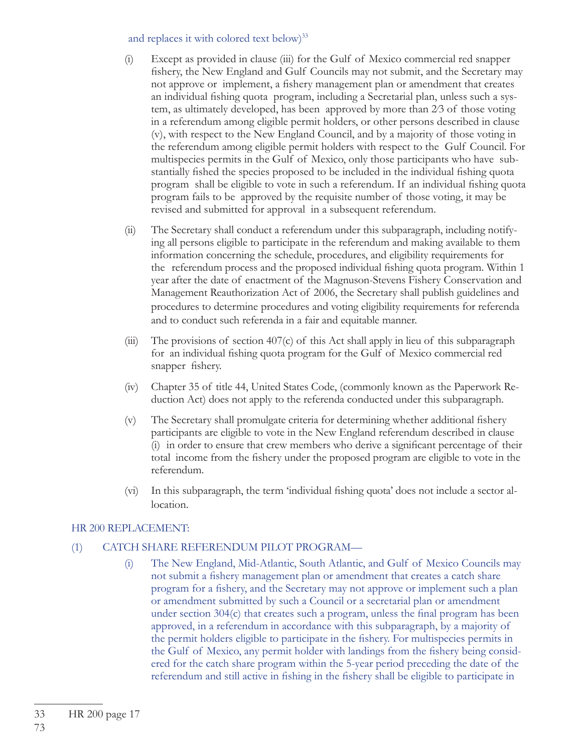and replaces it with colored text below)[33]

(i) Except as provided in clause (iii) for the Gulf of Mexico commercial red snapper fishery, the New England and Gulf Councils may not submit, and the Secretary may not approve or implement, a fishery management plan or amendment that creates an individual fishing quota program, including a Secretarial plan, unless such a system, as ultimately developed, has been approved by more than 2⁄3 of those voting in a referendum among eligible permit holders, or other persons described in clause (v), with respect to the New England Council, and by a majority of those voting in the referendum among eligible permit holders with respect to the Gulf Council. For multispecies permits in the Gulf of Mexico, only those participants who have substantially fished the species proposed to be included in the individual fishing quota program shall be eligible to vote in such a referendum. If an individual fishing quota program fails to be approved by the requisite number of those voting, it may be revised and submitted for approval in a subsequent referendum.

(ii) The Secretary shall conduct a referendum under this subparagraph, including notifying all persons eligible to participate in the referendum and making available to them information concerning the schedule, procedures, and eligibility requirements for the referendum process and the proposed individual fishing quota program. Within 1 year after the date of enactment of the Magnuson-Stevens Fishery Conservation and Management Reauthorization Act of 2006, the Secretary shall publish guidelines and procedures to determine procedures and voting eligibility requirements for referenda and to conduct such referenda in a fair and equitable manner.

(iii) The provisions of section 407(c) of this Act shall apply in lieu of this subparagraph for an individual fishing quota program for the Gulf of Mexico commercial red snapper fishery.

(iv) Chapter 35 of title 44, United States Code, (commonly known as the Paperwork Reduction Act) does not apply to the referenda conducted under this subparagraph.

(v) The Secretary shall promulgate criteria for determining whether additional fishery participants are eligible to vote in the New England referendum described in clause (i) in order to ensure that crew members who derive a significant percentage of their total income from the fishery under the proposed program are eligible to vote in the referendum.

(vi) In this subparagraph, the term 'individual fishing quota' does not include a sector allocation.

HR 200 REPLACEMENT:

(1) CATCH SHARE REFERENDUM PILOT PROGRAM—

(i) The New England, Mid-Atlantic, South Atlantic, and Gulf of Mexico Councils may not submit a fishery management plan or amendment that creates a catch share program for a fishery, and the Secretary may not approve or implement such a plan or amendment submitted by such a Council or a secretarial plan or amendment under section 304(c) that creates such a program, unless the final program has been approved, in a referendum in accordance with this subparagraph, by a majority of the permit holders eligible to participate in the fishery. For multispecies permits in the Gulf of Mexico, any permit holder with landings from the fishery being considered for the catch share program within the 5-year period preceding the date of the referendum and still active in fishing in the fishery shall be eligible to participate in

[33] HR 200 page 17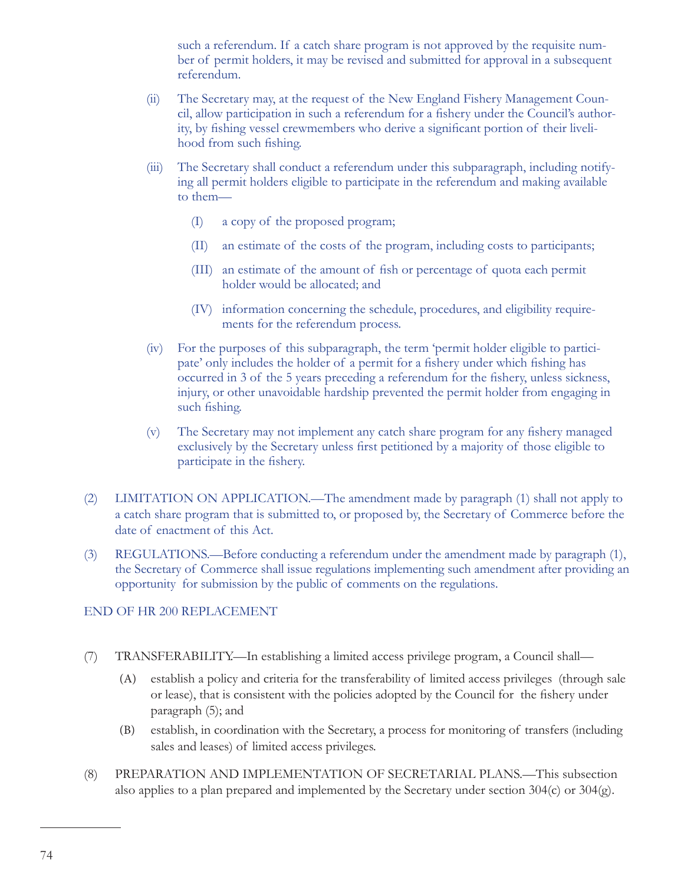such a referendum. If a catch share program is not approved by the requisite number of permit holders, it may be revised and submitted for approval in a subsequent referendum.

(ii) The Secretary may, at the request of the New England Fishery Management Council, allow participation in such a referendum for a fishery under the Council's authority, by fishing vessel crewmembers who derive a significant portion of their livelihood from such fishing.

(iii) The Secretary shall conduct a referendum under this subparagraph, including notifying all permit holders eligible to participate in the referendum and making available to them—

(I) a copy of the proposed program;

(II) an estimate of the costs of the program, including costs to participants;

(III) an estimate of the amount of fish or percentage of quota each permit holder would be allocated; and

(IV) information concerning the schedule, procedures, and eligibility requirements for the referendum process.

(iv) For the purposes of this subparagraph, the term 'permit holder eligible to participate' only includes the holder of a permit for a fishery under which fishing has occurred in 3 of the 5 years preceding a referendum for the fishery, unless sickness, injury, or other unavoidable hardship prevented the permit holder from engaging in such fishing.

(v) The Secretary may not implement any catch share program for any fishery managed exclusively by the Secretary unless first petitioned by a majority of those eligible to participate in the fishery.

(2) LIMITATION ON APPLICATION.—The amendment made by paragraph (1) shall not apply to a catch share program that is submitted to, or proposed by, the Secretary of Commerce before the date of enactment of this Act.

(3) REGULATIONS.—Before conducting a referendum under the amendment made by paragraph (1), the Secretary of Commerce shall issue regulations implementing such amendment after providing an opportunity for submission by the public of comments on the regulations.

END OF HR 200 REPLACEMENT

(7) TRANSFERABILITY.—In establishing a limited access privilege program, a Council shall—

(A) establish a policy and criteria for the transferability of limited access privileges (through sale or lease), that is consistent with the policies adopted by the Council for the fishery under paragraph (5); and

(B) establish, in coordination with the Secretary, a process for monitoring of transfers (including sales and leases) of limited access privileges.

(8) PREPARATION AND IMPLEMENTATION OF SECRETARIAL PLANS.—This subsection also applies to a plan prepared and implemented by the Secretary under section 304(c) or 304(g).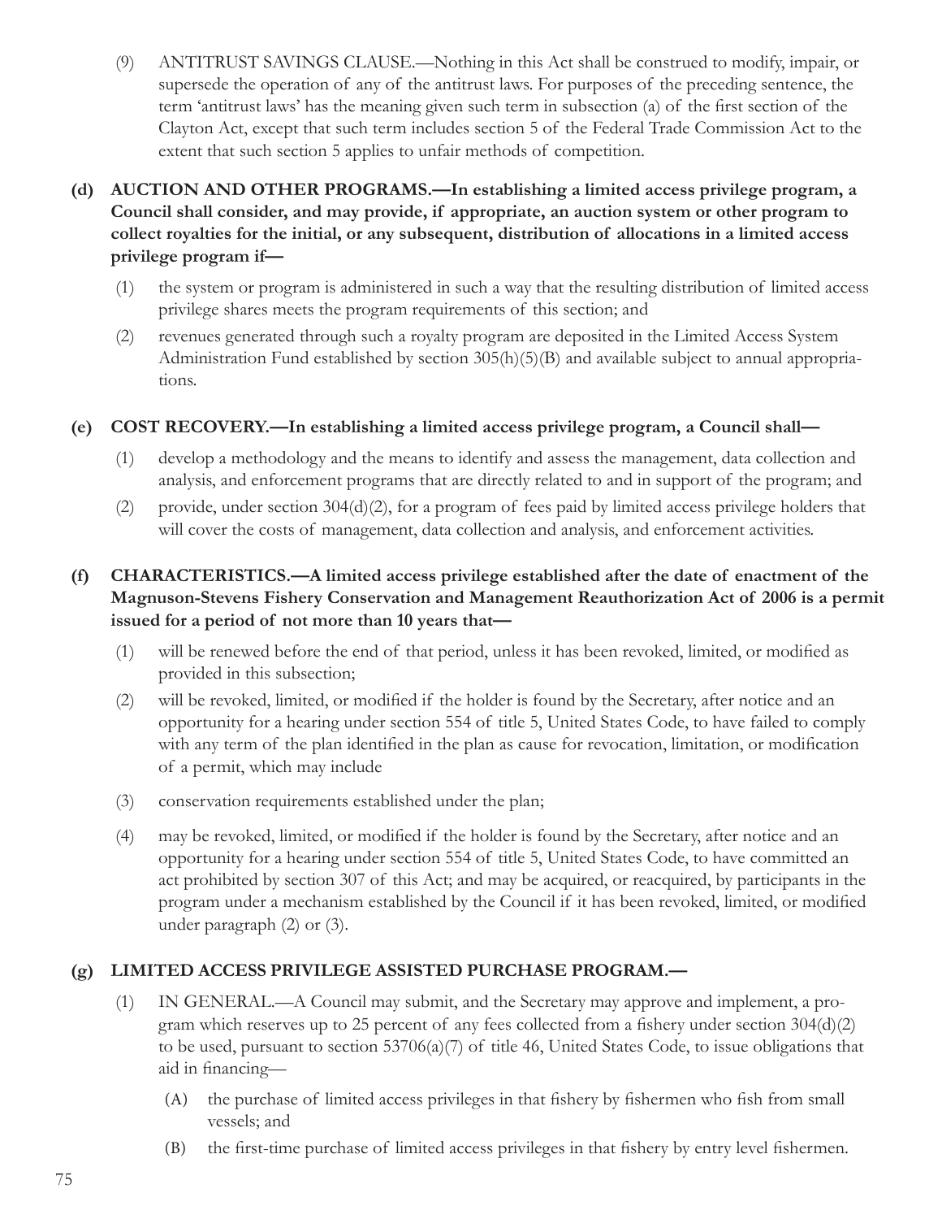(9) ANTITRUST SAVINGS CLAUSE.—Nothing in this Act shall be construed to modify, impair, or supersede the operation of any of the antitrust laws. For purposes of the preceding sentence, the term 'antitrust laws' has the meaning given such term in subsection (a) of the first section of the Clayton Act, except that such term includes section 5 of the Federal Trade Commission Act to the extent that such section 5 applies to unfair methods of competition.

**(d) AUCTION AND OTHER PROGRAMS.—In establishing a limited access privilege program, a Council shall consider, and may provide, if appropriate, an auction system or other program to collect royalties for the initial, or any subsequent, distribution of allocations in a limited access privilege program if—**

(1) the system or program is administered in such a way that the resulting distribution of limited access privilege shares meets the program requirements of this section; and

(2) revenues generated through such a royalty program are deposited in the Limited Access System Administration Fund established by section 305(h)(5)(B) and available subject to annual appropriations.

**(e) COST RECOVERY.—In establishing a limited access privilege program, a Council shall—**

(1) develop a methodology and the means to identify and assess the management, data collection and analysis, and enforcement programs that are directly related to and in support of the program; and

(2) provide, under section 304(d)(2), for a program of fees paid by limited access privilege holders that will cover the costs of management, data collection and analysis, and enforcement activities.

**(f) CHARACTERISTICS.—A limited access privilege established after the date of enactment of the Magnuson-Stevens Fishery Conservation and Management Reauthorization Act of 2006 is a permit issued for a period of not more than 10 years that—**

(1) will be renewed before the end of that period, unless it has been revoked, limited, or modified as provided in this subsection;

(2) will be revoked, limited, or modified if the holder is found by the Secretary, after notice and an opportunity for a hearing under section 554 of title 5, United States Code, to have failed to comply with any term of the plan identified in the plan as cause for revocation, limitation, or modification of a permit, which may include

(3) conservation requirements established under the plan;

(4) may be revoked, limited, or modified if the holder is found by the Secretary, after notice and an opportunity for a hearing under section 554 of title 5, United States Code, to have committed an act prohibited by section 307 of this Act; and may be acquired, or reacquired, by participants in the program under a mechanism established by the Council if it has been revoked, limited, or modified under paragraph (2) or (3).

**(g) LIMITED ACCESS PRIVILEGE ASSISTED PURCHASE PROGRAM.—**

(1) IN GENERAL.—A Council may submit, and the Secretary may approve and implement, a program which reserves up to 25 percent of any fees collected from a fishery under section 304(d)(2) to be used, pursuant to section 53706(a)(7) of title 46, United States Code, to issue obligations that aid in financing—

(A) the purchase of limited access privileges in that fishery by fishermen who fish from small vessels; and

(B) the first-time purchase of limited access privileges in that fishery by entry level fishermen.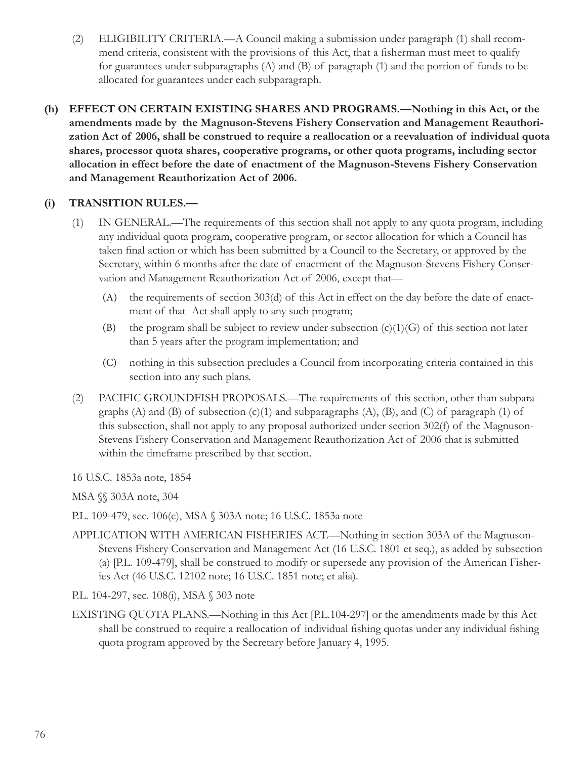(2) ELIGIBILITY CRITERIA.—A Council making a submission under paragraph (1) shall recommend criteria, consistent with the provisions of this Act, that a fisherman must meet to qualify for guarantees under subparagraphs (A) and (B) of paragraph (1) and the portion of funds to be allocated for guarantees under each subparagraph.

**(h) EFFECT ON CERTAIN EXISTING SHARES AND PROGRAMS.—Nothing in this Act, or the amendments made by the Magnuson-Stevens Fishery Conservation and Management Reauthorization Act of 2006, shall be construed to require a reallocation or a reevaluation of individual quota shares, processor quota shares, cooperative programs, or other quota programs, including sector allocation in effect before the date of enactment of the Magnuson-Stevens Fishery Conservation and Management Reauthorization Act of 2006.**

**(i) TRANSITION RULES.—**

(1) IN GENERAL.—The requirements of this section shall not apply to any quota program, including any individual quota program, cooperative program, or sector allocation for which a Council has taken final action or which has been submitted by a Council to the Secretary, or approved by the Secretary, within 6 months after the date of enactment of the Magnuson-Stevens Fishery Conservation and Management Reauthorization Act of 2006, except that—

(A) the requirements of section 303(d) of this Act in effect on the day before the date of enactment of that Act shall apply to any such program;

(B) the program shall be subject to review under subsection (c)(1)(G) of this section not later than 5 years after the program implementation; and

(C) nothing in this subsection precludes a Council from incorporating criteria contained in this section into any such plans.

(2) PACIFIC GROUNDFISH PROPOSALS.—The requirements of this section, other than subparagraphs (A) and (B) of subsection (c)(1) and subparagraphs (A), (B), and (C) of paragraph (1) of this subsection, shall not apply to any proposal authorized under section 302(f) of the Magnuson-Stevens Fishery Conservation and Management Reauthorization Act of 2006 that is submitted within the timeframe prescribed by that section.

16 U.S.C. 1853a note, 1854

MSA §§ 303A note, 304

P.L. 109-479, sec. 106(e), MSA § 303A note; 16 U.S.C. 1853a note

APPLICATION WITH AMERICAN FISHERIES ACT.—Nothing in section 303A of the Magnuson-Stevens Fishery Conservation and Management Act (16 U.S.C. 1801 et seq.), as added by subsection (a) [P.L. 109-479], shall be construed to modify or supersede any provision of the American Fisheries Act (46 U.S.C. 12102 note; 16 U.S.C. 1851 note; et alia).

P.L. 104-297, sec. 108(i), MSA § 303 note

EXISTING QUOTA PLANS.—Nothing in this Act [P.L.104-297] or the amendments made by this Act shall be construed to require a reallocation of individual fishing quotas under any individual fishing quota program approved by the Secretary before January 4, 1995.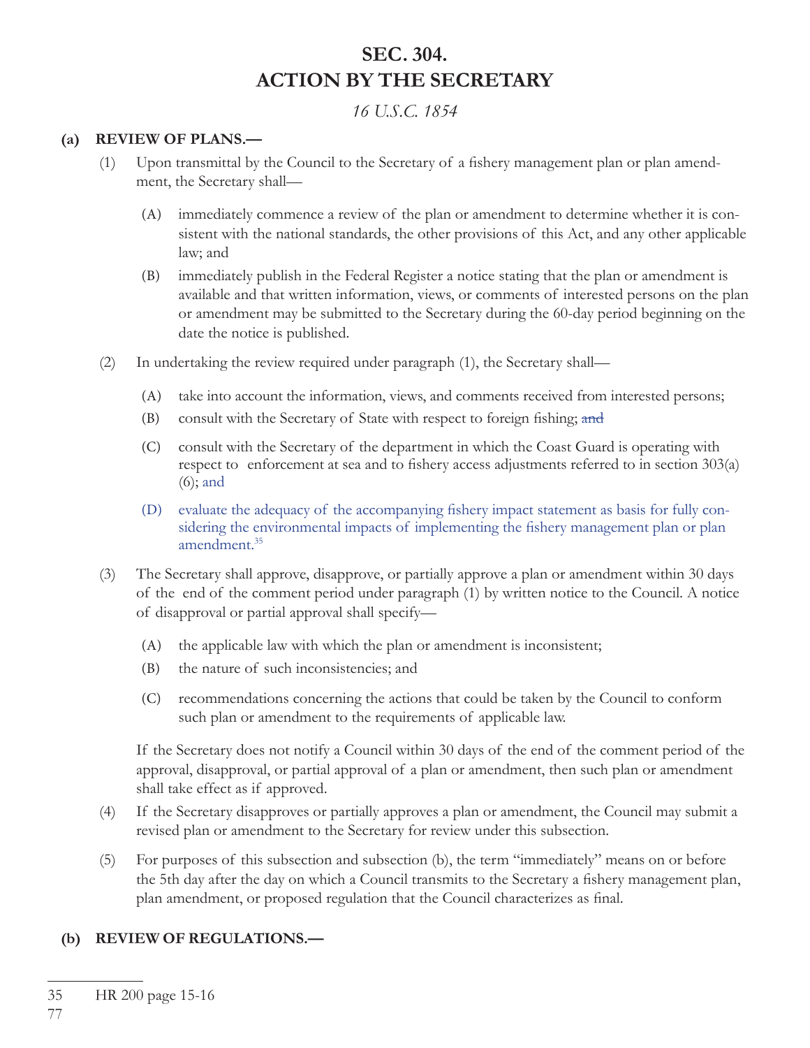# SEC. 304.
# ACTION BY THE SECRETARY

*16 U.S.C. 1854*

**(a) REVIEW OF PLANS.—**

(1) Upon transmittal by the Council to the Secretary of a fishery management plan or plan amendment, the Secretary shall—

(A) immediately commence a review of the plan or amendment to determine whether it is consistent with the national standards, the other provisions of this Act, and any other applicable law; and

(B) immediately publish in the Federal Register a notice stating that the plan or amendment is available and that written information, views, or comments of interested persons on the plan or amendment may be submitted to the Secretary during the 60-day period beginning on the date the notice is published.

(2) In undertaking the review required under paragraph (1), the Secretary shall—

(A) take into account the information, views, and comments received from interested persons;

(B) consult with the Secretary of State with respect to foreign fishing; ~~and~~

(C) consult with the Secretary of the department in which the Coast Guard is operating with respect to enforcement at sea and to fishery access adjustments referred to in section 303(a)(6); and

(D) evaluate the adequacy of the accompanying fishery impact statement as basis for fully considering the environmental impacts of implementing the fishery management plan or plan amendment.[35]

(3) The Secretary shall approve, disapprove, or partially approve a plan or amendment within 30 days of the end of the comment period under paragraph (1) by written notice to the Council. A notice of disapproval or partial approval shall specify—

(A) the applicable law with which the plan or amendment is inconsistent;

(B) the nature of such inconsistencies; and

(C) recommendations concerning the actions that could be taken by the Council to conform such plan or amendment to the requirements of applicable law.

If the Secretary does not notify a Council within 30 days of the end of the comment period of the approval, disapproval, or partial approval of a plan or amendment, then such plan or amendment shall take effect as if approved.

(4) If the Secretary disapproves or partially approves a plan or amendment, the Council may submit a revised plan or amendment to the Secretary for review under this subsection.

(5) For purposes of this subsection and subsection (b), the term "immediately" means on or before the 5th day after the day on which a Council transmits to the Secretary a fishery management plan, plan amendment, or proposed regulation that the Council characterizes as final.

**(b) REVIEW OF REGULATIONS.—**

---

35 HR 200 page 15-16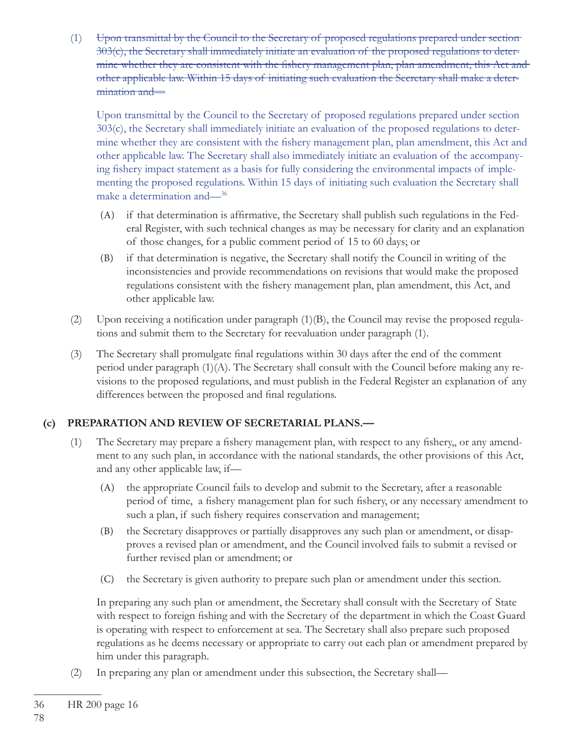(1) ~~Upon transmittal by the Council to the Secretary of proposed regulations prepared under section 303(c), the Secretary shall immediately initiate an evaluation of the proposed regulations to determine whether they are consistent with the fishery management plan, plan amendment, this Act and other applicable law. Within 15 days of initiating such evaluation the Secretary shall make a determination and—~~

Upon transmittal by the Council to the Secretary of proposed regulations prepared under section 303(c), the Secretary shall immediately initiate an evaluation of the proposed regulations to determine whether they are consistent with the fishery management plan, plan amendment, this Act and other applicable law. The Secretary shall also immediately initiate an evaluation of the accompanying fishery impact statement as a basis for fully considering the environmental impacts of implementing the proposed regulations. Within 15 days of initiating such evaluation the Secretary shall make a determination and—[36]

(A) if that determination is affirmative, the Secretary shall publish such regulations in the Federal Register, with such technical changes as may be necessary for clarity and an explanation of those changes, for a public comment period of 15 to 60 days; or

(B) if that determination is negative, the Secretary shall notify the Council in writing of the inconsistencies and provide recommendations on revisions that would make the proposed regulations consistent with the fishery management plan, plan amendment, this Act, and other applicable law.

(2) Upon receiving a notification under paragraph (1)(B), the Council may revise the proposed regulations and submit them to the Secretary for reevaluation under paragraph (1).

(3) The Secretary shall promulgate final regulations within 30 days after the end of the comment period under paragraph (1)(A). The Secretary shall consult with the Council before making any revisions to the proposed regulations, and must publish in the Federal Register an explanation of any differences between the proposed and final regulations.

**(c) PREPARATION AND REVIEW OF SECRETARIAL PLANS.—**

(1) The Secretary may prepare a fishery management plan, with respect to any fishery,, or any amendment to any such plan, in accordance with the national standards, the other provisions of this Act, and any other applicable law, if—

(A) the appropriate Council fails to develop and submit to the Secretary, after a reasonable period of time, a fishery management plan for such fishery, or any necessary amendment to such a plan, if such fishery requires conservation and management;

(B) the Secretary disapproves or partially disapproves any such plan or amendment, or disapproves a revised plan or amendment, and the Council involved fails to submit a revised or further revised plan or amendment; or

(C) the Secretary is given authority to prepare such plan or amendment under this section.

In preparing any such plan or amendment, the Secretary shall consult with the Secretary of State with respect to foreign fishing and with the Secretary of the department in which the Coast Guard is operating with respect to enforcement at sea. The Secretary shall also prepare such proposed regulations as he deems necessary or appropriate to carry out each plan or amendment prepared by him under this paragraph.

(2) In preparing any plan or amendment under this subsection, the Secretary shall—

---

[36] HR 200 page 16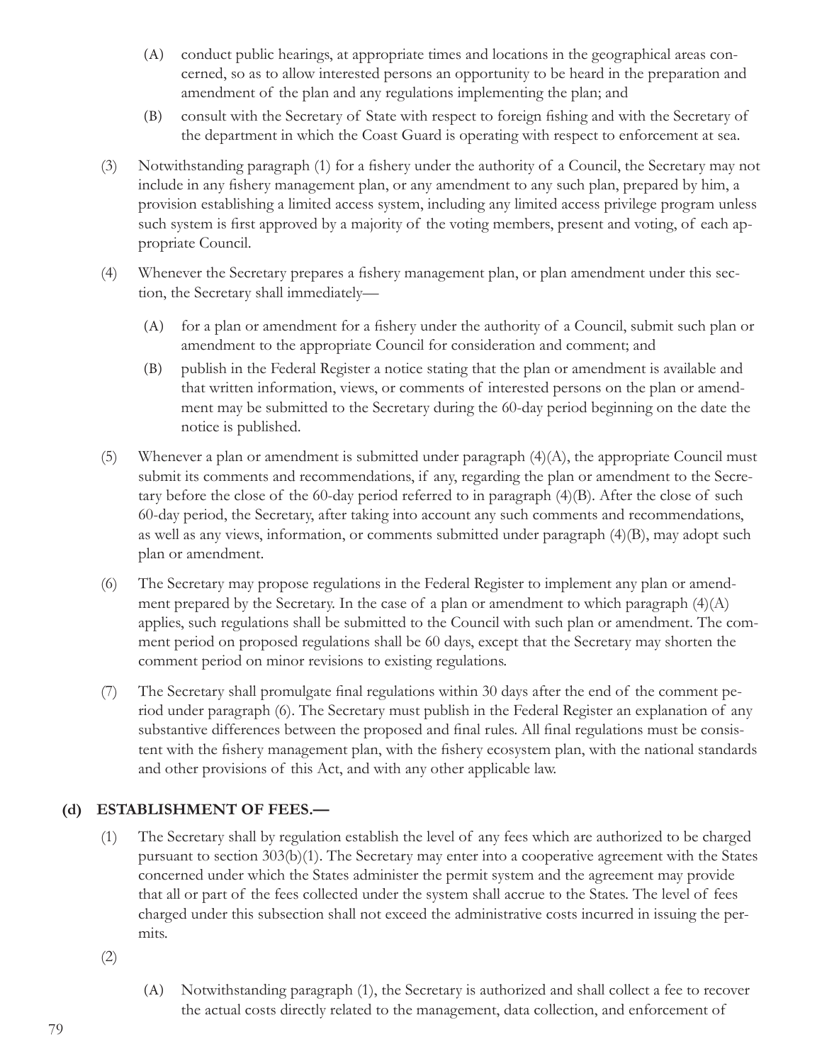(A) conduct public hearings, at appropriate times and locations in the geographical areas concerned, so as to allow interested persons an opportunity to be heard in the preparation and amendment of the plan and any regulations implementing the plan; and

(B) consult with the Secretary of State with respect to foreign fishing and with the Secretary of the department in which the Coast Guard is operating with respect to enforcement at sea.

(3) Notwithstanding paragraph (1) for a fishery under the authority of a Council, the Secretary may not include in any fishery management plan, or any amendment to any such plan, prepared by him, a provision establishing a limited access system, including any limited access privilege program unless such system is first approved by a majority of the voting members, present and voting, of each appropriate Council.

(4) Whenever the Secretary prepares a fishery management plan, or plan amendment under this section, the Secretary shall immediately—

(A) for a plan or amendment for a fishery under the authority of a Council, submit such plan or amendment to the appropriate Council for consideration and comment; and

(B) publish in the Federal Register a notice stating that the plan or amendment is available and that written information, views, or comments of interested persons on the plan or amendment may be submitted to the Secretary during the 60-day period beginning on the date the notice is published.

(5) Whenever a plan or amendment is submitted under paragraph (4)(A), the appropriate Council must submit its comments and recommendations, if any, regarding the plan or amendment to the Secretary before the close of the 60-day period referred to in paragraph (4)(B). After the close of such 60-day period, the Secretary, after taking into account any such comments and recommendations, as well as any views, information, or comments submitted under paragraph (4)(B), may adopt such plan or amendment.

(6) The Secretary may propose regulations in the Federal Register to implement any plan or amendment prepared by the Secretary. In the case of a plan or amendment to which paragraph (4)(A) applies, such regulations shall be submitted to the Council with such plan or amendment. The comment period on proposed regulations shall be 60 days, except that the Secretary may shorten the comment period on minor revisions to existing regulations.

(7) The Secretary shall promulgate final regulations within 30 days after the end of the comment period under paragraph (6). The Secretary must publish in the Federal Register an explanation of any substantive differences between the proposed and final rules. All final regulations must be consistent with the fishery management plan, with the fishery ecosystem plan, with the national standards and other provisions of this Act, and with any other applicable law.

**(d) ESTABLISHMENT OF FEES.—**

(1) The Secretary shall by regulation establish the level of any fees which are authorized to be charged pursuant to section 303(b)(1). The Secretary may enter into a cooperative agreement with the States concerned under which the States administer the permit system and the agreement may provide that all or part of the fees collected under the system shall accrue to the States. The level of fees charged under this subsection shall not exceed the administrative costs incurred in issuing the permits.

(2)

(A) Notwithstanding paragraph (1), the Secretary is authorized and shall collect a fee to recover the actual costs directly related to the management, data collection, and enforcement of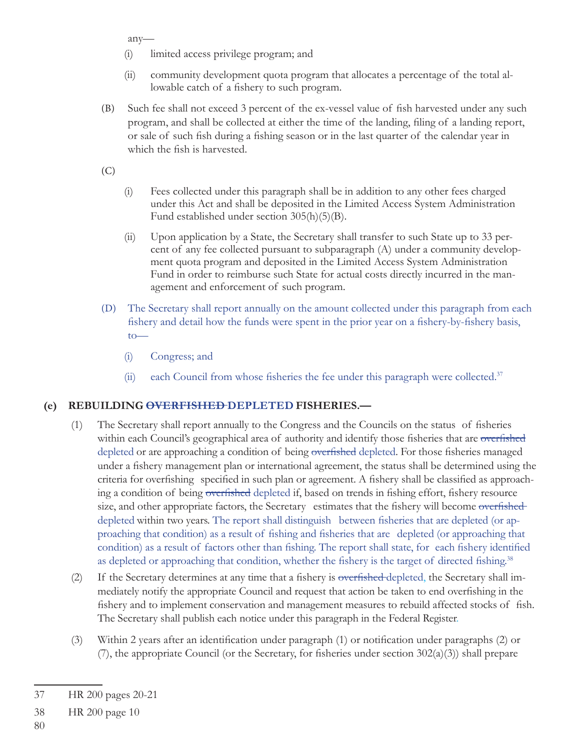any—

(i) limited access privilege program; and

(ii) community development quota program that allocates a percentage of the total allowable catch of a fishery to such program.

(B) Such fee shall not exceed 3 percent of the ex-vessel value of fish harvested under any such program, and shall be collected at either the time of the landing, filing of a landing report, or sale of such fish during a fishing season or in the last quarter of the calendar year in which the fish is harvested.

(C)

(i) Fees collected under this paragraph shall be in addition to any other fees charged under this Act and shall be deposited in the Limited Access System Administration Fund established under section 305(h)(5)(B).

(ii) Upon application by a State, the Secretary shall transfer to such State up to 33 percent of any fee collected pursuant to subparagraph (A) under a community development quota program and deposited in the Limited Access System Administration Fund in order to reimburse such State for actual costs directly incurred in the management and enforcement of such program.

(D) The Secretary shall report annually on the amount collected under this paragraph from each fishery and detail how the funds were spent in the prior year on a fishery-by-fishery basis, to—

(i) Congress; and

(ii) each Council from whose fisheries the fee under this paragraph were collected.[37]

**(e) REBUILDING ~~OVERFISHED~~ DEPLETED FISHERIES.—**

(1) The Secretary shall report annually to the Congress and the Councils on the status of fisheries within each Council's geographical area of authority and identify those fisheries that are ~~overfished~~ depleted or are approaching a condition of being ~~overfished~~ depleted. For those fisheries managed under a fishery management plan or international agreement, the status shall be determined using the criteria for overfishing specified in such plan or agreement. A fishery shall be classified as approaching a condition of being ~~overfished~~ depleted if, based on trends in fishing effort, fishery resource size, and other appropriate factors, the Secretary estimates that the fishery will become ~~overfished~~ depleted within two years. The report shall distinguish between fisheries that are depleted (or approaching that condition) as a result of fishing and fisheries that are depleted (or approaching that condition) as a result of factors other than fishing. The report shall state, for each fishery identified as depleted or approaching that condition, whether the fishery is the target of directed fishing.[38]

(2) If the Secretary determines at any time that a fishery is ~~overfished~~ depleted, the Secretary shall immediately notify the appropriate Council and request that action be taken to end overfishing in the fishery and to implement conservation and management measures to rebuild affected stocks of fish. The Secretary shall publish each notice under this paragraph in the Federal Register.

(3) Within 2 years after an identification under paragraph (1) or notification under paragraphs (2) or (7), the appropriate Council (or the Secretary, for fisheries under section 302(a)(3)) shall prepare

---

37 HR 200 pages 20-21

38 HR 200 page 10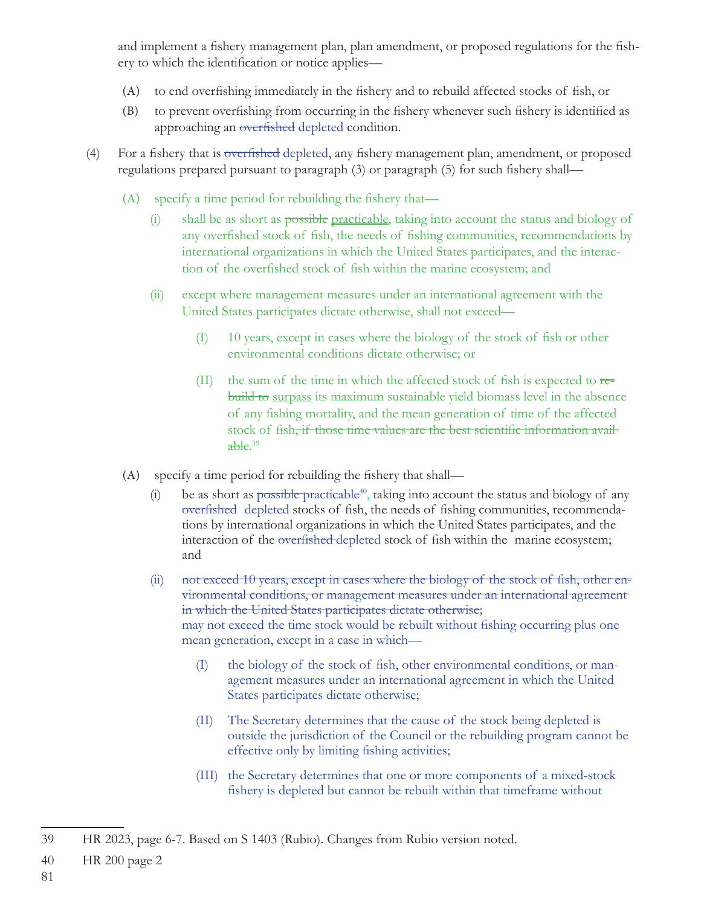and implement a fishery management plan, plan amendment, or proposed regulations for the fishery to which the identification or notice applies—

- (A) to end overfishing immediately in the fishery and to rebuild affected stocks of fish, or
- (B) to prevent overfishing from occurring in the fishery whenever such fishery is identified as approaching an ~~overfished~~ depleted condition.

(4) For a fishery that is ~~overfished~~ depleted, any fishery management plan, amendment, or proposed regulations prepared pursuant to paragraph (3) or paragraph (5) for such fishery shall—

- (A) specify a time period for rebuilding the fishery that—
  - (i) shall be as short as ~~possible~~ <u>practicable</u>, taking into account the status and biology of any overfished stock of fish, the needs of fishing communities, recommendations by international organizations in which the United States participates, and the interaction of the overfished stock of fish within the marine ecosystem; and
  - (ii) except where management measures under an international agreement with the United States participates dictate otherwise, shall not exceed—
    - (I) 10 years, except in cases where the biology of the stock of fish or other environmental conditions dictate otherwise; or
    - (II) the sum of the time in which the affected stock of fish is expected to ~~rebuild to~~ <u>surpass</u> its maximum sustainable yield biomass level in the absence of any fishing mortality, and the mean generation of time of the affected stock of fish~~, if those time values are the best scientific information available~~.[39]

- (A) specify a time period for rebuilding the fishery that shall—
  - (i) be as short as ~~possible~~ practicable[40], taking into account the status and biology of any ~~overfished~~ depleted stocks of fish, the needs of fishing communities, recommendations by international organizations in which the United States participates, and the interaction of the ~~overfished~~ depleted stock of fish within the marine ecosystem; and
  - (ii) ~~not exceed 10 years, except in cases where the biology of the stock of fish, other environmental conditions, or management measures under an international agreement in which the United States participates dictate otherwise;~~
    may not exceed the time stock would be rebuilt without fishing occurring plus one mean generation, except in a case in which—
    - (I) the biology of the stock of fish, other environmental conditions, or management measures under an international agreement in which the United States participates dictate otherwise;
    - (II) The Secretary determines that the cause of the stock being depleted is outside the jurisdiction of the Council or the rebuilding program cannot be effective only by limiting fishing activities;
    - (III) the Secretary determines that one or more components of a mixed-stock fishery is depleted but cannot be rebuilt within that timeframe without

---

39 HR 2023, page 6-7. Based on S 1403 (Rubio). Changes from Rubio version noted.

40 HR 200 page 2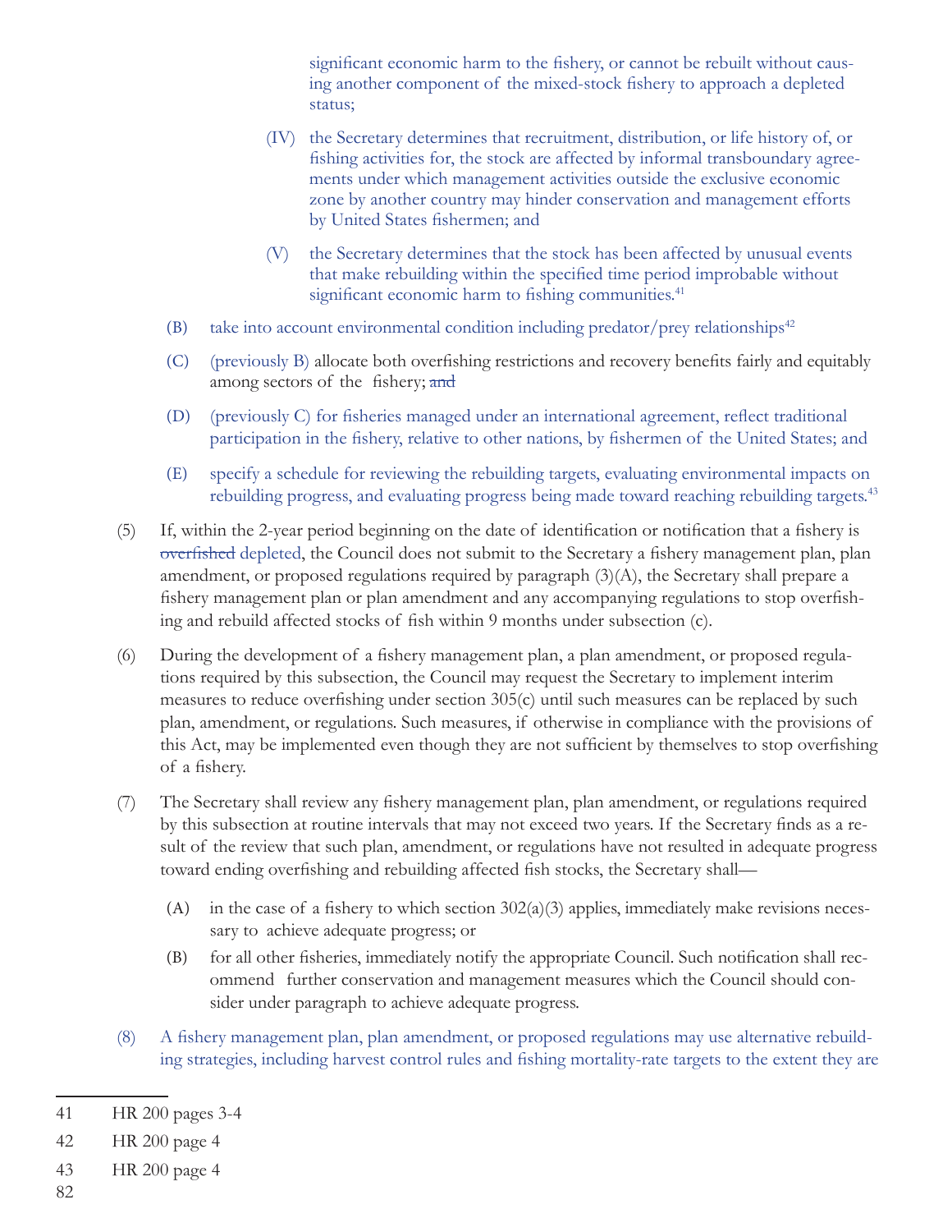significant economic harm to the fishery, or cannot be rebuilt without causing another component of the mixed-stock fishery to approach a depleted status;

(IV) the Secretary determines that recruitment, distribution, or life history of, or fishing activities for, the stock are affected by informal transboundary agreements under which management activities outside the exclusive economic zone by another country may hinder conservation and management efforts by United States fishermen; and

(V) the Secretary determines that the stock has been affected by unusual events that make rebuilding within the specified time period improbable without significant economic harm to fishing communities.[41]

(B) take into account environmental condition including predator/prey relationships[42]

(C) (previously B) allocate both overfishing restrictions and recovery benefits fairly and equitably among sectors of the fishery; ~~and~~

(D) (previously C) for fisheries managed under an international agreement, reflect traditional participation in the fishery, relative to other nations, by fishermen of the United States; and

(E) specify a schedule for reviewing the rebuilding targets, evaluating environmental impacts on rebuilding progress, and evaluating progress being made toward reaching rebuilding targets.[43]

(5) If, within the 2-year period beginning on the date of identification or notification that a fishery is ~~overfished~~ depleted, the Council does not submit to the Secretary a fishery management plan, plan amendment, or proposed regulations required by paragraph (3)(A), the Secretary shall prepare a fishery management plan or plan amendment and any accompanying regulations to stop overfishing and rebuild affected stocks of fish within 9 months under subsection (c).

(6) During the development of a fishery management plan, a plan amendment, or proposed regulations required by this subsection, the Council may request the Secretary to implement interim measures to reduce overfishing under section 305(c) until such measures can be replaced by such plan, amendment, or regulations. Such measures, if otherwise in compliance with the provisions of this Act, may be implemented even though they are not sufficient by themselves to stop overfishing of a fishery.

(7) The Secretary shall review any fishery management plan, plan amendment, or regulations required by this subsection at routine intervals that may not exceed two years. If the Secretary finds as a result of the review that such plan, amendment, or regulations have not resulted in adequate progress toward ending overfishing and rebuilding affected fish stocks, the Secretary shall—

(A) in the case of a fishery to which section 302(a)(3) applies, immediately make revisions necessary to achieve adequate progress; or

(B) for all other fisheries, immediately notify the appropriate Council. Such notification shall recommend further conservation and management measures which the Council should consider under paragraph to achieve adequate progress.

(8) A fishery management plan, plan amendment, or proposed regulations may use alternative rebuilding strategies, including harvest control rules and fishing mortality-rate targets to the extent they are

---

41 HR 200 pages 3-4

42 HR 200 page 4

43 HR 200 page 4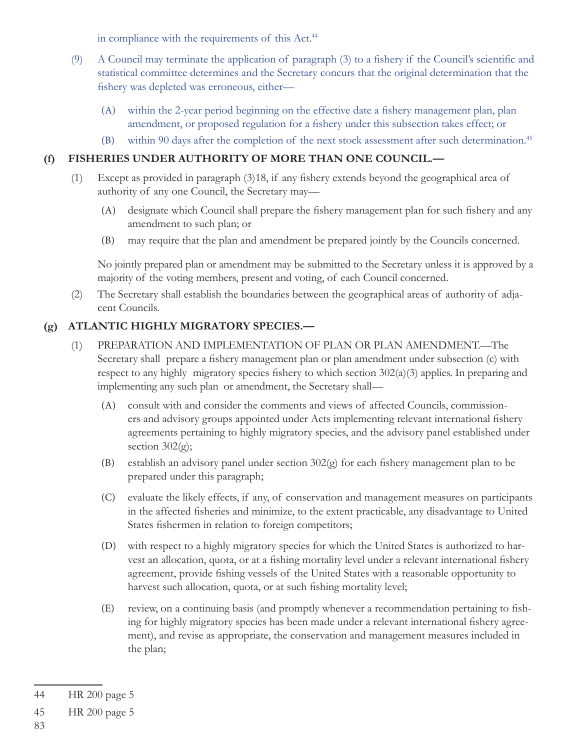in compliance with the requirements of this Act.[44]

(9) A Council may terminate the application of paragraph (3) to a fishery if the Council's scientific and statistical committee determines and the Secretary concurs that the original determination that the fishery was depleted was erroneous, either—

(A) within the 2-year period beginning on the effective date a fishery management plan, plan amendment, or proposed regulation for a fishery under this subsection takes effect; or

(B) within 90 days after the completion of the next stock assessment after such determination.[45]

**(f) FISHERIES UNDER AUTHORITY OF MORE THAN ONE COUNCIL.—**

(1) Except as provided in paragraph (3)18, if any fishery extends beyond the geographical area of authority of any one Council, the Secretary may—

(A) designate which Council shall prepare the fishery management plan for such fishery and any amendment to such plan; or

(B) may require that the plan and amendment be prepared jointly by the Councils concerned.

No jointly prepared plan or amendment may be submitted to the Secretary unless it is approved by a majority of the voting members, present and voting, of each Council concerned.

(2) The Secretary shall establish the boundaries between the geographical areas of authority of adjacent Councils.

**(g) ATLANTIC HIGHLY MIGRATORY SPECIES.—**

(1) PREPARATION AND IMPLEMENTATION OF PLAN OR PLAN AMENDMENT.—The Secretary shall prepare a fishery management plan or plan amendment under subsection (c) with respect to any highly migratory species fishery to which section 302(a)(3) applies. In preparing and implementing any such plan or amendment, the Secretary shall—

(A) consult with and consider the comments and views of affected Councils, commissioners and advisory groups appointed under Acts implementing relevant international fishery agreements pertaining to highly migratory species, and the advisory panel established under section 302(g);

(B) establish an advisory panel under section 302(g) for each fishery management plan to be prepared under this paragraph;

(C) evaluate the likely effects, if any, of conservation and management measures on participants in the affected fisheries and minimize, to the extent practicable, any disadvantage to United States fishermen in relation to foreign competitors;

(D) with respect to a highly migratory species for which the United States is authorized to harvest an allocation, quota, or at a fishing mortality level under a relevant international fishery agreement, provide fishing vessels of the United States with a reasonable opportunity to harvest such allocation, quota, or at such fishing mortality level;

(E) review, on a continuing basis (and promptly whenever a recommendation pertaining to fishing for highly migratory species has been made under a relevant international fishery agreement), and revise as appropriate, the conservation and management measures included in the plan;

---

[44] HR 200 page 5

[45] HR 200 page 5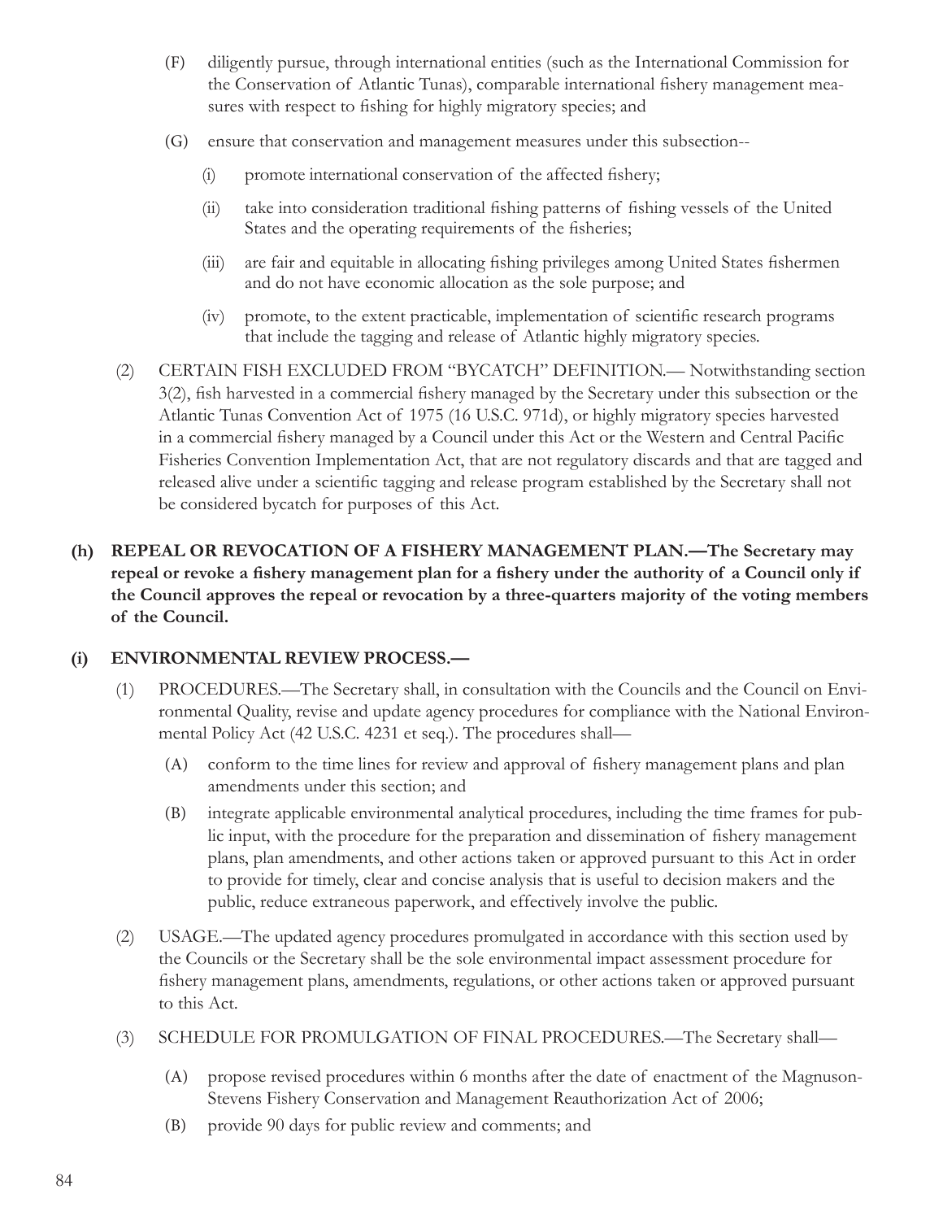(F) diligently pursue, through international entities (such as the International Commission for the Conservation of Atlantic Tunas), comparable international fishery management measures with respect to fishing for highly migratory species; and

(G) ensure that conservation and management measures under this subsection--

   (i) promote international conservation of the affected fishery;

   (ii) take into consideration traditional fishing patterns of fishing vessels of the United States and the operating requirements of the fisheries;

   (iii) are fair and equitable in allocating fishing privileges among United States fishermen and do not have economic allocation as the sole purpose; and

   (iv) promote, to the extent practicable, implementation of scientific research programs that include the tagging and release of Atlantic highly migratory species.

(2) CERTAIN FISH EXCLUDED FROM "BYCATCH" DEFINITION.— Notwithstanding section 3(2), fish harvested in a commercial fishery managed by the Secretary under this subsection or the Atlantic Tunas Convention Act of 1975 (16 U.S.C. 971d), or highly migratory species harvested in a commercial fishery managed by a Council under this Act or the Western and Central Pacific Fisheries Convention Implementation Act, that are not regulatory discards and that are tagged and released alive under a scientific tagging and release program established by the Secretary shall not be considered bycatch for purposes of this Act.

**(h) REPEAL OR REVOCATION OF A FISHERY MANAGEMENT PLAN.—The Secretary may repeal or revoke a fishery management plan for a fishery under the authority of a Council only if the Council approves the repeal or revocation by a three-quarters majority of the voting members of the Council.**

**(i) ENVIRONMENTAL REVIEW PROCESS.—**

(1) PROCEDURES.—The Secretary shall, in consultation with the Councils and the Council on Environmental Quality, revise and update agency procedures for compliance with the National Environmental Policy Act (42 U.S.C. 4231 et seq.). The procedures shall—

   (A) conform to the time lines for review and approval of fishery management plans and plan amendments under this section; and

   (B) integrate applicable environmental analytical procedures, including the time frames for public input, with the procedure for the preparation and dissemination of fishery management plans, plan amendments, and other actions taken or approved pursuant to this Act in order to provide for timely, clear and concise analysis that is useful to decision makers and the public, reduce extraneous paperwork, and effectively involve the public.

(2) USAGE.—The updated agency procedures promulgated in accordance with this section used by the Councils or the Secretary shall be the sole environmental impact assessment procedure for fishery management plans, amendments, regulations, or other actions taken or approved pursuant to this Act.

(3) SCHEDULE FOR PROMULGATION OF FINAL PROCEDURES.—The Secretary shall—

   (A) propose revised procedures within 6 months after the date of enactment of the Magnuson-Stevens Fishery Conservation and Management Reauthorization Act of 2006;

   (B) provide 90 days for public review and comments; and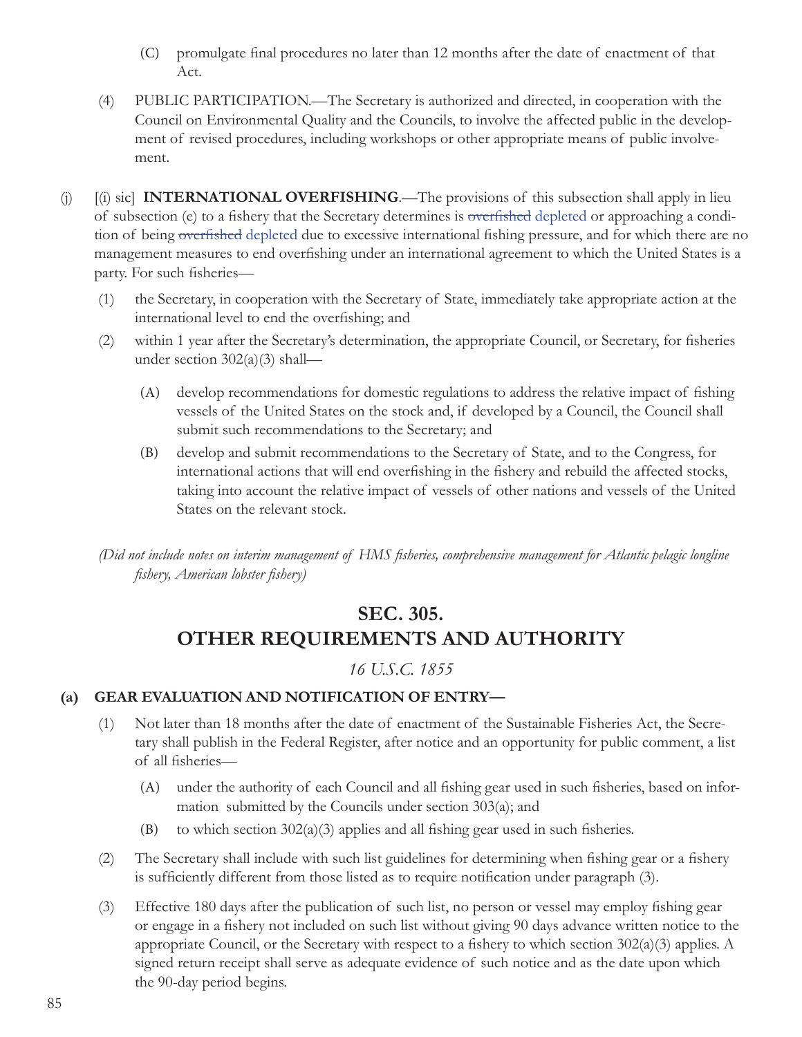(C) promulgate final procedures no later than 12 months after the date of enactment of that Act.

(4) PUBLIC PARTICIPATION.—The Secretary is authorized and directed, in cooperation with the Council on Environmental Quality and the Councils, to involve the affected public in the development of revised procedures, including workshops or other appropriate means of public involvement.

(j) [(i) sic] **INTERNATIONAL OVERFISHING**.—The provisions of this subsection shall apply in lieu of subsection (e) to a fishery that the Secretary determines is ~~overfished~~ depleted or approaching a condition of being ~~overfished~~ depleted due to excessive international fishing pressure, and for which there are no management measures to end overfishing under an international agreement to which the United States is a party. For such fisheries—

(1) the Secretary, in cooperation with the Secretary of State, immediately take appropriate action at the international level to end the overfishing; and

(2) within 1 year after the Secretary's determination, the appropriate Council, or Secretary, for fisheries under section 302(a)(3) shall—

(A) develop recommendations for domestic regulations to address the relative impact of fishing vessels of the United States on the stock and, if developed by a Council, the Council shall submit such recommendations to the Secretary; and

(B) develop and submit recommendations to the Secretary of State, and to the Congress, for international actions that will end overfishing in the fishery and rebuild the affected stocks, taking into account the relative impact of vessels of other nations and vessels of the United States on the relevant stock.

*(Did not include notes on interim management of HMS fisheries, comprehensive management for Atlantic pelagic longline fishery, American lobster fishery)*

## SEC. 305. OTHER REQUIREMENTS AND AUTHORITY

*16 U.S.C. 1855*

### (a) GEAR EVALUATION AND NOTIFICATION OF ENTRY—

(1) Not later than 18 months after the date of enactment of the Sustainable Fisheries Act, the Secretary shall publish in the Federal Register, after notice and an opportunity for public comment, a list of all fisheries—

(A) under the authority of each Council and all fishing gear used in such fisheries, based on information submitted by the Councils under section 303(a); and

(B) to which section 302(a)(3) applies and all fishing gear used in such fisheries.

(2) The Secretary shall include with such list guidelines for determining when fishing gear or a fishery is sufficiently different from those listed as to require notification under paragraph (3).

(3) Effective 180 days after the publication of such list, no person or vessel may employ fishing gear or engage in a fishery not included on such list without giving 90 days advance written notice to the appropriate Council, or the Secretary with respect to a fishery to which section 302(a)(3) applies. A signed return receipt shall serve as adequate evidence of such notice and as the date upon which the 90-day period begins.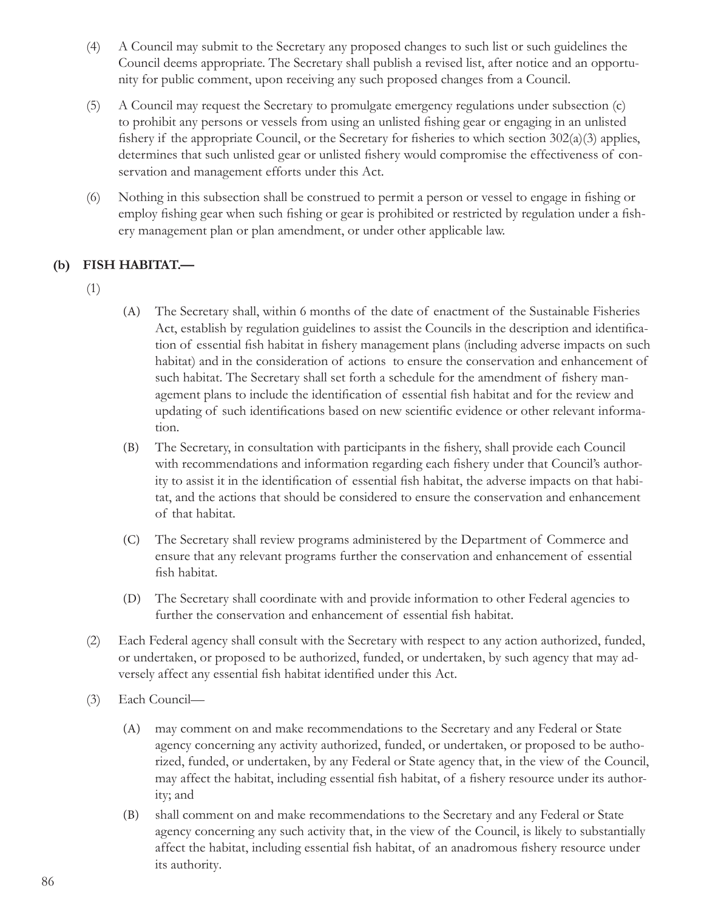(4) A Council may submit to the Secretary any proposed changes to such list or such guidelines the Council deems appropriate. The Secretary shall publish a revised list, after notice and an opportunity for public comment, upon receiving any such proposed changes from a Council.

(5) A Council may request the Secretary to promulgate emergency regulations under subsection (c) to prohibit any persons or vessels from using an unlisted fishing gear or engaging in an unlisted fishery if the appropriate Council, or the Secretary for fisheries to which section 302(a)(3) applies, determines that such unlisted gear or unlisted fishery would compromise the effectiveness of conservation and management efforts under this Act.

(6) Nothing in this subsection shall be construed to permit a person or vessel to engage in fishing or employ fishing gear when such fishing or gear is prohibited or restricted by regulation under a fishery management plan or plan amendment, or under other applicable law.

**(b) FISH HABITAT.—**

(1)

(A) The Secretary shall, within 6 months of the date of enactment of the Sustainable Fisheries Act, establish by regulation guidelines to assist the Councils in the description and identification of essential fish habitat in fishery management plans (including adverse impacts on such habitat) and in the consideration of actions to ensure the conservation and enhancement of such habitat. The Secretary shall set forth a schedule for the amendment of fishery management plans to include the identification of essential fish habitat and for the review and updating of such identifications based on new scientific evidence or other relevant information.

(B) The Secretary, in consultation with participants in the fishery, shall provide each Council with recommendations and information regarding each fishery under that Council's authority to assist it in the identification of essential fish habitat, the adverse impacts on that habitat, and the actions that should be considered to ensure the conservation and enhancement of that habitat.

(C) The Secretary shall review programs administered by the Department of Commerce and ensure that any relevant programs further the conservation and enhancement of essential fish habitat.

(D) The Secretary shall coordinate with and provide information to other Federal agencies to further the conservation and enhancement of essential fish habitat.

(2) Each Federal agency shall consult with the Secretary with respect to any action authorized, funded, or undertaken, or proposed to be authorized, funded, or undertaken, by such agency that may adversely affect any essential fish habitat identified under this Act.

(3) Each Council—

(A) may comment on and make recommendations to the Secretary and any Federal or State agency concerning any activity authorized, funded, or undertaken, or proposed to be authorized, funded, or undertaken, by any Federal or State agency that, in the view of the Council, may affect the habitat, including essential fish habitat, of a fishery resource under its authority; and

(B) shall comment on and make recommendations to the Secretary and any Federal or State agency concerning any such activity that, in the view of the Council, is likely to substantially affect the habitat, including essential fish habitat, of an anadromous fishery resource under its authority.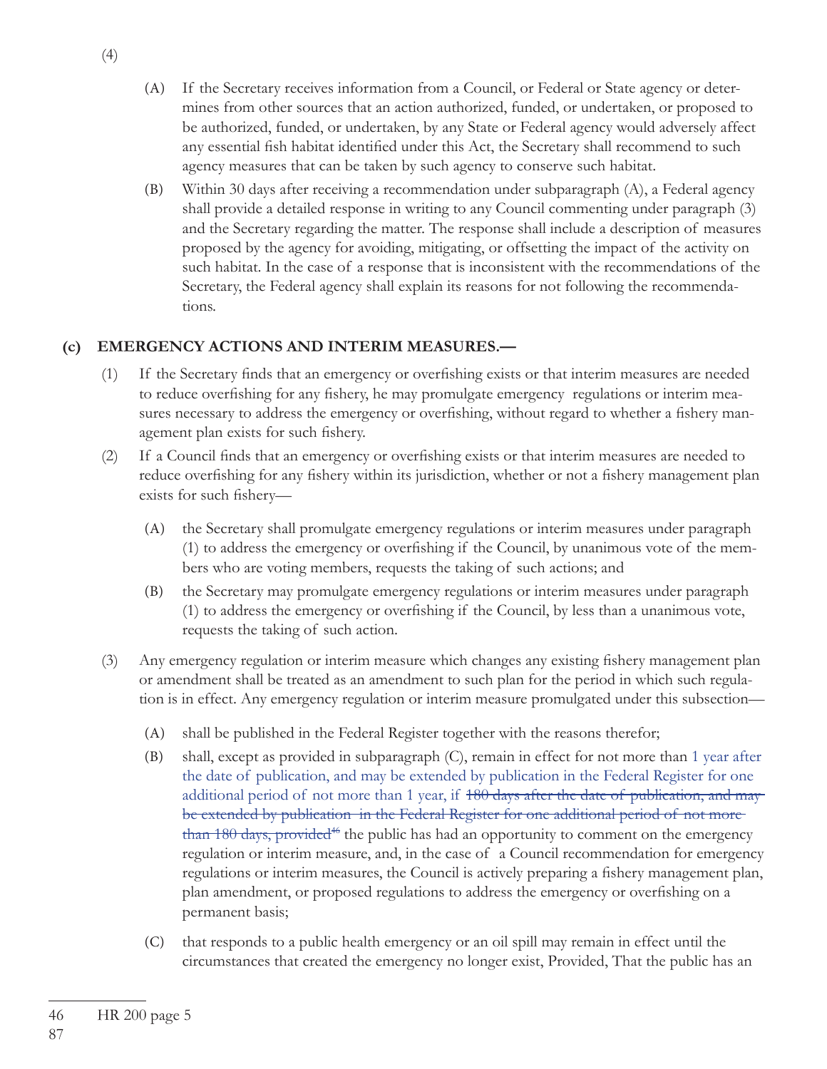(4)

(A) If the Secretary receives information from a Council, or Federal or State agency or determines from other sources that an action authorized, funded, or undertaken, or proposed to be authorized, funded, or undertaken, by any State or Federal agency would adversely affect any essential fish habitat identified under this Act, the Secretary shall recommend to such agency measures that can be taken by such agency to conserve such habitat.

(B) Within 30 days after receiving a recommendation under subparagraph (A), a Federal agency shall provide a detailed response in writing to any Council commenting under paragraph (3) and the Secretary regarding the matter. The response shall include a description of measures proposed by the agency for avoiding, mitigating, or offsetting the impact of the activity on such habitat. In the case of a response that is inconsistent with the recommendations of the Secretary, the Federal agency shall explain its reasons for not following the recommendations.

## (c) EMERGENCY ACTIONS AND INTERIM MEASURES.—

(1) If the Secretary finds that an emergency or overfishing exists or that interim measures are needed to reduce overfishing for any fishery, he may promulgate emergency regulations or interim measures necessary to address the emergency or overfishing, without regard to whether a fishery management plan exists for such fishery.

(2) If a Council finds that an emergency or overfishing exists or that interim measures are needed to reduce overfishing for any fishery within its jurisdiction, whether or not a fishery management plan exists for such fishery—

(A) the Secretary shall promulgate emergency regulations or interim measures under paragraph (1) to address the emergency or overfishing if the Council, by unanimous vote of the members who are voting members, requests the taking of such actions; and

(B) the Secretary may promulgate emergency regulations or interim measures under paragraph (1) to address the emergency or overfishing if the Council, by less than a unanimous vote, requests the taking of such action.

(3) Any emergency regulation or interim measure which changes any existing fishery management plan or amendment shall be treated as an amendment to such plan for the period in which such regulation is in effect. Any emergency regulation or interim measure promulgated under this subsection—

(A) shall be published in the Federal Register together with the reasons therefor;

(B) shall, except as provided in subparagraph (C), remain in effect for not more than 1 year after the date of publication, and may be extended by publication in the Federal Register for one additional period of not more than 1 year, if ~~180 days after the date of publication, and may be extended by publication in the Federal Register for one additional period of not more than 180 days, provided~~[46] the public has had an opportunity to comment on the emergency regulation or interim measure, and, in the case of a Council recommendation for emergency regulations or interim measures, the Council is actively preparing a fishery management plan, plan amendment, or proposed regulations to address the emergency or overfishing on a permanent basis;

(C) that responds to a public health emergency or an oil spill may remain in effect until the circumstances that created the emergency no longer exist, Provided, That the public has an

46 HR 200 page 5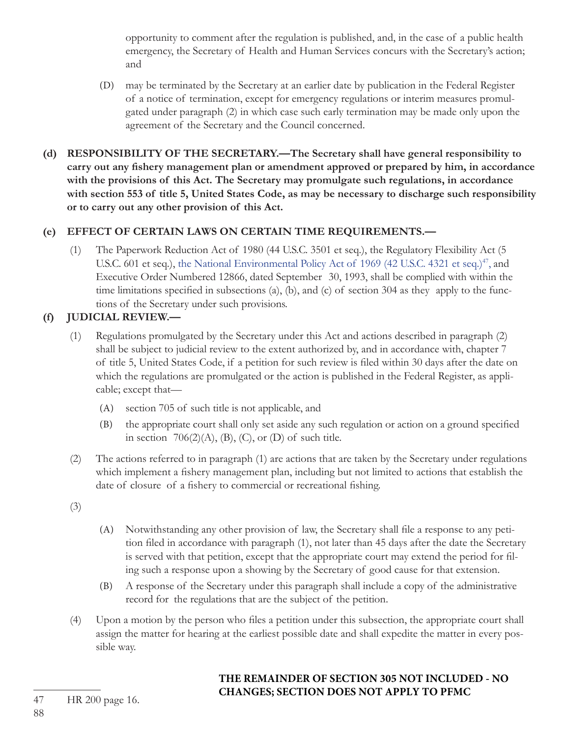opportunity to comment after the regulation is published, and, in the case of a public health emergency, the Secretary of Health and Human Services concurs with the Secretary's action; and

(D) may be terminated by the Secretary at an earlier date by publication in the Federal Register of a notice of termination, except for emergency regulations or interim measures promulgated under paragraph (2) in which case such early termination may be made only upon the agreement of the Secretary and the Council concerned.

**(d) RESPONSIBILITY OF THE SECRETARY.—The Secretary shall have general responsibility to carry out any fishery management plan or amendment approved or prepared by him, in accordance with the provisions of this Act. The Secretary may promulgate such regulations, in accordance with section 553 of title 5, United States Code, as may be necessary to discharge such responsibility or to carry out any other provision of this Act.**

**(e) EFFECT OF CERTAIN LAWS ON CERTAIN TIME REQUIREMENTS.—**

(1) The Paperwork Reduction Act of 1980 (44 U.S.C. 3501 et seq.), the Regulatory Flexibility Act (5 U.S.C. 601 et seq.), the National Environmental Policy Act of 1969 (42 U.S.C. 4321 et seq.)[47], and Executive Order Numbered 12866, dated September 30, 1993, shall be complied with within the time limitations specified in subsections (a), (b), and (c) of section 304 as they apply to the functions of the Secretary under such provisions.

**(f) JUDICIAL REVIEW.—**

(1) Regulations promulgated by the Secretary under this Act and actions described in paragraph (2) shall be subject to judicial review to the extent authorized by, and in accordance with, chapter 7 of title 5, United States Code, if a petition for such review is filed within 30 days after the date on which the regulations are promulgated or the action is published in the Federal Register, as applicable; except that—

(A) section 705 of such title is not applicable, and

(B) the appropriate court shall only set aside any such regulation or action on a ground specified in section 706(2)(A), (B), (C), or (D) of such title.

(2) The actions referred to in paragraph (1) are actions that are taken by the Secretary under regulations which implement a fishery management plan, including but not limited to actions that establish the date of closure of a fishery to commercial or recreational fishing.

(3)

(A) Notwithstanding any other provision of law, the Secretary shall file a response to any petition filed in accordance with paragraph (1), not later than 45 days after the date the Secretary is served with that petition, except that the appropriate court may extend the period for filing such a response upon a showing by the Secretary of good cause for that extension.

(B) A response of the Secretary under this paragraph shall include a copy of the administrative record for the regulations that are the subject of the petition.

(4) Upon a motion by the person who files a petition under this subsection, the appropriate court shall assign the matter for hearing at the earliest possible date and shall expedite the matter in every possible way.

**THE REMAINDER OF SECTION 305 NOT INCLUDED - NO CHANGES; SECTION DOES NOT APPLY TO PFMC**

47 HR 200 page 16.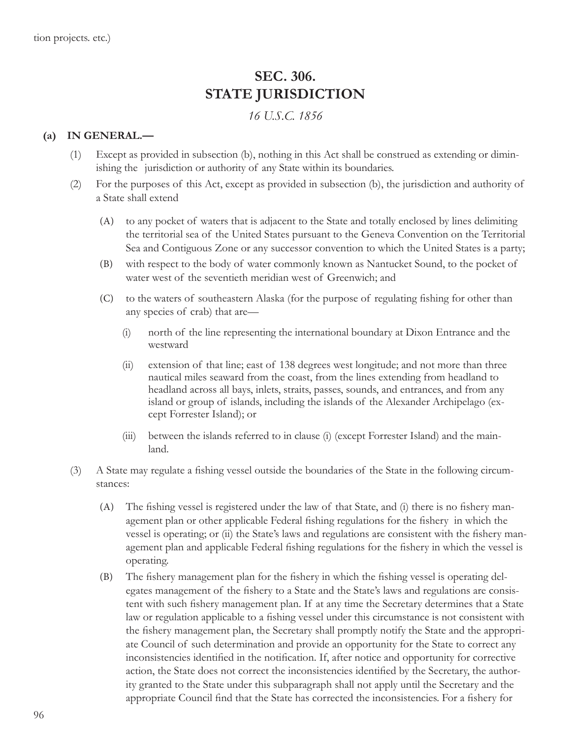tion projects. etc.)

# SEC. 306.
# STATE JURISDICTION

*16 U.S.C. 1856*

**(a) IN GENERAL.—**

(1) Except as provided in subsection (b), nothing in this Act shall be construed as extending or diminishing the jurisdiction or authority of any State within its boundaries.

(2) For the purposes of this Act, except as provided in subsection (b), the jurisdiction and authority of a State shall extend

(A) to any pocket of waters that is adjacent to the State and totally enclosed by lines delimiting the territorial sea of the United States pursuant to the Geneva Convention on the Territorial Sea and Contiguous Zone or any successor convention to which the United States is a party;

(B) with respect to the body of water commonly known as Nantucket Sound, to the pocket of water west of the seventieth meridian west of Greenwich; and

(C) to the waters of southeastern Alaska (for the purpose of regulating fishing for other than any species of crab) that are—

(i) north of the line representing the international boundary at Dixon Entrance and the westward

(ii) extension of that line; east of 138 degrees west longitude; and not more than three nautical miles seaward from the coast, from the lines extending from headland to headland across all bays, inlets, straits, passes, sounds, and entrances, and from any island or group of islands, including the islands of the Alexander Archipelago (except Forrester Island); or

(iii) between the islands referred to in clause (i) (except Forrester Island) and the mainland.

(3) A State may regulate a fishing vessel outside the boundaries of the State in the following circumstances:

(A) The fishing vessel is registered under the law of that State, and (i) there is no fishery management plan or other applicable Federal fishing regulations for the fishery in which the vessel is operating; or (ii) the State's laws and regulations are consistent with the fishery management plan and applicable Federal fishing regulations for the fishery in which the vessel is operating.

(B) The fishery management plan for the fishery in which the fishing vessel is operating delegates management of the fishery to a State and the State's laws and regulations are consistent with such fishery management plan. If at any time the Secretary determines that a State law or regulation applicable to a fishing vessel under this circumstance is not consistent with the fishery management plan, the Secretary shall promptly notify the State and the appropriate Council of such determination and provide an opportunity for the State to correct any inconsistencies identified in the notification. If, after notice and opportunity for corrective action, the State does not correct the inconsistencies identified by the Secretary, the authority granted to the State under this subparagraph shall not apply until the Secretary and the appropriate Council find that the State has corrected the inconsistencies. For a fishery for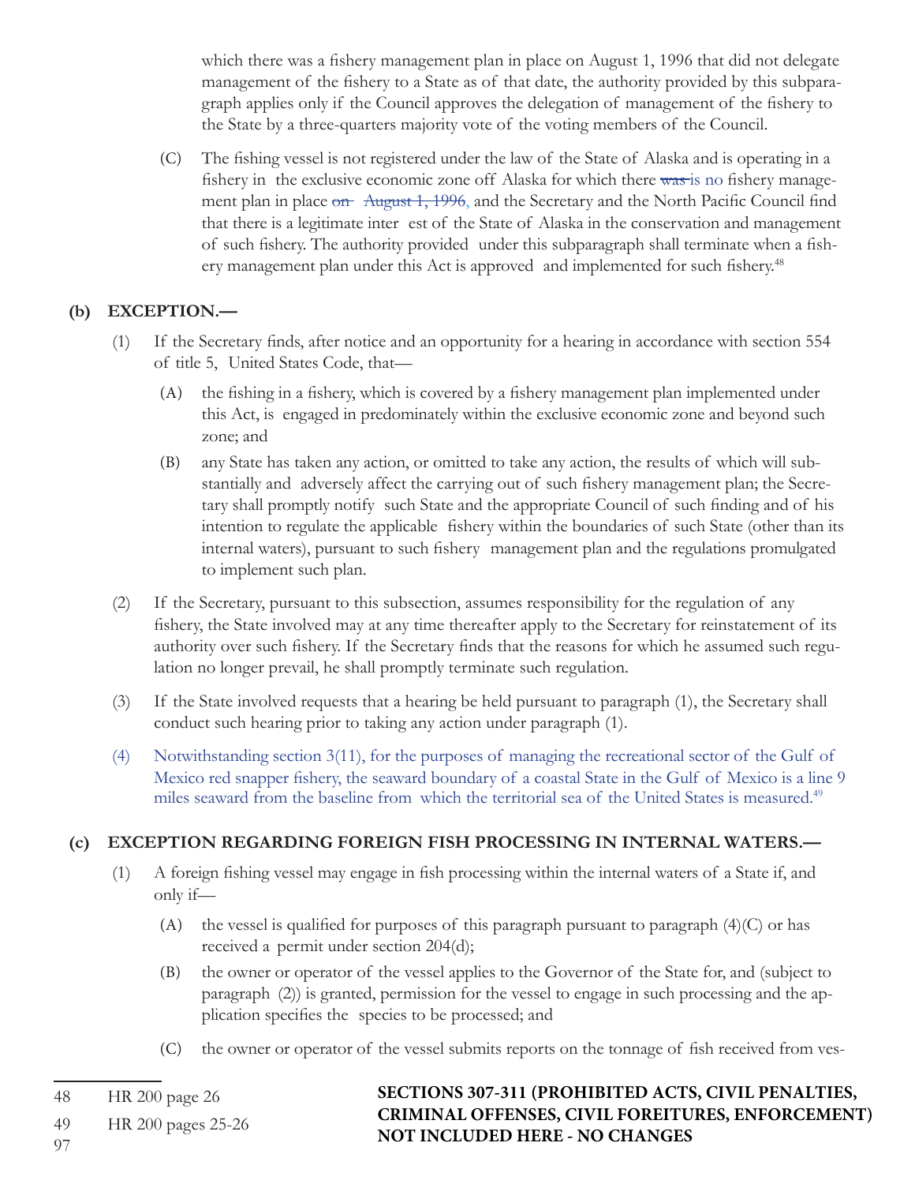which there was a fishery management plan in place on August 1, 1996 that did not delegate management of the fishery to a State as of that date, the authority provided by this subparagraph applies only if the Council approves the delegation of management of the fishery to the State by a three-quarters majority vote of the voting members of the Council.

(C) The fishing vessel is not registered under the law of the State of Alaska and is operating in a fishery in the exclusive economic zone off Alaska for which there ~~was~~ is no fishery management plan in place ~~on August 1, 1996,~~ and the Secretary and the North Pacific Council find that there is a legitimate interest of the State of Alaska in the conservation and management of such fishery. The authority provided under this subparagraph shall terminate when a fishery management plan under this Act is approved and implemented for such fishery.[48]

**(b) EXCEPTION.—**

(1) If the Secretary finds, after notice and an opportunity for a hearing in accordance with section 554 of title 5, United States Code, that—

(A) the fishing in a fishery, which is covered by a fishery management plan implemented under this Act, is engaged in predominately within the exclusive economic zone and beyond such zone; and

(B) any State has taken any action, or omitted to take any action, the results of which will substantially and adversely affect the carrying out of such fishery management plan; the Secretary shall promptly notify such State and the appropriate Council of such finding and of his intention to regulate the applicable fishery within the boundaries of such State (other than its internal waters), pursuant to such fishery management plan and the regulations promulgated to implement such plan.

(2) If the Secretary, pursuant to this subsection, assumes responsibility for the regulation of any fishery, the State involved may at any time thereafter apply to the Secretary for reinstatement of its authority over such fishery. If the Secretary finds that the reasons for which he assumed such regulation no longer prevail, he shall promptly terminate such regulation.

(3) If the State involved requests that a hearing be held pursuant to paragraph (1), the Secretary shall conduct such hearing prior to taking any action under paragraph (1).

(4) Notwithstanding section 3(11), for the purposes of managing the recreational sector of the Gulf of Mexico red snapper fishery, the seaward boundary of a coastal State in the Gulf of Mexico is a line 9 miles seaward from the baseline from which the territorial sea of the United States is measured.[49]

**(c) EXCEPTION REGARDING FOREIGN FISH PROCESSING IN INTERNAL WATERS.—**

(1) A foreign fishing vessel may engage in fish processing within the internal waters of a State if, and only if—

(A) the vessel is qualified for purposes of this paragraph pursuant to paragraph (4)(C) or has received a permit under section 204(d);

(B) the owner or operator of the vessel applies to the Governor of the State for, and (subject to paragraph (2)) is granted, permission for the vessel to engage in such processing and the application specifies the species to be processed; and

(C) the owner or operator of the vessel submits reports on the tonnage of fish received from ves-

**SECTIONS 307-311 (PROHIBITED ACTS, CIVIL PENALTIES, CRIMINAL OFFENSES, CIVIL FOREITURES, ENFORCEMENT) NOT INCLUDED HERE - NO CHANGES**

48 HR 200 page 26

49 HR 200 pages 25-26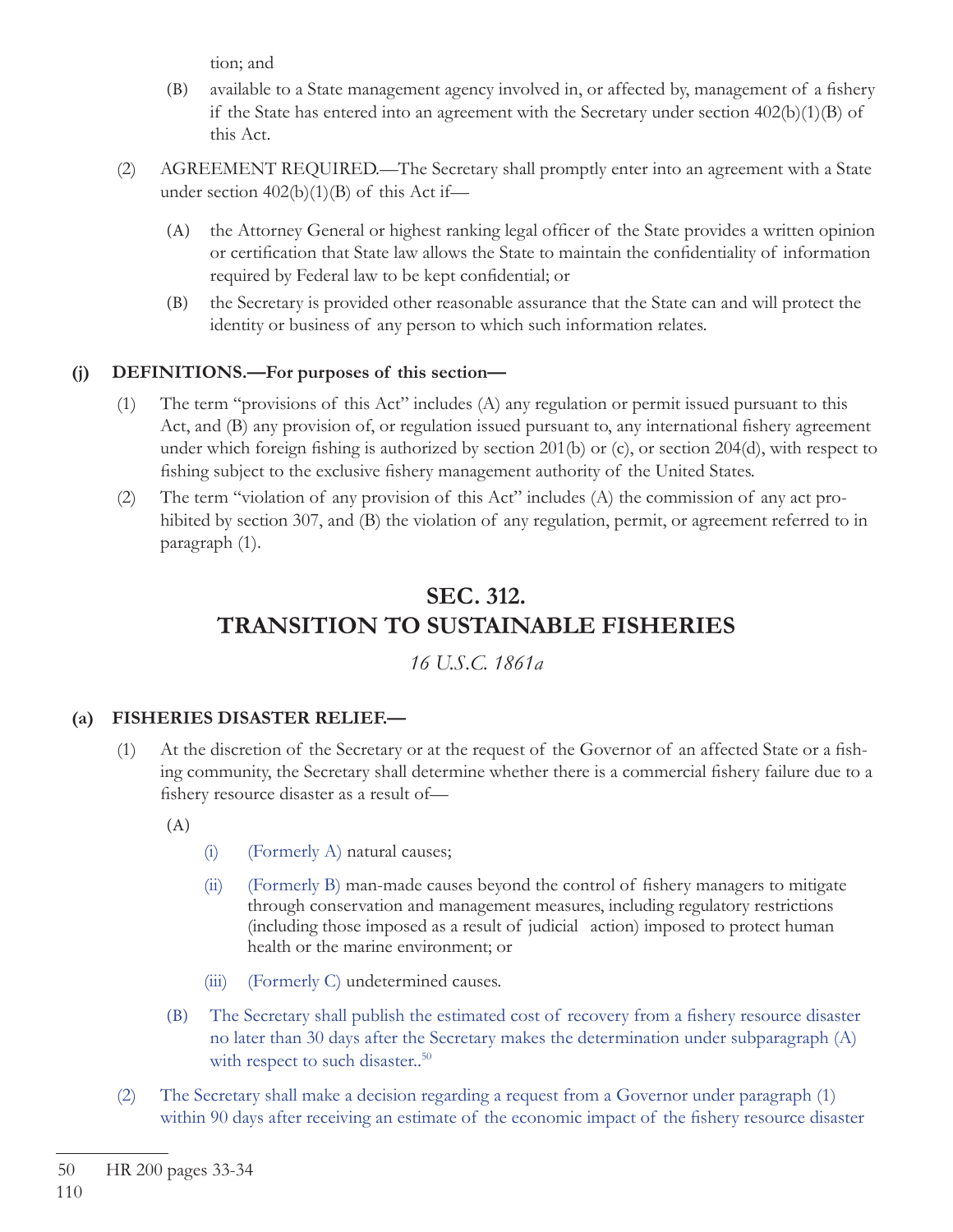tion; and

- (B) available to a State management agency involved in, or affected by, management of a fishery if the State has entered into an agreement with the Secretary under section 402(b)(1)(B) of this Act.

(2) AGREEMENT REQUIRED.—The Secretary shall promptly enter into an agreement with a State under section 402(b)(1)(B) of this Act if—

- (A) the Attorney General or highest ranking legal officer of the State provides a written opinion or certification that State law allows the State to maintain the confidentiality of information required by Federal law to be kept confidential; or
- (B) the Secretary is provided other reasonable assurance that the State can and will protect the identity or business of any person to which such information relates.

**(j) DEFINITIONS.—For purposes of this section—**

(1) The term "provisions of this Act" includes (A) any regulation or permit issued pursuant to this Act, and (B) any provision of, or regulation issued pursuant to, any international fishery agreement under which foreign fishing is authorized by section 201(b) or (c), or section 204(d), with respect to fishing subject to the exclusive fishery management authority of the United States.

(2) The term "violation of any provision of this Act" includes (A) the commission of any act prohibited by section 307, and (B) the violation of any regulation, permit, or agreement referred to in paragraph (1).

## SEC. 312. TRANSITION TO SUSTAINABLE FISHERIES

*16 U.S.C. 1861a*

**(a) FISHERIES DISASTER RELIEF.—**

(1) At the discretion of the Secretary or at the request of the Governor of an affected State or a fishing community, the Secretary shall determine whether there is a commercial fishery failure due to a fishery resource disaster as a result of—

(A)

- (i) (Formerly A) natural causes;
- (ii) (Formerly B) man-made causes beyond the control of fishery managers to mitigate through conservation and management measures, including regulatory restrictions (including those imposed as a result of judicial action) imposed to protect human health or the marine environment; or
- (iii) (Formerly C) undetermined causes.

(B) The Secretary shall publish the estimated cost of recovery from a fishery resource disaster no later than 30 days after the Secretary makes the determination under subparagraph (A) with respect to such disaster..[50]

(2) The Secretary shall make a decision regarding a request from a Governor under paragraph (1) within 90 days after receiving an estimate of the economic impact of the fishery resource disaster

---

50 HR 200 pages 33-34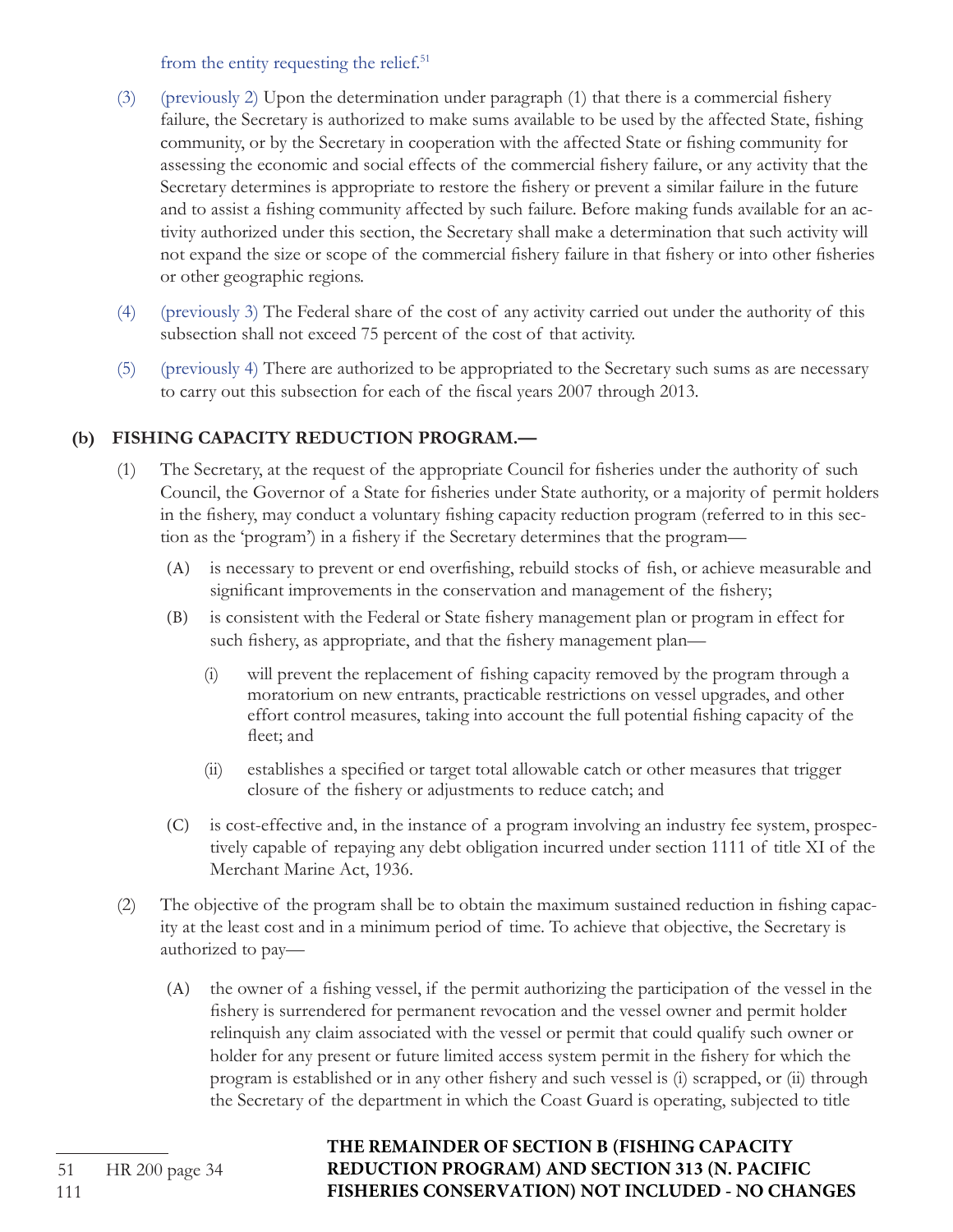from the entity requesting the relief.[51]

(3) (previously 2) Upon the determination under paragraph (1) that there is a commercial fishery failure, the Secretary is authorized to make sums available to be used by the affected State, fishing community, or by the Secretary in cooperation with the affected State or fishing community for assessing the economic and social effects of the commercial fishery failure, or any activity that the Secretary determines is appropriate to restore the fishery or prevent a similar failure in the future and to assist a fishing community affected by such failure. Before making funds available for an activity authorized under this section, the Secretary shall make a determination that such activity will not expand the size or scope of the commercial fishery failure in that fishery or into other fisheries or other geographic regions.

(4) (previously 3) The Federal share of the cost of any activity carried out under the authority of this subsection shall not exceed 75 percent of the cost of that activity.

(5) (previously 4) There are authorized to be appropriated to the Secretary such sums as are necessary to carry out this subsection for each of the fiscal years 2007 through 2013.

**(b) FISHING CAPACITY REDUCTION PROGRAM.—**

(1) The Secretary, at the request of the appropriate Council for fisheries under the authority of such Council, the Governor of a State for fisheries under State authority, or a majority of permit holders in the fishery, may conduct a voluntary fishing capacity reduction program (referred to in this section as the 'program') in a fishery if the Secretary determines that the program—

(A) is necessary to prevent or end overfishing, rebuild stocks of fish, or achieve measurable and significant improvements in the conservation and management of the fishery;

(B) is consistent with the Federal or State fishery management plan or program in effect for such fishery, as appropriate, and that the fishery management plan—

(i) will prevent the replacement of fishing capacity removed by the program through a moratorium on new entrants, practicable restrictions on vessel upgrades, and other effort control measures, taking into account the full potential fishing capacity of the fleet; and

(ii) establishes a specified or target total allowable catch or other measures that trigger closure of the fishery or adjustments to reduce catch; and

(C) is cost-effective and, in the instance of a program involving an industry fee system, prospectively capable of repaying any debt obligation incurred under section 1111 of title XI of the Merchant Marine Act, 1936.

(2) The objective of the program shall be to obtain the maximum sustained reduction in fishing capacity at the least cost and in a minimum period of time. To achieve that objective, the Secretary is authorized to pay—

(A) the owner of a fishing vessel, if the permit authorizing the participation of the vessel in the fishery is surrendered for permanent revocation and the vessel owner and permit holder relinquish any claim associated with the vessel or permit that could qualify such owner or holder for any present or future limited access system permit in the fishery for which the program is established or in any other fishery and such vessel is (i) scrapped, or (ii) through the Secretary of the department in which the Coast Guard is operating, subjected to title

**THE REMAINDER OF SECTION B (FISHING CAPACITY REDUCTION PROGRAM) AND SECTION 313 (N. PACIFIC FISHERIES CONSERVATION) NOT INCLUDED - NO CHANGES**

---

51 HR 200 page 34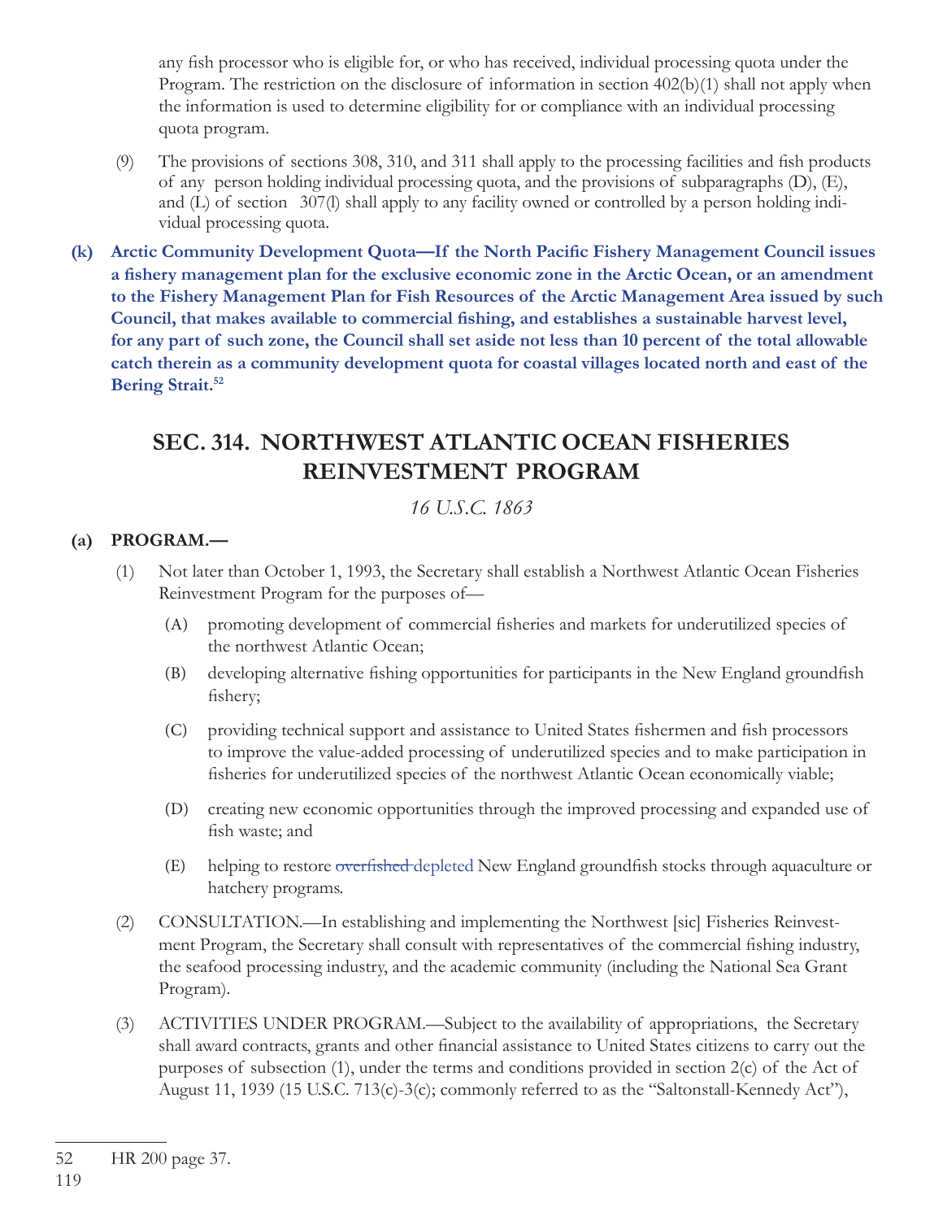any fish processor who is eligible for, or who has received, individual processing quota under the Program. The restriction on the disclosure of information in section 402(b)(1) shall not apply when the information is used to determine eligibility for or compliance with an individual processing quota program.

(9) The provisions of sections 308, 310, and 311 shall apply to the processing facilities and fish products of any person holding individual processing quota, and the provisions of subparagraphs (D), (E), and (L) of section 307(l) shall apply to any facility owned or controlled by a person holding individual processing quota.

**(k) Arctic Community Development Quota—If the North Pacific Fishery Management Council issues a fishery management plan for the exclusive economic zone in the Arctic Ocean, or an amendment to the Fishery Management Plan for Fish Resources of the Arctic Management Area issued by such Council, that makes available to commercial fishing, and establishes a sustainable harvest level, for any part of such zone, the Council shall set aside not less than 10 percent of the total allowable catch therein as a community development quota for coastal villages located north and east of the Bering Strait.[52]**

## SEC. 314. NORTHWEST ATLANTIC OCEAN FISHERIES REINVESTMENT PROGRAM

*16 U.S.C. 1863*

**(a) PROGRAM.—**

(1) Not later than October 1, 1993, the Secretary shall establish a Northwest Atlantic Ocean Fisheries Reinvestment Program for the purposes of—

(A) promoting development of commercial fisheries and markets for underutilized species of the northwest Atlantic Ocean;

(B) developing alternative fishing opportunities for participants in the New England groundfish fishery;

(C) providing technical support and assistance to United States fishermen and fish processors to improve the value-added processing of underutilized species and to make participation in fisheries for underutilized species of the northwest Atlantic Ocean economically viable;

(D) creating new economic opportunities through the improved processing and expanded use of fish waste; and

(E) helping to restore ~~overfished~~ depleted New England groundfish stocks through aquaculture or hatchery programs.

(2) CONSULTATION.—In establishing and implementing the Northwest [sic] Fisheries Reinvestment Program, the Secretary shall consult with representatives of the commercial fishing industry, the seafood processing industry, and the academic community (including the National Sea Grant Program).

(3) ACTIVITIES UNDER PROGRAM.—Subject to the availability of appropriations, the Secretary shall award contracts, grants and other financial assistance to United States citizens to carry out the purposes of subsection (1), under the terms and conditions provided in section 2(c) of the Act of August 11, 1939 (15 U.S.C. 713(c)-3(c); commonly referred to as the "Saltonstall-Kennedy Act"),

---

52 HR 200 page 37.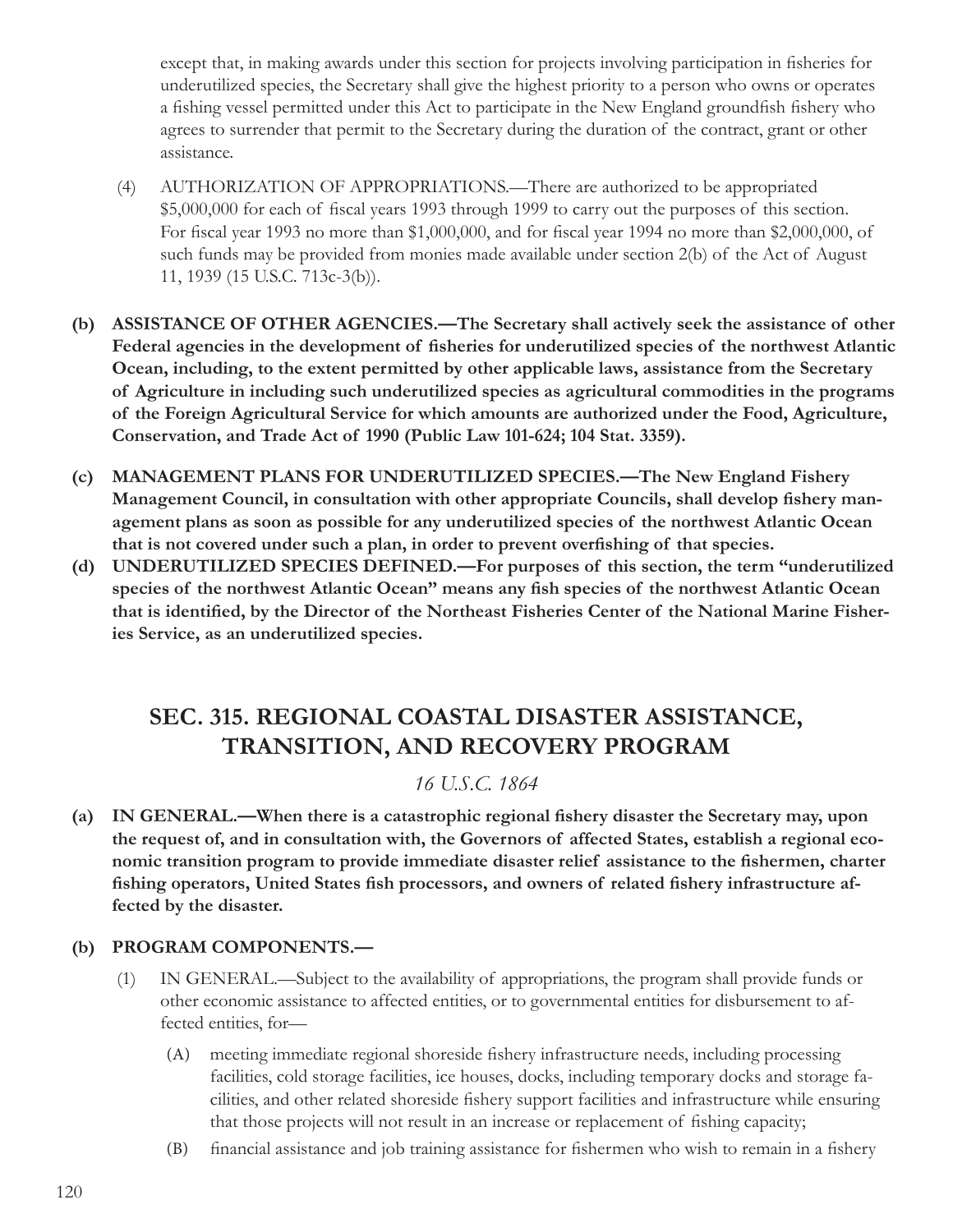except that, in making awards under this section for projects involving participation in fisheries for underutilized species, the Secretary shall give the highest priority to a person who owns or operates a fishing vessel permitted under this Act to participate in the New England groundfish fishery who agrees to surrender that permit to the Secretary during the duration of the contract, grant or other assistance.

(4) AUTHORIZATION OF APPROPRIATIONS.—There are authorized to be appropriated $5,000,000 for each of fiscal years 1993 through 1999 to carry out the purposes of this section. For fiscal year 1993 no more than $1,000,000, and for fiscal year 1994 no more than $2,000,000, of such funds may be provided from monies made available under section 2(b) of the Act of August 11, 1939 (15 U.S.C. 713c-3(b)).

**(b) ASSISTANCE OF OTHER AGENCIES.—The Secretary shall actively seek the assistance of other Federal agencies in the development of fisheries for underutilized species of the northwest Atlantic Ocean, including, to the extent permitted by other applicable laws, assistance from the Secretary of Agriculture in including such underutilized species as agricultural commodities in the programs of the Foreign Agricultural Service for which amounts are authorized under the Food, Agriculture, Conservation, and Trade Act of 1990 (Public Law 101-624; 104 Stat. 3359).**

**(c) MANAGEMENT PLANS FOR UNDERUTILIZED SPECIES.—The New England Fishery Management Council, in consultation with other appropriate Councils, shall develop fishery management plans as soon as possible for any underutilized species of the northwest Atlantic Ocean that is not covered under such a plan, in order to prevent overfishing of that species.**

**(d) UNDERUTILIZED SPECIES DEFINED.—For purposes of this section, the term "underutilized species of the northwest Atlantic Ocean" means any fish species of the northwest Atlantic Ocean that is identified, by the Director of the Northeast Fisheries Center of the National Marine Fisheries Service, as an underutilized species.**

## SEC. 315. REGIONAL COASTAL DISASTER ASSISTANCE, TRANSITION, AND RECOVERY PROGRAM

*16 U.S.C. 1864*

**(a) IN GENERAL.—When there is a catastrophic regional fishery disaster the Secretary may, upon the request of, and in consultation with, the Governors of affected States, establish a regional economic transition program to provide immediate disaster relief assistance to the fishermen, charter fishing operators, United States fish processors, and owners of related fishery infrastructure affected by the disaster.**

**(b) PROGRAM COMPONENTS.—**

(1) IN GENERAL.—Subject to the availability of appropriations, the program shall provide funds or other economic assistance to affected entities, or to governmental entities for disbursement to affected entities, for—

(A) meeting immediate regional shoreside fishery infrastructure needs, including processing facilities, cold storage facilities, ice houses, docks, including temporary docks and storage facilities, and other related shoreside fishery support facilities and infrastructure while ensuring that those projects will not result in an increase or replacement of fishing capacity;

(B) financial assistance and job training assistance for fishermen who wish to remain in a fishery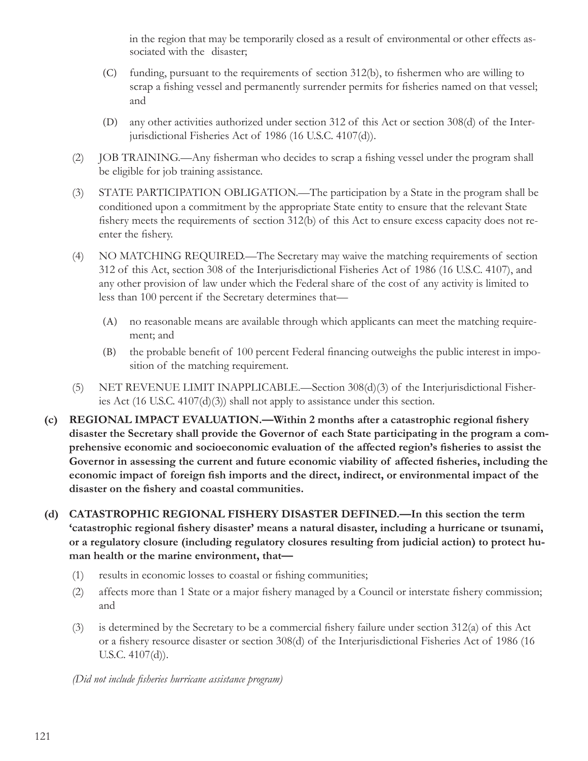in the region that may be temporarily closed as a result of environmental or other effects associated with the disaster;

(C) funding, pursuant to the requirements of section 312(b), to fishermen who are willing to scrap a fishing vessel and permanently surrender permits for fisheries named on that vessel; and

(D) any other activities authorized under section 312 of this Act or section 308(d) of the Interjurisdictional Fisheries Act of 1986 (16 U.S.C. 4107(d)).

(2) JOB TRAINING.—Any fisherman who decides to scrap a fishing vessel under the program shall be eligible for job training assistance.

(3) STATE PARTICIPATION OBLIGATION.—The participation by a State in the program shall be conditioned upon a commitment by the appropriate State entity to ensure that the relevant State fishery meets the requirements of section 312(b) of this Act to ensure excess capacity does not reenter the fishery.

(4) NO MATCHING REQUIRED.—The Secretary may waive the matching requirements of section 312 of this Act, section 308 of the Interjurisdictional Fisheries Act of 1986 (16 U.S.C. 4107), and any other provision of law under which the Federal share of the cost of any activity is limited to less than 100 percent if the Secretary determines that—

(A) no reasonable means are available through which applicants can meet the matching requirement; and

(B) the probable benefit of 100 percent Federal financing outweighs the public interest in imposition of the matching requirement.

(5) NET REVENUE LIMIT INAPPLICABLE.—Section 308(d)(3) of the Interjurisdictional Fisheries Act (16 U.S.C. 4107(d)(3)) shall not apply to assistance under this section.

**(c) REGIONAL IMPACT EVALUATION.—Within 2 months after a catastrophic regional fishery disaster the Secretary shall provide the Governor of each State participating in the program a comprehensive economic and socioeconomic evaluation of the affected region's fisheries to assist the Governor in assessing the current and future economic viability of affected fisheries, including the economic impact of foreign fish imports and the direct, indirect, or environmental impact of the disaster on the fishery and coastal communities.**

**(d) CATASTROPHIC REGIONAL FISHERY DISASTER DEFINED.—In this section the term 'catastrophic regional fishery disaster' means a natural disaster, including a hurricane or tsunami, or a regulatory closure (including regulatory closures resulting from judicial action) to protect human health or the marine environment, that—**

(1) results in economic losses to coastal or fishing communities;

(2) affects more than 1 State or a major fishery managed by a Council or interstate fishery commission; and

(3) is determined by the Secretary to be a commercial fishery failure under section 312(a) of this Act or a fishery resource disaster or section 308(d) of the Interjurisdictional Fisheries Act of 1986 (16 U.S.C. 4107(d)).

*(Did not include fisheries hurricane assistance program)*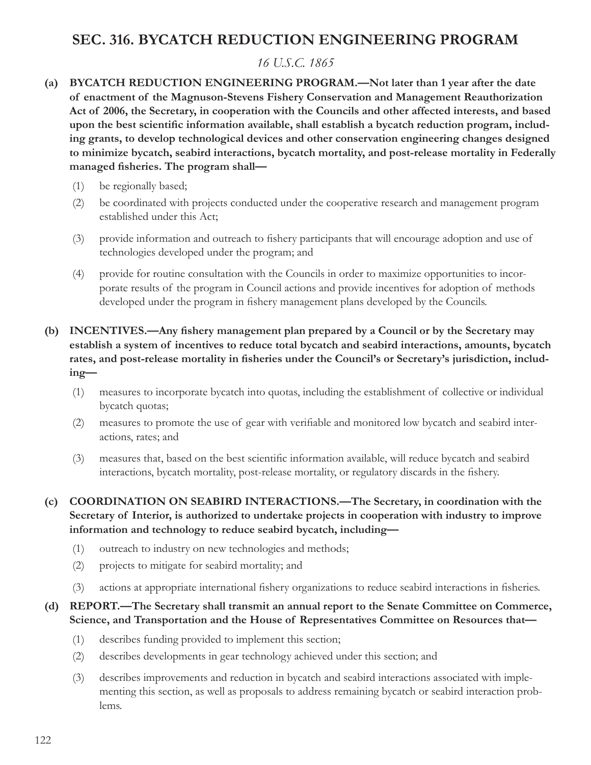## SEC. 316. BYCATCH REDUCTION ENGINEERING PROGRAM

*16 U.S.C. 1865*

**(a) BYCATCH REDUCTION ENGINEERING PROGRAM.—Not later than 1 year after the date of enactment of the Magnuson-Stevens Fishery Conservation and Management Reauthorization Act of 2006, the Secretary, in cooperation with the Councils and other affected interests, and based upon the best scientific information available, shall establish a bycatch reduction program, including grants, to develop technological devices and other conservation engineering changes designed to minimize bycatch, seabird interactions, bycatch mortality, and post-release mortality in Federally managed fisheries. The program shall—**

(1) be regionally based;

(2) be coordinated with projects conducted under the cooperative research and management program established under this Act;

(3) provide information and outreach to fishery participants that will encourage adoption and use of technologies developed under the program; and

(4) provide for routine consultation with the Councils in order to maximize opportunities to incorporate results of the program in Council actions and provide incentives for adoption of methods developed under the program in fishery management plans developed by the Councils.

**(b) INCENTIVES.—Any fishery management plan prepared by a Council or by the Secretary may establish a system of incentives to reduce total bycatch and seabird interactions, amounts, bycatch rates, and post-release mortality in fisheries under the Council's or Secretary's jurisdiction, including—**

(1) measures to incorporate bycatch into quotas, including the establishment of collective or individual bycatch quotas;

(2) measures to promote the use of gear with verifiable and monitored low bycatch and seabird interactions, rates; and

(3) measures that, based on the best scientific information available, will reduce bycatch and seabird interactions, bycatch mortality, post-release mortality, or regulatory discards in the fishery.

**(c) COORDINATION ON SEABIRD INTERACTIONS.—The Secretary, in coordination with the Secretary of Interior, is authorized to undertake projects in cooperation with industry to improve information and technology to reduce seabird bycatch, including—**

(1) outreach to industry on new technologies and methods;

(2) projects to mitigate for seabird mortality; and

(3) actions at appropriate international fishery organizations to reduce seabird interactions in fisheries.

**(d) REPORT.—The Secretary shall transmit an annual report to the Senate Committee on Commerce, Science, and Transportation and the House of Representatives Committee on Resources that—**

(1) describes funding provided to implement this section;

(2) describes developments in gear technology achieved under this section; and

(3) describes improvements and reduction in bycatch and seabird interactions associated with implementing this section, as well as proposals to address remaining bycatch or seabird interaction problems.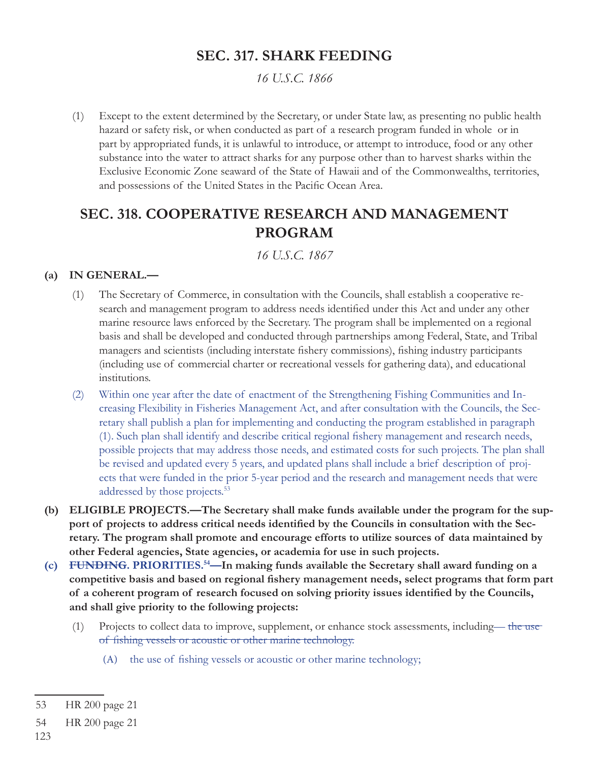## SEC. 317. SHARK FEEDING

*16 U.S.C. 1866*

(1) Except to the extent determined by the Secretary, or under State law, as presenting no public health hazard or safety risk, or when conducted as part of a research program funded in whole or in part by appropriated funds, it is unlawful to introduce, or attempt to introduce, food or any other substance into the water to attract sharks for any purpose other than to harvest sharks within the Exclusive Economic Zone seaward of the State of Hawaii and of the Commonwealths, territories, and possessions of the United States in the Pacific Ocean Area.

## SEC. 318. COOPERATIVE RESEARCH AND MANAGEMENT PROGRAM

*16 U.S.C. 1867*

**(a) IN GENERAL.—**

(1) The Secretary of Commerce, in consultation with the Councils, shall establish a cooperative research and management program to address needs identified under this Act and under any other marine resource laws enforced by the Secretary. The program shall be implemented on a regional basis and shall be developed and conducted through partnerships among Federal, State, and Tribal managers and scientists (including interstate fishery commissions), fishing industry participants (including use of commercial charter or recreational vessels for gathering data), and educational institutions.

(2) Within one year after the date of enactment of the Strengthening Fishing Communities and Increasing Flexibility in Fisheries Management Act, and after consultation with the Councils, the Secretary shall publish a plan for implementing and conducting the program established in paragraph (1). Such plan shall identify and describe critical regional fishery management and research needs, possible projects that may address those needs, and estimated costs for such projects. The plan shall be revised and updated every 5 years, and updated plans shall include a brief description of projects that were funded in the prior 5-year period and the research and management needs that were addressed by those projects.[53]

**(b) ELIGIBLE PROJECTS.—The Secretary shall make funds available under the program for the support of projects to address critical needs identified by the Councils in consultation with the Secretary. The program shall promote and encourage efforts to utilize sources of data maintained by other Federal agencies, State agencies, or academia for use in such projects.**

**(c) ~~FUNDING~~. PRIORITIES.[54]—In making funds available the Secretary shall award funding on a competitive basis and based on regional fishery management needs, select programs that form part of a coherent program of research focused on solving priority issues identified by the Councils, and shall give priority to the following projects:**

(1) Projects to collect data to improve, supplement, or enhance stock assessments, including~~— the use of fishing vessels or acoustic or other marine technology.~~

(A) the use of fishing vessels or acoustic or other marine technology;

---

53 HR 200 page 21

54 HR 200 page 21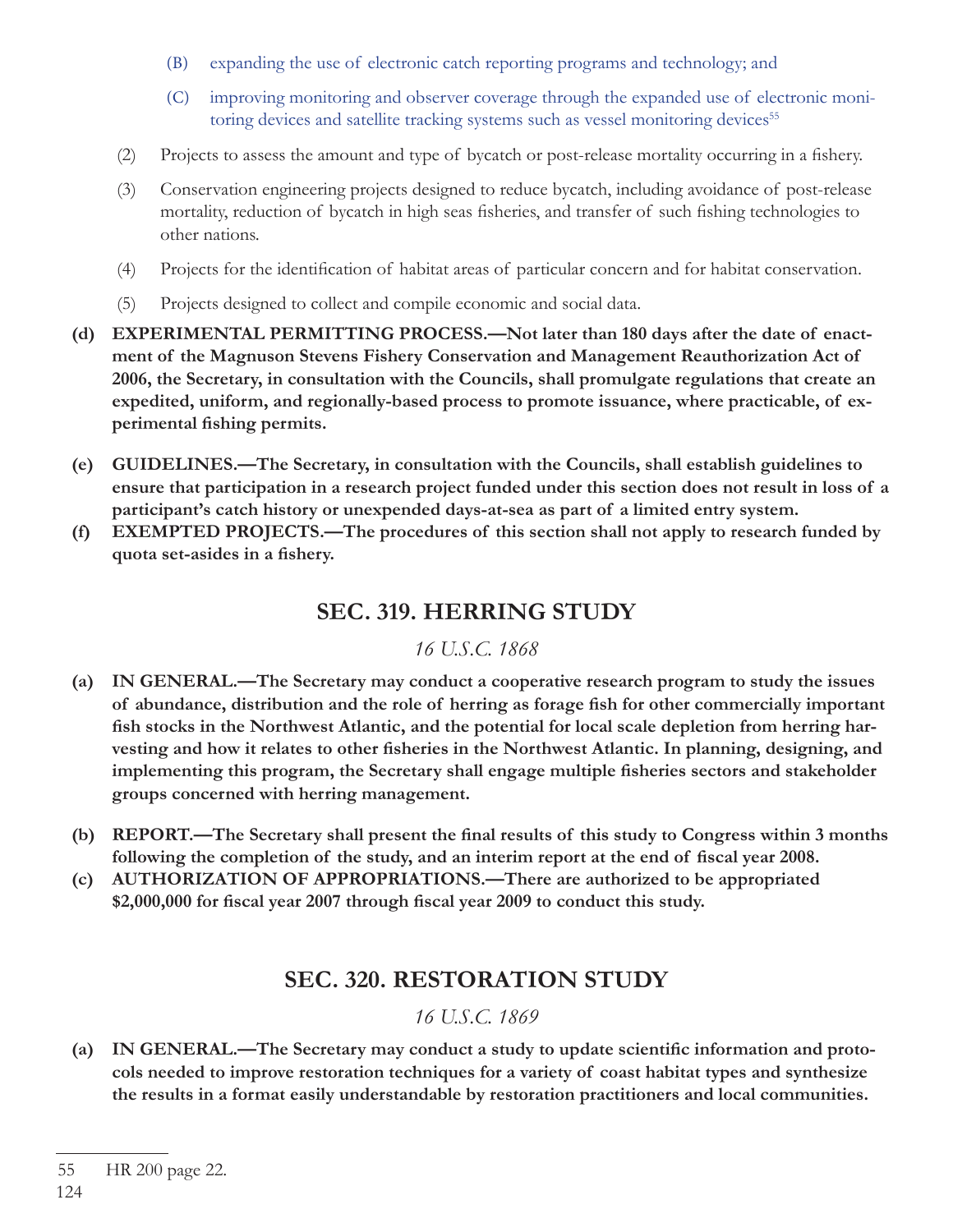(B) expanding the use of electronic catch reporting programs and technology; and

(C) improving monitoring and observer coverage through the expanded use of electronic monitoring devices and satellite tracking systems such as vessel monitoring devices[55]

(2) Projects to assess the amount and type of bycatch or post-release mortality occurring in a fishery.

(3) Conservation engineering projects designed to reduce bycatch, including avoidance of post-release mortality, reduction of bycatch in high seas fisheries, and transfer of such fishing technologies to other nations.

(4) Projects for the identification of habitat areas of particular concern and for habitat conservation.

(5) Projects designed to collect and compile economic and social data.

**(d) EXPERIMENTAL PERMITTING PROCESS.—Not later than 180 days after the date of enactment of the Magnuson Stevens Fishery Conservation and Management Reauthorization Act of 2006, the Secretary, in consultation with the Councils, shall promulgate regulations that create an expedited, uniform, and regionally-based process to promote issuance, where practicable, of experimental fishing permits.**

**(e) GUIDELINES.—The Secretary, in consultation with the Councils, shall establish guidelines to ensure that participation in a research project funded under this section does not result in loss of a participant's catch history or unexpended days-at-sea as part of a limited entry system.**

**(f) EXEMPTED PROJECTS.—The procedures of this section shall not apply to research funded by quota set-asides in a fishery.**

## SEC. 319. HERRING STUDY

*16 U.S.C. 1868*

**(a) IN GENERAL.—The Secretary may conduct a cooperative research program to study the issues of abundance, distribution and the role of herring as forage fish for other commercially important fish stocks in the Northwest Atlantic, and the potential for local scale depletion from herring harvesting and how it relates to other fisheries in the Northwest Atlantic. In planning, designing, and implementing this program, the Secretary shall engage multiple fisheries sectors and stakeholder groups concerned with herring management.**

**(b) REPORT.—The Secretary shall present the final results of this study to Congress within 3 months following the completion of the study, and an interim report at the end of fiscal year 2008.**

**(c) AUTHORIZATION OF APPROPRIATIONS.—There are authorized to be appropriated $2,000,000 for fiscal year 2007 through fiscal year 2009 to conduct this study.**

## SEC. 320. RESTORATION STUDY

*16 U.S.C. 1869*

**(a) IN GENERAL.—The Secretary may conduct a study to update scientific information and protocols needed to improve restoration techniques for a variety of coast habitat types and synthesize the results in a format easily understandable by restoration practitioners and local communities.**

---

55 HR 200 page 22.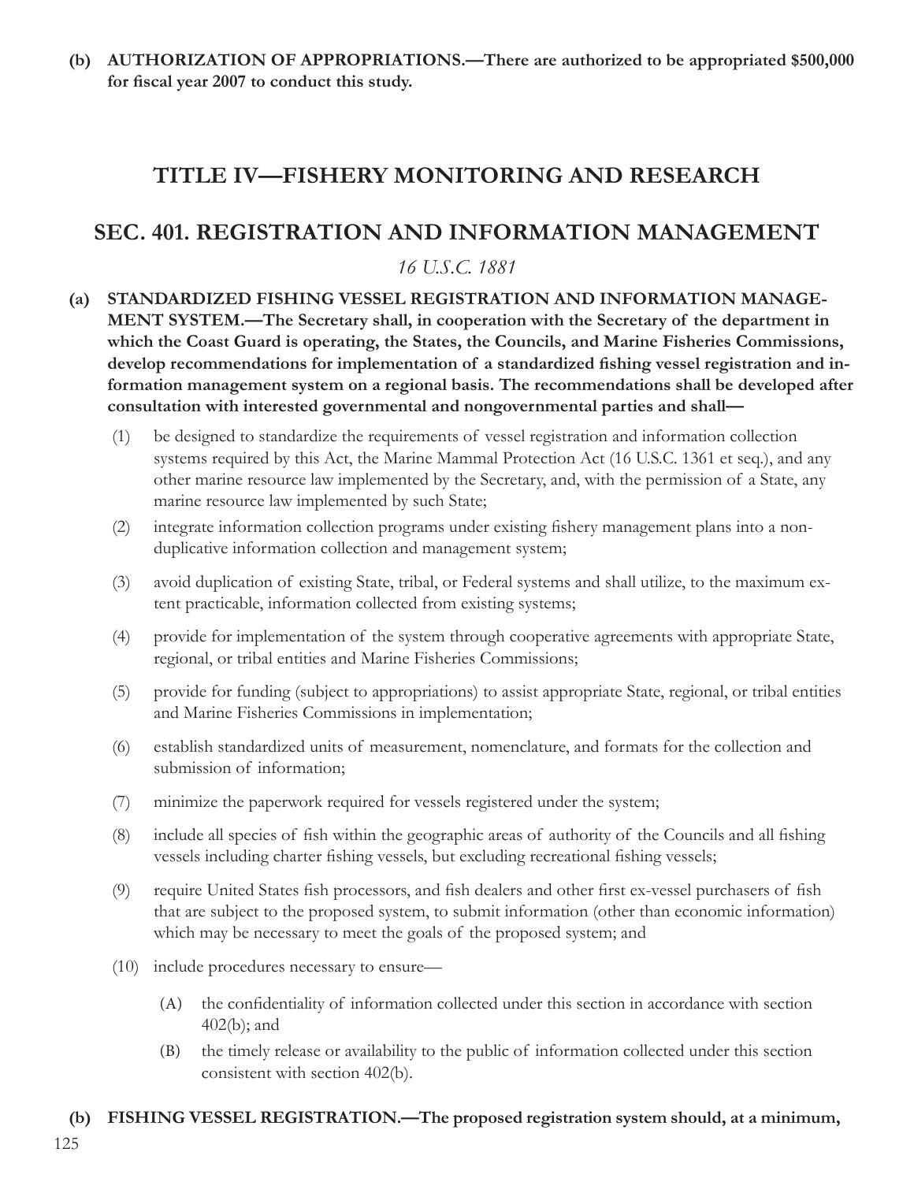**(b) AUTHORIZATION OF APPROPRIATIONS.—There are authorized to be appropriated $500,000 for fiscal year 2007 to conduct this study.**

## TITLE IV—FISHERY MONITORING AND RESEARCH

## SEC. 401. REGISTRATION AND INFORMATION MANAGEMENT

*16 U.S.C. 1881*

**(a) STANDARDIZED FISHING VESSEL REGISTRATION AND INFORMATION MANAGEMENT SYSTEM.—The Secretary shall, in cooperation with the Secretary of the department in which the Coast Guard is operating, the States, the Councils, and Marine Fisheries Commissions, develop recommendations for implementation of a standardized fishing vessel registration and information management system on a regional basis. The recommendations shall be developed after consultation with interested governmental and nongovernmental parties and shall—**

(1) be designed to standardize the requirements of vessel registration and information collection systems required by this Act, the Marine Mammal Protection Act (16 U.S.C. 1361 et seq.), and any other marine resource law implemented by the Secretary, and, with the permission of a State, any marine resource law implemented by such State;

(2) integrate information collection programs under existing fishery management plans into a non-duplicative information collection and management system;

(3) avoid duplication of existing State, tribal, or Federal systems and shall utilize, to the maximum extent practicable, information collected from existing systems;

(4) provide for implementation of the system through cooperative agreements with appropriate State, regional, or tribal entities and Marine Fisheries Commissions;

(5) provide for funding (subject to appropriations) to assist appropriate State, regional, or tribal entities and Marine Fisheries Commissions in implementation;

(6) establish standardized units of measurement, nomenclature, and formats for the collection and submission of information;

(7) minimize the paperwork required for vessels registered under the system;

(8) include all species of fish within the geographic areas of authority of the Councils and all fishing vessels including charter fishing vessels, but excluding recreational fishing vessels;

(9) require United States fish processors, and fish dealers and other first ex-vessel purchasers of fish that are subject to the proposed system, to submit information (other than economic information) which may be necessary to meet the goals of the proposed system; and

(10) include procedures necessary to ensure—

  (A) the confidentiality of information collected under this section in accordance with section 402(b); and

  (B) the timely release or availability to the public of information collected under this section consistent with section 402(b).

**(b) FISHING VESSEL REGISTRATION.—The proposed registration system should, at a minimum,**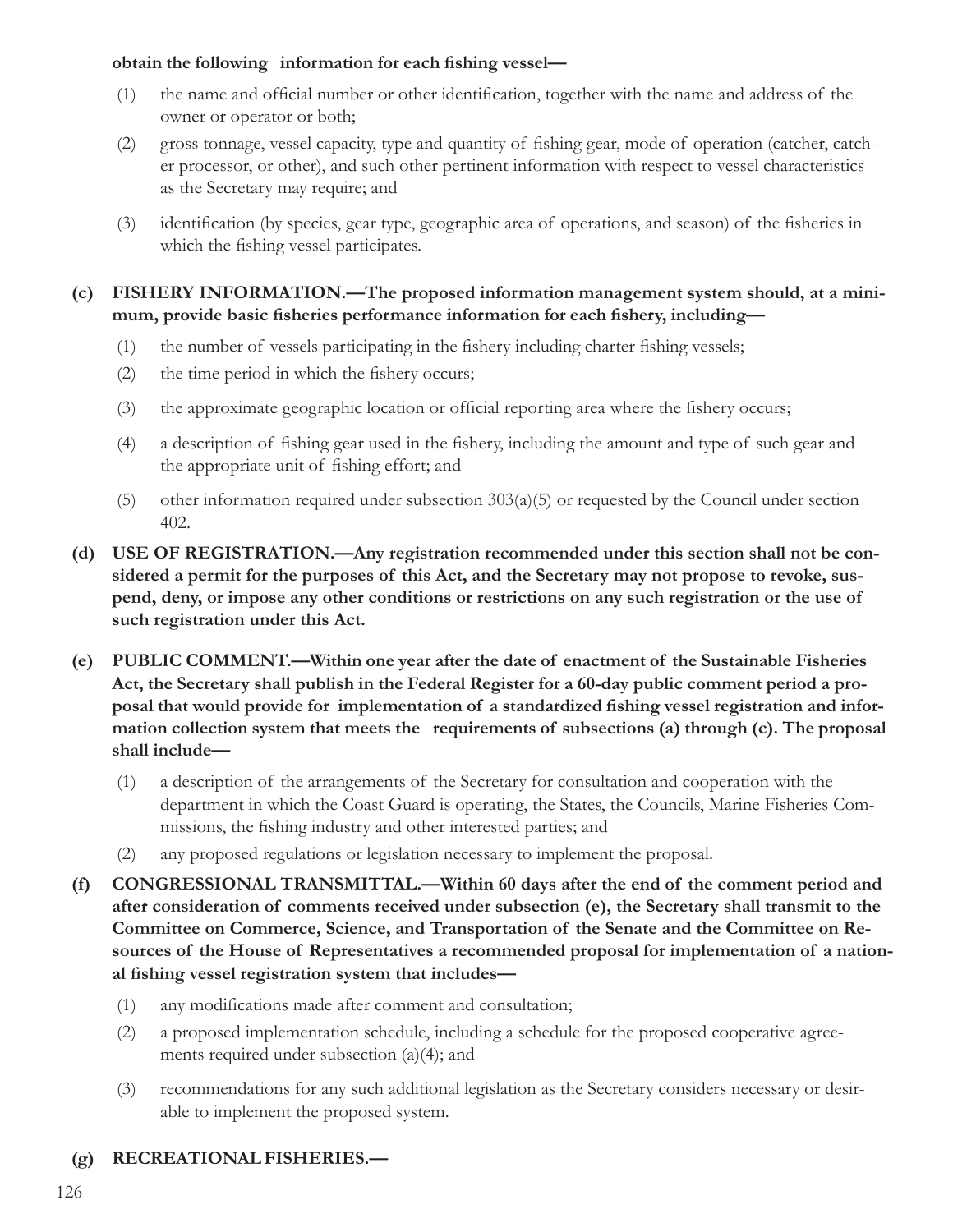**obtain the following information for each fishing vessel—**

(1) the name and official number or other identification, together with the name and address of the owner or operator or both;

(2) gross tonnage, vessel capacity, type and quantity of fishing gear, mode of operation (catcher, catcher processor, or other), and such other pertinent information with respect to vessel characteristics as the Secretary may require; and

(3) identification (by species, gear type, geographic area of operations, and season) of the fisheries in which the fishing vessel participates.

**(c) FISHERY INFORMATION.—The proposed information management system should, at a minimum, provide basic fisheries performance information for each fishery, including—**

(1) the number of vessels participating in the fishery including charter fishing vessels;

(2) the time period in which the fishery occurs;

(3) the approximate geographic location or official reporting area where the fishery occurs;

(4) a description of fishing gear used in the fishery, including the amount and type of such gear and the appropriate unit of fishing effort; and

(5) other information required under subsection 303(a)(5) or requested by the Council under section 402.

**(d) USE OF REGISTRATION.—Any registration recommended under this section shall not be considered a permit for the purposes of this Act, and the Secretary may not propose to revoke, suspend, deny, or impose any other conditions or restrictions on any such registration or the use of such registration under this Act.**

**(e) PUBLIC COMMENT.—Within one year after the date of enactment of the Sustainable Fisheries Act, the Secretary shall publish in the Federal Register for a 60-day public comment period a proposal that would provide for implementation of a standardized fishing vessel registration and information collection system that meets the requirements of subsections (a) through (c). The proposal shall include—**

(1) a description of the arrangements of the Secretary for consultation and cooperation with the department in which the Coast Guard is operating, the States, the Councils, Marine Fisheries Commissions, the fishing industry and other interested parties; and

(2) any proposed regulations or legislation necessary to implement the proposal.

**(f) CONGRESSIONAL TRANSMITTAL.—Within 60 days after the end of the comment period and after consideration of comments received under subsection (e), the Secretary shall transmit to the Committee on Commerce, Science, and Transportation of the Senate and the Committee on Resources of the House of Representatives a recommended proposal for implementation of a national fishing vessel registration system that includes—**

(1) any modifications made after comment and consultation;

(2) a proposed implementation schedule, including a schedule for the proposed cooperative agreements required under subsection (a)(4); and

(3) recommendations for any such additional legislation as the Secretary considers necessary or desirable to implement the proposed system.

**(g) RECREATIONAL FISHERIES.—**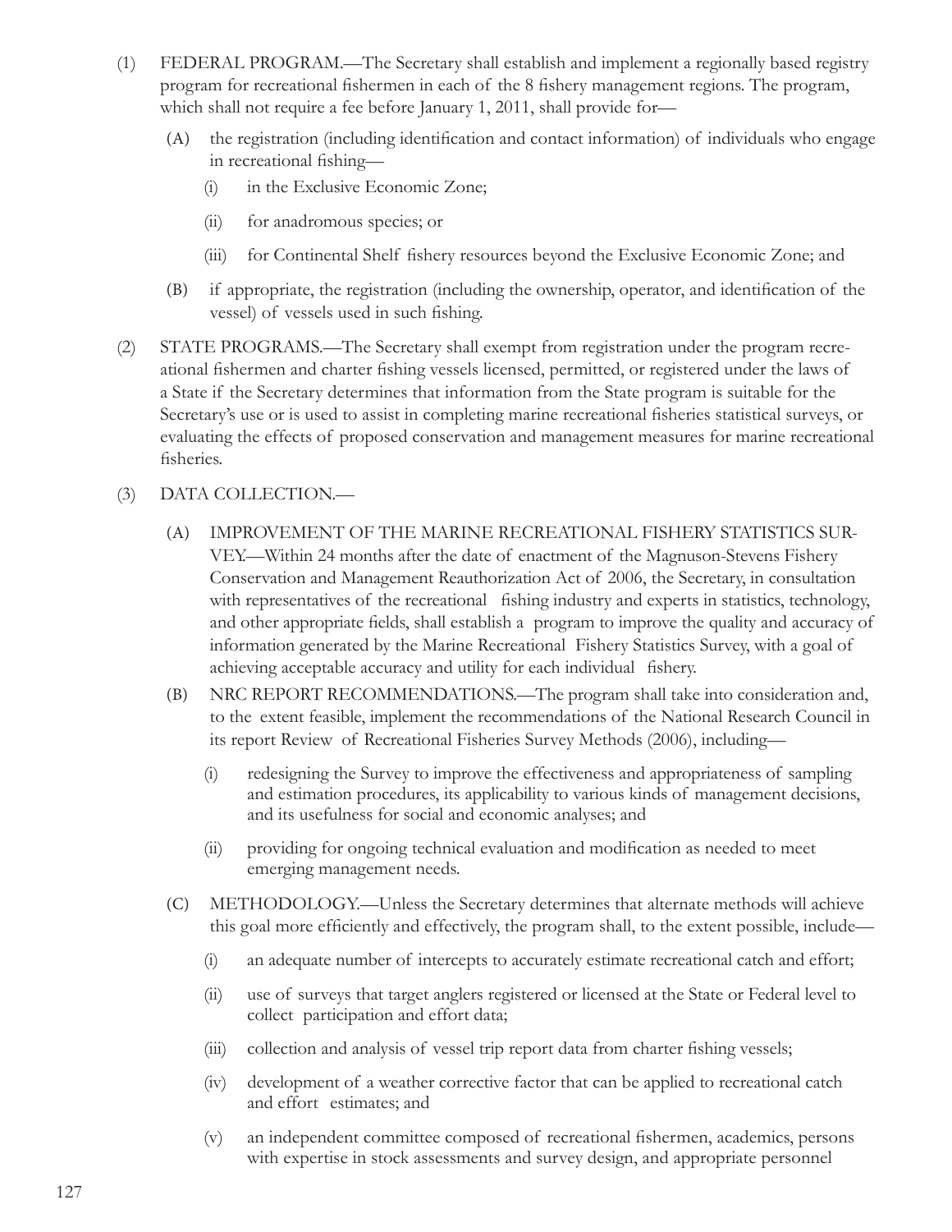(1) FEDERAL PROGRAM.—The Secretary shall establish and implement a regionally based registry program for recreational fishermen in each of the 8 fishery management regions. The program, which shall not require a fee before January 1, 2011, shall provide for—

  (A) the registration (including identification and contact information) of individuals who engage in recreational fishing—

    (i) in the Exclusive Economic Zone;

    (ii) for anadromous species; or

    (iii) for Continental Shelf fishery resources beyond the Exclusive Economic Zone; and

  (B) if appropriate, the registration (including the ownership, operator, and identification of the vessel) of vessels used in such fishing.

(2) STATE PROGRAMS.—The Secretary shall exempt from registration under the program recreational fishermen and charter fishing vessels licensed, permitted, or registered under the laws of a State if the Secretary determines that information from the State program is suitable for the Secretary's use or is used to assist in completing marine recreational fisheries statistical surveys, or evaluating the effects of proposed conservation and management measures for marine recreational fisheries.

(3) DATA COLLECTION.—

  (A) IMPROVEMENT OF THE MARINE RECREATIONAL FISHERY STATISTICS SURVEY.—Within 24 months after the date of enactment of the Magnuson-Stevens Fishery Conservation and Management Reauthorization Act of 2006, the Secretary, in consultation with representatives of the recreational fishing industry and experts in statistics, technology, and other appropriate fields, shall establish a program to improve the quality and accuracy of information generated by the Marine Recreational Fishery Statistics Survey, with a goal of achieving acceptable accuracy and utility for each individual fishery.

  (B) NRC REPORT RECOMMENDATIONS.—The program shall take into consideration and, to the extent feasible, implement the recommendations of the National Research Council in its report Review of Recreational Fisheries Survey Methods (2006), including—

    (i) redesigning the Survey to improve the effectiveness and appropriateness of sampling and estimation procedures, its applicability to various kinds of management decisions, and its usefulness for social and economic analyses; and

    (ii) providing for ongoing technical evaluation and modification as needed to meet emerging management needs.

  (C) METHODOLOGY.—Unless the Secretary determines that alternate methods will achieve this goal more efficiently and effectively, the program shall, to the extent possible, include—

    (i) an adequate number of intercepts to accurately estimate recreational catch and effort;

    (ii) use of surveys that target anglers registered or licensed at the State or Federal level to collect participation and effort data;

    (iii) collection and analysis of vessel trip report data from charter fishing vessels;

    (iv) development of a weather corrective factor that can be applied to recreational catch and effort estimates; and

    (v) an independent committee composed of recreational fishermen, academics, persons with expertise in stock assessments and survey design, and appropriate personnel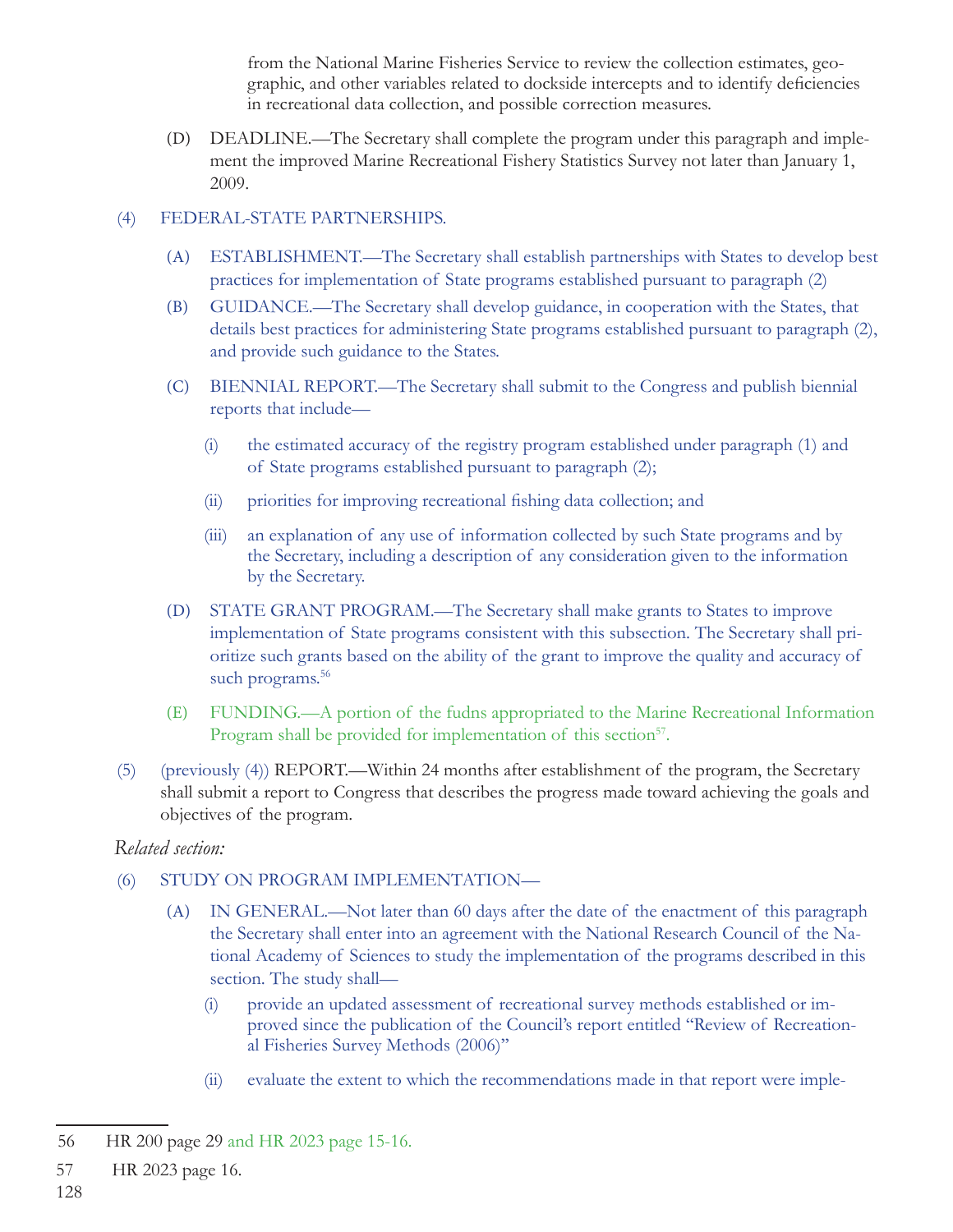from the National Marine Fisheries Service to review the collection estimates, geographic, and other variables related to dockside intercepts and to identify deficiencies in recreational data collection, and possible correction measures.

(D) DEADLINE.—The Secretary shall complete the program under this paragraph and implement the improved Marine Recreational Fishery Statistics Survey not later than January 1, 2009.

(4) FEDERAL-STATE PARTNERSHIPS.

(A) ESTABLISHMENT.—The Secretary shall establish partnerships with States to develop best practices for implementation of State programs established pursuant to paragraph (2)

(B) GUIDANCE.—The Secretary shall develop guidance, in cooperation with the States, that details best practices for administering State programs established pursuant to paragraph (2), and provide such guidance to the States.

(C) BIENNIAL REPORT.—The Secretary shall submit to the Congress and publish biennial reports that include—

(i) the estimated accuracy of the registry program established under paragraph (1) and of State programs established pursuant to paragraph (2);

(ii) priorities for improving recreational fishing data collection; and

(iii) an explanation of any use of information collected by such State programs and by the Secretary, including a description of any consideration given to the information by the Secretary.

(D) STATE GRANT PROGRAM.—The Secretary shall make grants to States to improve implementation of State programs consistent with this subsection. The Secretary shall prioritize such grants based on the ability of the grant to improve the quality and accuracy of such programs.[56]

(E) FUNDING.—A portion of the fudns appropriated to the Marine Recreational Information Program shall be provided for implementation of this section[57].

(5) (previously (4)) REPORT.—Within 24 months after establishment of the program, the Secretary shall submit a report to Congress that describes the progress made toward achieving the goals and objectives of the program.

*Related section:*

(6) STUDY ON PROGRAM IMPLEMENTATION—

(A) IN GENERAL.—Not later than 60 days after the date of the enactment of this paragraph the Secretary shall enter into an agreement with the National Research Council of the National Academy of Sciences to study the implementation of the programs described in this section. The study shall—

(i) provide an updated assessment of recreational survey methods established or improved since the publication of the Council's report entitled "Review of Recreational Fisheries Survey Methods (2006)"

(ii) evaluate the extent to which the recommendations made in that report were imple-

---

56 HR 200 page 29 and HR 2023 page 15-16.

57 HR 2023 page 16.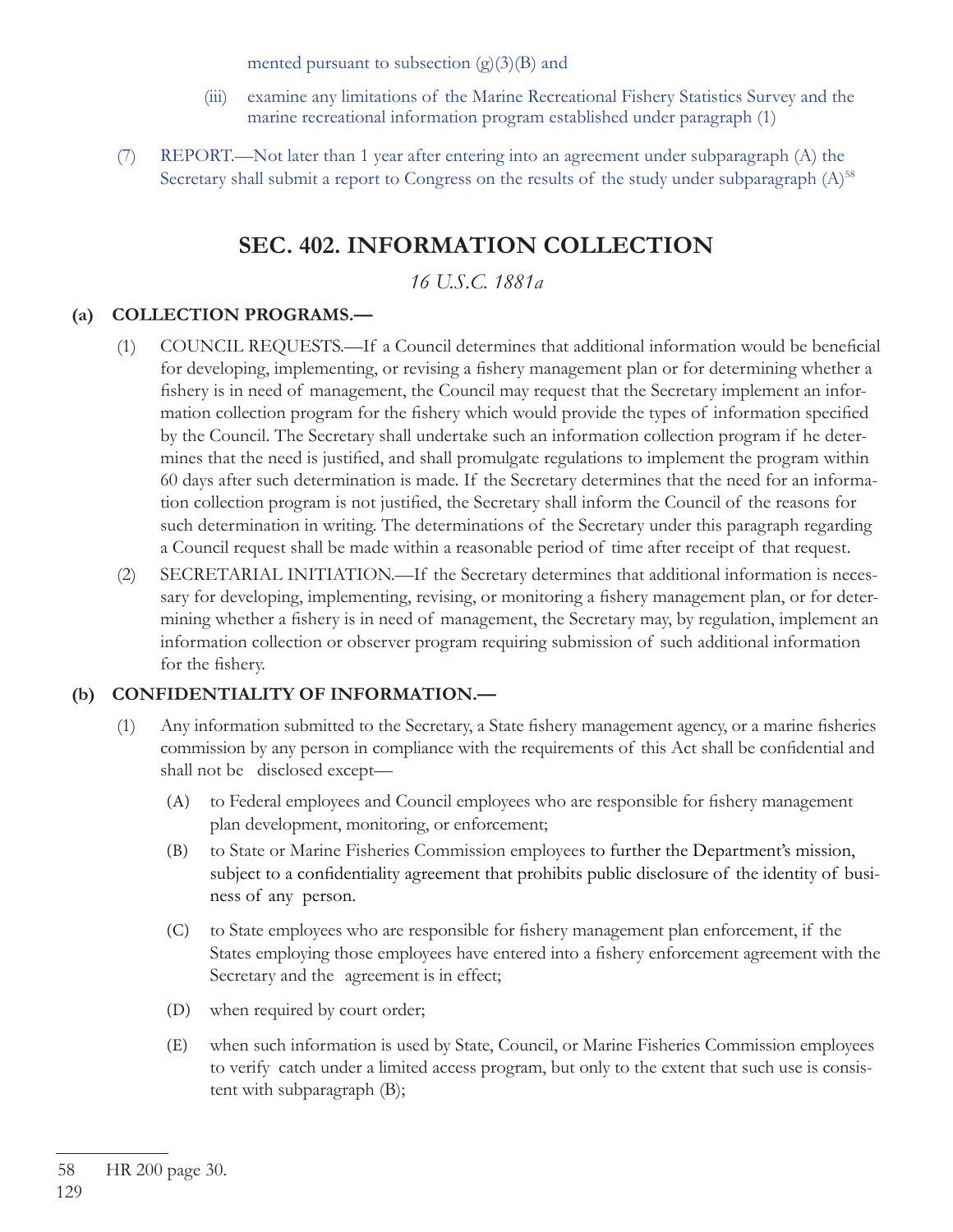mented pursuant to subsection (g)(3)(B) and

(iii) examine any limitations of the Marine Recreational Fishery Statistics Survey and the marine recreational information program established under paragraph (1)

(7) REPORT.—Not later than 1 year after entering into an agreement under subparagraph (A) the Secretary shall submit a report to Congress on the results of the study under subparagraph (A)[58]

## SEC. 402. INFORMATION COLLECTION

*16 U.S.C. 1881a*

**(a) COLLECTION PROGRAMS.—**

(1) COUNCIL REQUESTS.—If a Council determines that additional information would be beneficial for developing, implementing, or revising a fishery management plan or for determining whether a fishery is in need of management, the Council may request that the Secretary implement an information collection program for the fishery which would provide the types of information specified by the Council. The Secretary shall undertake such an information collection program if he determines that the need is justified, and shall promulgate regulations to implement the program within 60 days after such determination is made. If the Secretary determines that the need for an information collection program is not justified, the Secretary shall inform the Council of the reasons for such determination in writing. The determinations of the Secretary under this paragraph regarding a Council request shall be made within a reasonable period of time after receipt of that request.

(2) SECRETARIAL INITIATION.—If the Secretary determines that additional information is necessary for developing, implementing, revising, or monitoring a fishery management plan, or for determining whether a fishery is in need of management, the Secretary may, by regulation, implement an information collection or observer program requiring submission of such additional information for the fishery.

**(b) CONFIDENTIALITY OF INFORMATION.—**

(1) Any information submitted to the Secretary, a State fishery management agency, or a marine fisheries commission by any person in compliance with the requirements of this Act shall be confidential and shall not be disclosed except—

(A) to Federal employees and Council employees who are responsible for fishery management plan development, monitoring, or enforcement;

(B) to State or Marine Fisheries Commission employees to further the Department's mission, subject to a confidentiality agreement that prohibits public disclosure of the identity of business of any person.

(C) to State employees who are responsible for fishery management plan enforcement, if the States employing those employees have entered into a fishery enforcement agreement with the Secretary and the agreement is in effect;

(D) when required by court order;

(E) when such information is used by State, Council, or Marine Fisheries Commission employees to verify catch under a limited access program, but only to the extent that such use is consistent with subparagraph (B);

---

58 HR 200 page 30.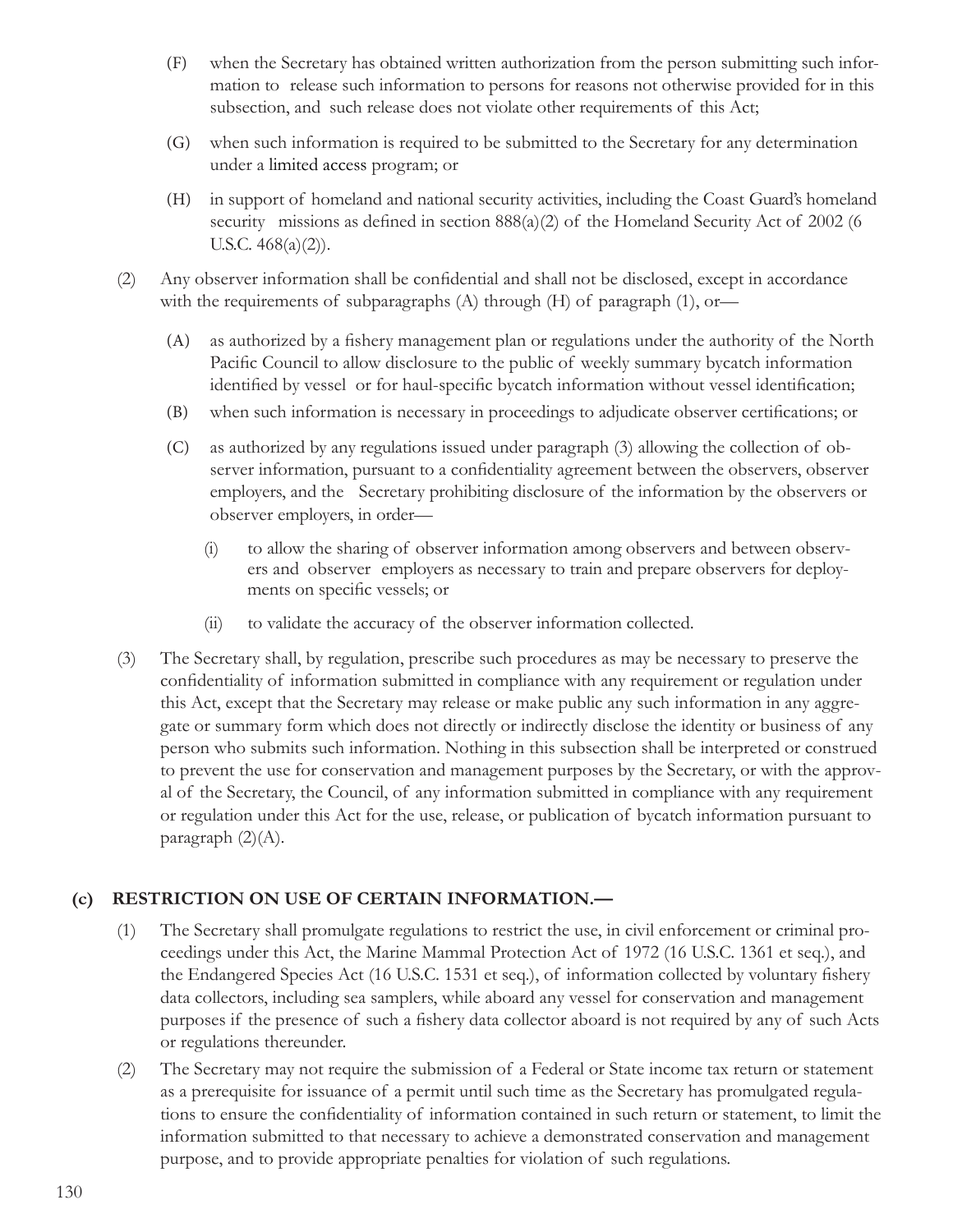(F) when the Secretary has obtained written authorization from the person submitting such information to release such information to persons for reasons not otherwise provided for in this subsection, and such release does not violate other requirements of this Act;

(G) when such information is required to be submitted to the Secretary for any determination under a limited access program; or

(H) in support of homeland and national security activities, including the Coast Guard's homeland security missions as defined in section 888(a)(2) of the Homeland Security Act of 2002 (6 U.S.C. 468(a)(2)).

(2) Any observer information shall be confidential and shall not be disclosed, except in accordance with the requirements of subparagraphs (A) through (H) of paragraph (1), or—

(A) as authorized by a fishery management plan or regulations under the authority of the North Pacific Council to allow disclosure to the public of weekly summary bycatch information identified by vessel or for haul-specific bycatch information without vessel identification;

(B) when such information is necessary in proceedings to adjudicate observer certifications; or

(C) as authorized by any regulations issued under paragraph (3) allowing the collection of observer information, pursuant to a confidentiality agreement between the observers, observer employers, and the Secretary prohibiting disclosure of the information by the observers or observer employers, in order—

(i) to allow the sharing of observer information among observers and between observers and observer employers as necessary to train and prepare observers for deployments on specific vessels; or

(ii) to validate the accuracy of the observer information collected.

(3) The Secretary shall, by regulation, prescribe such procedures as may be necessary to preserve the confidentiality of information submitted in compliance with any requirement or regulation under this Act, except that the Secretary may release or make public any such information in any aggregate or summary form which does not directly or indirectly disclose the identity or business of any person who submits such information. Nothing in this subsection shall be interpreted or construed to prevent the use for conservation and management purposes by the Secretary, or with the approval of the Secretary, the Council, of any information submitted in compliance with any requirement or regulation under this Act for the use, release, or publication of bycatch information pursuant to paragraph (2)(A).

### (c) RESTRICTION ON USE OF CERTAIN INFORMATION.—

(1) The Secretary shall promulgate regulations to restrict the use, in civil enforcement or criminal proceedings under this Act, the Marine Mammal Protection Act of 1972 (16 U.S.C. 1361 et seq.), and the Endangered Species Act (16 U.S.C. 1531 et seq.), of information collected by voluntary fishery data collectors, including sea samplers, while aboard any vessel for conservation and management purposes if the presence of such a fishery data collector aboard is not required by any of such Acts or regulations thereunder.

(2) The Secretary may not require the submission of a Federal or State income tax return or statement as a prerequisite for issuance of a permit until such time as the Secretary has promulgated regulations to ensure the confidentiality of information contained in such return or statement, to limit the information submitted to that necessary to achieve a demonstrated conservation and management purpose, and to provide appropriate penalties for violation of such regulations.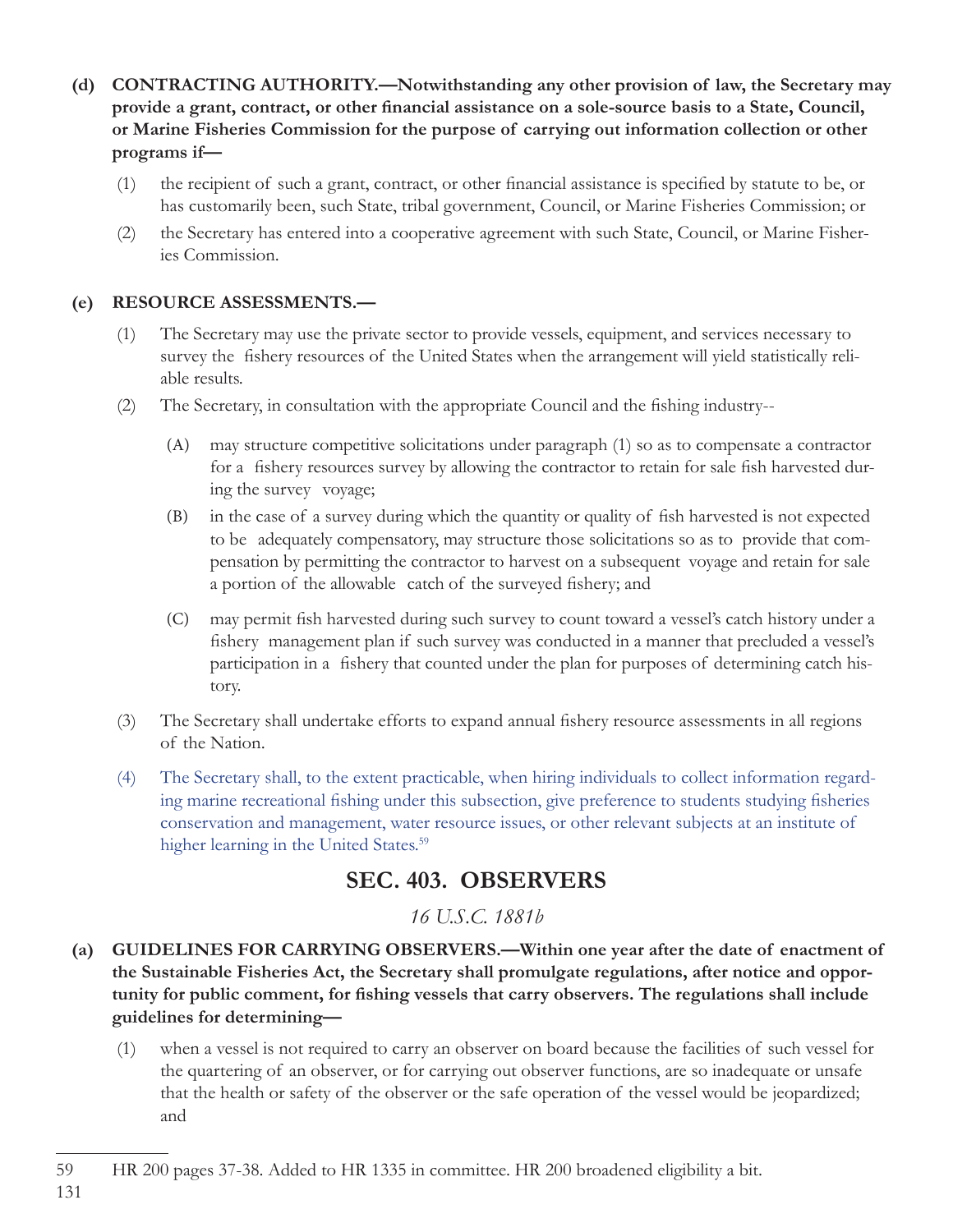**(d) CONTRACTING AUTHORITY.—Notwithstanding any other provision of law, the Secretary may provide a grant, contract, or other financial assistance on a sole-source basis to a State, Council, or Marine Fisheries Commission for the purpose of carrying out information collection or other programs if—**

(1) the recipient of such a grant, contract, or other financial assistance is specified by statute to be, or has customarily been, such State, tribal government, Council, or Marine Fisheries Commission; or

(2) the Secretary has entered into a cooperative agreement with such State, Council, or Marine Fisheries Commission.

**(e) RESOURCE ASSESSMENTS.—**

(1) The Secretary may use the private sector to provide vessels, equipment, and services necessary to survey the fishery resources of the United States when the arrangement will yield statistically reliable results.

(2) The Secretary, in consultation with the appropriate Council and the fishing industry--

(A) may structure competitive solicitations under paragraph (1) so as to compensate a contractor for a fishery resources survey by allowing the contractor to retain for sale fish harvested during the survey voyage;

(B) in the case of a survey during which the quantity or quality of fish harvested is not expected to be adequately compensatory, may structure those solicitations so as to provide that compensation by permitting the contractor to harvest on a subsequent voyage and retain for sale a portion of the allowable catch of the surveyed fishery; and

(C) may permit fish harvested during such survey to count toward a vessel's catch history under a fishery management plan if such survey was conducted in a manner that precluded a vessel's participation in a fishery that counted under the plan for purposes of determining catch history.

(3) The Secretary shall undertake efforts to expand annual fishery resource assessments in all regions of the Nation.

(4) The Secretary shall, to the extent practicable, when hiring individuals to collect information regarding marine recreational fishing under this subsection, give preference to students studying fisheries conservation and management, water resource issues, or other relevant subjects at an institute of higher learning in the United States.[59]

## SEC. 403. OBSERVERS

*16 U.S.C. 1881b*

**(a) GUIDELINES FOR CARRYING OBSERVERS.—Within one year after the date of enactment of the Sustainable Fisheries Act, the Secretary shall promulgate regulations, after notice and opportunity for public comment, for fishing vessels that carry observers. The regulations shall include guidelines for determining—**

(1) when a vessel is not required to carry an observer on board because the facilities of such vessel for the quartering of an observer, or for carrying out observer functions, are so inadequate or unsafe that the health or safety of the observer or the safe operation of the vessel would be jeopardized; and

---

59 HR 200 pages 37-38. Added to HR 1335 in committee. HR 200 broadened eligibility a bit.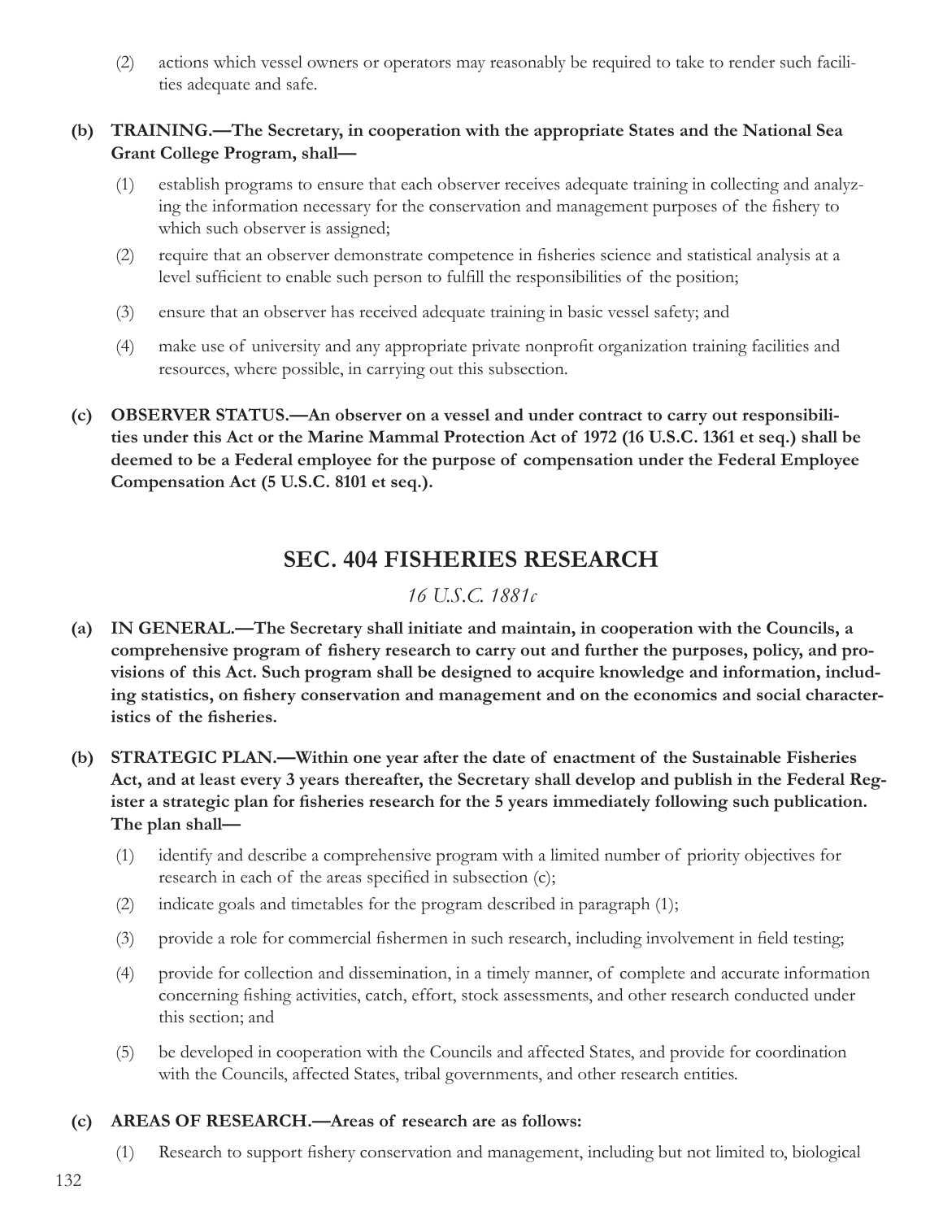(2) actions which vessel owners or operators may reasonably be required to take to render such facilities adequate and safe.

**(b) TRAINING.—The Secretary, in cooperation with the appropriate States and the National Sea Grant College Program, shall—**

(1) establish programs to ensure that each observer receives adequate training in collecting and analyzing the information necessary for the conservation and management purposes of the fishery to which such observer is assigned;

(2) require that an observer demonstrate competence in fisheries science and statistical analysis at a level sufficient to enable such person to fulfill the responsibilities of the position;

(3) ensure that an observer has received adequate training in basic vessel safety; and

(4) make use of university and any appropriate private nonprofit organization training facilities and resources, where possible, in carrying out this subsection.

**(c) OBSERVER STATUS.—An observer on a vessel and under contract to carry out responsibilities under this Act or the Marine Mammal Protection Act of 1972 (16 U.S.C. 1361 et seq.) shall be deemed to be a Federal employee for the purpose of compensation under the Federal Employee Compensation Act (5 U.S.C. 8101 et seq.).**

## SEC. 404 FISHERIES RESEARCH

*16 U.S.C. 1881c*

**(a) IN GENERAL.—The Secretary shall initiate and maintain, in cooperation with the Councils, a comprehensive program of fishery research to carry out and further the purposes, policy, and provisions of this Act. Such program shall be designed to acquire knowledge and information, including statistics, on fishery conservation and management and on the economics and social characteristics of the fisheries.**

**(b) STRATEGIC PLAN.—Within one year after the date of enactment of the Sustainable Fisheries Act, and at least every 3 years thereafter, the Secretary shall develop and publish in the Federal Register a strategic plan for fisheries research for the 5 years immediately following such publication. The plan shall—**

(1) identify and describe a comprehensive program with a limited number of priority objectives for research in each of the areas specified in subsection (c);

(2) indicate goals and timetables for the program described in paragraph (1);

(3) provide a role for commercial fishermen in such research, including involvement in field testing;

(4) provide for collection and dissemination, in a timely manner, of complete and accurate information concerning fishing activities, catch, effort, stock assessments, and other research conducted under this section; and

(5) be developed in cooperation with the Councils and affected States, and provide for coordination with the Councils, affected States, tribal governments, and other research entities.

**(c) AREAS OF RESEARCH.—Areas of research are as follows:**

(1) Research to support fishery conservation and management, including but not limited to, biological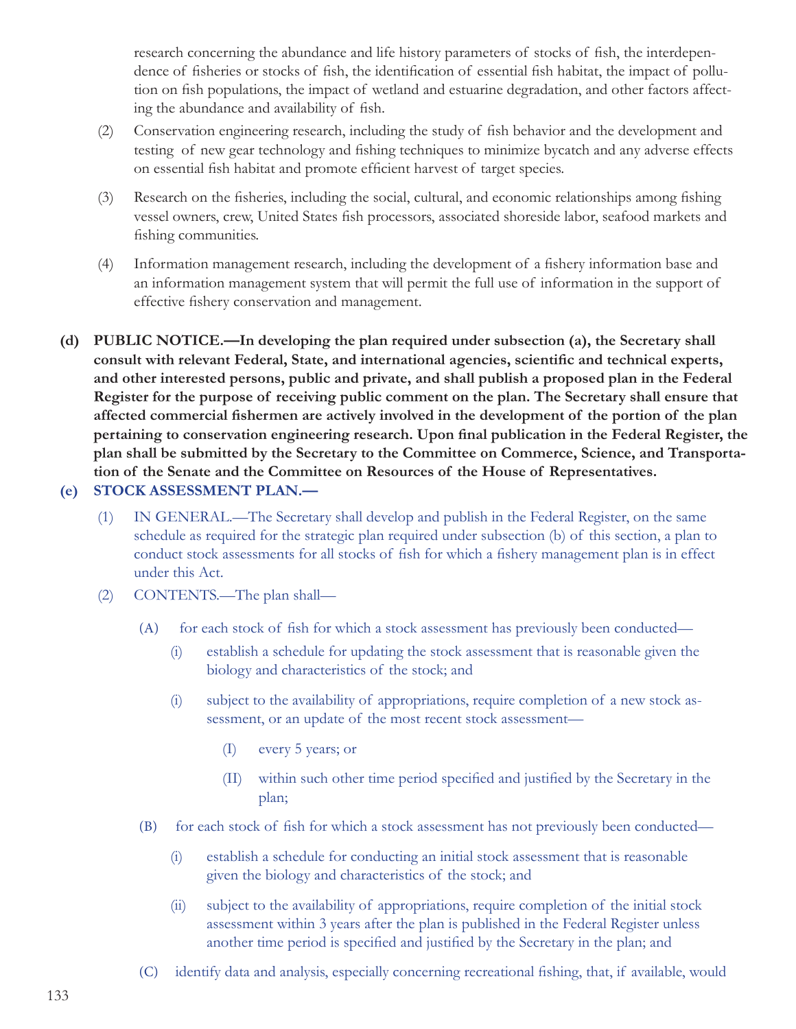research concerning the abundance and life history parameters of stocks of fish, the interdependence of fisheries or stocks of fish, the identification of essential fish habitat, the impact of pollution on fish populations, the impact of wetland and estuarine degradation, and other factors affecting the abundance and availability of fish.

(2) Conservation engineering research, including the study of fish behavior and the development and testing of new gear technology and fishing techniques to minimize bycatch and any adverse effects on essential fish habitat and promote efficient harvest of target species.

(3) Research on the fisheries, including the social, cultural, and economic relationships among fishing vessel owners, crew, United States fish processors, associated shoreside labor, seafood markets and fishing communities.

(4) Information management research, including the development of a fishery information base and an information management system that will permit the full use of information in the support of effective fishery conservation and management.

**(d) PUBLIC NOTICE.—In developing the plan required under subsection (a), the Secretary shall consult with relevant Federal, State, and international agencies, scientific and technical experts, and other interested persons, public and private, and shall publish a proposed plan in the Federal Register for the purpose of receiving public comment on the plan. The Secretary shall ensure that affected commercial fishermen are actively involved in the development of the portion of the plan pertaining to conservation engineering research. Upon final publication in the Federal Register, the plan shall be submitted by the Secretary to the Committee on Commerce, Science, and Transportation of the Senate and the Committee on Resources of the House of Representatives.**

**(e) STOCK ASSESSMENT PLAN.—**

(1) IN GENERAL.—The Secretary shall develop and publish in the Federal Register, on the same schedule as required for the strategic plan required under subsection (b) of this section, a plan to conduct stock assessments for all stocks of fish for which a fishery management plan is in effect under this Act.

(2) CONTENTS.—The plan shall—

(A) for each stock of fish for which a stock assessment has previously been conducted—

(i) establish a schedule for updating the stock assessment that is reasonable given the biology and characteristics of the stock; and

(i) subject to the availability of appropriations, require completion of a new stock assessment, or an update of the most recent stock assessment—

(I) every 5 years; or

(II) within such other time period specified and justified by the Secretary in the plan;

(B) for each stock of fish for which a stock assessment has not previously been conducted—

(i) establish a schedule for conducting an initial stock assessment that is reasonable given the biology and characteristics of the stock; and

(ii) subject to the availability of appropriations, require completion of the initial stock assessment within 3 years after the plan is published in the Federal Register unless another time period is specified and justified by the Secretary in the plan; and

(C) identify data and analysis, especially concerning recreational fishing, that, if available, would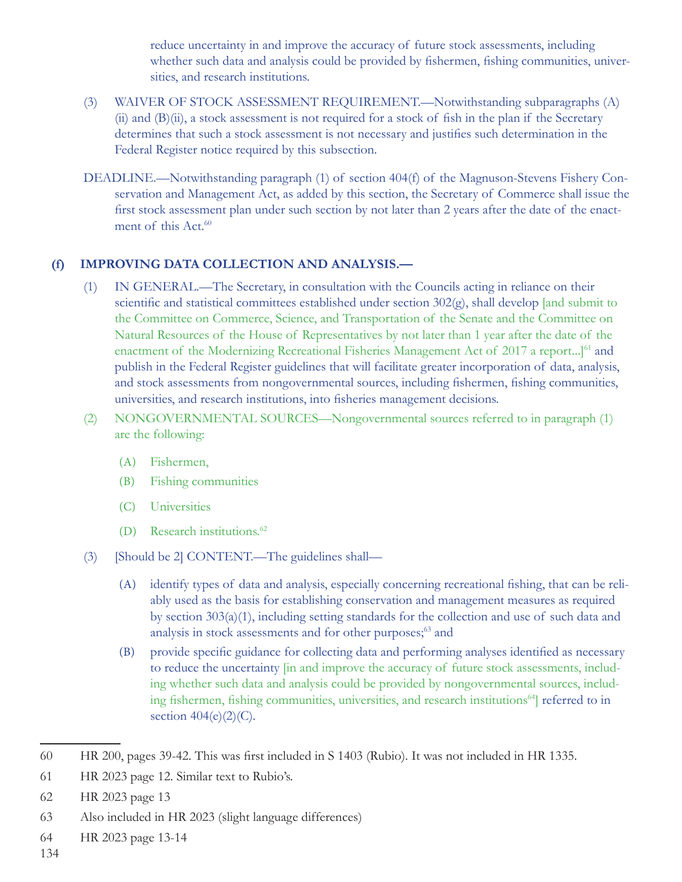reduce uncertainty in and improve the accuracy of future stock assessments, including whether such data and analysis could be provided by fishermen, fishing communities, universities, and research institutions.

(3) WAIVER OF STOCK ASSESSMENT REQUIREMENT.—Notwithstanding subparagraphs (A)(ii) and (B)(ii), a stock assessment is not required for a stock of fish in the plan if the Secretary determines that such a stock assessment is not necessary and justifies such determination in the Federal Register notice required by this subsection.

DEADLINE.—Notwithstanding paragraph (1) of section 404(f) of the Magnuson-Stevens Fishery Conservation and Management Act, as added by this section, the Secretary of Commerce shall issue the first stock assessment plan under such section by not later than 2 years after the date of the enactment of this Act.[60]

**(f) IMPROVING DATA COLLECTION AND ANALYSIS.—**

(1) IN GENERAL.—The Secretary, in consultation with the Councils acting in reliance on their scientific and statistical committees established under section 302(g), shall develop [and submit to the Committee on Commerce, Science, and Transportation of the Senate and the Committee on Natural Resources of the House of Representatives by not later than 1 year after the date of the enactment of the Modernizing Recreational Fisheries Management Act of 2017 a report...][61] and publish in the Federal Register guidelines that will facilitate greater incorporation of data, analysis, and stock assessments from nongovernmental sources, including fishermen, fishing communities, universities, and research institutions, into fisheries management decisions.

(2) NONGOVERNMENTAL SOURCES—Nongovernmental sources referred to in paragraph (1) are the following:

- (A) Fishermen,
- (B) Fishing communities
- (C) Universities
- (D) Research institutions.[62]

(3) [Should be 2] CONTENT.—The guidelines shall—

- (A) identify types of data and analysis, especially concerning recreational fishing, that can be reliably used as the basis for establishing conservation and management measures as required by section 303(a)(1), including setting standards for the collection and use of such data and analysis in stock assessments and for other purposes;[63] and
- (B) provide specific guidance for collecting data and performing analyses identified as necessary to reduce the uncertainty [in and improve the accuracy of future stock assessments, including whether such data and analysis could be provided by nongovernmental sources, including fishermen, fishing communities, universities, and research institutions[64]] referred to in section 404(e)(2)(C).

---

60 HR 200, pages 39-42. This was first included in S 1403 (Rubio). It was not included in HR 1335.

61 HR 2023 page 12. Similar text to Rubio's.

62 HR 2023 page 13

63 Also included in HR 2023 (slight language differences)

64 HR 2023 page 13-14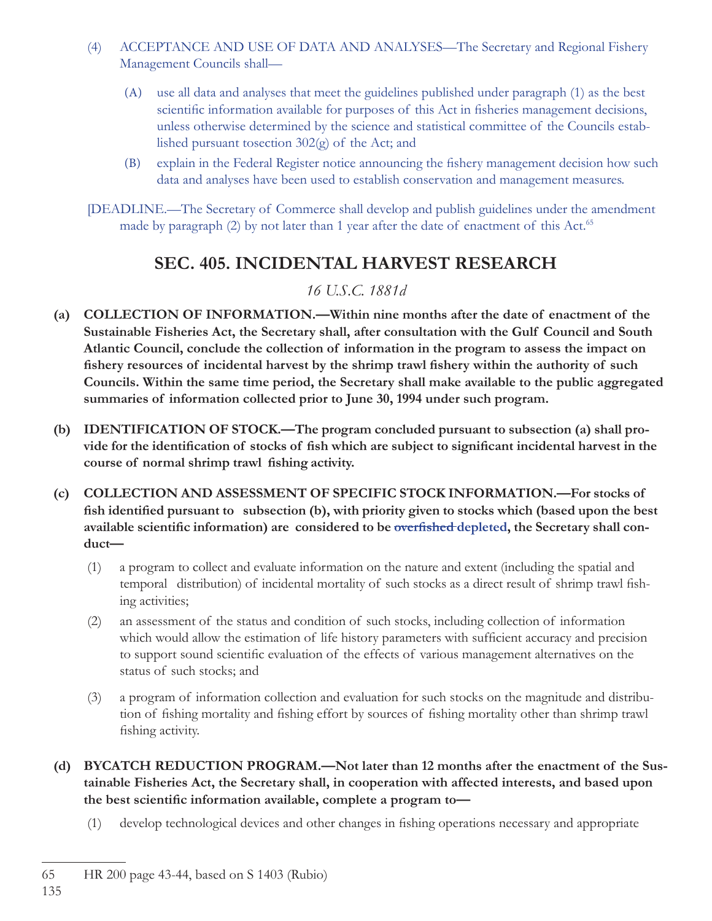(4) ACCEPTANCE AND USE OF DATA AND ANALYSES—The Secretary and Regional Fishery Management Councils shall—

(A) use all data and analyses that meet the guidelines published under paragraph (1) as the best scientific information available for purposes of this Act in fisheries management decisions, unless otherwise determined by the science and statistical committee of the Councils established pursuant tosection 302(g) of the Act; and

(B) explain in the Federal Register notice announcing the fishery management decision how such data and analyses have been used to establish conservation and management measures.

[DEADLINE.—The Secretary of Commerce shall develop and publish guidelines under the amendment made by paragraph (2) by not later than 1 year after the date of enactment of this Act.[65]

## SEC. 405. INCIDENTAL HARVEST RESEARCH

*16 U.S.C. 1881d*

**(a) COLLECTION OF INFORMATION.—Within nine months after the date of enactment of the Sustainable Fisheries Act, the Secretary shall, after consultation with the Gulf Council and South Atlantic Council, conclude the collection of information in the program to assess the impact on fishery resources of incidental harvest by the shrimp trawl fishery within the authority of such Councils. Within the same time period, the Secretary shall make available to the public aggregated summaries of information collected prior to June 30, 1994 under such program.**

**(b) IDENTIFICATION OF STOCK.—The program concluded pursuant to subsection (a) shall provide for the identification of stocks of fish which are subject to significant incidental harvest in the course of normal shrimp trawl fishing activity.**

**(c) COLLECTION AND ASSESSMENT OF SPECIFIC STOCK INFORMATION.—For stocks of fish identified pursuant to subsection (b), with priority given to stocks which (based upon the best available scientific information) are considered to be ~~overfished~~ depleted, the Secretary shall conduct—**

(1) a program to collect and evaluate information on the nature and extent (including the spatial and temporal distribution) of incidental mortality of such stocks as a direct result of shrimp trawl fishing activities;

(2) an assessment of the status and condition of such stocks, including collection of information which would allow the estimation of life history parameters with sufficient accuracy and precision to support sound scientific evaluation of the effects of various management alternatives on the status of such stocks; and

(3) a program of information collection and evaluation for such stocks on the magnitude and distribution of fishing mortality and fishing effort by sources of fishing mortality other than shrimp trawl fishing activity.

**(d) BYCATCH REDUCTION PROGRAM.—Not later than 12 months after the enactment of the Sustainable Fisheries Act, the Secretary shall, in cooperation with affected interests, and based upon the best scientific information available, complete a program to—**

(1) develop technological devices and other changes in fishing operations necessary and appropriate

---

65 HR 200 page 43-44, based on S 1403 (Rubio)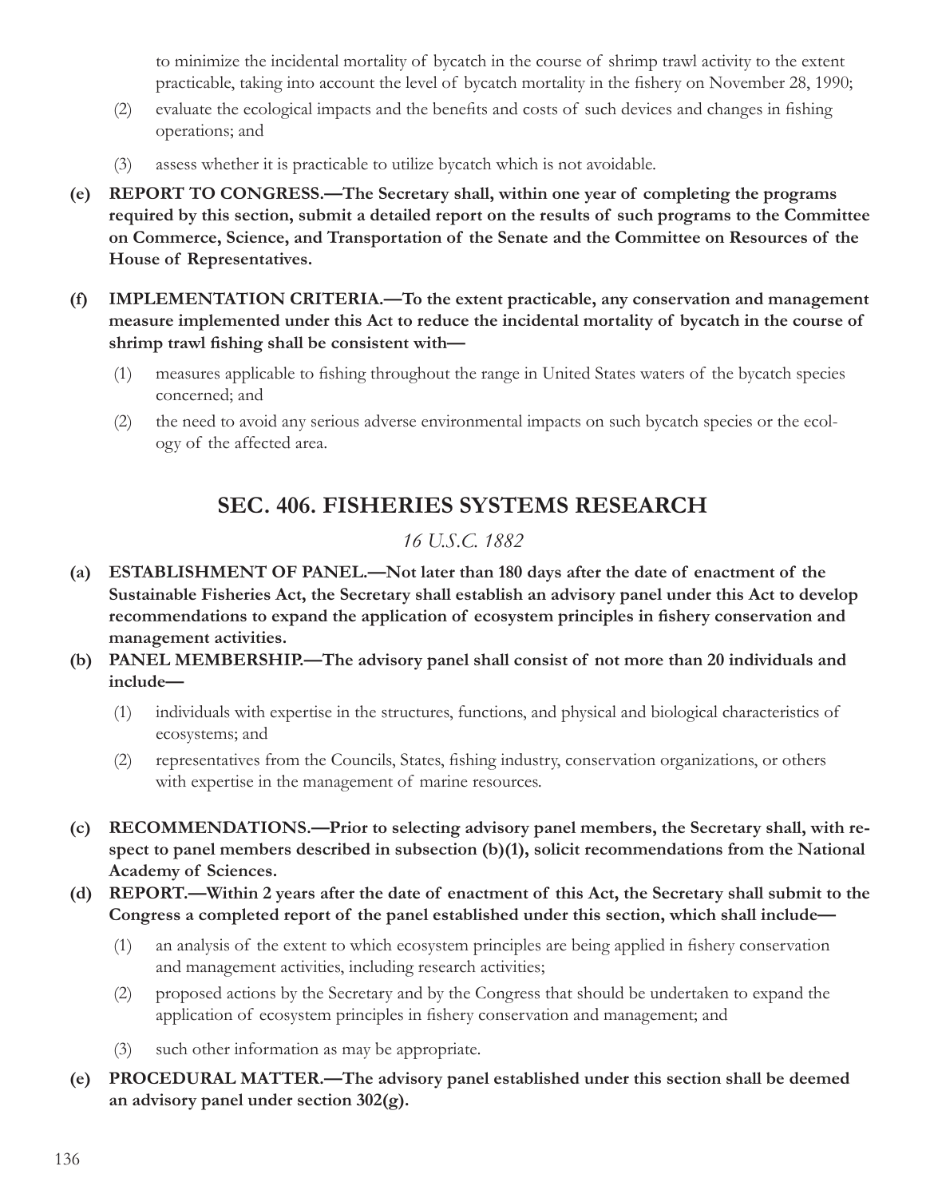to minimize the incidental mortality of bycatch in the course of shrimp trawl activity to the extent practicable, taking into account the level of bycatch mortality in the fishery on November 28, 1990;

(2) evaluate the ecological impacts and the benefits and costs of such devices and changes in fishing operations; and

(3) assess whether it is practicable to utilize bycatch which is not avoidable.

**(e) REPORT TO CONGRESS.—The Secretary shall, within one year of completing the programs required by this section, submit a detailed report on the results of such programs to the Committee on Commerce, Science, and Transportation of the Senate and the Committee on Resources of the House of Representatives.**

**(f) IMPLEMENTATION CRITERIA.—To the extent practicable, any conservation and management measure implemented under this Act to reduce the incidental mortality of bycatch in the course of shrimp trawl fishing shall be consistent with—**

(1) measures applicable to fishing throughout the range in United States waters of the bycatch species concerned; and

(2) the need to avoid any serious adverse environmental impacts on such bycatch species or the ecology of the affected area.

## SEC. 406. FISHERIES SYSTEMS RESEARCH

*16 U.S.C. 1882*

**(a) ESTABLISHMENT OF PANEL.—Not later than 180 days after the date of enactment of the Sustainable Fisheries Act, the Secretary shall establish an advisory panel under this Act to develop recommendations to expand the application of ecosystem principles in fishery conservation and management activities.**

**(b) PANEL MEMBERSHIP.—The advisory panel shall consist of not more than 20 individuals and include—**

(1) individuals with expertise in the structures, functions, and physical and biological characteristics of ecosystems; and

(2) representatives from the Councils, States, fishing industry, conservation organizations, or others with expertise in the management of marine resources.

**(c) RECOMMENDATIONS.—Prior to selecting advisory panel members, the Secretary shall, with respect to panel members described in subsection (b)(1), solicit recommendations from the National Academy of Sciences.**

**(d) REPORT.—Within 2 years after the date of enactment of this Act, the Secretary shall submit to the Congress a completed report of the panel established under this section, which shall include—**

(1) an analysis of the extent to which ecosystem principles are being applied in fishery conservation and management activities, including research activities;

(2) proposed actions by the Secretary and by the Congress that should be undertaken to expand the application of ecosystem principles in fishery conservation and management; and

(3) such other information as may be appropriate.

**(e) PROCEDURAL MATTER.—The advisory panel established under this section shall be deemed an advisory panel under section 302(g).**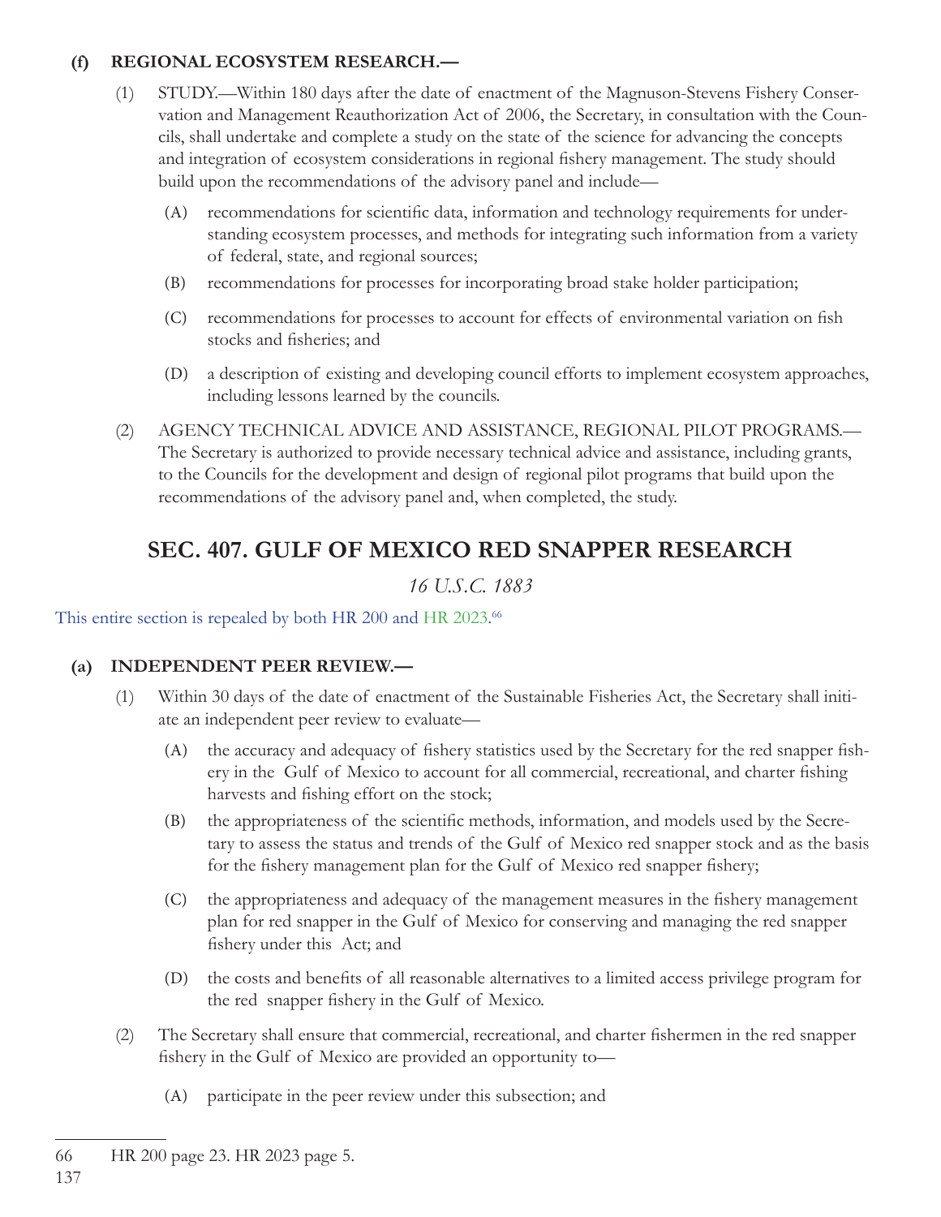**(f) REGIONAL ECOSYSTEM RESEARCH.—**

(1) STUDY.—Within 180 days after the date of enactment of the Magnuson-Stevens Fishery Conservation and Management Reauthorization Act of 2006, the Secretary, in consultation with the Councils, shall undertake and complete a study on the state of the science for advancing the concepts and integration of ecosystem considerations in regional fishery management. The study should build upon the recommendations of the advisory panel and include—

(A) recommendations for scientific data, information and technology requirements for understanding ecosystem processes, and methods for integrating such information from a variety of federal, state, and regional sources;

(B) recommendations for processes for incorporating broad stake holder participation;

(C) recommendations for processes to account for effects of environmental variation on fish stocks and fisheries; and

(D) a description of existing and developing council efforts to implement ecosystem approaches, including lessons learned by the councils.

(2) AGENCY TECHNICAL ADVICE AND ASSISTANCE, REGIONAL PILOT PROGRAMS.—The Secretary is authorized to provide necessary technical advice and assistance, including grants, to the Councils for the development and design of regional pilot programs that build upon the recommendations of the advisory panel and, when completed, the study.

## SEC. 407. GULF OF MEXICO RED SNAPPER RESEARCH

*16 U.S.C. 1883*

This entire section is repealed by both HR 200 and HR 2023.[66]

**(a) INDEPENDENT PEER REVIEW.—**

(1) Within 30 days of the date of enactment of the Sustainable Fisheries Act, the Secretary shall initiate an independent peer review to evaluate—

(A) the accuracy and adequacy of fishery statistics used by the Secretary for the red snapper fishery in the Gulf of Mexico to account for all commercial, recreational, and charter fishing harvests and fishing effort on the stock;

(B) the appropriateness of the scientific methods, information, and models used by the Secretary to assess the status and trends of the Gulf of Mexico red snapper stock and as the basis for the fishery management plan for the Gulf of Mexico red snapper fishery;

(C) the appropriateness and adequacy of the management measures in the fishery management plan for red snapper in the Gulf of Mexico for conserving and managing the red snapper fishery under this Act; and

(D) the costs and benefits of all reasonable alternatives to a limited access privilege program for the red snapper fishery in the Gulf of Mexico.

(2) The Secretary shall ensure that commercial, recreational, and charter fishermen in the red snapper fishery in the Gulf of Mexico are provided an opportunity to—

(A) participate in the peer review under this subsection; and

---

66 HR 200 page 23. HR 2023 page 5.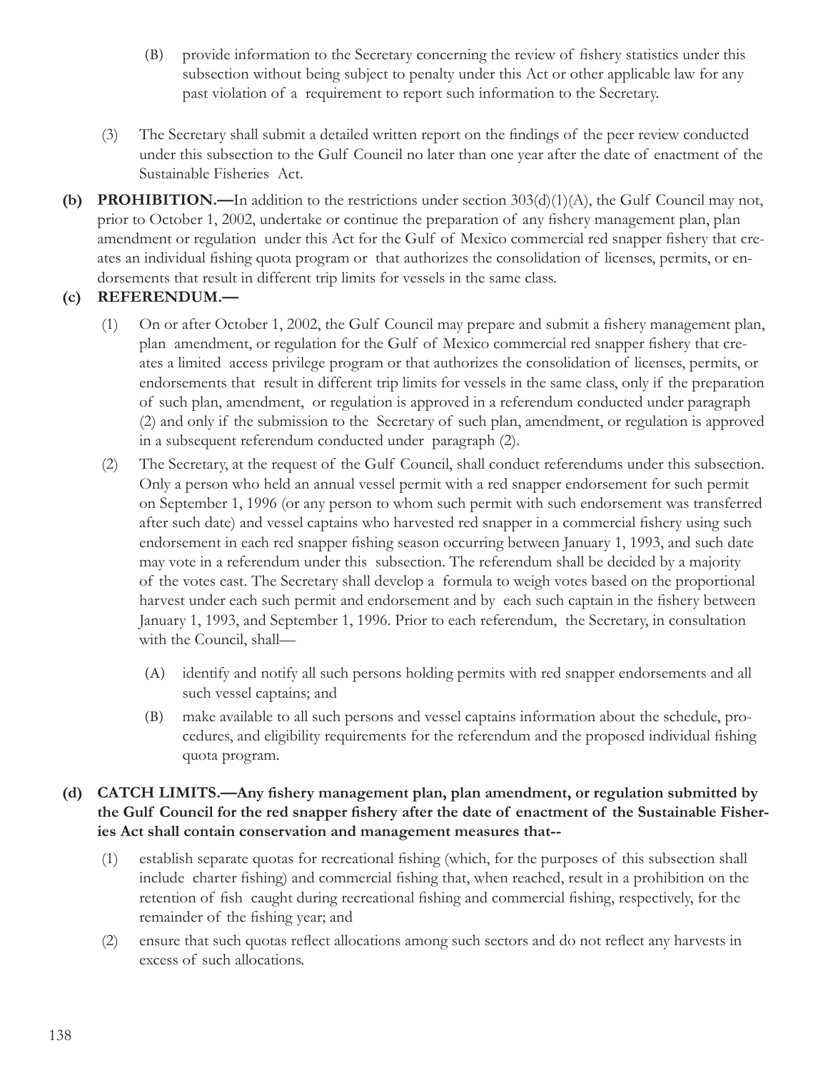(B) provide information to the Secretary concerning the review of fishery statistics under this subsection without being subject to penalty under this Act or other applicable law for any past violation of a requirement to report such information to the Secretary.

(3) The Secretary shall submit a detailed written report on the findings of the peer review conducted under this subsection to the Gulf Council no later than one year after the date of enactment of the Sustainable Fisheries Act.

**(b) PROHIBITION.—**In addition to the restrictions under section 303(d)(1)(A), the Gulf Council may not, prior to October 1, 2002, undertake or continue the preparation of any fishery management plan, plan amendment or regulation under this Act for the Gulf of Mexico commercial red snapper fishery that creates an individual fishing quota program or that authorizes the consolidation of licenses, permits, or endorsements that result in different trip limits for vessels in the same class.

**(c) REFERENDUM.—**

(1) On or after October 1, 2002, the Gulf Council may prepare and submit a fishery management plan, plan amendment, or regulation for the Gulf of Mexico commercial red snapper fishery that creates a limited access privilege program or that authorizes the consolidation of licenses, permits, or endorsements that result in different trip limits for vessels in the same class, only if the preparation of such plan, amendment, or regulation is approved in a referendum conducted under paragraph (2) and only if the submission to the Secretary of such plan, amendment, or regulation is approved in a subsequent referendum conducted under paragraph (2).

(2) The Secretary, at the request of the Gulf Council, shall conduct referendums under this subsection. Only a person who held an annual vessel permit with a red snapper endorsement for such permit on September 1, 1996 (or any person to whom such permit with such endorsement was transferred after such date) and vessel captains who harvested red snapper in a commercial fishery using such endorsement in each red snapper fishing season occurring between January 1, 1993, and such date may vote in a referendum under this subsection. The referendum shall be decided by a majority of the votes cast. The Secretary shall develop a formula to weigh votes based on the proportional harvest under each such permit and endorsement and by each such captain in the fishery between January 1, 1993, and September 1, 1996. Prior to each referendum, the Secretary, in consultation with the Council, shall—

(A) identify and notify all such persons holding permits with red snapper endorsements and all such vessel captains; and

(B) make available to all such persons and vessel captains information about the schedule, procedures, and eligibility requirements for the referendum and the proposed individual fishing quota program.

**(d) CATCH LIMITS.—Any fishery management plan, plan amendment, or regulation submitted by the Gulf Council for the red snapper fishery after the date of enactment of the Sustainable Fisheries Act shall contain conservation and management measures that--**

(1) establish separate quotas for recreational fishing (which, for the purposes of this subsection shall include charter fishing) and commercial fishing that, when reached, result in a prohibition on the retention of fish caught during recreational fishing and commercial fishing, respectively, for the remainder of the fishing year; and

(2) ensure that such quotas reflect allocations among such sectors and do not reflect any harvests in excess of such allocations.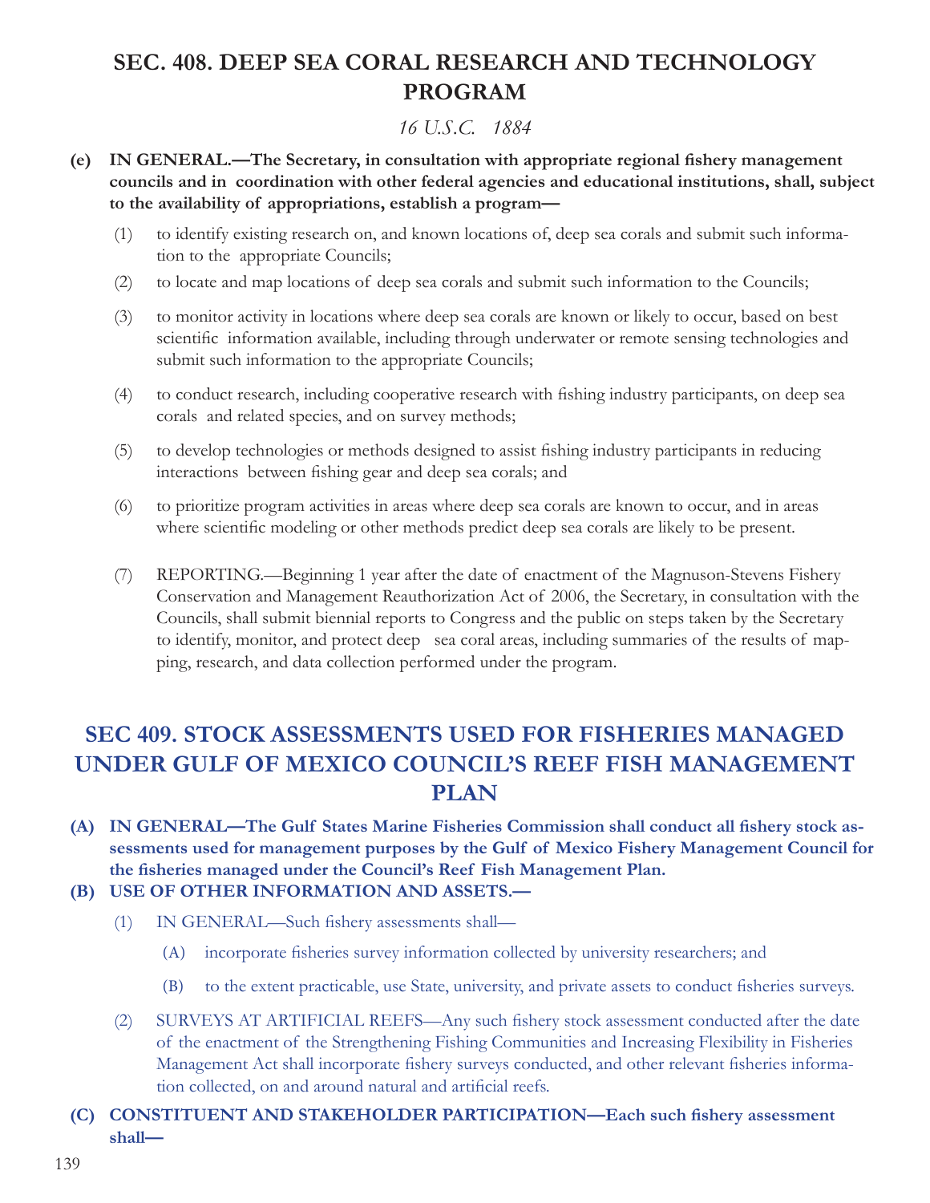# SEC. 408. DEEP SEA CORAL RESEARCH AND TECHNOLOGY PROGRAM

*16 U.S.C. 1884*

**(e) IN GENERAL.—The Secretary, in consultation with appropriate regional fishery management councils and in coordination with other federal agencies and educational institutions, shall, subject to the availability of appropriations, establish a program—**

(1) to identify existing research on, and known locations of, deep sea corals and submit such information to the appropriate Councils;

(2) to locate and map locations of deep sea corals and submit such information to the Councils;

(3) to monitor activity in locations where deep sea corals are known or likely to occur, based on best scientific information available, including through underwater or remote sensing technologies and submit such information to the appropriate Councils;

(4) to conduct research, including cooperative research with fishing industry participants, on deep sea corals and related species, and on survey methods;

(5) to develop technologies or methods designed to assist fishing industry participants in reducing interactions between fishing gear and deep sea corals; and

(6) to prioritize program activities in areas where deep sea corals are known to occur, and in areas where scientific modeling or other methods predict deep sea corals are likely to be present.

(7) REPORTING.—Beginning 1 year after the date of enactment of the Magnuson-Stevens Fishery Conservation and Management Reauthorization Act of 2006, the Secretary, in consultation with the Councils, shall submit biennial reports to Congress and the public on steps taken by the Secretary to identify, monitor, and protect deep sea coral areas, including summaries of the results of mapping, research, and data collection performed under the program.

# SEC 409. STOCK ASSESSMENTS USED FOR FISHERIES MANAGED UNDER GULF OF MEXICO COUNCIL'S REEF FISH MANAGEMENT PLAN

**(A) IN GENERAL—The Gulf States Marine Fisheries Commission shall conduct all fishery stock assessments used for management purposes by the Gulf of Mexico Fishery Management Council for the fisheries managed under the Council's Reef Fish Management Plan.**

**(B) USE OF OTHER INFORMATION AND ASSETS.—**

(1) IN GENERAL—Such fishery assessments shall—

(A) incorporate fisheries survey information collected by university researchers; and

(B) to the extent practicable, use State, university, and private assets to conduct fisheries surveys.

(2) SURVEYS AT ARTIFICIAL REEFS—Any such fishery stock assessment conducted after the date of the enactment of the Strengthening Fishing Communities and Increasing Flexibility in Fisheries Management Act shall incorporate fishery surveys conducted, and other relevant fisheries information collected, on and around natural and artificial reefs.

**(C) CONSTITUENT AND STAKEHOLDER PARTICIPATION—Each such fishery assessment shall—**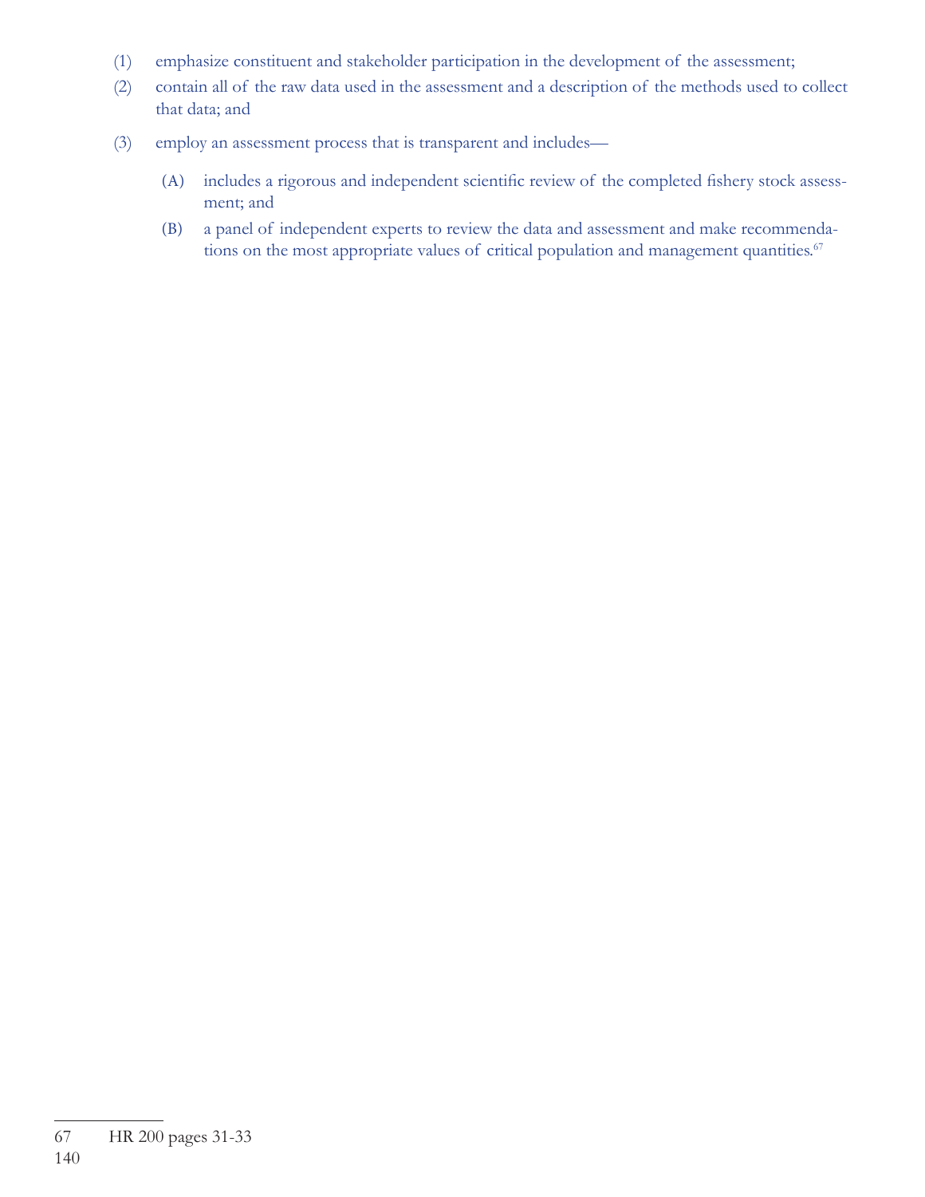(1) emphasize constituent and stakeholder participation in the development of the assessment;

(2) contain all of the raw data used in the assessment and a description of the methods used to collect that data; and

(3) employ an assessment process that is transparent and includes—

    (A) includes a rigorous and independent scientific review of the completed fishery stock assessment; and

    (B) a panel of independent experts to review the data and assessment and make recommendations on the most appropriate values of critical population and management quantities.[67]

---

67 HR 200 pages 31-33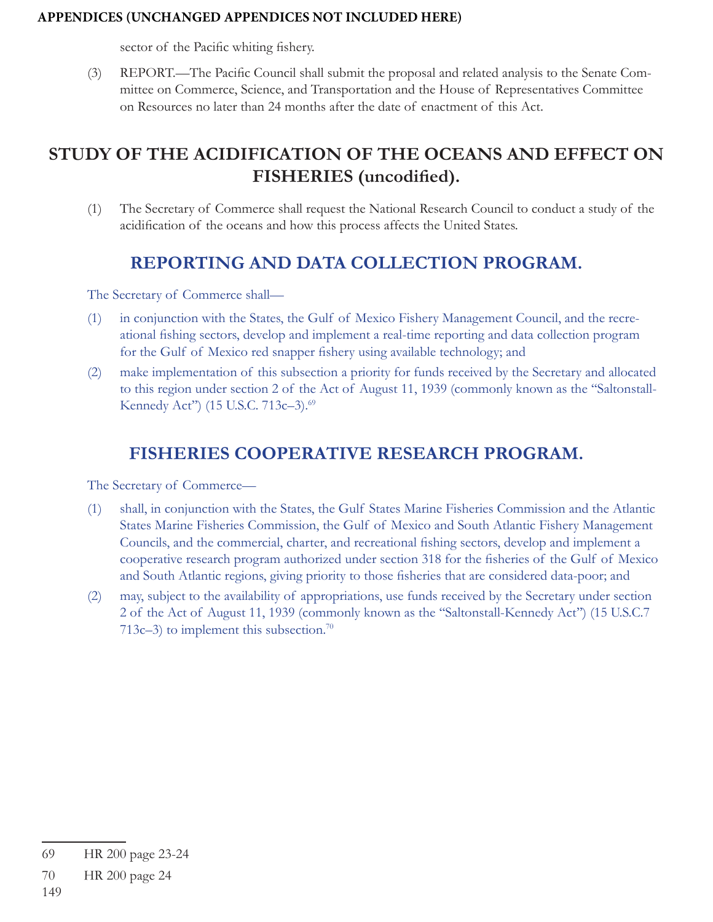sector of the Pacific whiting fishery.

(3) REPORT.—The Pacific Council shall submit the proposal and related analysis to the Senate Committee on Commerce, Science, and Transportation and the House of Representatives Committee on Resources no later than 24 months after the date of enactment of this Act.

## STUDY OF THE ACIDIFICATION OF THE OCEANS AND EFFECT ON FISHERIES (uncodified).

(1) The Secretary of Commerce shall request the National Research Council to conduct a study of the acidification of the oceans and how this process affects the United States.

## REPORTING AND DATA COLLECTION PROGRAM.

The Secretary of Commerce shall—

(1) in conjunction with the States, the Gulf of Mexico Fishery Management Council, and the recreational fishing sectors, develop and implement a real-time reporting and data collection program for the Gulf of Mexico red snapper fishery using available technology; and

(2) make implementation of this subsection a priority for funds received by the Secretary and allocated to this region under section 2 of the Act of August 11, 1939 (commonly known as the "Saltonstall-Kennedy Act") (15 U.S.C. 713c–3).[69]

## FISHERIES COOPERATIVE RESEARCH PROGRAM.

The Secretary of Commerce—

(1) shall, in conjunction with the States, the Gulf States Marine Fisheries Commission and the Atlantic States Marine Fisheries Commission, the Gulf of Mexico and South Atlantic Fishery Management Councils, and the commercial, charter, and recreational fishing sectors, develop and implement a cooperative research program authorized under section 318 for the fisheries of the Gulf of Mexico and South Atlantic regions, giving priority to those fisheries that are considered data-poor; and

(2) may, subject to the availability of appropriations, use funds received by the Secretary under section 2 of the Act of August 11, 1939 (commonly known as the "Saltonstall-Kennedy Act") (15 U.S.C.7 713c–3) to implement this subsection.[70]

---

69 HR 200 page 23-24

70 HR 200 page 24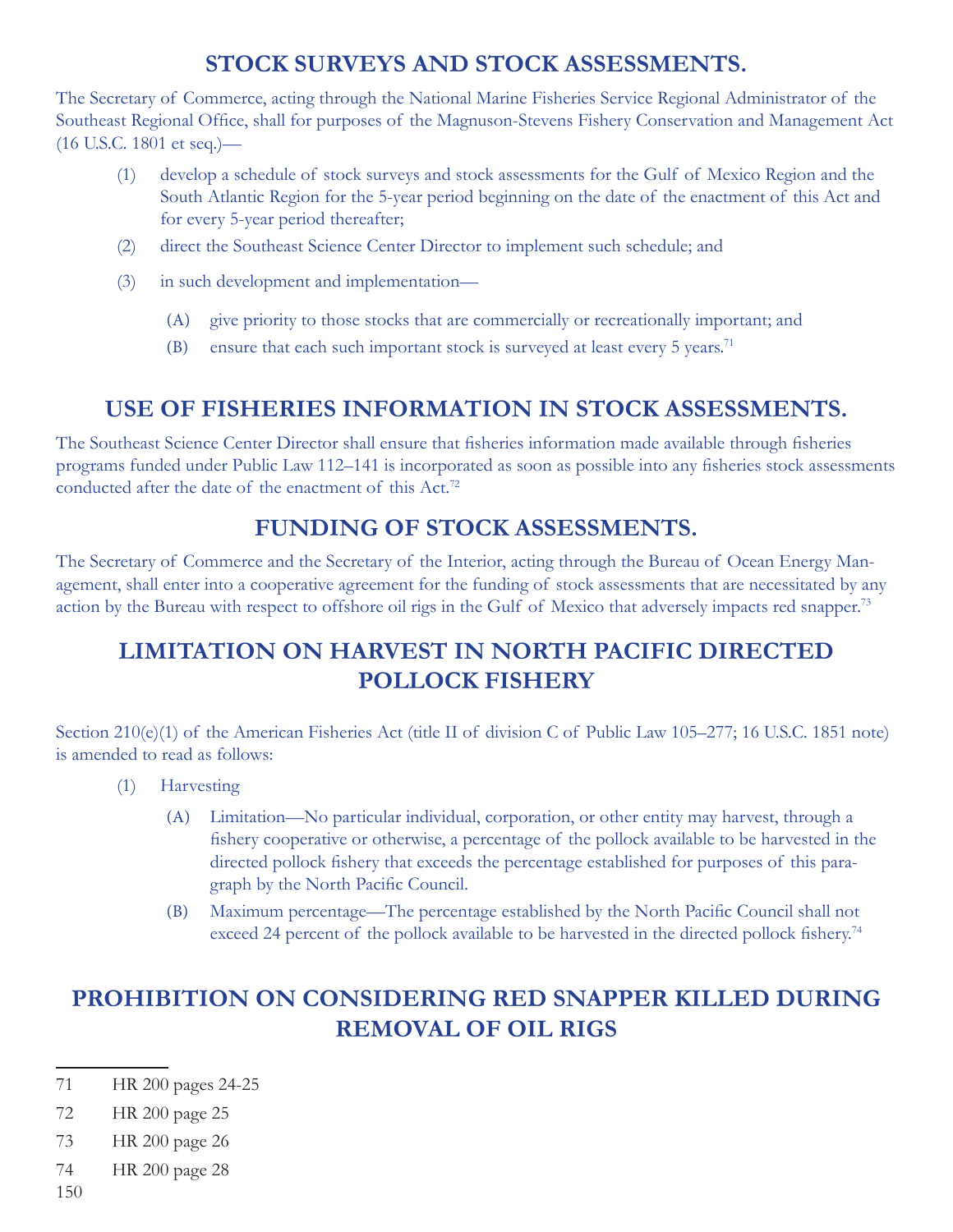## STOCK SURVEYS AND STOCK ASSESSMENTS.

The Secretary of Commerce, acting through the National Marine Fisheries Service Regional Administrator of the Southeast Regional Office, shall for purposes of the Magnuson-Stevens Fishery Conservation and Management Act (16 U.S.C. 1801 et seq.)—

(1) develop a schedule of stock surveys and stock assessments for the Gulf of Mexico Region and the South Atlantic Region for the 5-year period beginning on the date of the enactment of this Act and for every 5-year period thereafter;

(2) direct the Southeast Science Center Director to implement such schedule; and

(3) in such development and implementation—

  (A) give priority to those stocks that are commercially or recreationally important; and

  (B) ensure that each such important stock is surveyed at least every 5 years.[71]

## USE OF FISHERIES INFORMATION IN STOCK ASSESSMENTS.

The Southeast Science Center Director shall ensure that fisheries information made available through fisheries programs funded under Public Law 112–141 is incorporated as soon as possible into any fisheries stock assessments conducted after the date of the enactment of this Act.[72]

## FUNDING OF STOCK ASSESSMENTS.

The Secretary of Commerce and the Secretary of the Interior, acting through the Bureau of Ocean Energy Management, shall enter into a cooperative agreement for the funding of stock assessments that are necessitated by any action by the Bureau with respect to offshore oil rigs in the Gulf of Mexico that adversely impacts red snapper.[73]

## LIMITATION ON HARVEST IN NORTH PACIFIC DIRECTED POLLOCK FISHERY

Section 210(e)(1) of the American Fisheries Act (title II of division C of Public Law 105–277; 16 U.S.C. 1851 note) is amended to read as follows:

(1) Harvesting

  (A) Limitation—No particular individual, corporation, or other entity may harvest, through a fishery cooperative or otherwise, a percentage of the pollock available to be harvested in the directed pollock fishery that exceeds the percentage established for purposes of this paragraph by the North Pacific Council.

  (B) Maximum percentage—The percentage established by the North Pacific Council shall not exceed 24 percent of the pollock available to be harvested in the directed pollock fishery.[74]

## PROHIBITION ON CONSIDERING RED SNAPPER KILLED DURING REMOVAL OF OIL RIGS

---

71 HR 200 pages 24-25

72 HR 200 page 25

73 HR 200 page 26

74 HR 200 page 28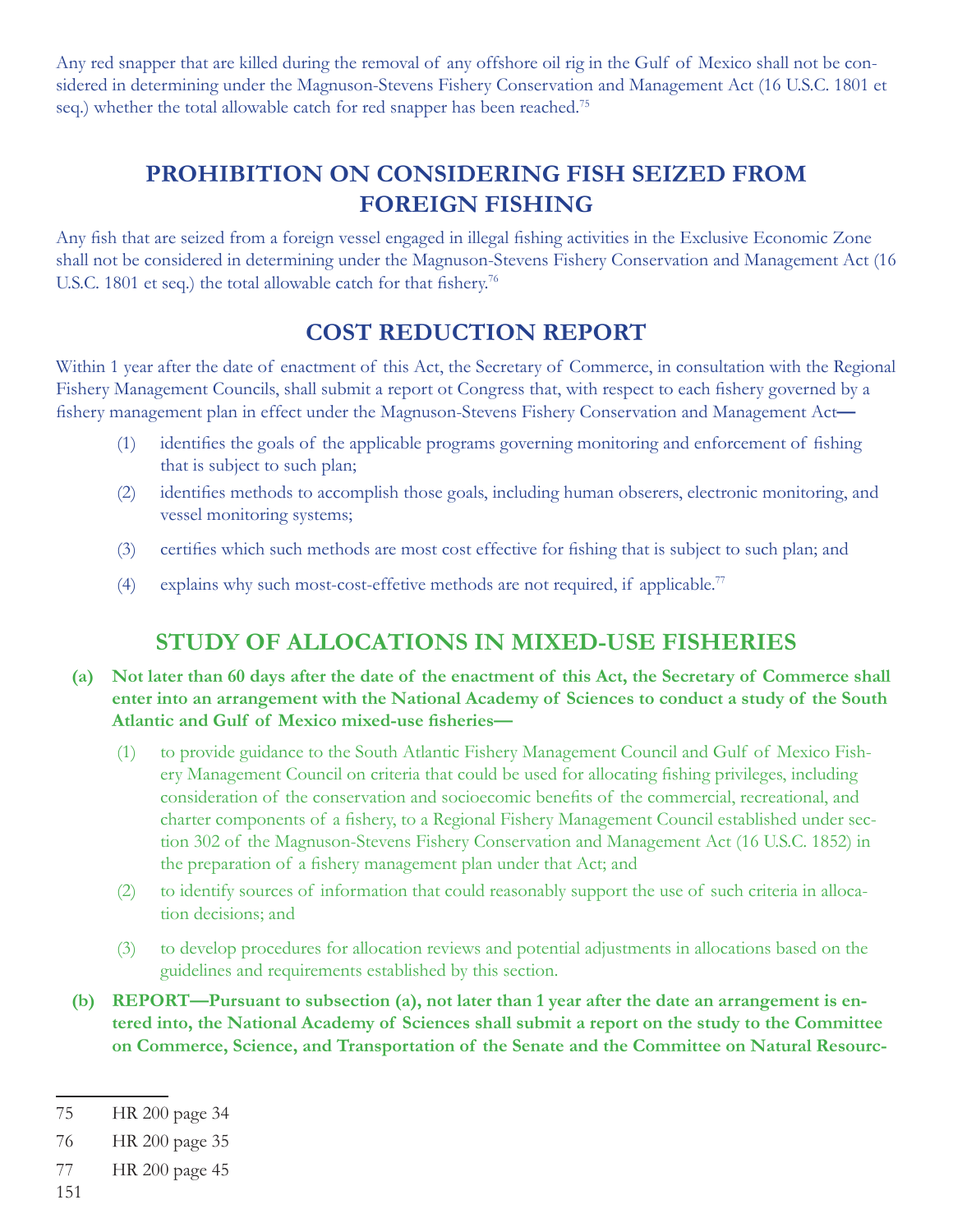Any red snapper that are killed during the removal of any offshore oil rig in the Gulf of Mexico shall not be considered in determining under the Magnuson-Stevens Fishery Conservation and Management Act (16 U.S.C. 1801 et seq.) whether the total allowable catch for red snapper has been reached.[75]

## PROHIBITION ON CONSIDERING FISH SEIZED FROM FOREIGN FISHING

Any fish that are seized from a foreign vessel engaged in illegal fishing activities in the Exclusive Economic Zone shall not be considered in determining under the Magnuson-Stevens Fishery Conservation and Management Act (16 U.S.C. 1801 et seq.) the total allowable catch for that fishery.[76]

## COST REDUCTION REPORT

Within 1 year after the date of enactment of this Act, the Secretary of Commerce, in consultation with the Regional Fishery Management Councils, shall submit a report ot Congress that, with respect to each fishery governed by a fishery management plan in effect under the Magnuson-Stevens Fishery Conservation and Management Act—

(1) identifies the goals of the applicable programs governing monitoring and enforcement of fishing that is subject to such plan;

(2) identifies methods to accomplish those goals, including human obserers, electronic monitoring, and vessel monitoring systems;

(3) certifies which such methods are most cost effective for fishing that is subject to such plan; and

(4) explains why such most-cost-effetive methods are not required, if applicable.[77]

## STUDY OF ALLOCATIONS IN MIXED-USE FISHERIES

**(a) Not later than 60 days after the date of the enactment of this Act, the Secretary of Commerce shall enter into an arrangement with the National Academy of Sciences to conduct a study of the South Atlantic and Gulf of Mexico mixed-use fisheries—**

(1) to provide guidance to the South Atlantic Fishery Management Council and Gulf of Mexico Fishery Management Council on criteria that could be used for allocating fishing privileges, including consideration of the conservation and socioecomic benefits of the commercial, recreational, and charter components of a fishery, to a Regional Fishery Management Council established under section 302 of the Magnuson-Stevens Fishery Conservation and Management Act (16 U.S.C. 1852) in the preparation of a fishery management plan under that Act; and

(2) to identify sources of information that could reasonably support the use of such criteria in allocation decisions; and

(3) to develop procedures for allocation reviews and potential adjustments in allocations based on the guidelines and requirements established by this section.

**(b) REPORT—Pursuant to subsection (a), not later than 1 year after the date an arrangement is entered into, the National Academy of Sciences shall submit a report on the study to the Committee on Commerce, Science, and Transportation of the Senate and the Committee on Natural Resourc-**

---

75 HR 200 page 34

76 HR 200 page 35

77 HR 200 page 45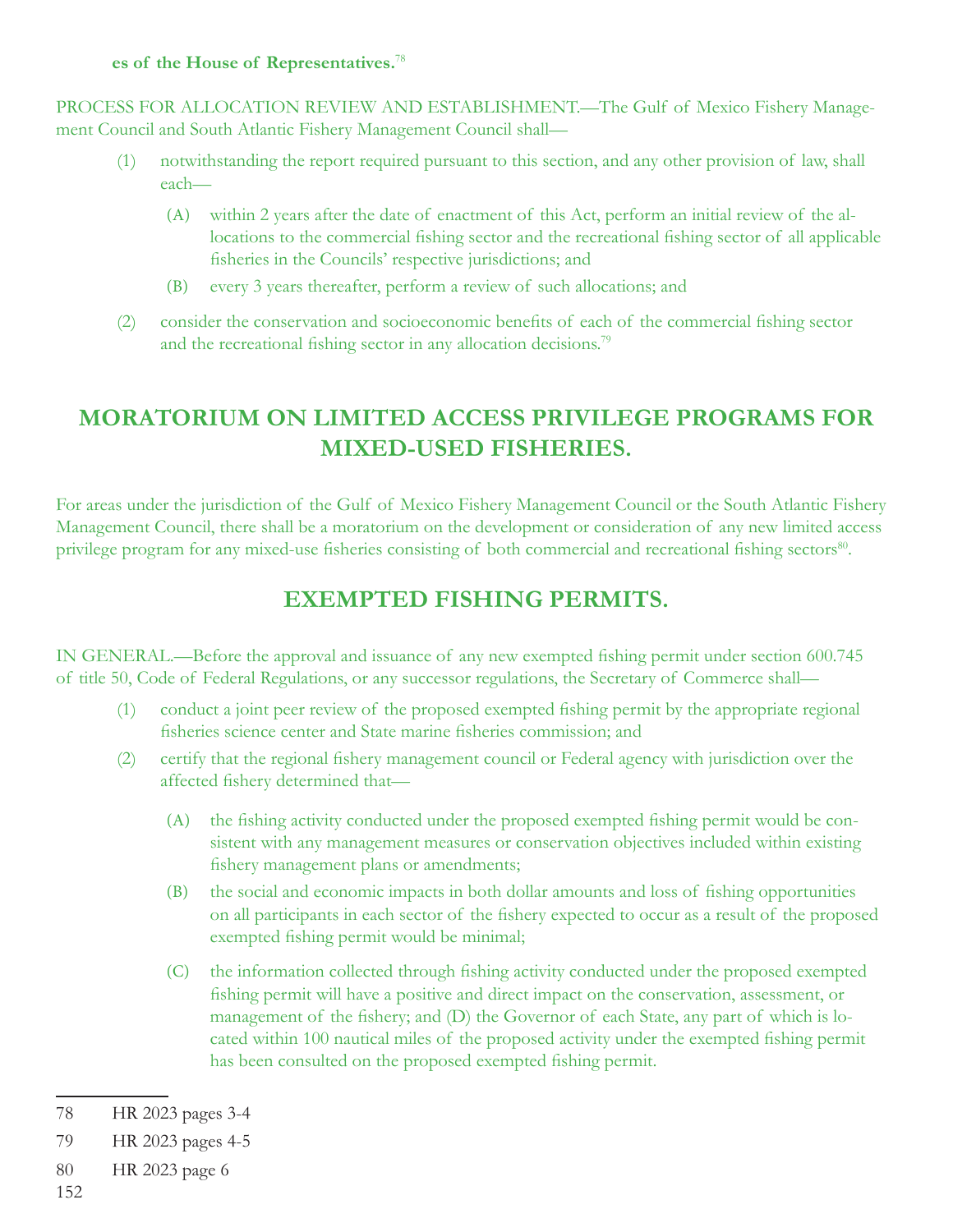**es of the House of Representatives.**[78]

PROCESS FOR ALLOCATION REVIEW AND ESTABLISHMENT.—The Gulf of Mexico Fishery Management Council and South Atlantic Fishery Management Council shall—

(1) notwithstanding the report required pursuant to this section, and any other provision of law, shall each—

   (A) within 2 years after the date of enactment of this Act, perform an initial review of the allocations to the commercial fishing sector and the recreational fishing sector of all applicable fisheries in the Councils' respective jurisdictions; and

   (B) every 3 years thereafter, perform a review of such allocations; and

(2) consider the conservation and socioeconomic benefits of each of the commercial fishing sector and the recreational fishing sector in any allocation decisions.[79]

## MORATORIUM ON LIMITED ACCESS PRIVILEGE PROGRAMS FOR MIXED-USED FISHERIES.

For areas under the jurisdiction of the Gulf of Mexico Fishery Management Council or the South Atlantic Fishery Management Council, there shall be a moratorium on the development or consideration of any new limited access privilege program for any mixed-use fisheries consisting of both commercial and recreational fishing sectors[80].

## EXEMPTED FISHING PERMITS.

IN GENERAL.—Before the approval and issuance of any new exempted fishing permit under section 600.745 of title 50, Code of Federal Regulations, or any successor regulations, the Secretary of Commerce shall—

(1) conduct a joint peer review of the proposed exempted fishing permit by the appropriate regional fisheries science center and State marine fisheries commission; and

(2) certify that the regional fishery management council or Federal agency with jurisdiction over the affected fishery determined that—

   (A) the fishing activity conducted under the proposed exempted fishing permit would be consistent with any management measures or conservation objectives included within existing fishery management plans or amendments;

   (B) the social and economic impacts in both dollar amounts and loss of fishing opportunities on all participants in each sector of the fishery expected to occur as a result of the proposed exempted fishing permit would be minimal;

   (C) the information collected through fishing activity conducted under the proposed exempted fishing permit will have a positive and direct impact on the conservation, assessment, or management of the fishery; and (D) the Governor of each State, any part of which is located within 100 nautical miles of the proposed activity under the exempted fishing permit has been consulted on the proposed exempted fishing permit.

---

78 HR 2023 pages 3-4

79 HR 2023 pages 4-5

80 HR 2023 page 6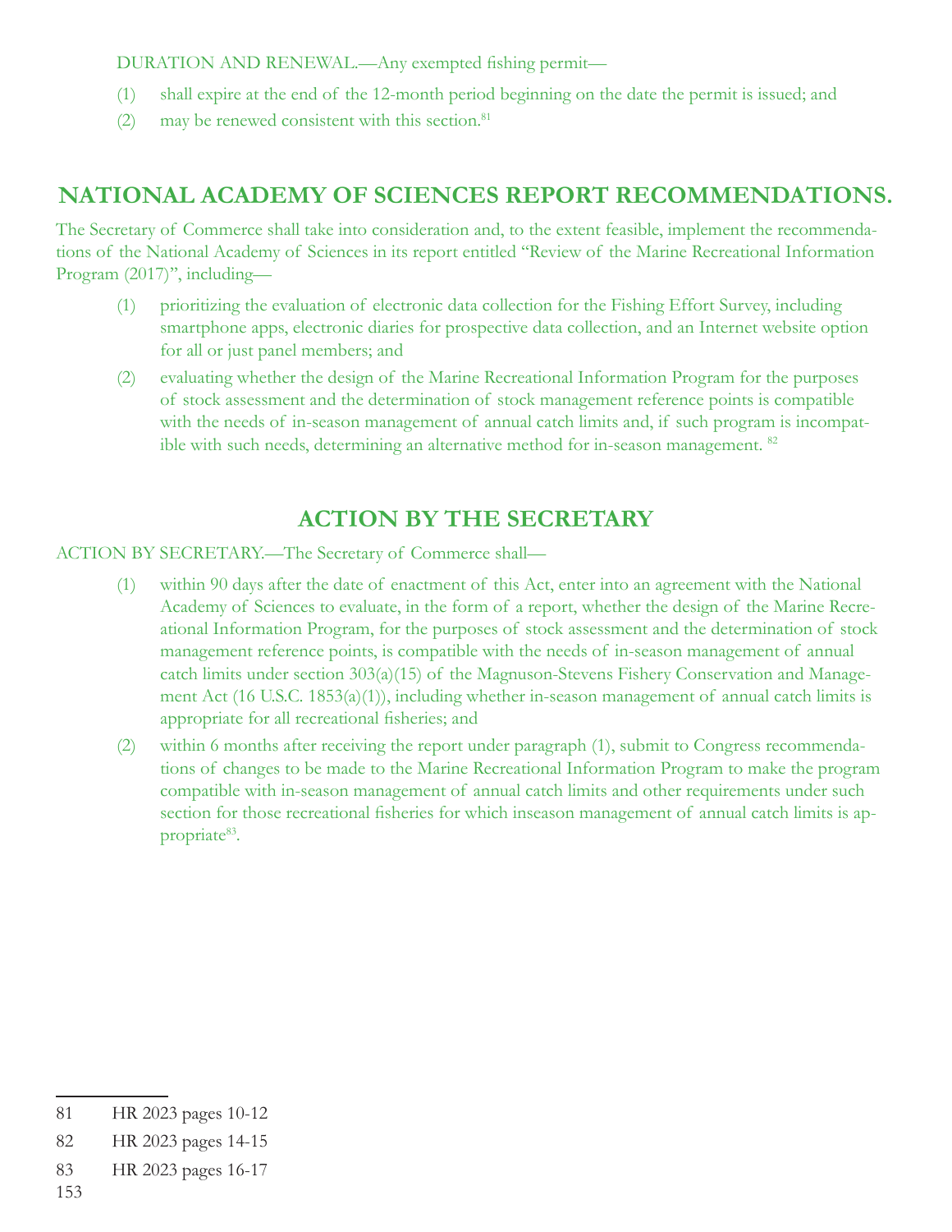DURATION AND RENEWAL.—Any exempted fishing permit—

(1) shall expire at the end of the 12-month period beginning on the date the permit is issued; and

(2) may be renewed consistent with this section.[81]

## NATIONAL ACADEMY OF SCIENCES REPORT RECOMMENDATIONS.

The Secretary of Commerce shall take into consideration and, to the extent feasible, implement the recommendations of the National Academy of Sciences in its report entitled "Review of the Marine Recreational Information Program (2017)", including—

(1) prioritizing the evaluation of electronic data collection for the Fishing Effort Survey, including smartphone apps, electronic diaries for prospective data collection, and an Internet website option for all or just panel members; and

(2) evaluating whether the design of the Marine Recreational Information Program for the purposes of stock assessment and the determination of stock management reference points is compatible with the needs of in-season management of annual catch limits and, if such program is incompatible with such needs, determining an alternative method for in-season management. [82]

## ACTION BY THE SECRETARY

ACTION BY SECRETARY.—The Secretary of Commerce shall—

(1) within 90 days after the date of enactment of this Act, enter into an agreement with the National Academy of Sciences to evaluate, in the form of a report, whether the design of the Marine Recreational Information Program, for the purposes of stock assessment and the determination of stock management reference points, is compatible with the needs of in-season management of annual catch limits under section 303(a)(15) of the Magnuson-Stevens Fishery Conservation and Management Act (16 U.S.C. 1853(a)(1)), including whether in-season management of annual catch limits is appropriate for all recreational fisheries; and

(2) within 6 months after receiving the report under paragraph (1), submit to Congress recommendations of changes to be made to the Marine Recreational Information Program to make the program compatible with in-season management of annual catch limits and other requirements under such section for those recreational fisheries for which inseason management of annual catch limits is appropriate[83].

---

81 HR 2023 pages 10-12

82 HR 2023 pages 14-15

83 HR 2023 pages 16-17